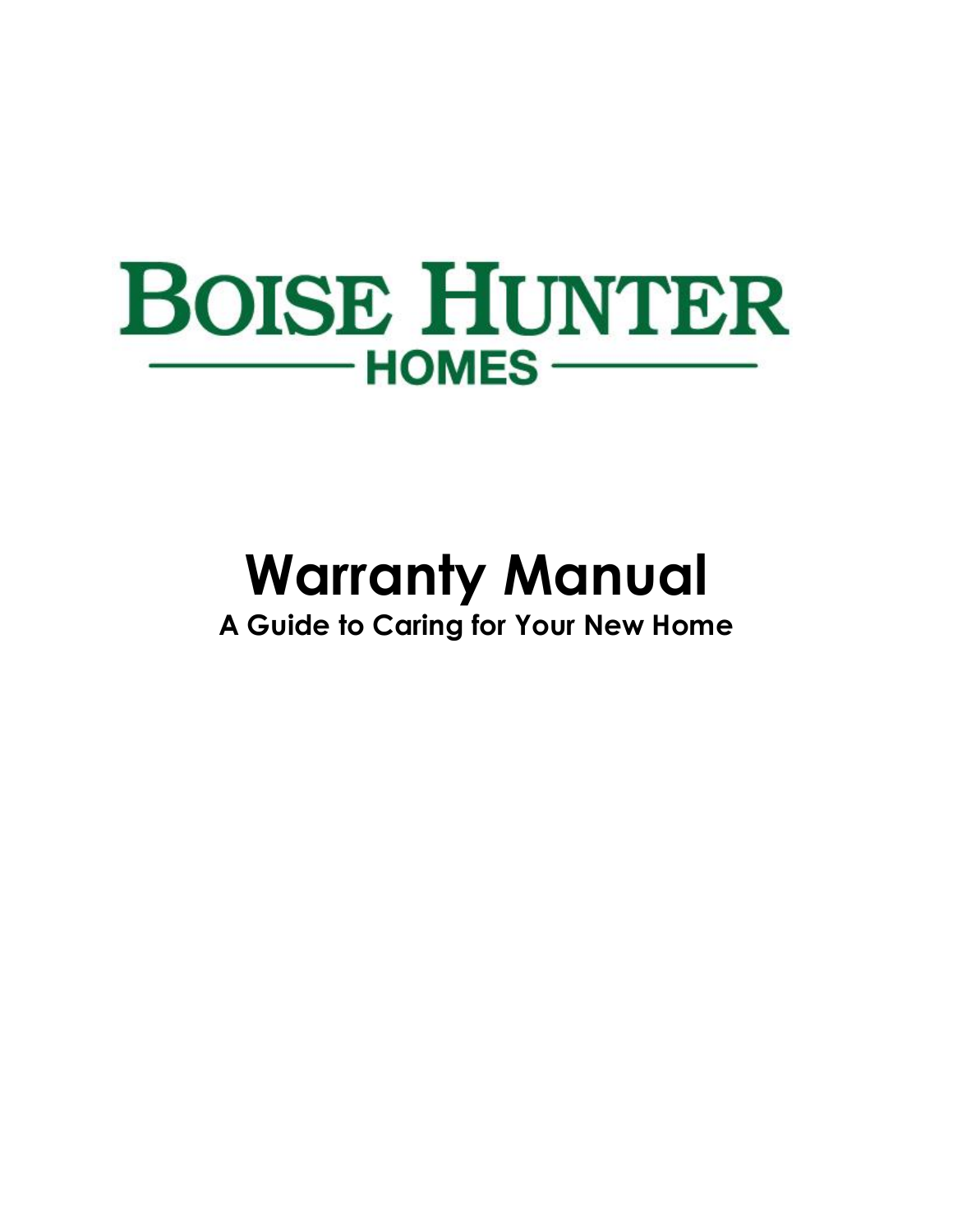# BOISE HUNTER

HOMES

# Warranty Manual

## A Guide to Caring for Your New Home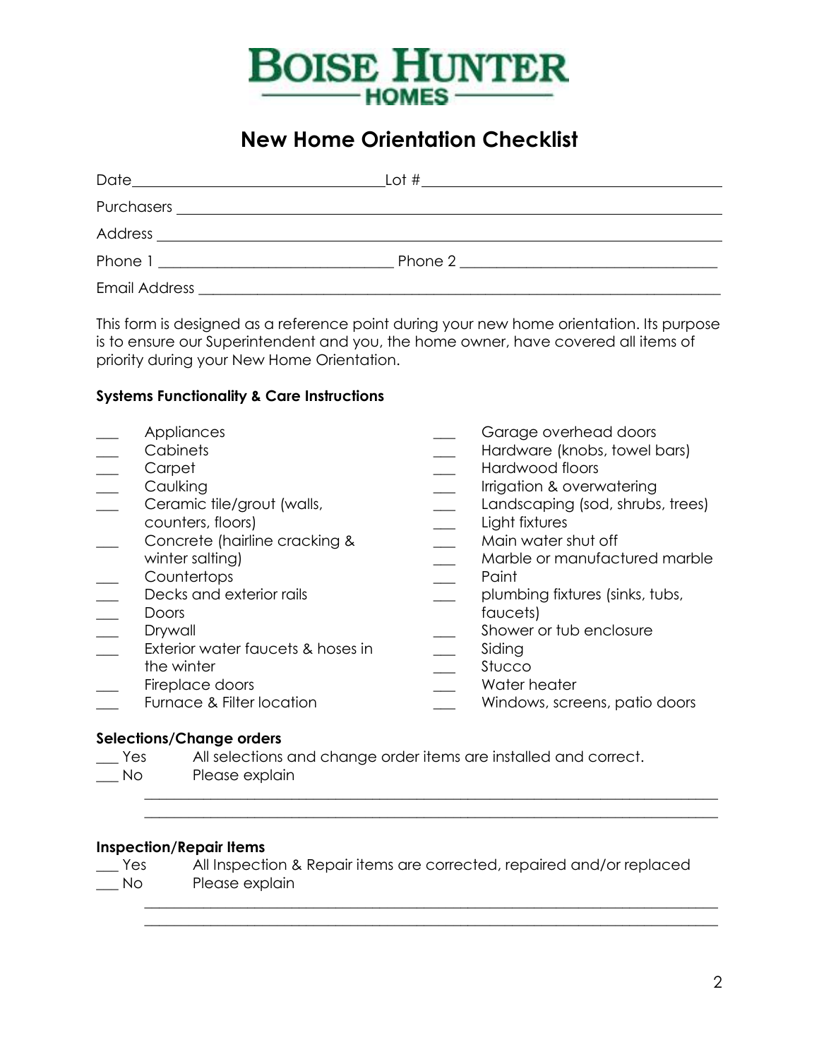# BOISE HUNTER HOMES

## New Home Orientation Checklist

Date\_\_\_\_\_\_\_\_\_\_\_\_\_\_\_\_\_\_\_\_\_\_\_\_\_\_\_\_\_\_ Lot # \_\_\_\_\_\_\_\_\_\_\_\_\_\_\_\_\_\_\_\_\_\_\_\_\_\_\_\_\_\_\_\_\_\_

Purchasers \_\_\_\_\_\_\_\_\_\_\_\_\_\_\_\_\_\_\_\_\_\_\_\_\_\_\_\_\_\_\_\_\_\_\_\_\_\_\_\_\_\_\_\_\_\_\_\_\_\_\_\_\_\_\_\_\_\_\_\_

Address \_\_\_\_\_\_\_\_\_\_\_\_\_\_\_\_\_\_\_\_\_\_\_\_\_\_\_\_\_\_\_\_\_\_\_\_\_\_\_\_\_\_\_\_\_\_\_\_\_\_\_\_\_\_\_\_\_\_\_\_\_\_

Phone 1 \_\_\_\_\_\_\_\_\_\_\_\_\_\_\_\_\_\_\_\_\_\_\_\_\_\_\_\_ Phone 2 \_\_\_\_\_\_\_\_\_\_\_\_\_\_\_\_\_\_\_\_\_\_\_\_\_\_\_\_\_\_

Email Address \_\_\_\_\_\_\_\_\_\_\_\_\_\_\_\_\_\_\_\_\_\_\_\_\_\_\_\_\_\_\_\_\_\_\_\_\_\_\_\_\_\_\_\_\_\_\_\_\_\_\_\_\_\_\_\_\_\_

This form is designed as a reference point during your new home orientation. Its purpose is to ensure our Superintendent and you, the home owner, have covered all items of priority during your New Home Orientation.

**Systems Functionality & Care Instructions**

- \_\_\_ Appliances
- \_\_\_ Cabinets
- \_\_\_ Carpet
- \_\_\_ Caulking
- \_\_\_ Ceramic tile/grout (walls, counters, floors)
- \_\_\_ Concrete (hairline cracking & winter salting)
- \_\_\_ Countertops
- \_\_\_ Decks and exterior rails
- \_\_\_ Doors
- \_\_\_ Drywall
- \_\_\_ Exterior water faucets & hoses in the winter
- \_\_\_ Fireplace doors
- \_\_\_ Furnace & Filter location
- \_\_\_ Garage overhead doors
- \_\_\_ Hardware (knobs, towel bars)
- \_\_\_ Hardwood floors
- \_\_\_ Irrigation & overwatering
- \_\_\_ Landscaping (sod, shrubs, trees)
- \_\_\_ Light fixtures
- \_\_\_ Main water shut off
- \_\_\_ Marble or manufactured marble
- \_\_\_ Paint
- \_\_\_ plumbing fixtures (sinks, tubs, faucets)
- \_\_\_ Shower or tub enclosure
- \_\_\_ Siding
- \_\_\_ Stucco
- \_\_\_ Water heater
- \_\_\_ Windows, screens, patio doors

**Selections/Change orders**

\_\_\_ Yes All selections and change order items are installed and correct.

\_\_\_ No Please explain

\_\_\_\_\_\_\_\_\_\_\_\_\_\_\_\_\_\_\_\_\_\_\_\_\_\_\_\_\_\_\_\_\_\_\_\_\_\_\_\_\_\_\_\_\_\_\_\_\_\_\_\_\_\_\_\_\_\_\_\_\_\_\_\_\_\_

\_\_\_\_\_\_\_\_\_\_\_\_\_\_\_\_\_\_\_\_\_\_\_\_\_\_\_\_\_\_\_\_\_\_\_\_\_\_\_\_\_\_\_\_\_\_\_\_\_\_\_\_\_\_\_\_\_\_\_\_\_\_\_\_\_\_

**Inspection/Repair Items**

\_\_\_ Yes All Inspection & Repair items are corrected, repaired and/or replaced

\_\_\_ No Please explain

\_\_\_\_\_\_\_\_\_\_\_\_\_\_\_\_\_\_\_\_\_\_\_\_\_\_\_\_\_\_\_\_\_\_\_\_\_\_\_\_\_\_\_\_\_\_\_\_\_\_\_\_\_\_\_\_\_\_\_\_\_\_\_\_\_\_

\_\_\_\_\_\_\_\_\_\_\_\_\_\_\_\_\_\_\_\_\_\_\_\_\_\_\_\_\_\_\_\_\_\_\_\_\_\_\_\_\_\_\_\_\_\_\_\_\_\_\_\_\_\_\_\_\_\_\_\_\_\_\_\_\_\_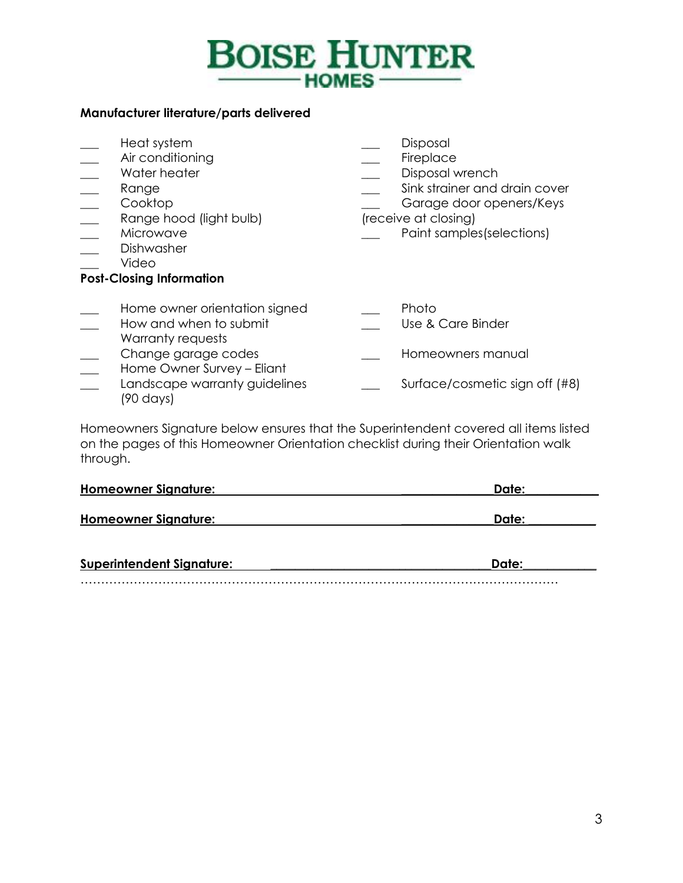**BOISE HUNTER HOMES**

**Manufacturer literature/parts delivered**

___ Heat system
___ Air conditioning
___ Water heater
___ Range
___ Cooktop
___ Range hood (light bulb)
___ Microwave
___ Dishwasher
___ Video

___ Disposal
___ Fireplace
___ Disposal wrench
___ Sink strainer and drain cover
___ Garage door openers/Keys (receive at closing)
___ Paint samples(selections)

**Post-Closing Information**

___ Home owner orientation signed
___ How and when to submit Warranty requests
___ Change garage codes
___ Home Owner Survey – Eliant
___ Landscape warranty guidelines (90 days)

___ Photo
___ Use & Care Binder
___ Homeowners manual
___ Surface/cosmetic sign off (#8)

Homeowners Signature below ensures that the Superintendent covered all items listed on the pages of this Homeowner Orientation checklist during their Orientation walk through.

**Homeowner Signature:** ______________________________ **Date:** ___________

**Homeowner Signature:** ______________________________ **Date:** ___________

**Superintendent Signature:** ______________________________ **Date:** ___________

…………………………………………………………………………………………………………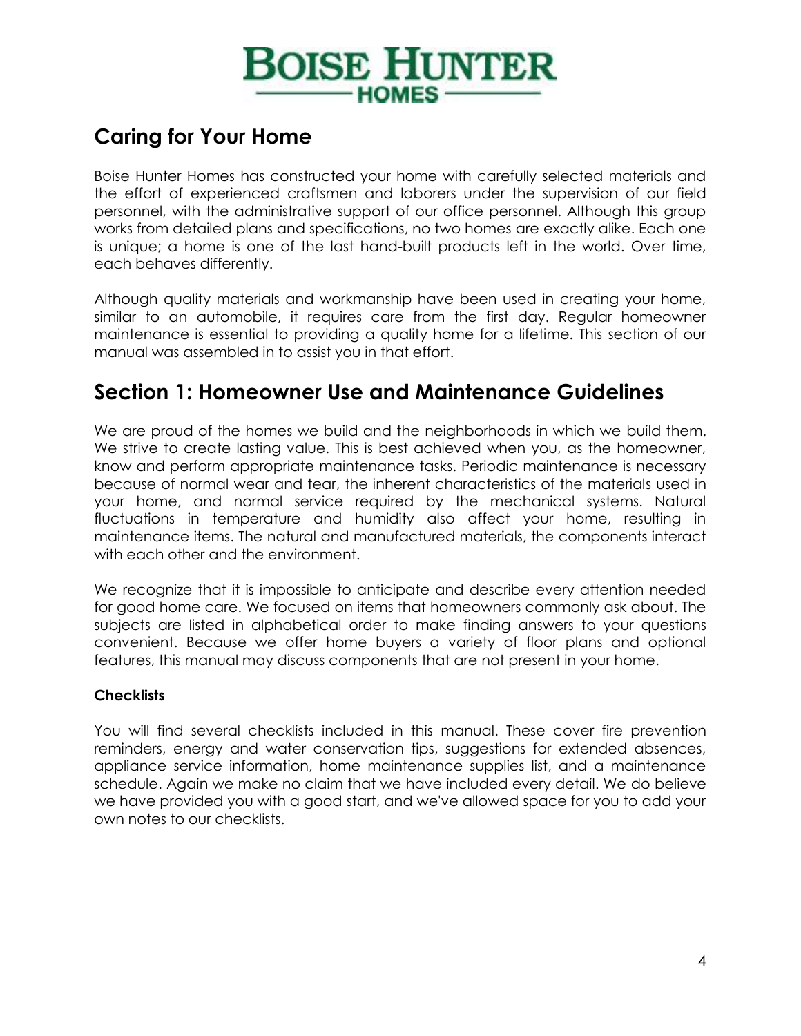# BOISE HUNTER HOMES

## Caring for Your Home

Boise Hunter Homes has constructed your home with carefully selected materials and the effort of experienced craftsmen and laborers under the supervision of our field personnel, with the administrative support of our office personnel. Although this group works from detailed plans and specifications, no two homes are exactly alike. Each one is unique; a home is one of the last hand-built products left in the world. Over time, each behaves differently.

Although quality materials and workmanship have been used in creating your home, similar to an automobile, it requires care from the first day. Regular homeowner maintenance is essential to providing a quality home for a lifetime. This section of our manual was assembled in to assist you in that effort.

## Section 1: Homeowner Use and Maintenance Guidelines

We are proud of the homes we build and the neighborhoods in which we build them. We strive to create lasting value. This is best achieved when you, as the homeowner, know and perform appropriate maintenance tasks. Periodic maintenance is necessary because of normal wear and tear, the inherent characteristics of the materials used in your home, and normal service required by the mechanical systems. Natural fluctuations in temperature and humidity also affect your home, resulting in maintenance items. The natural and manufactured materials, the components interact with each other and the environment.

We recognize that it is impossible to anticipate and describe every attention needed for good home care. We focused on items that homeowners commonly ask about. The subjects are listed in alphabetical order to make finding answers to your questions convenient. Because we offer home buyers a variety of floor plans and optional features, this manual may discuss components that are not present in your home.

**Checklists**

You will find several checklists included in this manual. These cover fire prevention reminders, energy and water conservation tips, suggestions for extended absences, appliance service information, home maintenance supplies list, and a maintenance schedule. Again we make no claim that we have included every detail. We do believe we have provided you with a good start, and we've allowed space for you to add your own notes to our checklists.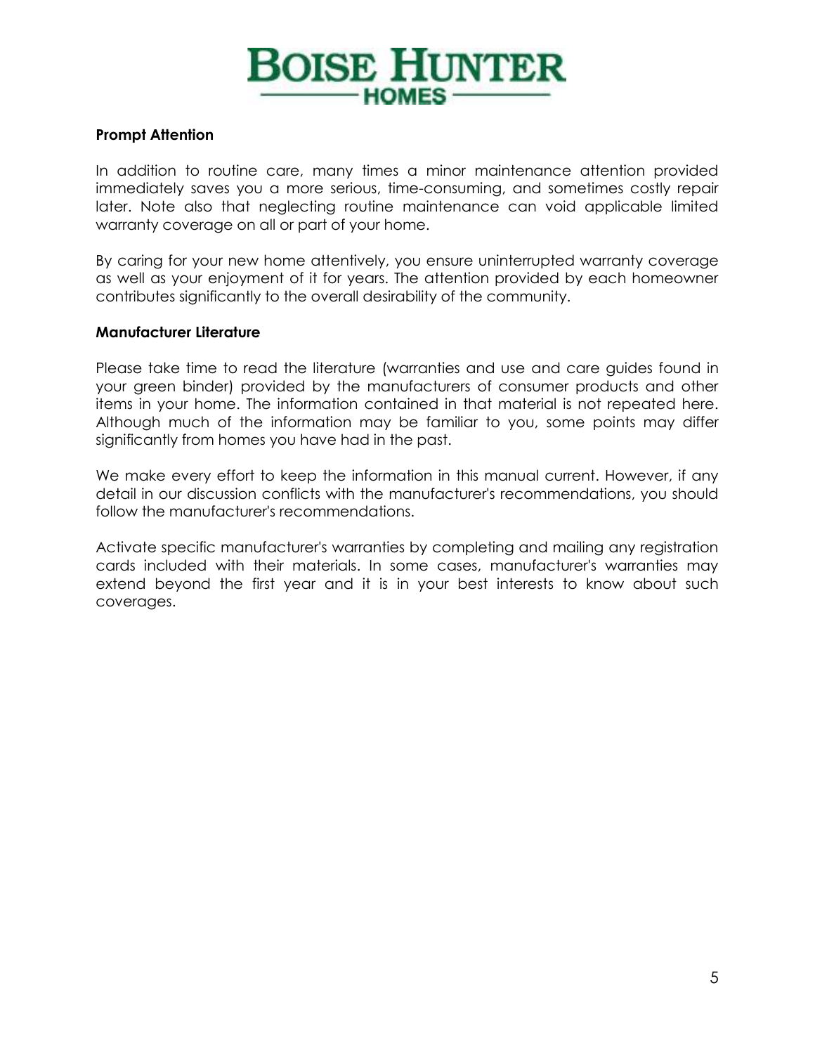### Prompt Attention

In addition to routine care, many times a minor maintenance attention provided immediately saves you a more serious, time-consuming, and sometimes costly repair later. Note also that neglecting routine maintenance can void applicable limited warranty coverage on all or part of your home.

By caring for your new home attentively, you ensure uninterrupted warranty coverage as well as your enjoyment of it for years. The attention provided by each homeowner contributes significantly to the overall desirability of the community.

### Manufacturer Literature

Please take time to read the literature (warranties and use and care guides found in your green binder) provided by the manufacturers of consumer products and other items in your home. The information contained in that material is not repeated here. Although much of the information may be familiar to you, some points may differ significantly from homes you have had in the past.

We make every effort to keep the information in this manual current. However, if any detail in our discussion conflicts with the manufacturer's recommendations, you should follow the manufacturer's recommendations.

Activate specific manufacturer's warranties by completing and mailing any registration cards included with their materials. In some cases, manufacturer's warranties may extend beyond the first year and it is in your best interests to know about such coverages.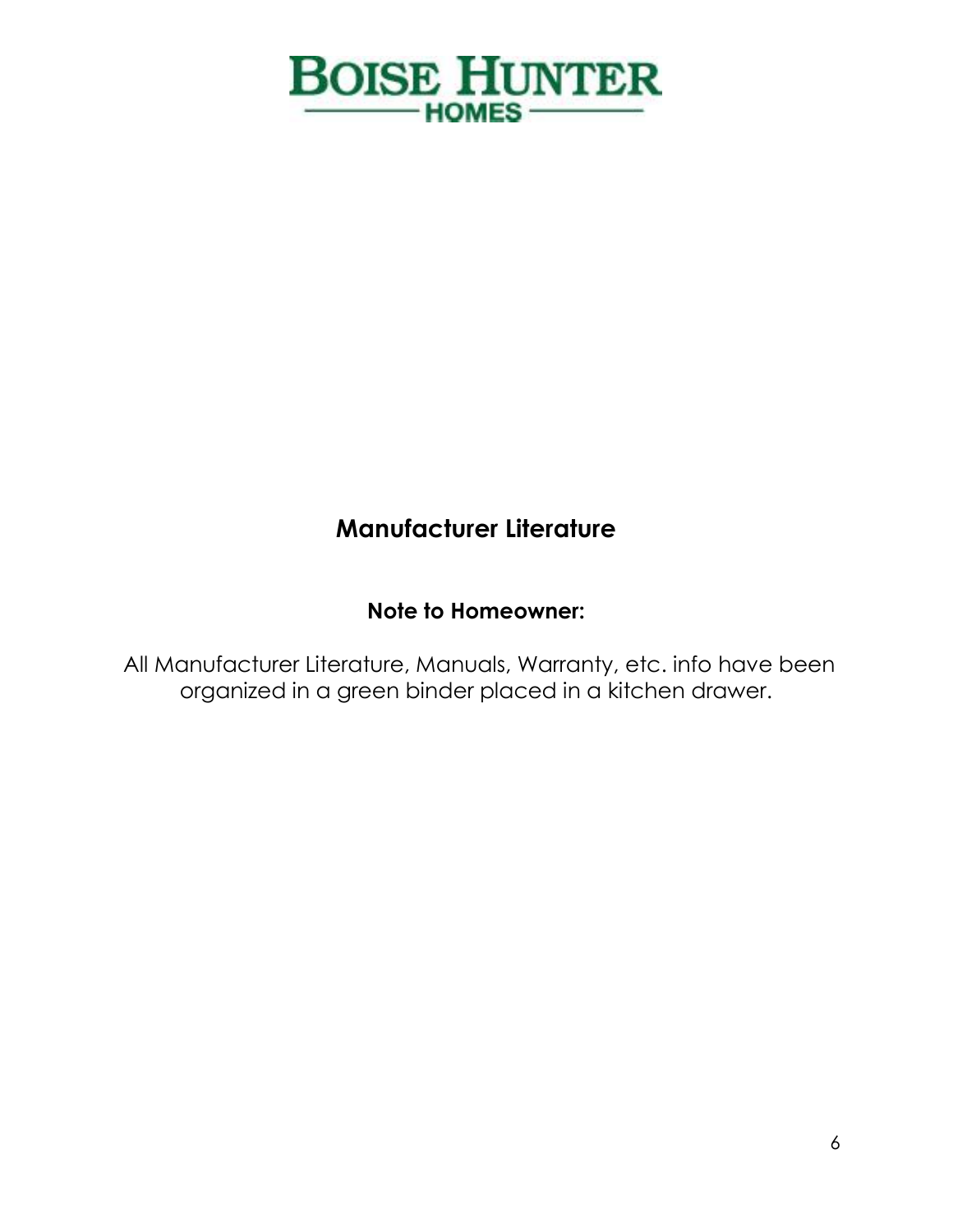# BOISE HUNTER HOMES

## Manufacturer Literature

**Note to Homeowner:**

All Manufacturer Literature, Manuals, Warranty, etc. info have been organized in a green binder placed in a kitchen drawer.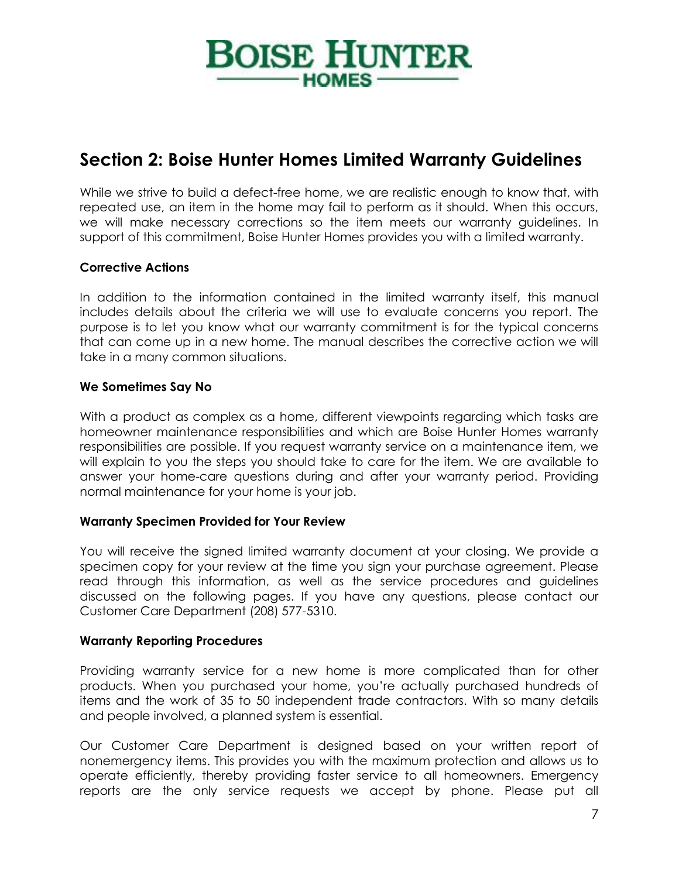# Boise Hunter Homes

## Section 2: Boise Hunter Homes Limited Warranty Guidelines

While we strive to build a defect-free home, we are realistic enough to know that, with repeated use, an item in the home may fail to perform as it should. When this occurs, we will make necessary corrections so the item meets our warranty guidelines. In support of this commitment, Boise Hunter Homes provides you with a limited warranty.

### Corrective Actions

In addition to the information contained in the limited warranty itself, this manual includes details about the criteria we will use to evaluate concerns you report. The purpose is to let you know what our warranty commitment is for the typical concerns that can come up in a new home. The manual describes the corrective action we will take in a many common situations.

### We Sometimes Say No

With a product as complex as a home, different viewpoints regarding which tasks are homeowner maintenance responsibilities and which are Boise Hunter Homes warranty responsibilities are possible. If you request warranty service on a maintenance item, we will explain to you the steps you should take to care for the item. We are available to answer your home-care questions during and after your warranty period. Providing normal maintenance for your home is your job.

### Warranty Specimen Provided for Your Review

You will receive the signed limited warranty document at your closing. We provide a specimen copy for your review at the time you sign your purchase agreement. Please read through this information, as well as the service procedures and guidelines discussed on the following pages. If you have any questions, please contact our Customer Care Department (208) 577-5310.

### Warranty Reporting Procedures

Providing warranty service for a new home is more complicated than for other products. When you purchased your home, you're actually purchased hundreds of items and the work of 35 to 50 independent trade contractors. With so many details and people involved, a planned system is essential.

Our Customer Care Department is designed based on your written report of nonemergency items. This provides you with the maximum protection and allows us to operate efficiently, thereby providing faster service to all homeowners. Emergency reports are the only service requests we accept by phone. Please put all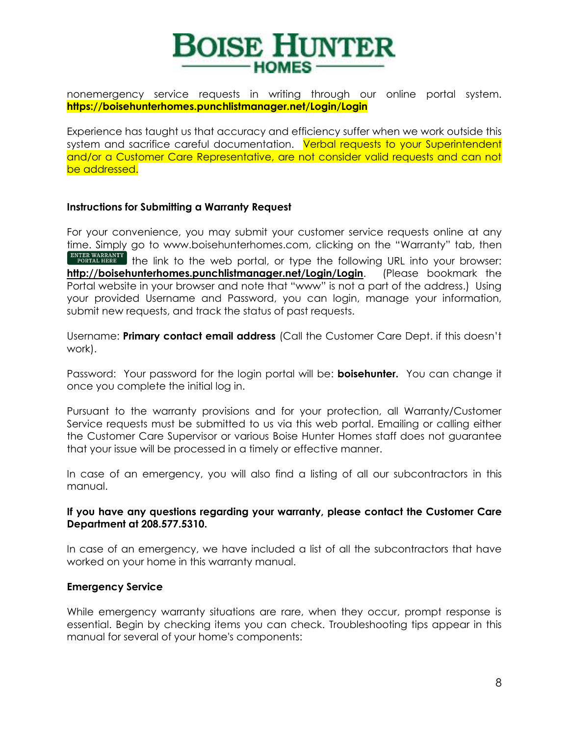nonemergency service requests in writing through our online portal system. **https://boisehunterhomes.punchlistmanager.net/Login/Login**

Experience has taught us that accuracy and efficiency suffer when we work outside this system and sacrifice careful documentation. Verbal requests to your Superintendent and/or a Customer Care Representative, are not consider valid requests and can not be addressed.

**Instructions for Submitting a Warranty Request**

For your convenience, you may submit your customer service requests online at any time. Simply go to www.boisehunterhomes.com, clicking on the "Warranty" tab, then ENTER WARRANTY PORTAL HERE the link to the web portal, or type the following URL into your browser: **http://boisehunterhomes.punchlistmanager.net/Login/Login**. (Please bookmark the Portal website in your browser and note that "www" is not a part of the address.) Using your provided Username and Password, you can login, manage your information, submit new requests, and track the status of past requests.

Username: **Primary contact email address** (Call the Customer Care Dept. if this doesn't work).

Password: Your password for the login portal will be: **boisehunter.** You can change it once you complete the initial log in.

Pursuant to the warranty provisions and for your protection, all Warranty/Customer Service requests must be submitted to us via this web portal. Emailing or calling either the Customer Care Supervisor or various Boise Hunter Homes staff does not guarantee that your issue will be processed in a timely or effective manner.

In case of an emergency, you will also find a listing of all our subcontractors in this manual.

**If you have any questions regarding your warranty, please contact the Customer Care Department at 208.577.5310.**

In case of an emergency, we have included a list of all the subcontractors that have worked on your home in this warranty manual.

**Emergency Service**

While emergency warranty situations are rare, when they occur, prompt response is essential. Begin by checking items you can check. Troubleshooting tips appear in this manual for several of your home's components: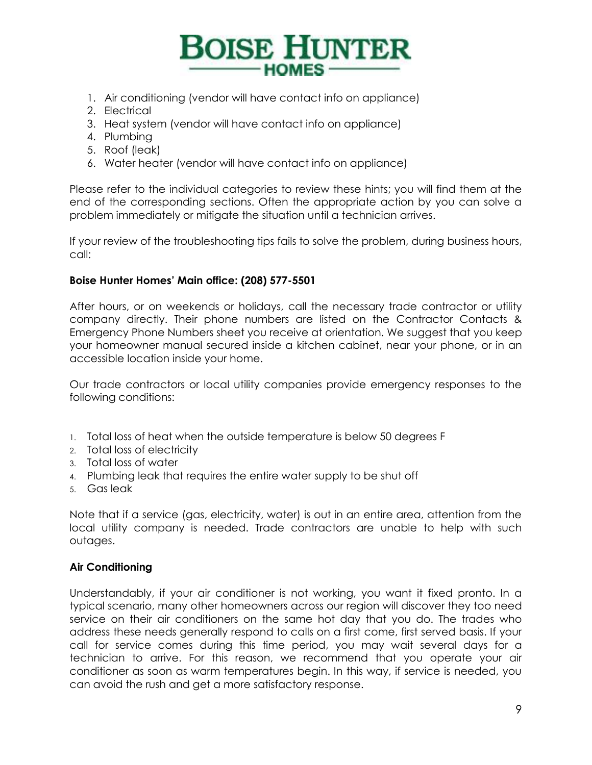1. Air conditioning (vendor will have contact info on appliance)
2. Electrical
3. Heat system (vendor will have contact info on appliance)
4. Plumbing
5. Roof (leak)
6. Water heater (vendor will have contact info on appliance)

Please refer to the individual categories to review these hints; you will find them at the end of the corresponding sections. Often the appropriate action by you can solve a problem immediately or mitigate the situation until a technician arrives.

If your review of the troubleshooting tips fails to solve the problem, during business hours, call:

**Boise Hunter Homes' Main office: (208) 577-5501**

After hours, or on weekends or holidays, call the necessary trade contractor or utility company directly. Their phone numbers are listed on the Contractor Contacts & Emergency Phone Numbers sheet you receive at orientation. We suggest that you keep your homeowner manual secured inside a kitchen cabinet, near your phone, or in an accessible location inside your home.

Our trade contractors or local utility companies provide emergency responses to the following conditions:

1. Total loss of heat when the outside temperature is below 50 degrees F
2. Total loss of electricity
3. Total loss of water
4. Plumbing leak that requires the entire water supply to be shut off
5. Gas leak

Note that if a service (gas, electricity, water) is out in an entire area, attention from the local utility company is needed. Trade contractors are unable to help with such outages.

### Air Conditioning

Understandably, if your air conditioner is not working, you want it fixed pronto. In a typical scenario, many other homeowners across our region will discover they too need service on their air conditioners on the same hot day that you do. The trades who address these needs generally respond to calls on a first come, first served basis. If your call for service comes during this time period, you may wait several days for a technician to arrive. For this reason, we recommend that you operate your air conditioner as soon as warm temperatures begin. In this way, if service is needed, you can avoid the rush and get a more satisfactory response.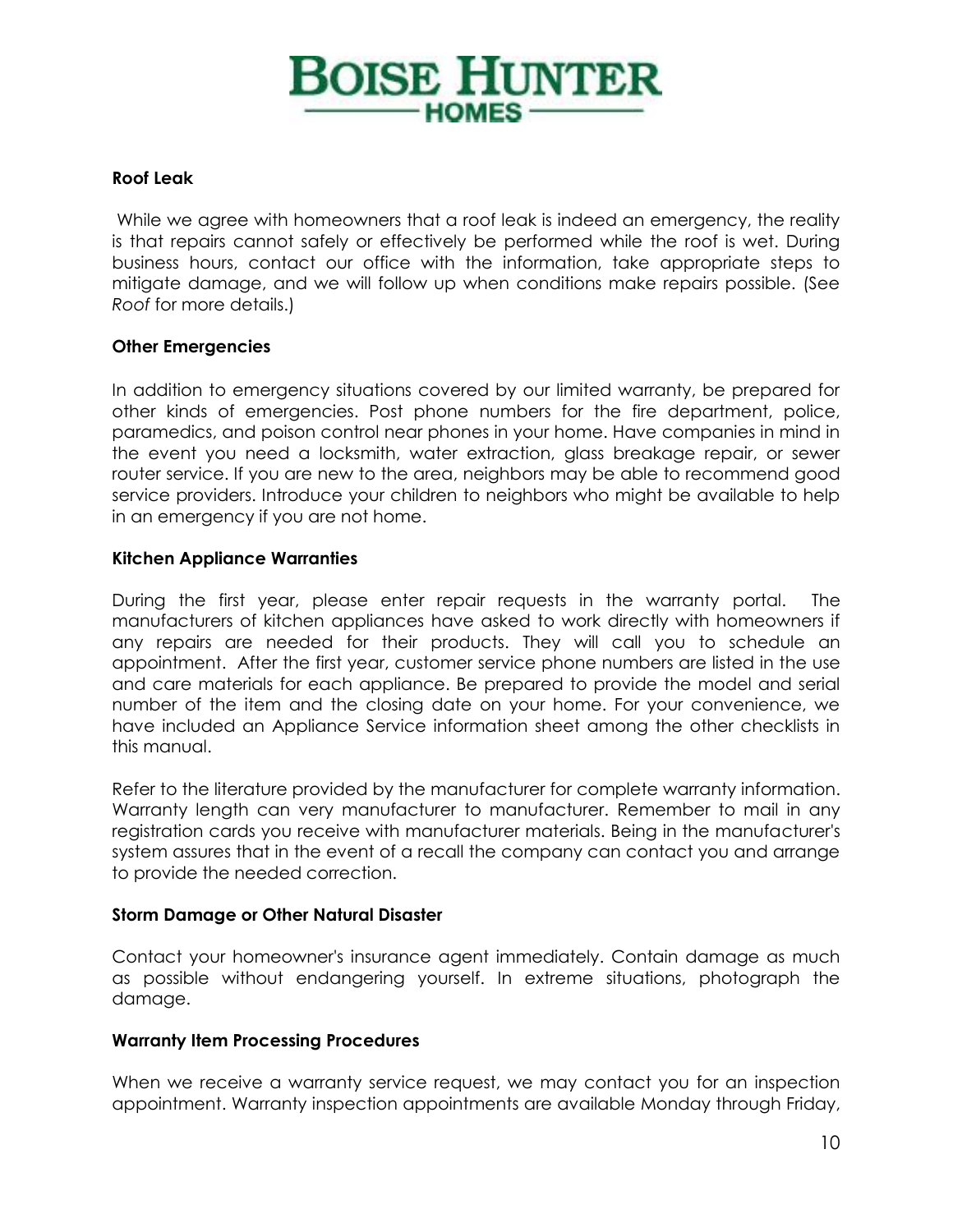### Roof Leak

While we agree with homeowners that a roof leak is indeed an emergency, the reality is that repairs cannot safely or effectively be performed while the roof is wet. During business hours, contact our office with the information, take appropriate steps to mitigate damage, and we will follow up when conditions make repairs possible. (See *Roof* for more details.)

### Other Emergencies

In addition to emergency situations covered by our limited warranty, be prepared for other kinds of emergencies. Post phone numbers for the fire department, police, paramedics, and poison control near phones in your home. Have companies in mind in the event you need a locksmith, water extraction, glass breakage repair, or sewer router service. If you are new to the area, neighbors may be able to recommend good service providers. Introduce your children to neighbors who might be available to help in an emergency if you are not home.

### Kitchen Appliance Warranties

During the first year, please enter repair requests in the warranty portal. The manufacturers of kitchen appliances have asked to work directly with homeowners if any repairs are needed for their products. They will call you to schedule an appointment. After the first year, customer service phone numbers are listed in the use and care materials for each appliance. Be prepared to provide the model and serial number of the item and the closing date on your home. For your convenience, we have included an Appliance Service information sheet among the other checklists in this manual.

Refer to the literature provided by the manufacturer for complete warranty information. Warranty length can very manufacturer to manufacturer. Remember to mail in any registration cards you receive with manufacturer materials. Being in the manufacturer's system assures that in the event of a recall the company can contact you and arrange to provide the needed correction.

### Storm Damage or Other Natural Disaster

Contact your homeowner's insurance agent immediately. Contain damage as much as possible without endangering yourself. In extreme situations, photograph the damage.

### Warranty Item Processing Procedures

When we receive a warranty service request, we may contact you for an inspection appointment. Warranty inspection appointments are available Monday through Friday,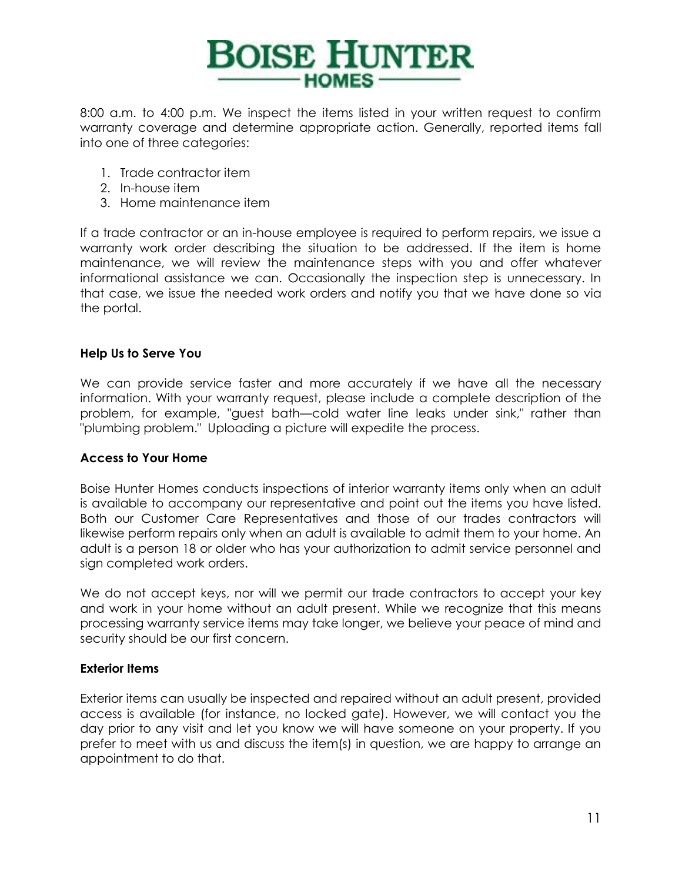8:00 a.m. to 4:00 p.m. We inspect the items listed in your written request to confirm warranty coverage and determine appropriate action. Generally, reported items fall into one of three categories:

1. Trade contractor item
2. In-house item
3. Home maintenance item

If a trade contractor or an in-house employee is required to perform repairs, we issue a warranty work order describing the situation to be addressed. If the item is home maintenance, we will review the maintenance steps with you and offer whatever informational assistance we can. Occasionally the inspection step is unnecessary. In that case, we issue the needed work orders and notify you that we have done so via the portal.

**Help Us to Serve You**

We can provide service faster and more accurately if we have all the necessary information. With your warranty request, please include a complete description of the problem, for example, "guest bath—cold water line leaks under sink," rather than "plumbing problem." Uploading a picture will expedite the process.

**Access to Your Home**

Boise Hunter Homes conducts inspections of interior warranty items only when an adult is available to accompany our representative and point out the items you have listed. Both our Customer Care Representatives and those of our trades contractors will likewise perform repairs only when an adult is available to admit them to your home. An adult is a person 18 or older who has your authorization to admit service personnel and sign completed work orders.

We do not accept keys, nor will we permit our trade contractors to accept your key and work in your home without an adult present. While we recognize that this means processing warranty service items may take longer, we believe your peace of mind and security should be our first concern.

**Exterior Items**

Exterior items can usually be inspected and repaired without an adult present, provided access is available (for instance, no locked gate). However, we will contact you the day prior to any visit and let you know we will have someone on your property. If you prefer to meet with us and discuss the item(s) in question, we are happy to arrange an appointment to do that.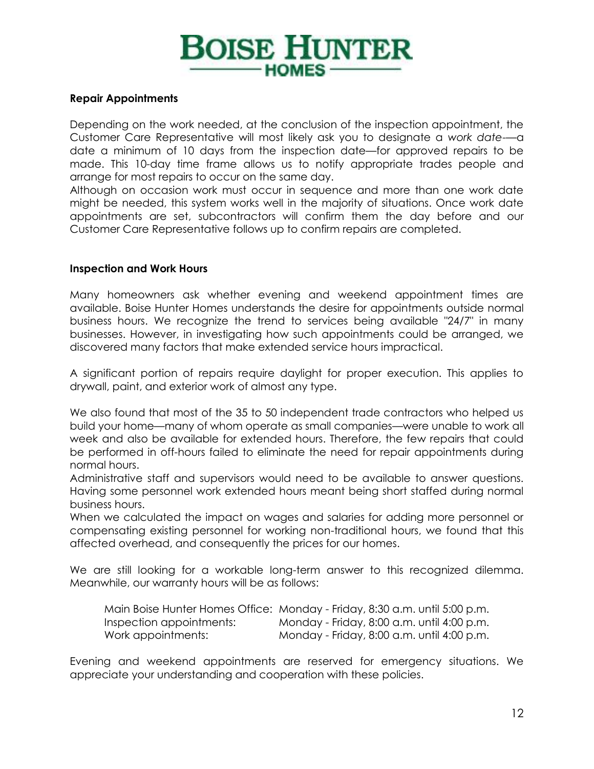## Repair Appointments

Depending on the work needed, at the conclusion of the inspection appointment, the Customer Care Representative will most likely ask you to designate a *work date*—a date a minimum of 10 days from the inspection date—for approved repairs to be made. This 10-day time frame allows us to notify appropriate trades people and arrange for most repairs to occur on the same day.

Although on occasion work must occur in sequence and more than one work date might be needed, this system works well in the majority of situations. Once work date appointments are set, subcontractors will confirm them the day before and our Customer Care Representative follows up to confirm repairs are completed.

## Inspection and Work Hours

Many homeowners ask whether evening and weekend appointment times are available. Boise Hunter Homes understands the desire for appointments outside normal business hours. We recognize the trend to services being available "24/7" in many businesses. However, in investigating how such appointments could be arranged, we discovered many factors that make extended service hours impractical.

A significant portion of repairs require daylight for proper execution. This applies to drywall, paint, and exterior work of almost any type.

We also found that most of the 35 to 50 independent trade contractors who helped us build your home—many of whom operate as small companies—were unable to work all week and also be available for extended hours. Therefore, the few repairs that could be performed in off-hours failed to eliminate the need for repair appointments during normal hours.

Administrative staff and supervisors would need to be available to answer questions. Having some personnel work extended hours meant being short staffed during normal business hours.

When we calculated the impact on wages and salaries for adding more personnel or compensating existing personnel for working non-traditional hours, we found that this affected overhead, and consequently the prices for our homes.

We are still looking for a workable long-term answer to this recognized dilemma. Meanwhile, our warranty hours will be as follows:

| | |
|---|---|
| Main Boise Hunter Homes Office: | Monday - Friday, 8:30 a.m. until 5:00 p.m. |
| Inspection appointments: | Monday - Friday, 8:00 a.m. until 4:00 p.m. |
| Work appointments: | Monday - Friday, 8:00 a.m. until 4:00 p.m. |

Evening and weekend appointments are reserved for emergency situations. We appreciate your understanding and cooperation with these policies.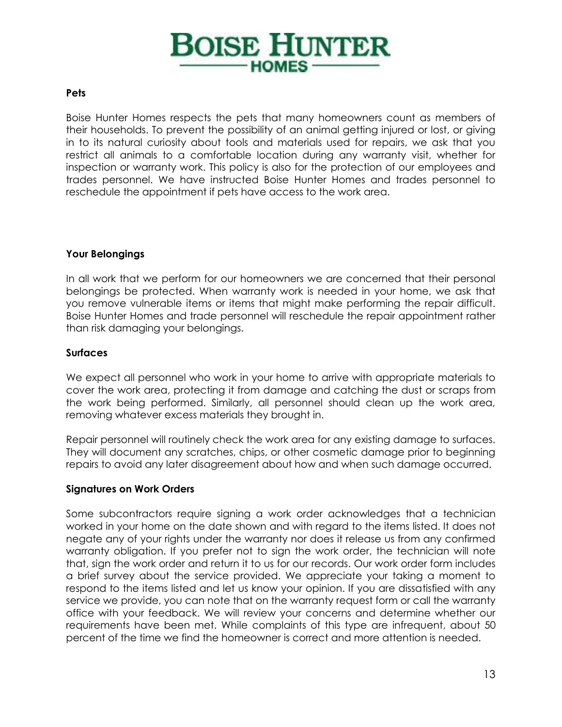## Pets

Boise Hunter Homes respects the pets that many homeowners count as members of their households. To prevent the possibility of an animal getting injured or lost, or giving in to its natural curiosity about tools and materials used for repairs, we ask that you restrict all animals to a comfortable location during any warranty visit, whether for inspection or warranty work. This policy is also for the protection of our employees and trades personnel. We have instructed Boise Hunter Homes and trades personnel to reschedule the appointment if pets have access to the work area.

## Your Belongings

In all work that we perform for our homeowners we are concerned that their personal belongings be protected. When warranty work is needed in your home, we ask that you remove vulnerable items or items that might make performing the repair difficult. Boise Hunter Homes and trade personnel will reschedule the repair appointment rather than risk damaging your belongings.

## Surfaces

We expect all personnel who work in your home to arrive with appropriate materials to cover the work area, protecting it from damage and catching the dust or scraps from the work being performed. Similarly, all personnel should clean up the work area, removing whatever excess materials they brought in.

Repair personnel will routinely check the work area for any existing damage to surfaces. They will document any scratches, chips, or other cosmetic damage prior to beginning repairs to avoid any later disagreement about how and when such damage occurred.

## Signatures on Work Orders

Some subcontractors require signing a work order acknowledges that a technician worked in your home on the date shown and with regard to the items listed. It does not negate any of your rights under the warranty nor does it release us from any confirmed warranty obligation. If you prefer not to sign the work order, the technician will note that, sign the work order and return it to us for our records. Our work order form includes a brief survey about the service provided. We appreciate your taking a moment to respond to the items listed and let us know your opinion. If you are dissatisfied with any service we provide, you can note that on the warranty request form or call the warranty office with your feedback. We will review your concerns and determine whether our requirements have been met. While complaints of this type are infrequent, about 50 percent of the time we find the homeowner is correct and more attention is needed.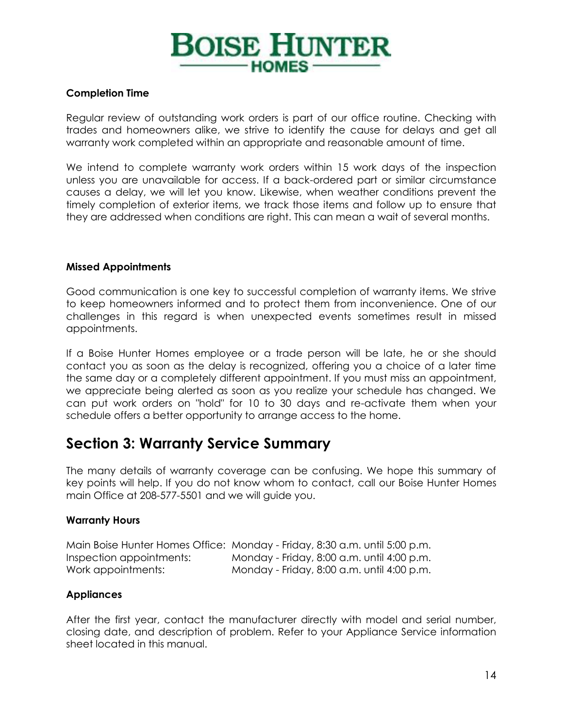### Completion Time

Regular review of outstanding work orders is part of our office routine. Checking with trades and homeowners alike, we strive to identify the cause for delays and get all warranty work completed within an appropriate and reasonable amount of time.

We intend to complete warranty work orders within 15 work days of the inspection unless you are unavailable for access. If a back-ordered part or similar circumstance causes a delay, we will let you know. Likewise, when weather conditions prevent the timely completion of exterior items, we track those items and follow up to ensure that they are addressed when conditions are right. This can mean a wait of several months.

### Missed Appointments

Good communication is one key to successful completion of warranty items. We strive to keep homeowners informed and to protect them from inconvenience. One of our challenges in this regard is when unexpected events sometimes result in missed appointments.

If a Boise Hunter Homes employee or a trade person will be late, he or she should contact you as soon as the delay is recognized, offering you a choice of a later time the same day or a completely different appointment. If you must miss an appointment, we appreciate being alerted as soon as you realize your schedule has changed. We can put work orders on "hold" for 10 to 30 days and re-activate them when your schedule offers a better opportunity to arrange access to the home.

## Section 3: Warranty Service Summary

The many details of warranty coverage can be confusing. We hope this summary of key points will help. If you do not know whom to contact, call our Boise Hunter Homes main Office at 208-577-5501 and we will guide you.

### Warranty Hours

| | |
|---|---|
| Main Boise Hunter Homes Office: | Monday - Friday, 8:30 a.m. until 5:00 p.m. |
| Inspection appointments: | Monday - Friday, 8:00 a.m. until 4:00 p.m. |
| Work appointments: | Monday - Friday, 8:00 a.m. until 4:00 p.m. |

### Appliances

After the first year, contact the manufacturer directly with model and serial number, closing date, and description of problem. Refer to your Appliance Service information sheet located in this manual.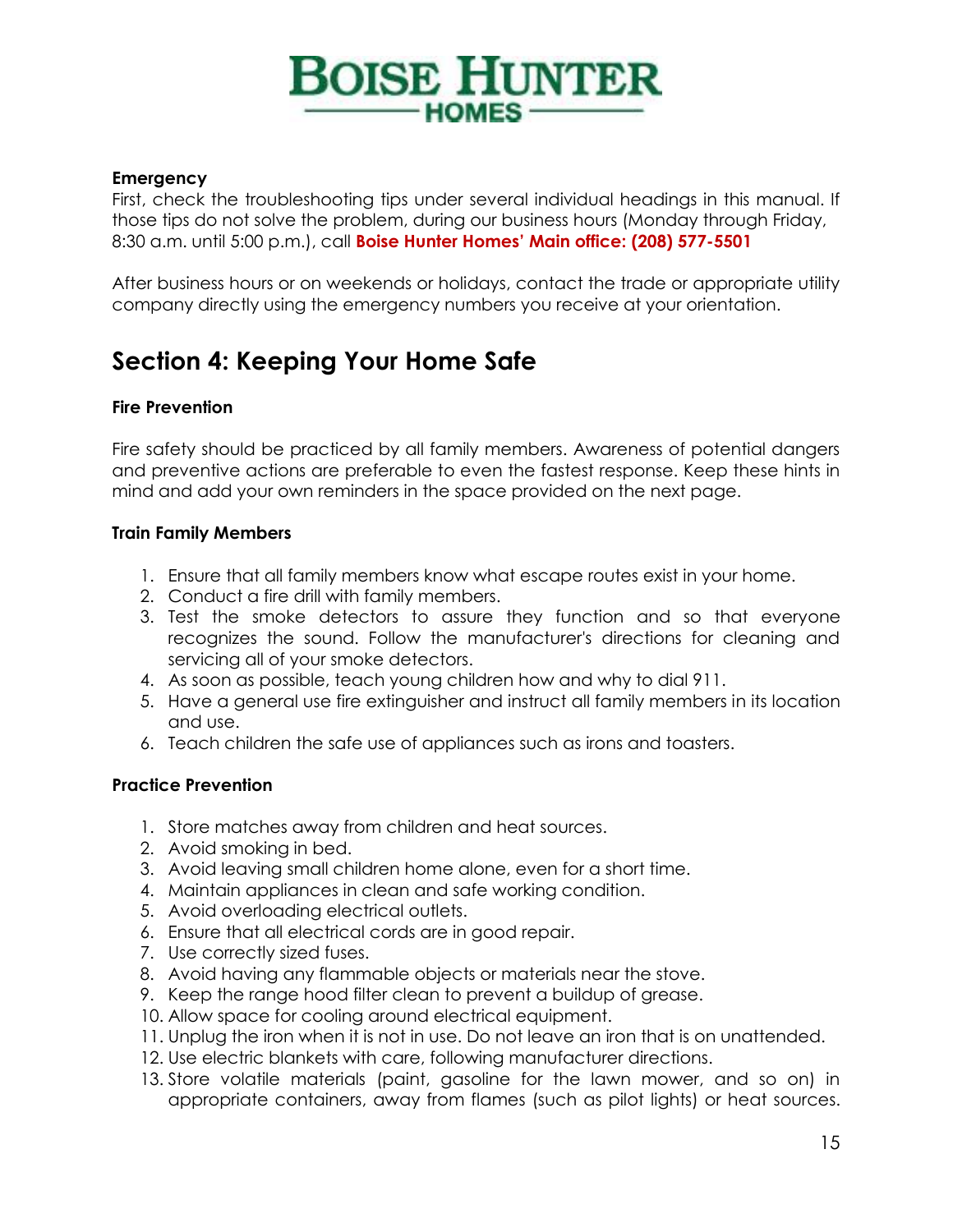**Emergency**
First, check the troubleshooting tips under several individual headings in this manual. If those tips do not solve the problem, during our business hours (Monday through Friday, 8:30 a.m. until 5:00 p.m.), call **Boise Hunter Homes' Main office: (208) 577-5501**

After business hours or on weekends or holidays, contact the trade or appropriate utility company directly using the emergency numbers you receive at your orientation.

## Section 4: Keeping Your Home Safe

**Fire Prevention**

Fire safety should be practiced by all family members. Awareness of potential dangers and preventive actions are preferable to even the fastest response. Keep these hints in mind and add your own reminders in the space provided on the next page.

**Train Family Members**

1. Ensure that all family members know what escape routes exist in your home.
2. Conduct a fire drill with family members.
3. Test the smoke detectors to assure they function and so that everyone recognizes the sound. Follow the manufacturer's directions for cleaning and servicing all of your smoke detectors.
4. As soon as possible, teach young children how and why to dial 911.
5. Have a general use fire extinguisher and instruct all family members in its location and use.
6. Teach children the safe use of appliances such as irons and toasters.

**Practice Prevention**

1. Store matches away from children and heat sources.
2. Avoid smoking in bed.
3. Avoid leaving small children home alone, even for a short time.
4. Maintain appliances in clean and safe working condition.
5. Avoid overloading electrical outlets.
6. Ensure that all electrical cords are in good repair.
7. Use correctly sized fuses.
8. Avoid having any flammable objects or materials near the stove.
9. Keep the range hood filter clean to prevent a buildup of grease.
10. Allow space for cooling around electrical equipment.
11. Unplug the iron when it is not in use. Do not leave an iron that is on unattended.
12. Use electric blankets with care, following manufacturer directions.
13. Store volatile materials (paint, gasoline for the lawn mower, and so on) in appropriate containers, away from flames (such as pilot lights) or heat sources.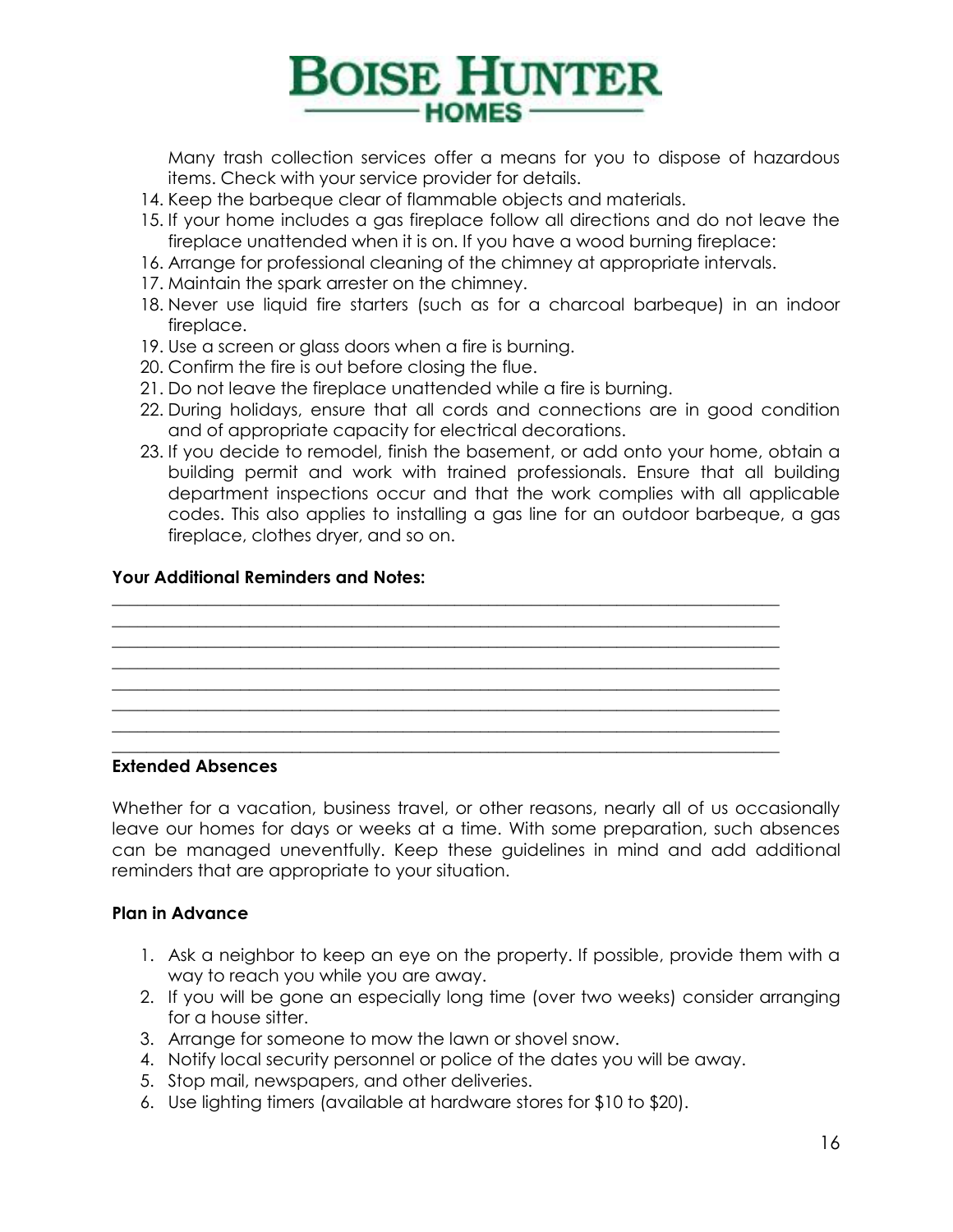Many trash collection services offer a means for you to dispose of hazardous items. Check with your service provider for details.

14. Keep the barbeque clear of flammable objects and materials.
15. If your home includes a gas fireplace follow all directions and do not leave the fireplace unattended when it is on. If you have a wood burning fireplace:
16. Arrange for professional cleaning of the chimney at appropriate intervals.
17. Maintain the spark arrester on the chimney.
18. Never use liquid fire starters (such as for a charcoal barbeque) in an indoor fireplace.
19. Use a screen or glass doors when a fire is burning.
20. Confirm the fire is out before closing the flue.
21. Do not leave the fireplace unattended while a fire is burning.
22. During holidays, ensure that all cords and connections are in good condition and of appropriate capacity for electrical decorations.
23. If you decide to remodel, finish the basement, or add onto your home, obtain a building permit and work with trained professionals. Ensure that all building department inspections occur and that the work complies with all applicable codes. This also applies to installing a gas line for an outdoor barbeque, a gas fireplace, clothes dryer, and so on.

**Your Additional Reminders and Notes:**

\_\_\_\_\_\_\_\_\_\_\_\_\_\_\_\_\_\_\_\_\_\_\_\_\_\_\_\_\_\_\_\_\_\_\_\_\_\_\_\_\_\_\_\_\_\_\_\_\_\_\_\_\_\_\_\_\_\_\_\_\_\_\_\_\_\_\_\_\_\_\_\_
\_\_\_\_\_\_\_\_\_\_\_\_\_\_\_\_\_\_\_\_\_\_\_\_\_\_\_\_\_\_\_\_\_\_\_\_\_\_\_\_\_\_\_\_\_\_\_\_\_\_\_\_\_\_\_\_\_\_\_\_\_\_\_\_\_\_\_\_\_\_\_\_
\_\_\_\_\_\_\_\_\_\_\_\_\_\_\_\_\_\_\_\_\_\_\_\_\_\_\_\_\_\_\_\_\_\_\_\_\_\_\_\_\_\_\_\_\_\_\_\_\_\_\_\_\_\_\_\_\_\_\_\_\_\_\_\_\_\_\_\_\_\_\_\_
\_\_\_\_\_\_\_\_\_\_\_\_\_\_\_\_\_\_\_\_\_\_\_\_\_\_\_\_\_\_\_\_\_\_\_\_\_\_\_\_\_\_\_\_\_\_\_\_\_\_\_\_\_\_\_\_\_\_\_\_\_\_\_\_\_\_\_\_\_\_\_\_
\_\_\_\_\_\_\_\_\_\_\_\_\_\_\_\_\_\_\_\_\_\_\_\_\_\_\_\_\_\_\_\_\_\_\_\_\_\_\_\_\_\_\_\_\_\_\_\_\_\_\_\_\_\_\_\_\_\_\_\_\_\_\_\_\_\_\_\_\_\_\_\_
\_\_\_\_\_\_\_\_\_\_\_\_\_\_\_\_\_\_\_\_\_\_\_\_\_\_\_\_\_\_\_\_\_\_\_\_\_\_\_\_\_\_\_\_\_\_\_\_\_\_\_\_\_\_\_\_\_\_\_\_\_\_\_\_\_\_\_\_\_\_\_\_
\_\_\_\_\_\_\_\_\_\_\_\_\_\_\_\_\_\_\_\_\_\_\_\_\_\_\_\_\_\_\_\_\_\_\_\_\_\_\_\_\_\_\_\_\_\_\_\_\_\_\_\_\_\_\_\_\_\_\_\_\_\_\_\_\_\_\_\_\_\_\_\_
\_\_\_\_\_\_\_\_\_\_\_\_\_\_\_\_\_\_\_\_\_\_\_\_\_\_\_\_\_\_\_\_\_\_\_\_\_\_\_\_\_\_\_\_\_\_\_\_\_\_\_\_\_\_\_\_\_\_\_\_\_\_\_\_\_\_\_\_\_\_\_\_

**Extended Absences**

Whether for a vacation, business travel, or other reasons, nearly all of us occasionally leave our homes for days or weeks at a time. With some preparation, such absences can be managed uneventfully. Keep these guidelines in mind and add additional reminders that are appropriate to your situation.

**Plan in Advance**

1. Ask a neighbor to keep an eye on the property. If possible, provide them with a way to reach you while you are away.
2. If you will be gone an especially long time (over two weeks) consider arranging for a house sitter.
3. Arrange for someone to mow the lawn or shovel snow.
4. Notify local security personnel or police of the dates you will be away.
5. Stop mail, newspapers, and other deliveries.
6. Use lighting timers (available at hardware stores for $10 to $20).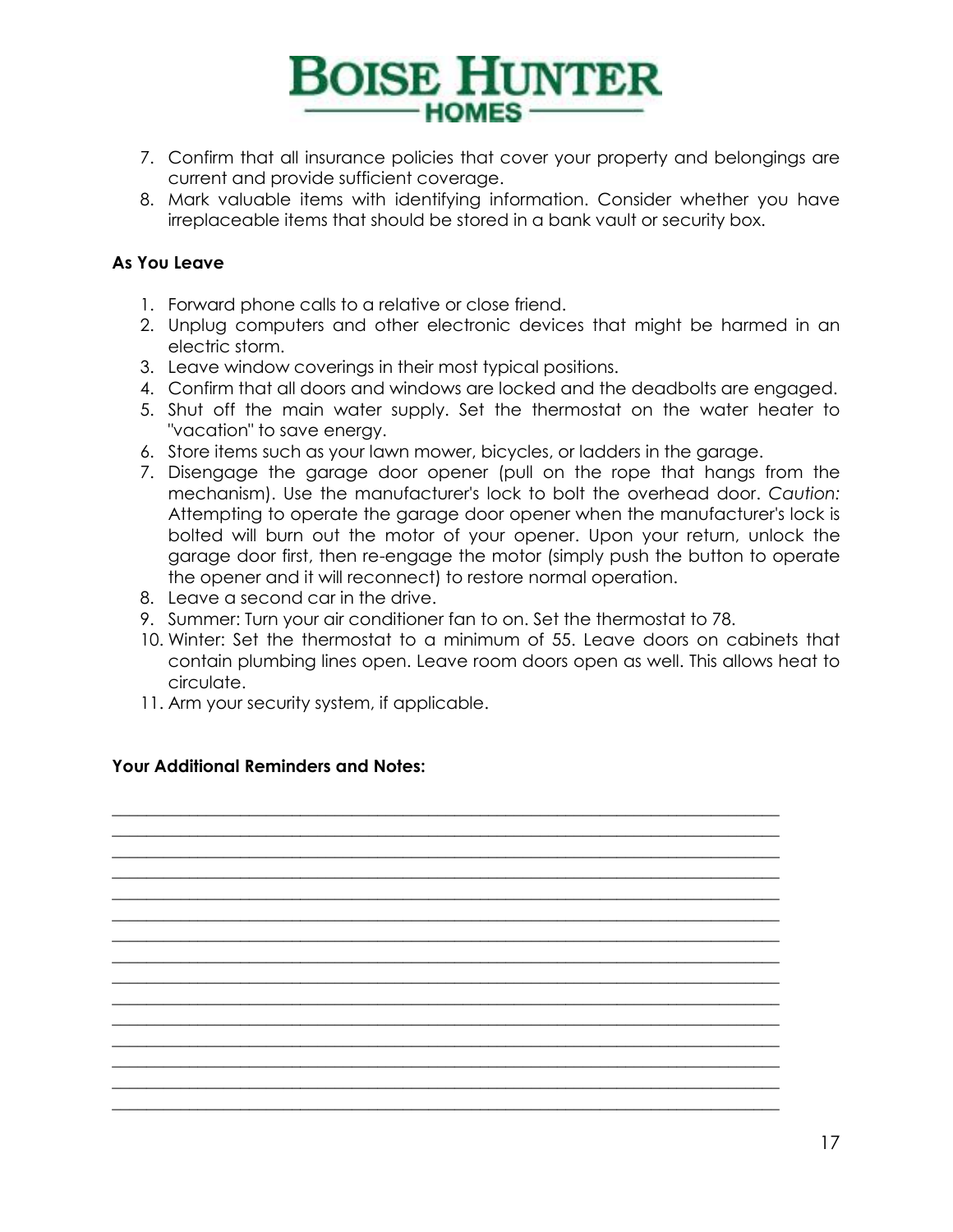7. Confirm that all insurance policies that cover your property and belongings are current and provide sufficient coverage.
8. Mark valuable items with identifying information. Consider whether you have irreplaceable items that should be stored in a bank vault or security box.

**As You Leave**

1. Forward phone calls to a relative or close friend.
2. Unplug computers and other electronic devices that might be harmed in an electric storm.
3. Leave window coverings in their most typical positions.
4. Confirm that all doors and windows are locked and the deadbolts are engaged.
5. Shut off the main water supply. Set the thermostat on the water heater to "vacation" to save energy.
6. Store items such as your lawn mower, bicycles, or ladders in the garage.
7. Disengage the garage door opener (pull on the rope that hangs from the mechanism). Use the manufacturer's lock to bolt the overhead door. *Caution:* Attempting to operate the garage door opener when the manufacturer's lock is bolted will burn out the motor of your opener. Upon your return, unlock the garage door first, then re-engage the motor (simply push the button to operate the opener and it will reconnect) to restore normal operation.
8. Leave a second car in the drive.
9. Summer: Turn your air conditioner fan to on. Set the thermostat to 78.
10. Winter: Set the thermostat to a minimum of 55. Leave doors on cabinets that contain plumbing lines open. Leave room doors open as well. This allows heat to circulate.
11. Arm your security system, if applicable.

**Your Additional Reminders and Notes:**

_______________________________________________________________________________
_______________________________________________________________________________
_______________________________________________________________________________
_______________________________________________________________________________
_______________________________________________________________________________
_______________________________________________________________________________
_______________________________________________________________________________
_______________________________________________________________________________
_______________________________________________________________________________
_______________________________________________________________________________
_______________________________________________________________________________
_______________________________________________________________________________
_______________________________________________________________________________
_______________________________________________________________________________
_______________________________________________________________________________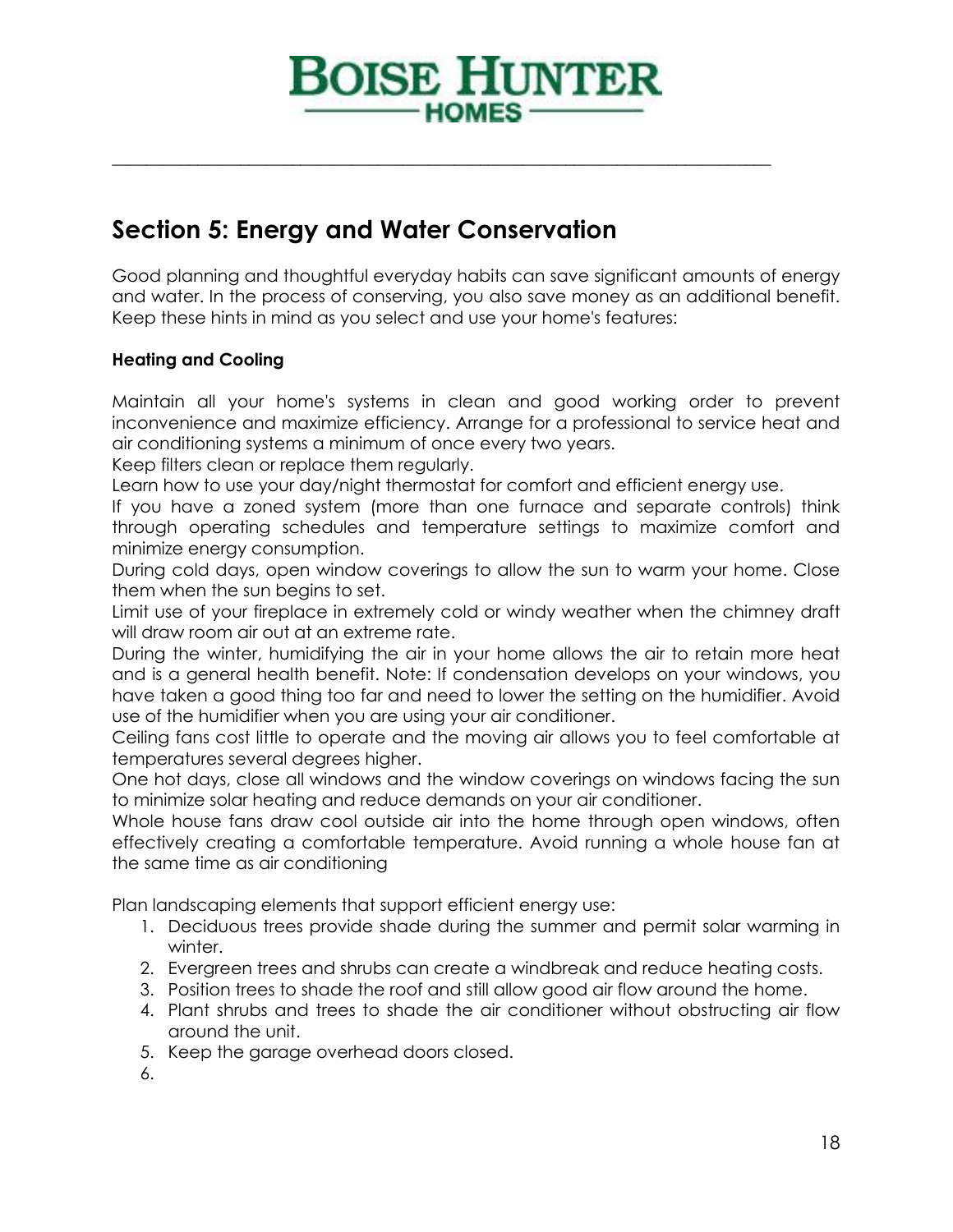# Section 5: Energy and Water Conservation

Good planning and thoughtful everyday habits can save significant amounts of energy and water. In the process of conserving, you also save money as an additional benefit. Keep these hints in mind as you select and use your home's features:

### Heating and Cooling

Maintain all your home's systems in clean and good working order to prevent inconvenience and maximize efficiency. Arrange for a professional to service heat and air conditioning systems a minimum of once every two years.
Keep filters clean or replace them regularly.
Learn how to use your day/night thermostat for comfort and efficient energy use.
If you have a zoned system (more than one furnace and separate controls) think through operating schedules and temperature settings to maximize comfort and minimize energy consumption.
During cold days, open window coverings to allow the sun to warm your home. Close them when the sun begins to set.
Limit use of your fireplace in extremely cold or windy weather when the chimney draft will draw room air out at an extreme rate.
During the winter, humidifying the air in your home allows the air to retain more heat and is a general health benefit. Note: If condensation develops on your windows, you have taken a good thing too far and need to lower the setting on the humidifier. Avoid use of the humidifier when you are using your air conditioner.
Ceiling fans cost little to operate and the moving air allows you to feel comfortable at temperatures several degrees higher.
One hot days, close all windows and the window coverings on windows facing the sun to minimize solar heating and reduce demands on your air conditioner.
Whole house fans draw cool outside air into the home through open windows, often effectively creating a comfortable temperature. Avoid running a whole house fan at the same time as air conditioning

Plan landscaping elements that support efficient energy use:

1. Deciduous trees provide shade during the summer and permit solar warming in winter.
2. Evergreen trees and shrubs can create a windbreak and reduce heating costs.
3. Position trees to shade the roof and still allow good air flow around the home.
4. Plant shrubs and trees to shade the air conditioner without obstructing air flow around the unit.
5. Keep the garage overhead doors closed.
6.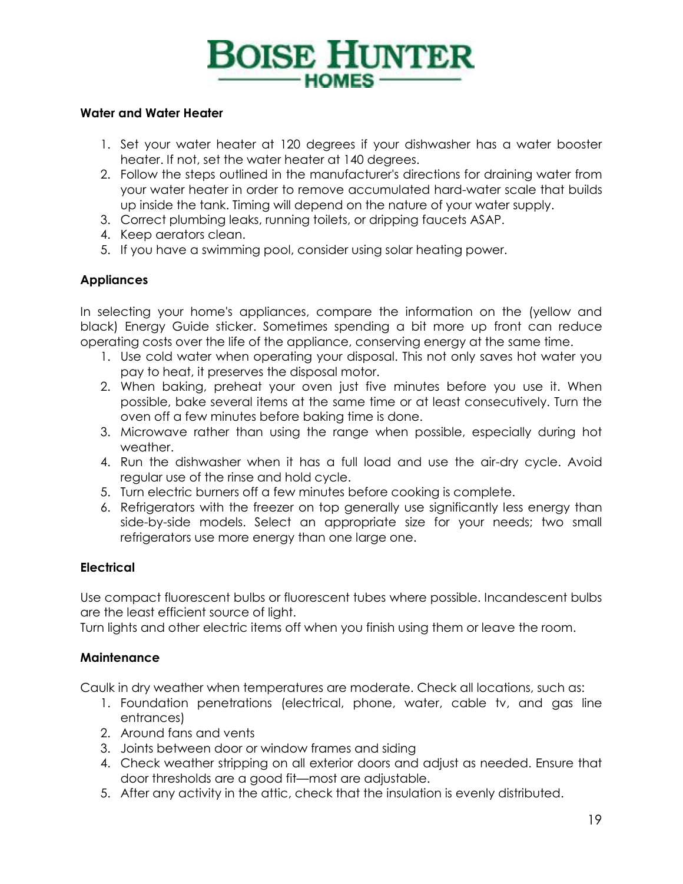### Water and Water Heater

1. Set your water heater at 120 degrees if your dishwasher has a water booster heater. If not, set the water heater at 140 degrees.
2. Follow the steps outlined in the manufacturer's directions for draining water from your water heater in order to remove accumulated hard-water scale that builds up inside the tank. Timing will depend on the nature of your water supply.
3. Correct plumbing leaks, running toilets, or dripping faucets ASAP.
4. Keep aerators clean.
5. If you have a swimming pool, consider using solar heating power.

### Appliances

In selecting your home's appliances, compare the information on the (yellow and black) Energy Guide sticker. Sometimes spending a bit more up front can reduce operating costs over the life of the appliance, conserving energy at the same time.

1. Use cold water when operating your disposal. This not only saves hot water you pay to heat, it preserves the disposal motor.
2. When baking, preheat your oven just five minutes before you use it. When possible, bake several items at the same time or at least consecutively. Turn the oven off a few minutes before baking time is done.
3. Microwave rather than using the range when possible, especially during hot weather.
4. Run the dishwasher when it has a full load and use the air-dry cycle. Avoid regular use of the rinse and hold cycle.
5. Turn electric burners off a few minutes before cooking is complete.
6. Refrigerators with the freezer on top generally use significantly less energy than side-by-side models. Select an appropriate size for your needs; two small refrigerators use more energy than one large one.

### Electrical

Use compact fluorescent bulbs or fluorescent tubes where possible. Incandescent bulbs are the least efficient source of light.
Turn lights and other electric items off when you finish using them or leave the room.

### Maintenance

Caulk in dry weather when temperatures are moderate. Check all locations, such as:

1. Foundation penetrations (electrical, phone, water, cable tv, and gas line entrances)
2. Around fans and vents
3. Joints between door or window frames and siding
4. Check weather stripping on all exterior doors and adjust as needed. Ensure that door thresholds are a good fit—most are adjustable.
5. After any activity in the attic, check that the insulation is evenly distributed.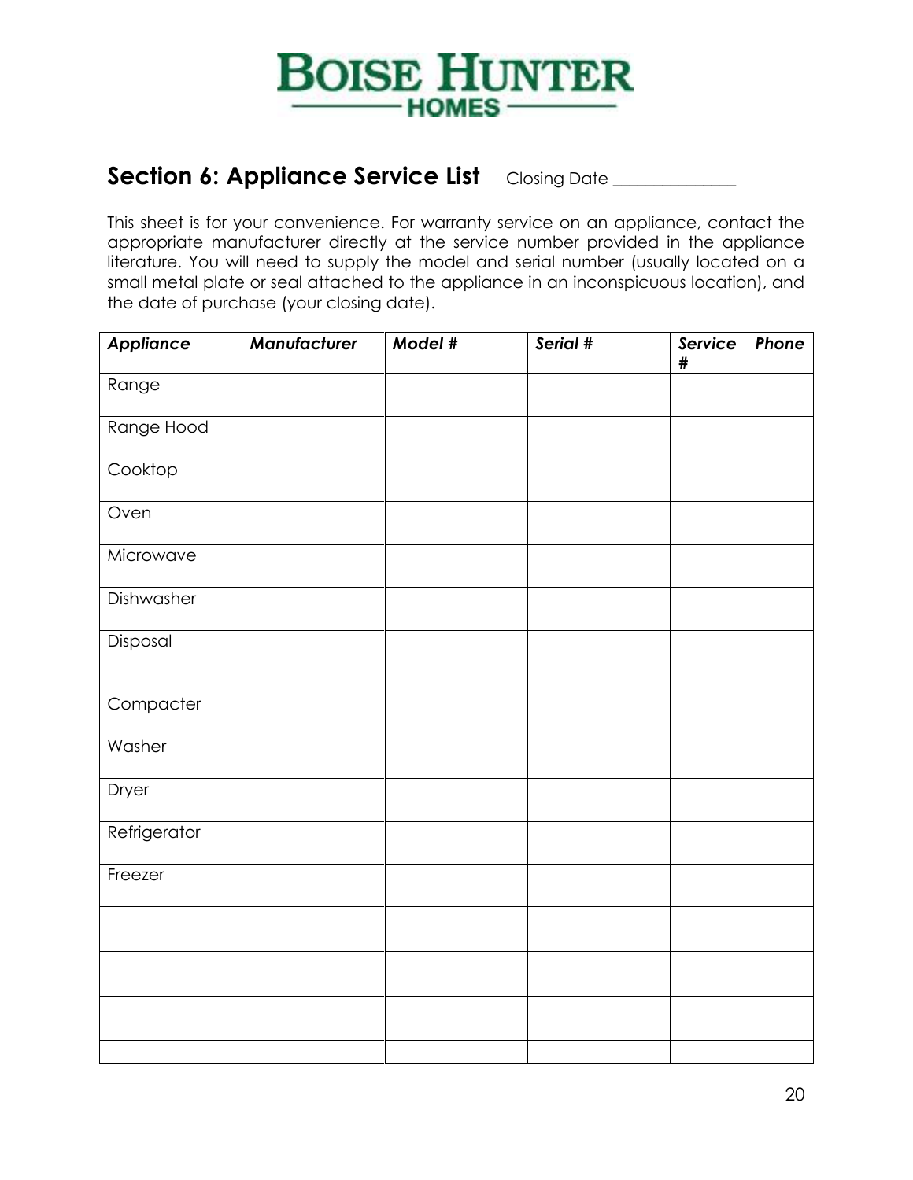**BOISE HUNTER**
**HOMES**

## Section 6: Appliance Service List

Closing Date _______________

This sheet is for your convenience. For warranty service on an appliance, contact the appropriate manufacturer directly at the service number provided in the appliance literature. You will need to supply the model and serial number (usually located on a small metal plate or seal attached to the appliance in an inconspicuous location), and the date of purchase (your closing date).

| *Appliance* | *Manufacturer* | *Model #* | *Serial #* | *Service Phone #* |
|---|---|---|---|---|
| Range | | | | |
| Range Hood | | | | |
| Cooktop | | | | |
| Oven | | | | |
| Microwave | | | | |
| Dishwasher | | | | |
| Disposal | | | | |
| Compacter | | | | |
| Washer | | | | |
| Dryer | | | | |
| Refrigerator | | | | |
| Freezer | | | | |
| | | | | |
| | | | | |
| | | | | |
| | | | | |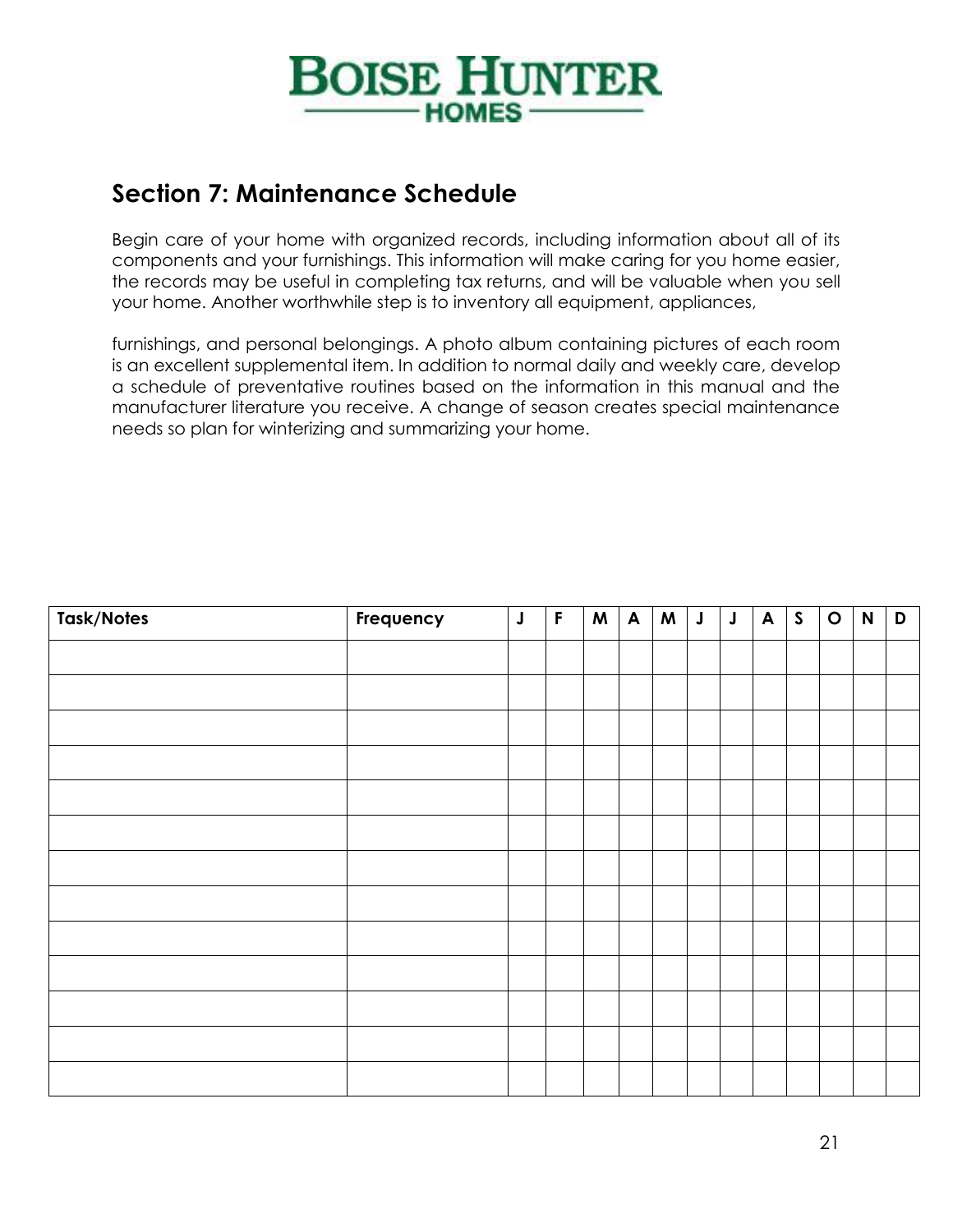## Section 7: Maintenance Schedule

Begin care of your home with organized records, including information about all of its components and your furnishings. This information will make caring for you home easier, the records may be useful in completing tax returns, and will be valuable when you sell your home. Another worthwhile step is to inventory all equipment, appliances,

furnishings, and personal belongings. A photo album containing pictures of each room is an excellent supplemental item. In addition to normal daily and weekly care, develop a schedule of preventative routines based on the information in this manual and the manufacturer literature you receive. A change of season creates special maintenance needs so plan for winterizing and summarizing your home.

| Task/Notes | Frequency | J | F | M | A | M | J | J | A | S | O | N | D |
|---|---|---|---|---|---|---|---|---|---|---|---|---|---|
| | | | | | | | | | | | | | |
| | | | | | | | | | | | | | |
| | | | | | | | | | | | | | |
| | | | | | | | | | | | | | |
| | | | | | | | | | | | | | |
| | | | | | | | | | | | | | |
| | | | | | | | | | | | | | |
| | | | | | | | | | | | | | |
| | | | | | | | | | | | | | |
| | | | | | | | | | | | | | |
| | | | | | | | | | | | | | |
| | | | | | | | | | | | | | |
| | | | | | | | | | | | | | |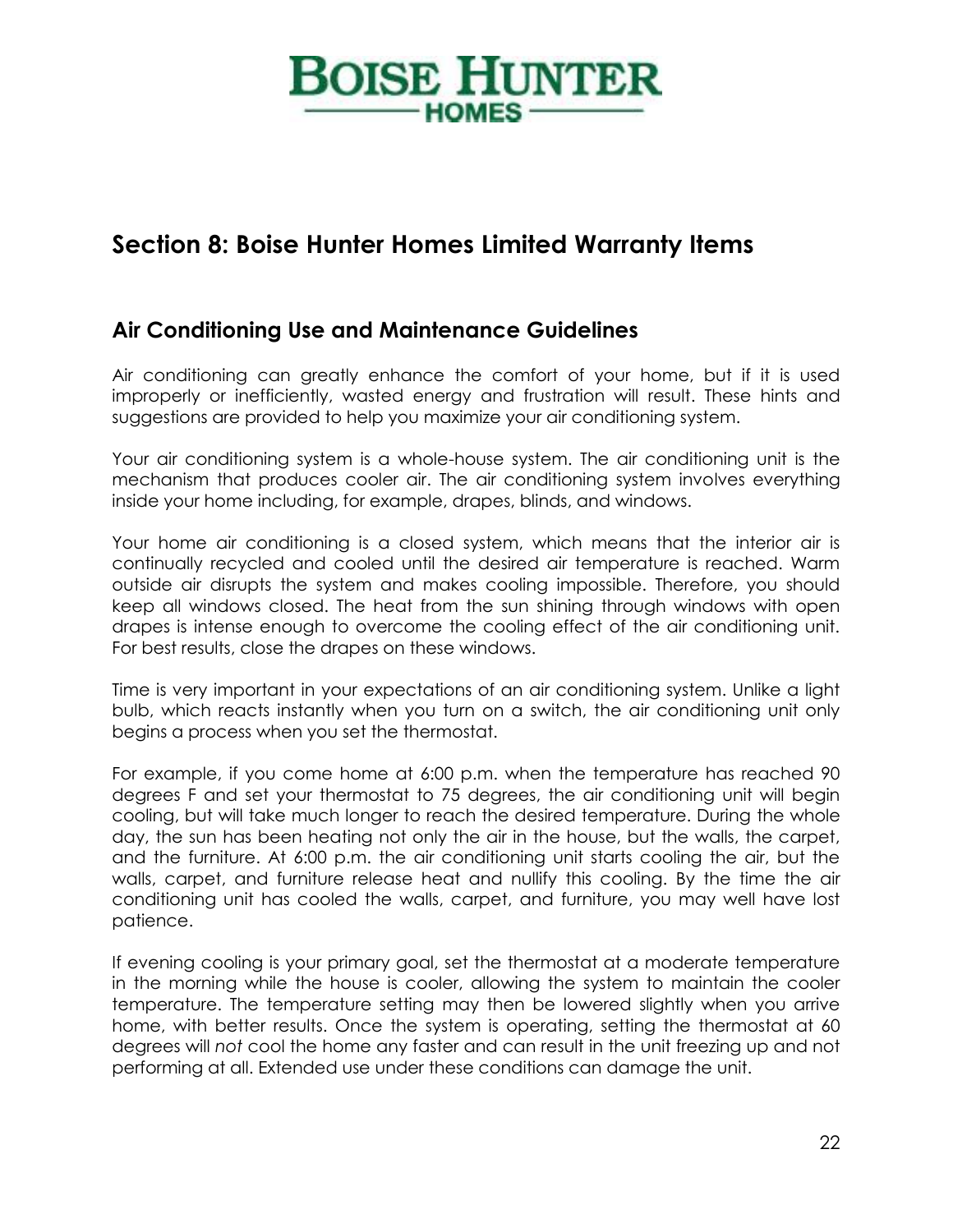# Section 8: Boise Hunter Homes Limited Warranty Items

## Air Conditioning Use and Maintenance Guidelines

Air conditioning can greatly enhance the comfort of your home, but if it is used improperly or inefficiently, wasted energy and frustration will result. These hints and suggestions are provided to help you maximize your air conditioning system.

Your air conditioning system is a whole-house system. The air conditioning unit is the mechanism that produces cooler air. The air conditioning system involves everything inside your home including, for example, drapes, blinds, and windows.

Your home air conditioning is a closed system, which means that the interior air is continually recycled and cooled until the desired air temperature is reached. Warm outside air disrupts the system and makes cooling impossible. Therefore, you should keep all windows closed. The heat from the sun shining through windows with open drapes is intense enough to overcome the cooling effect of the air conditioning unit. For best results, close the drapes on these windows.

Time is very important in your expectations of an air conditioning system. Unlike a light bulb, which reacts instantly when you turn on a switch, the air conditioning unit only begins a process when you set the thermostat.

For example, if you come home at 6:00 p.m. when the temperature has reached 90 degrees F and set your thermostat to 75 degrees, the air conditioning unit will begin cooling, but will take much longer to reach the desired temperature. During the whole day, the sun has been heating not only the air in the house, but the walls, the carpet, and the furniture. At 6:00 p.m. the air conditioning unit starts cooling the air, but the walls, carpet, and furniture release heat and nullify this cooling. By the time the air conditioning unit has cooled the walls, carpet, and furniture, you may well have lost patience.

If evening cooling is your primary goal, set the thermostat at a moderate temperature in the morning while the house is cooler, allowing the system to maintain the cooler temperature. The temperature setting may then be lowered slightly when you arrive home, with better results. Once the system is operating, setting the thermostat at 60 degrees will *not* cool the home any faster and can result in the unit freezing up and not performing at all. Extended use under these conditions can damage the unit.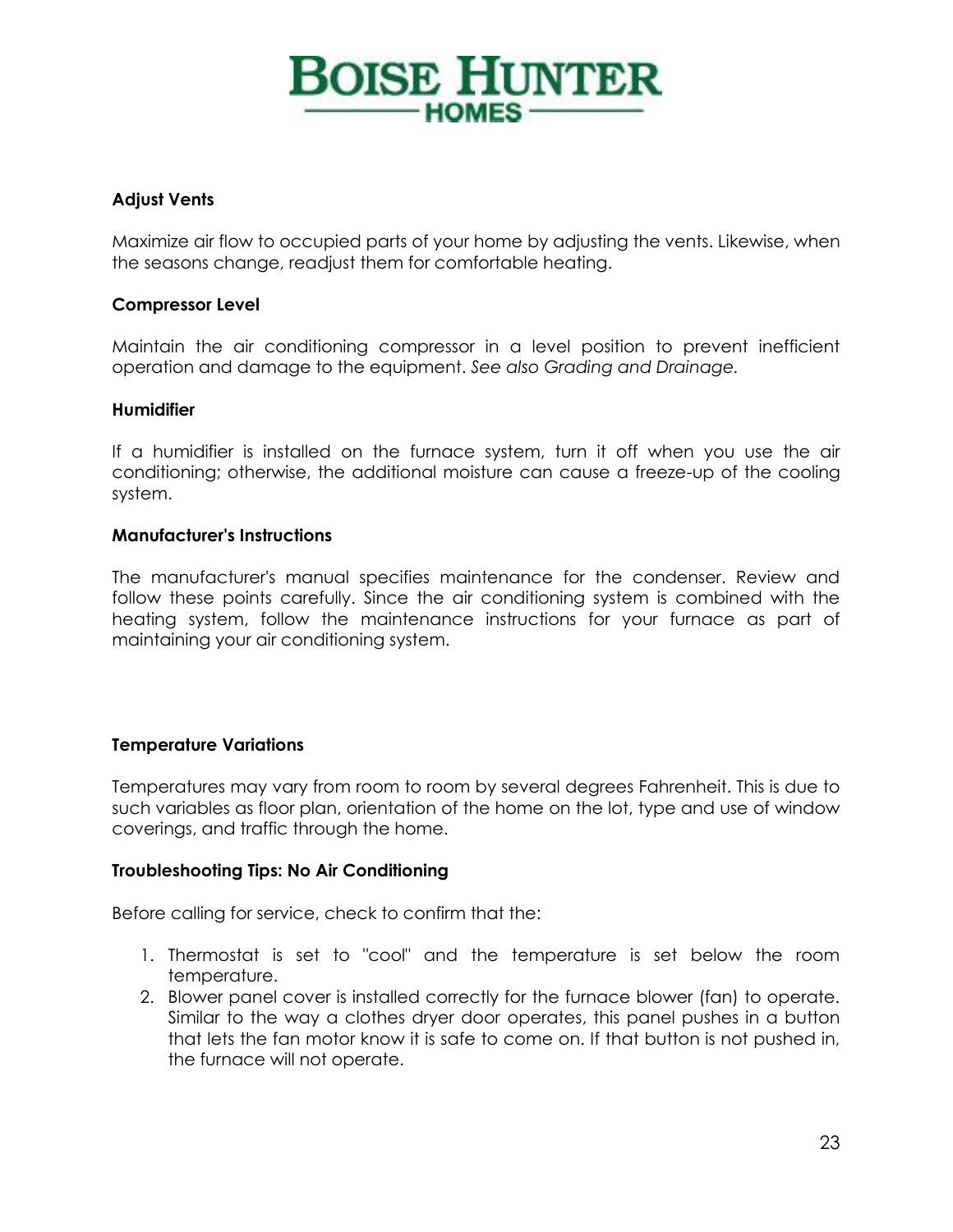### Adjust Vents

Maximize air flow to occupied parts of your home by adjusting the vents. Likewise, when the seasons change, readjust them for comfortable heating.

### Compressor Level

Maintain the air conditioning compressor in a level position to prevent inefficient operation and damage to the equipment. *See also Grading and Drainage.*

### Humidifier

If a humidifier is installed on the furnace system, turn it off when you use the air conditioning; otherwise, the additional moisture can cause a freeze-up of the cooling system.

### Manufacturer's Instructions

The manufacturer's manual specifies maintenance for the condenser. Review and follow these points carefully. Since the air conditioning system is combined with the heating system, follow the maintenance instructions for your furnace as part of maintaining your air conditioning system.

### Temperature Variations

Temperatures may vary from room to room by several degrees Fahrenheit. This is due to such variables as floor plan, orientation of the home on the lot, type and use of window coverings, and traffic through the home.

### Troubleshooting Tips: No Air Conditioning

Before calling for service, check to confirm that the:

1. Thermostat is set to "cool" and the temperature is set below the room temperature.
2. Blower panel cover is installed correctly for the furnace blower (fan) to operate. Similar to the way a clothes dryer door operates, this panel pushes in a button that lets the fan motor know it is safe to come on. If that button is not pushed in, the furnace will not operate.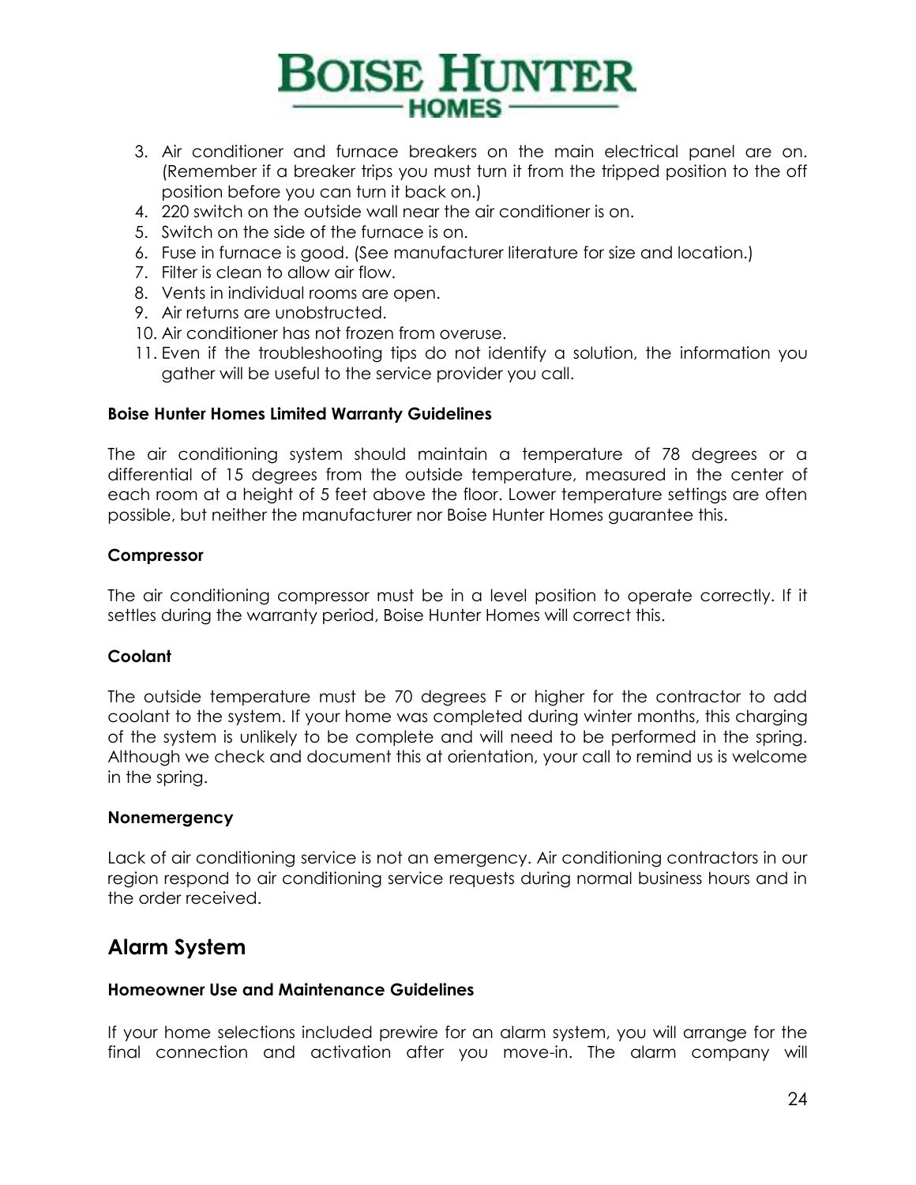3. Air conditioner and furnace breakers on the main electrical panel are on. (Remember if a breaker trips you must turn it from the tripped position to the off position before you can turn it back on.)
4. 220 switch on the outside wall near the air conditioner is on.
5. Switch on the side of the furnace is on.
6. Fuse in furnace is good. (See manufacturer literature for size and location.)
7. Filter is clean to allow air flow.
8. Vents in individual rooms are open.
9. Air returns are unobstructed.
10. Air conditioner has not frozen from overuse.
11. Even if the troubleshooting tips do not identify a solution, the information you gather will be useful to the service provider you call.

**Boise Hunter Homes Limited Warranty Guidelines**

The air conditioning system should maintain a temperature of 78 degrees or a differential of 15 degrees from the outside temperature, measured in the center of each room at a height of 5 feet above the floor. Lower temperature settings are often possible, but neither the manufacturer nor Boise Hunter Homes guarantee this.

**Compressor**

The air conditioning compressor must be in a level position to operate correctly. If it settles during the warranty period, Boise Hunter Homes will correct this.

**Coolant**

The outside temperature must be 70 degrees F or higher for the contractor to add coolant to the system. If your home was completed during winter months, this charging of the system is unlikely to be complete and will need to be performed in the spring. Although we check and document this at orientation, your call to remind us is welcome in the spring.

**Nonemergency**

Lack of air conditioning service is not an emergency. Air conditioning contractors in our region respond to air conditioning service requests during normal business hours and in the order received.

## Alarm System

**Homeowner Use and Maintenance Guidelines**

If your home selections included prewire for an alarm system, you will arrange for the final connection and activation after you move-in. The alarm company will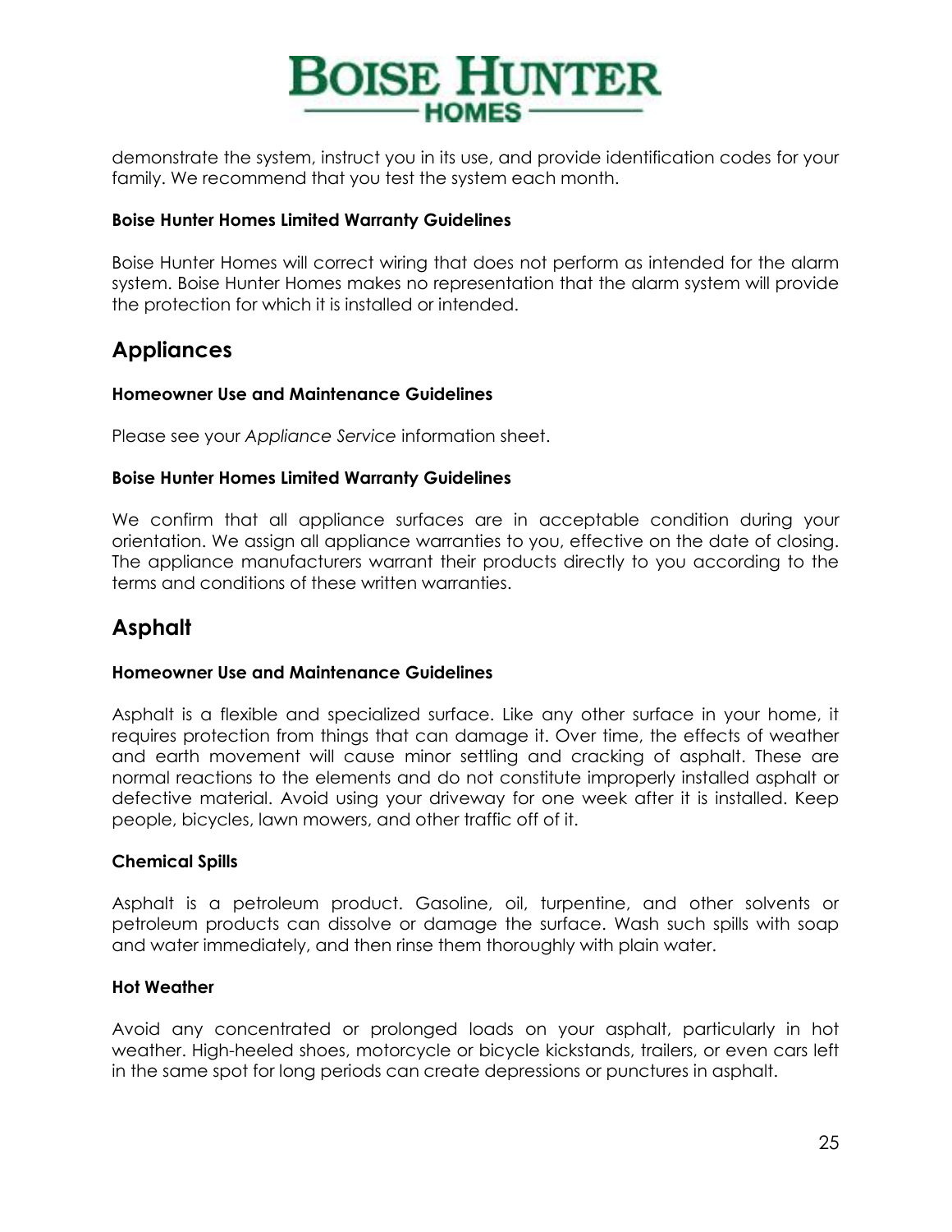demonstrate the system, instruct you in its use, and provide identification codes for your family. We recommend that you test the system each month.

#### Boise Hunter Homes Limited Warranty Guidelines

Boise Hunter Homes will correct wiring that does not perform as intended for the alarm system. Boise Hunter Homes makes no representation that the alarm system will provide the protection for which it is installed or intended.

## Appliances

#### Homeowner Use and Maintenance Guidelines

Please see your *Appliance Service* information sheet.

#### Boise Hunter Homes Limited Warranty Guidelines

We confirm that all appliance surfaces are in acceptable condition during your orientation. We assign all appliance warranties to you, effective on the date of closing. The appliance manufacturers warrant their products directly to you according to the terms and conditions of these written warranties.

## Asphalt

#### Homeowner Use and Maintenance Guidelines

Asphalt is a flexible and specialized surface. Like any other surface in your home, it requires protection from things that can damage it. Over time, the effects of weather and earth movement will cause minor settling and cracking of asphalt. These are normal reactions to the elements and do not constitute improperly installed asphalt or defective material. Avoid using your driveway for one week after it is installed. Keep people, bicycles, lawn mowers, and other traffic off of it.

#### Chemical Spills

Asphalt is a petroleum product. Gasoline, oil, turpentine, and other solvents or petroleum products can dissolve or damage the surface. Wash such spills with soap and water immediately, and then rinse them thoroughly with plain water.

#### Hot Weather

Avoid any concentrated or prolonged loads on your asphalt, particularly in hot weather. High-heeled shoes, motorcycle or bicycle kickstands, trailers, or even cars left in the same spot for long periods can create depressions or punctures in asphalt.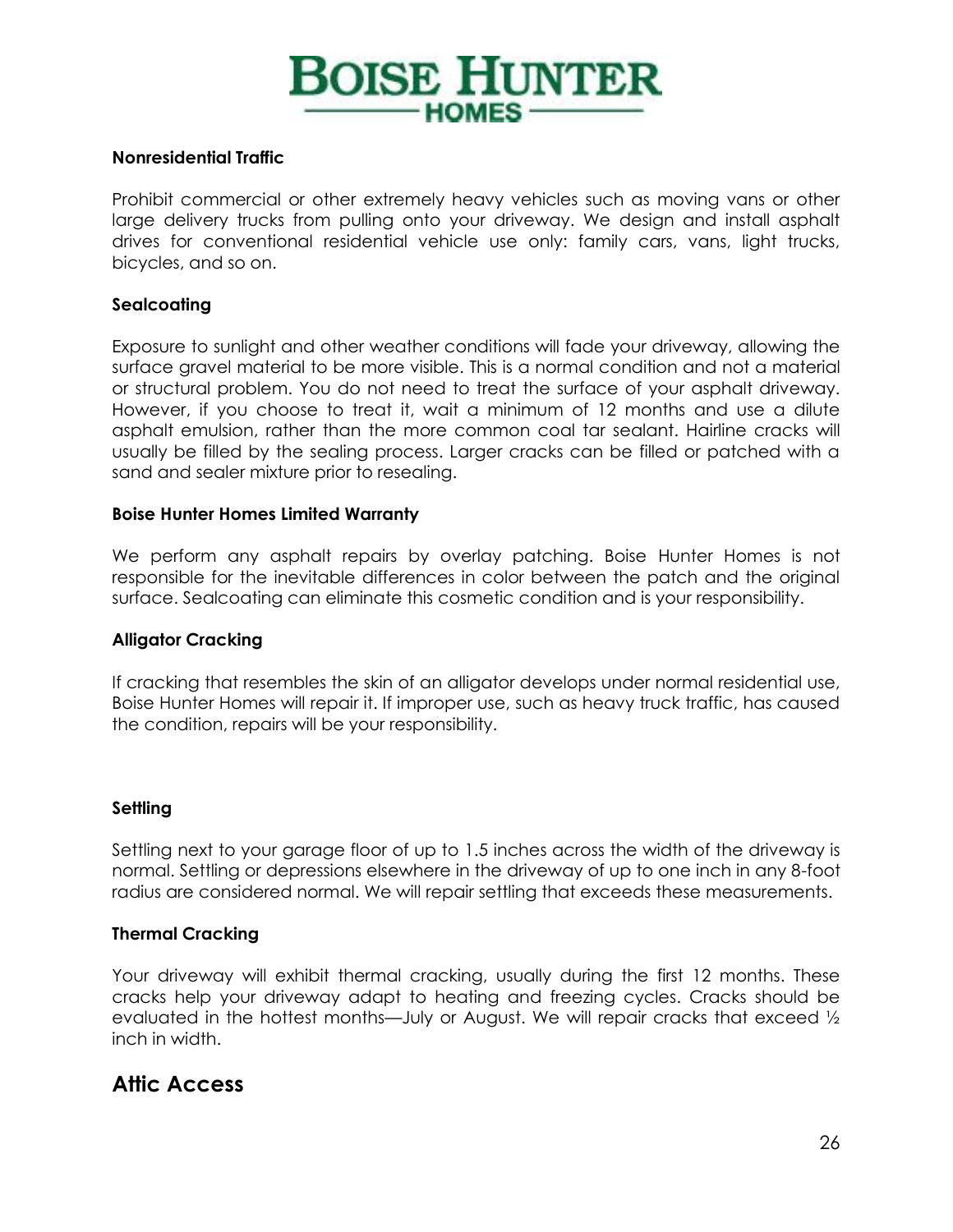#### Nonresidential Traffic

Prohibit commercial or other extremely heavy vehicles such as moving vans or other large delivery trucks from pulling onto your driveway. We design and install asphalt drives for conventional residential vehicle use only: family cars, vans, light trucks, bicycles, and so on.

#### Sealcoating

Exposure to sunlight and other weather conditions will fade your driveway, allowing the surface gravel material to be more visible. This is a normal condition and not a material or structural problem. You do not need to treat the surface of your asphalt driveway. However, if you choose to treat it, wait a minimum of 12 months and use a dilute asphalt emulsion, rather than the more common coal tar sealant. Hairline cracks will usually be filled by the sealing process. Larger cracks can be filled or patched with a sand and sealer mixture prior to resealing.

#### Boise Hunter Homes Limited Warranty

We perform any asphalt repairs by overlay patching. Boise Hunter Homes is not responsible for the inevitable differences in color between the patch and the original surface. Sealcoating can eliminate this cosmetic condition and is your responsibility.

#### Alligator Cracking

If cracking that resembles the skin of an alligator develops under normal residential use, Boise Hunter Homes will repair it. If improper use, such as heavy truck traffic, has caused the condition, repairs will be your responsibility.

#### Settling

Settling next to your garage floor of up to 1.5 inches across the width of the driveway is normal. Settling or depressions elsewhere in the driveway of up to one inch in any 8-foot radius are considered normal. We will repair settling that exceeds these measurements.

#### Thermal Cracking

Your driveway will exhibit thermal cracking, usually during the first 12 months. These cracks help your driveway adapt to heating and freezing cycles. Cracks should be evaluated in the hottest months—July or August. We will repair cracks that exceed ½ inch in width.

## Attic Access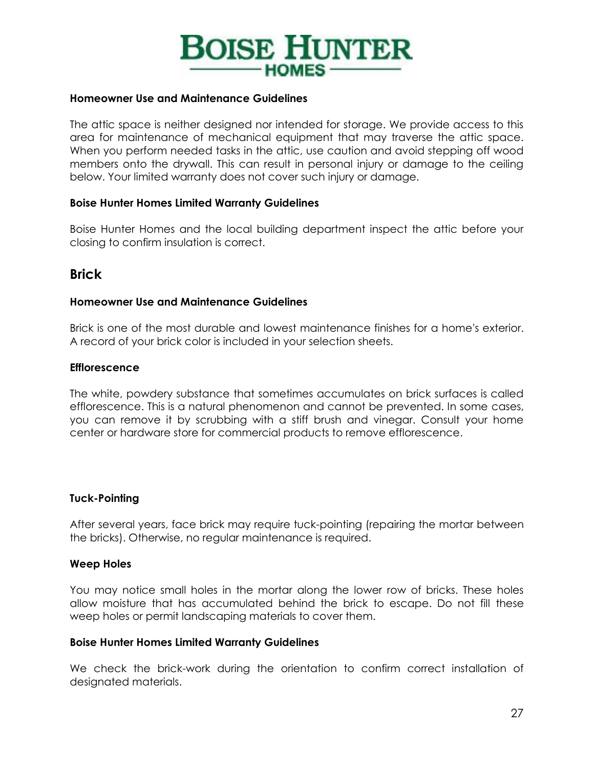**Homeowner Use and Maintenance Guidelines**

The attic space is neither designed nor intended for storage. We provide access to this area for maintenance of mechanical equipment that may traverse the attic space. When you perform needed tasks in the attic, use caution and avoid stepping off wood members onto the drywall. This can result in personal injury or damage to the ceiling below. Your limited warranty does not cover such injury or damage.

**Boise Hunter Homes Limited Warranty Guidelines**

Boise Hunter Homes and the local building department inspect the attic before your closing to confirm insulation is correct.

## Brick

**Homeowner Use and Maintenance Guidelines**

Brick is one of the most durable and lowest maintenance finishes for a home's exterior. A record of your brick color is included in your selection sheets.

**Efflorescence**

The white, powdery substance that sometimes accumulates on brick surfaces is called efflorescence. This is a natural phenomenon and cannot be prevented. In some cases, you can remove it by scrubbing with a stiff brush and vinegar. Consult your home center or hardware store for commercial products to remove efflorescence.

**Tuck-Pointing**

After several years, face brick may require tuck-pointing (repairing the mortar between the bricks). Otherwise, no regular maintenance is required.

**Weep Holes**

You may notice small holes in the mortar along the lower row of bricks. These holes allow moisture that has accumulated behind the brick to escape. Do not fill these weep holes or permit landscaping materials to cover them.

**Boise Hunter Homes Limited Warranty Guidelines**

We check the brick-work during the orientation to confirm correct installation of designated materials.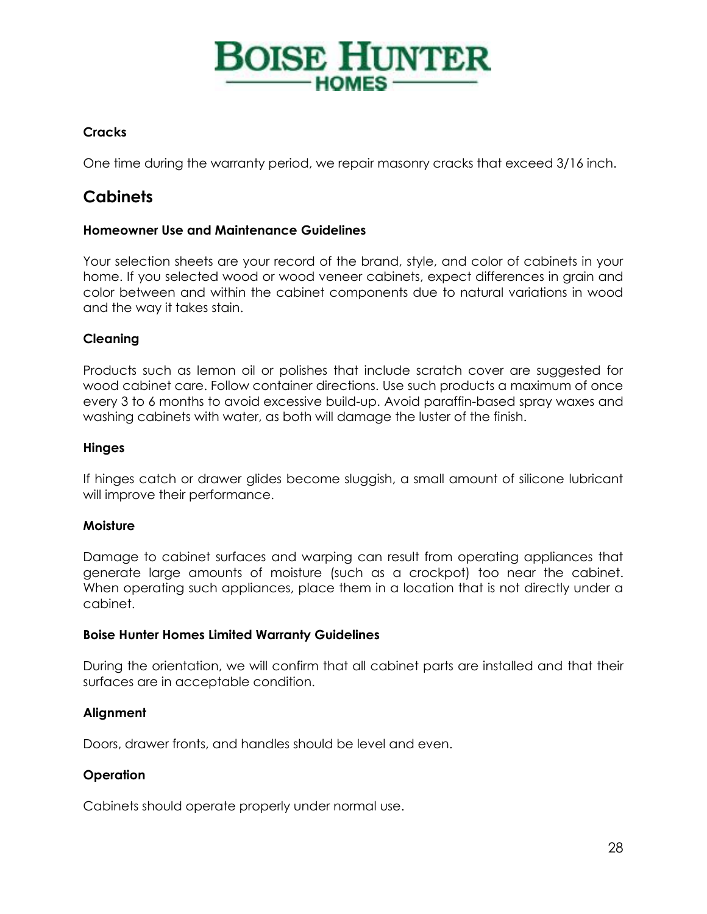#### Cracks

One time during the warranty period, we repair masonry cracks that exceed 3/16 inch.

## Cabinets

#### Homeowner Use and Maintenance Guidelines

Your selection sheets are your record of the brand, style, and color of cabinets in your home. If you selected wood or wood veneer cabinets, expect differences in grain and color between and within the cabinet components due to natural variations in wood and the way it takes stain.

#### Cleaning

Products such as lemon oil or polishes that include scratch cover are suggested for wood cabinet care. Follow container directions. Use such products a maximum of once every 3 to 6 months to avoid excessive build-up. Avoid paraffin-based spray waxes and washing cabinets with water, as both will damage the luster of the finish.

#### Hinges

If hinges catch or drawer glides become sluggish, a small amount of silicone lubricant will improve their performance.

#### Moisture

Damage to cabinet surfaces and warping can result from operating appliances that generate large amounts of moisture (such as a crockpot) too near the cabinet. When operating such appliances, place them in a location that is not directly under a cabinet.

#### Boise Hunter Homes Limited Warranty Guidelines

During the orientation, we will confirm that all cabinet parts are installed and that their surfaces are in acceptable condition.

#### Alignment

Doors, drawer fronts, and handles should be level and even.

#### Operation

Cabinets should operate properly under normal use.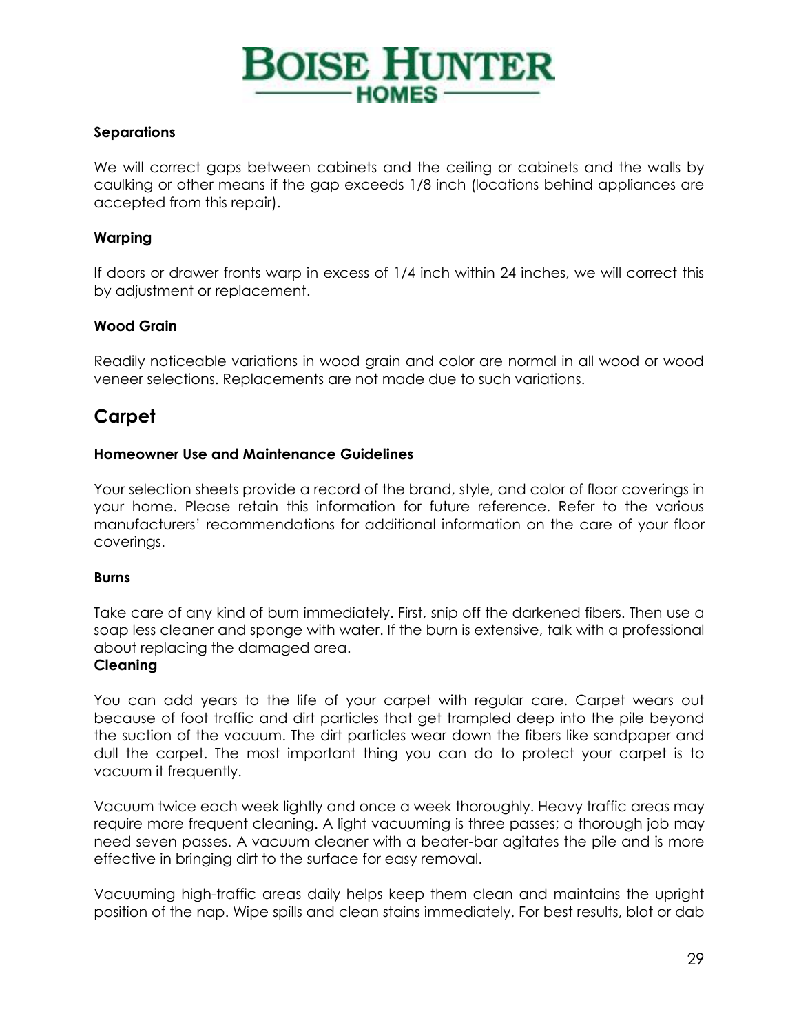#### Separations

We will correct gaps between cabinets and the ceiling or cabinets and the walls by caulking or other means if the gap exceeds 1/8 inch (locations behind appliances are accepted from this repair).

#### Warping

If doors or drawer fronts warp in excess of 1/4 inch within 24 inches, we will correct this by adjustment or replacement.

#### Wood Grain

Readily noticeable variations in wood grain and color are normal in all wood or wood veneer selections. Replacements are not made due to such variations.

## Carpet

#### Homeowner Use and Maintenance Guidelines

Your selection sheets provide a record of the brand, style, and color of floor coverings in your home. Please retain this information for future reference. Refer to the various manufacturers' recommendations for additional information on the care of your floor coverings.

#### Burns

Take care of any kind of burn immediately. First, snip off the darkened fibers. Then use a soap less cleaner and sponge with water. If the burn is extensive, talk with a professional about replacing the damaged area.

#### Cleaning

You can add years to the life of your carpet with regular care. Carpet wears out because of foot traffic and dirt particles that get trampled deep into the pile beyond the suction of the vacuum. The dirt particles wear down the fibers like sandpaper and dull the carpet. The most important thing you can do to protect your carpet is to vacuum it frequently.

Vacuum twice each week lightly and once a week thoroughly. Heavy traffic areas may require more frequent cleaning. A light vacuuming is three passes; a thorough job may need seven passes. A vacuum cleaner with a beater-bar agitates the pile and is more effective in bringing dirt to the surface for easy removal.

Vacuuming high-traffic areas daily helps keep them clean and maintains the upright position of the nap. Wipe spills and clean stains immediately. For best results, blot or dab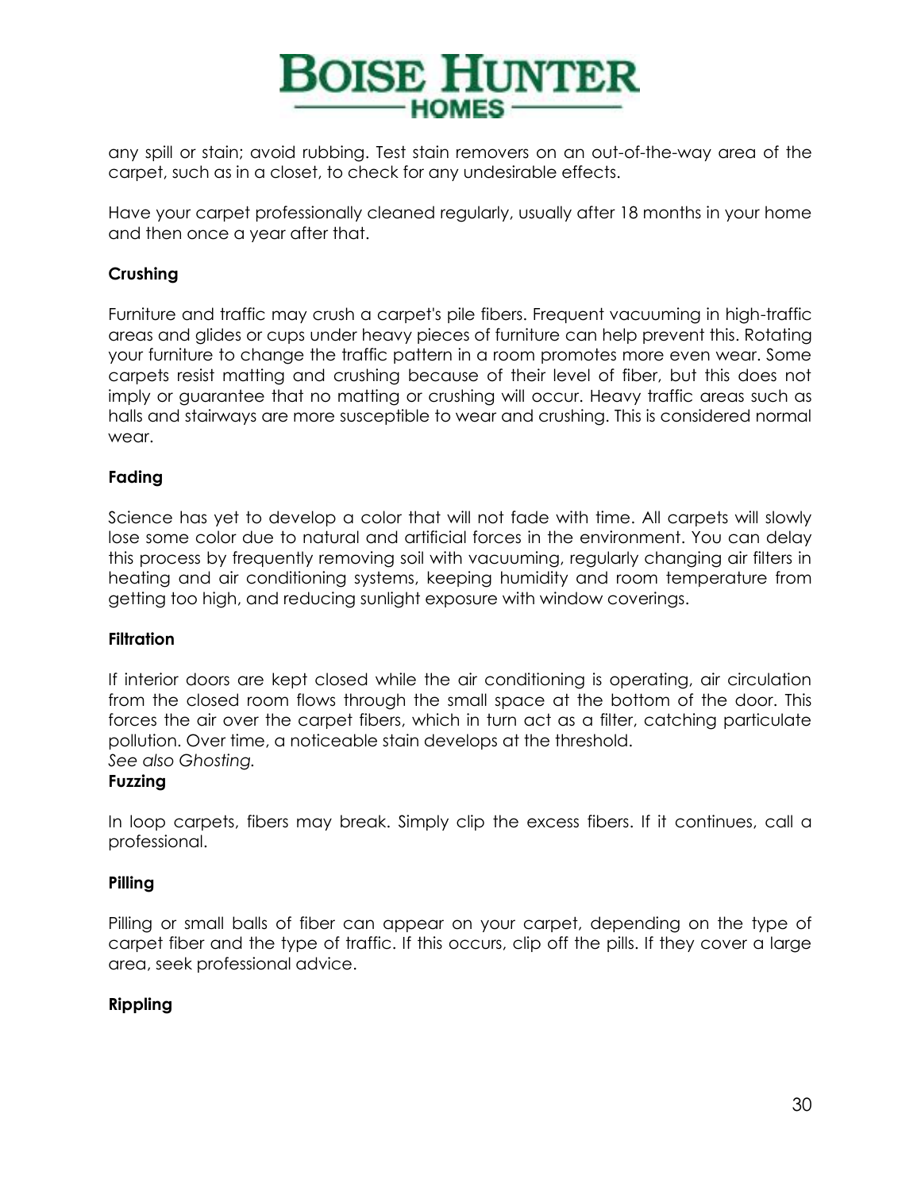any spill or stain; avoid rubbing. Test stain removers on an out-of-the-way area of the carpet, such as in a closet, to check for any undesirable effects.

Have your carpet professionally cleaned regularly, usually after 18 months in your home and then once a year after that.

**Crushing**

Furniture and traffic may crush a carpet's pile fibers. Frequent vacuuming in high-traffic areas and glides or cups under heavy pieces of furniture can help prevent this. Rotating your furniture to change the traffic pattern in a room promotes more even wear. Some carpets resist matting and crushing because of their level of fiber, but this does not imply or guarantee that no matting or crushing will occur. Heavy traffic areas such as halls and stairways are more susceptible to wear and crushing. This is considered normal wear.

**Fading**

Science has yet to develop a color that will not fade with time. All carpets will slowly lose some color due to natural and artificial forces in the environment. You can delay this process by frequently removing soil with vacuuming, regularly changing air filters in heating and air conditioning systems, keeping humidity and room temperature from getting too high, and reducing sunlight exposure with window coverings.

**Filtration**

If interior doors are kept closed while the air conditioning is operating, air circulation from the closed room flows through the small space at the bottom of the door. This forces the air over the carpet fibers, which in turn act as a filter, catching particulate pollution. Over time, a noticeable stain develops at the threshold.
*See also Ghosting.*

**Fuzzing**

In loop carpets, fibers may break. Simply clip the excess fibers. If it continues, call a professional.

**Pilling**

Pilling or small balls of fiber can appear on your carpet, depending on the type of carpet fiber and the type of traffic. If this occurs, clip off the pills. If they cover a large area, seek professional advice.

**Rippling**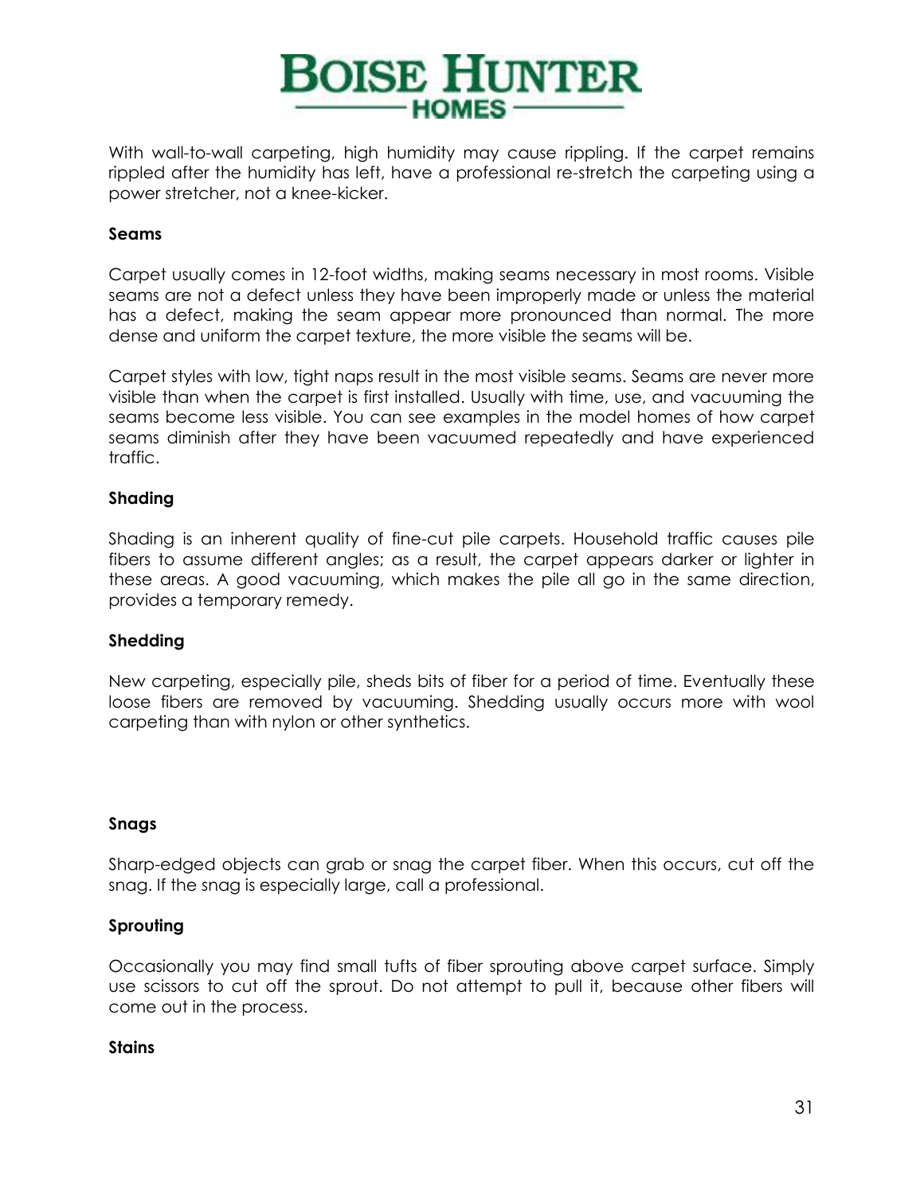With wall-to-wall carpeting, high humidity may cause rippling. If the carpet remains rippled after the humidity has left, have a professional re-stretch the carpeting using a power stretcher, not a knee-kicker.

**Seams**

Carpet usually comes in 12-foot widths, making seams necessary in most rooms. Visible seams are not a defect unless they have been improperly made or unless the material has a defect, making the seam appear more pronounced than normal. The more dense and uniform the carpet texture, the more visible the seams will be.

Carpet styles with low, tight naps result in the most visible seams. Seams are never more visible than when the carpet is first installed. Usually with time, use, and vacuuming the seams become less visible. You can see examples in the model homes of how carpet seams diminish after they have been vacuumed repeatedly and have experienced traffic.

**Shading**

Shading is an inherent quality of fine-cut pile carpets. Household traffic causes pile fibers to assume different angles; as a result, the carpet appears darker or lighter in these areas. A good vacuuming, which makes the pile all go in the same direction, provides a temporary remedy.

**Shedding**

New carpeting, especially pile, sheds bits of fiber for a period of time. Eventually these loose fibers are removed by vacuuming. Shedding usually occurs more with wool carpeting than with nylon or other synthetics.

**Snags**

Sharp-edged objects can grab or snag the carpet fiber. When this occurs, cut off the snag. If the snag is especially large, call a professional.

**Sprouting**

Occasionally you may find small tufts of fiber sprouting above carpet surface. Simply use scissors to cut off the sprout. Do not attempt to pull it, because other fibers will come out in the process.

**Stains**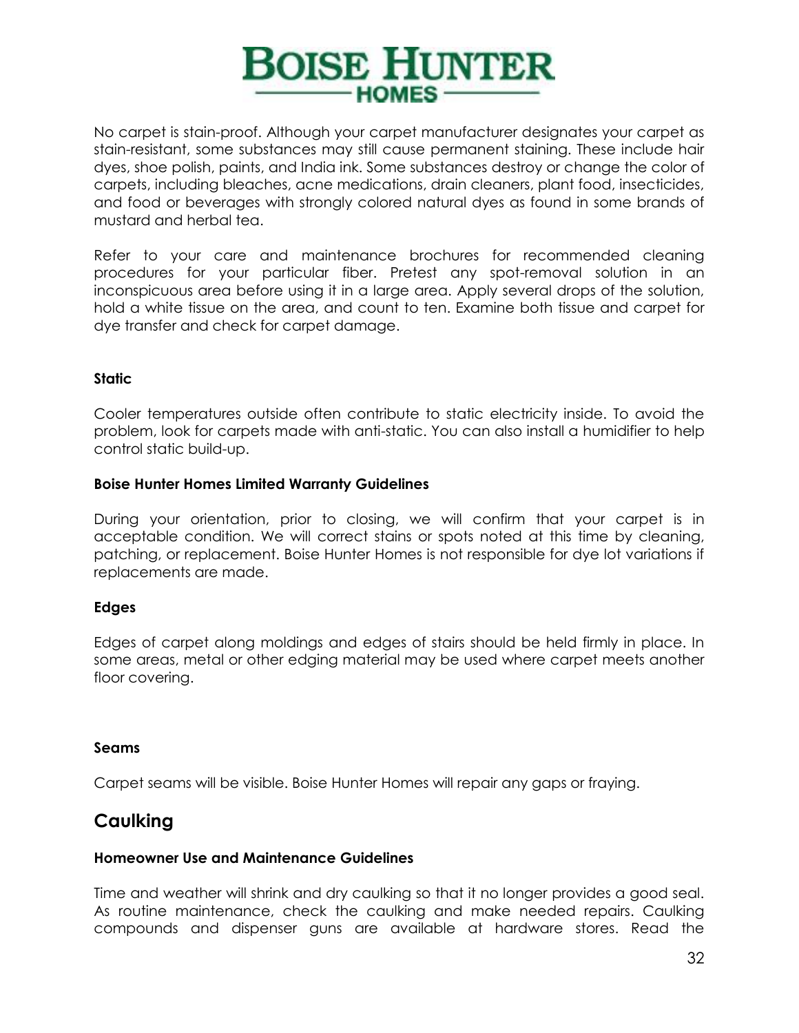No carpet is stain-proof. Although your carpet manufacturer designates your carpet as stain-resistant, some substances may still cause permanent staining. These include hair dyes, shoe polish, paints, and India ink. Some substances destroy or change the color of carpets, including bleaches, acne medications, drain cleaners, plant food, insecticides, and food or beverages with strongly colored natural dyes as found in some brands of mustard and herbal tea.

Refer to your care and maintenance brochures for recommended cleaning procedures for your particular fiber. Pretest any spot-removal solution in an inconspicuous area before using it in a large area. Apply several drops of the solution, hold a white tissue on the area, and count to ten. Examine both tissue and carpet for dye transfer and check for carpet damage.

**Static**

Cooler temperatures outside often contribute to static electricity inside. To avoid the problem, look for carpets made with anti-static. You can also install a humidifier to help control static build-up.

**Boise Hunter Homes Limited Warranty Guidelines**

During your orientation, prior to closing, we will confirm that your carpet is in acceptable condition. We will correct stains or spots noted at this time by cleaning, patching, or replacement. Boise Hunter Homes is not responsible for dye lot variations if replacements are made.

**Edges**

Edges of carpet along moldings and edges of stairs should be held firmly in place. In some areas, metal or other edging material may be used where carpet meets another floor covering.

**Seams**

Carpet seams will be visible. Boise Hunter Homes will repair any gaps or fraying.

## Caulking

**Homeowner Use and Maintenance Guidelines**

Time and weather will shrink and dry caulking so that it no longer provides a good seal. As routine maintenance, check the caulking and make needed repairs. Caulking compounds and dispenser guns are available at hardware stores. Read the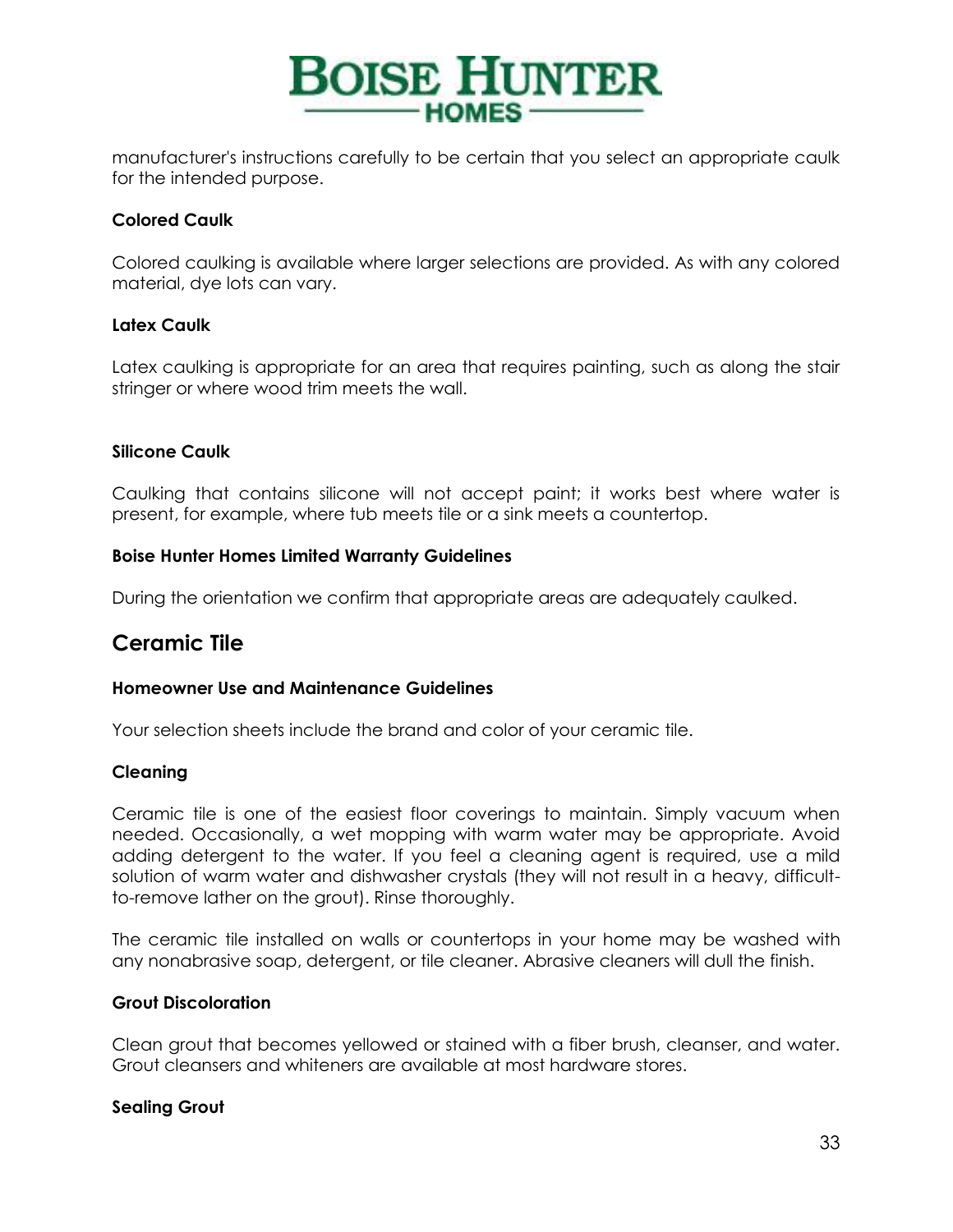manufacturer's instructions carefully to be certain that you select an appropriate caulk for the intended purpose.

### Colored Caulk

Colored caulking is available where larger selections are provided. As with any colored material, dye lots can vary.

### Latex Caulk

Latex caulking is appropriate for an area that requires painting, such as along the stair stringer or where wood trim meets the wall.

### Silicone Caulk

Caulking that contains silicone will not accept paint; it works best where water is present, for example, where tub meets tile or a sink meets a countertop.

### Boise Hunter Homes Limited Warranty Guidelines

During the orientation we confirm that appropriate areas are adequately caulked.

## Ceramic Tile

### Homeowner Use and Maintenance Guidelines

Your selection sheets include the brand and color of your ceramic tile.

### Cleaning

Ceramic tile is one of the easiest floor coverings to maintain. Simply vacuum when needed. Occasionally, a wet mopping with warm water may be appropriate. Avoid adding detergent to the water. If you feel a cleaning agent is required, use a mild solution of warm water and dishwasher crystals (they will not result in a heavy, difficult-to-remove lather on the grout). Rinse thoroughly.

The ceramic tile installed on walls or countertops in your home may be washed with any nonabrasive soap, detergent, or tile cleaner. Abrasive cleaners will dull the finish.

### Grout Discoloration

Clean grout that becomes yellowed or stained with a fiber brush, cleanser, and water. Grout cleansers and whiteners are available at most hardware stores.

### Sealing Grout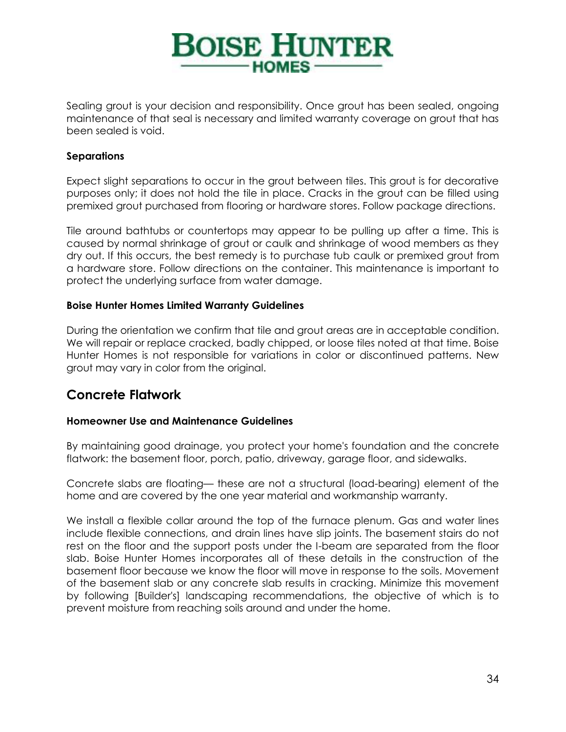Sealing grout is your decision and responsibility. Once grout has been sealed, ongoing maintenance of that seal is necessary and limited warranty coverage on grout that has been sealed is void.

### Separations

Expect slight separations to occur in the grout between tiles. This grout is for decorative purposes only; it does not hold the tile in place. Cracks in the grout can be filled using premixed grout purchased from flooring or hardware stores. Follow package directions.

Tile around bathtubs or countertops may appear to be pulling up after a time. This is caused by normal shrinkage of grout or caulk and shrinkage of wood members as they dry out. If this occurs, the best remedy is to purchase tub caulk or premixed grout from a hardware store. Follow directions on the container. This maintenance is important to protect the underlying surface from water damage.

### Boise Hunter Homes Limited Warranty Guidelines

During the orientation we confirm that tile and grout areas are in acceptable condition. We will repair or replace cracked, badly chipped, or loose tiles noted at that time. Boise Hunter Homes is not responsible for variations in color or discontinued patterns. New grout may vary in color from the original.

## Concrete Flatwork

### Homeowner Use and Maintenance Guidelines

By maintaining good drainage, you protect your home's foundation and the concrete flatwork: the basement floor, porch, patio, driveway, garage floor, and sidewalks.

Concrete slabs are floating— these are not a structural (load-bearing) element of the home and are covered by the one year material and workmanship warranty.

We install a flexible collar around the top of the furnace plenum. Gas and water lines include flexible connections, and drain lines have slip joints. The basement stairs do not rest on the floor and the support posts under the I-beam are separated from the floor slab. Boise Hunter Homes incorporates all of these details in the construction of the basement floor because we know the floor will move in response to the soils. Movement of the basement slab or any concrete slab results in cracking. Minimize this movement by following [Builder's] landscaping recommendations, the objective of which is to prevent moisture from reaching soils around and under the home.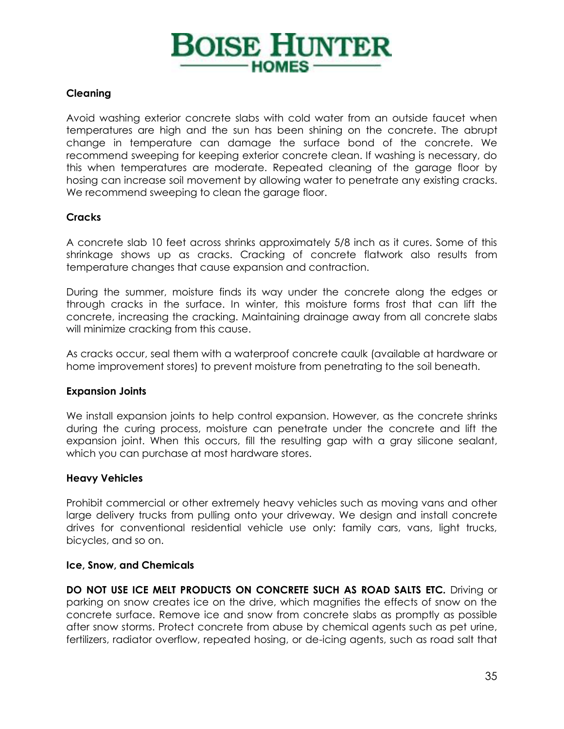### Cleaning

Avoid washing exterior concrete slabs with cold water from an outside faucet when temperatures are high and the sun has been shining on the concrete. The abrupt change in temperature can damage the surface bond of the concrete. We recommend sweeping for keeping exterior concrete clean. If washing is necessary, do this when temperatures are moderate. Repeated cleaning of the garage floor by hosing can increase soil movement by allowing water to penetrate any existing cracks. We recommend sweeping to clean the garage floor.

### Cracks

A concrete slab 10 feet across shrinks approximately 5/8 inch as it cures. Some of this shrinkage shows up as cracks. Cracking of concrete flatwork also results from temperature changes that cause expansion and contraction.

During the summer, moisture finds its way under the concrete along the edges or through cracks in the surface. In winter, this moisture forms frost that can lift the concrete, increasing the cracking. Maintaining drainage away from all concrete slabs will minimize cracking from this cause.

As cracks occur, seal them with a waterproof concrete caulk (available at hardware or home improvement stores) to prevent moisture from penetrating to the soil beneath.

### Expansion Joints

We install expansion joints to help control expansion. However, as the concrete shrinks during the curing process, moisture can penetrate under the concrete and lift the expansion joint. When this occurs, fill the resulting gap with a gray silicone sealant, which you can purchase at most hardware stores.

### Heavy Vehicles

Prohibit commercial or other extremely heavy vehicles such as moving vans and other large delivery trucks from pulling onto your driveway. We design and install concrete drives for conventional residential vehicle use only: family cars, vans, light trucks, bicycles, and so on.

### Ice, Snow, and Chemicals

**DO NOT USE ICE MELT PRODUCTS ON CONCRETE SUCH AS ROAD SALTS ETC.** Driving or parking on snow creates ice on the drive, which magnifies the effects of snow on the concrete surface. Remove ice and snow from concrete slabs as promptly as possible after snow storms. Protect concrete from abuse by chemical agents such as pet urine, fertilizers, radiator overflow, repeated hosing, or de-icing agents, such as road salt that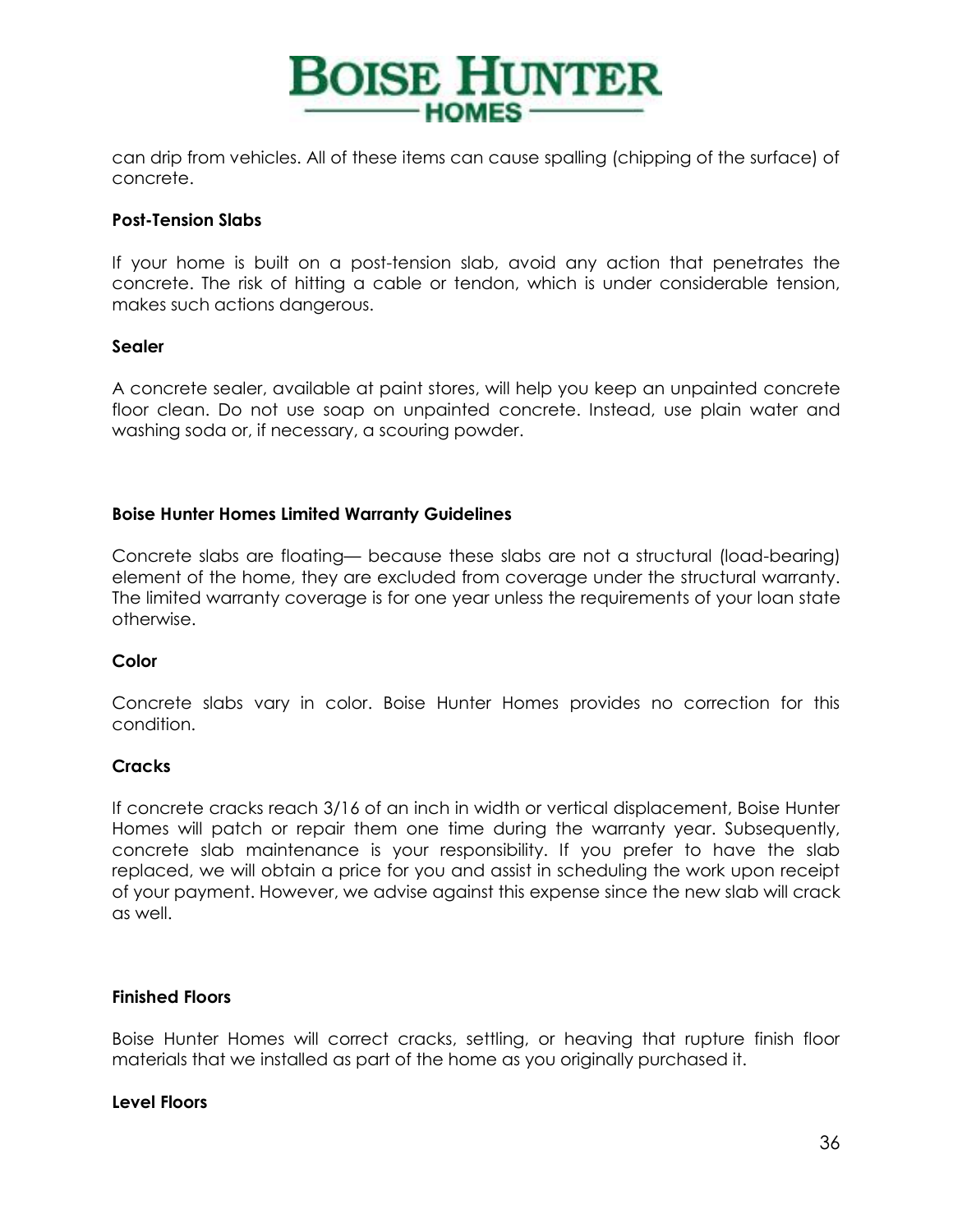can drip from vehicles. All of these items can cause spalling (chipping of the surface) of concrete.

**Post-Tension Slabs**

If your home is built on a post-tension slab, avoid any action that penetrates the concrete. The risk of hitting a cable or tendon, which is under considerable tension, makes such actions dangerous.

**Sealer**

A concrete sealer, available at paint stores, will help you keep an unpainted concrete floor clean. Do not use soap on unpainted concrete. Instead, use plain water and washing soda or, if necessary, a scouring powder.

**Boise Hunter Homes Limited Warranty Guidelines**

Concrete slabs are floating— because these slabs are not a structural (load-bearing) element of the home, they are excluded from coverage under the structural warranty. The limited warranty coverage is for one year unless the requirements of your loan state otherwise.

**Color**

Concrete slabs vary in color. Boise Hunter Homes provides no correction for this condition.

**Cracks**

If concrete cracks reach 3/16 of an inch in width or vertical displacement, Boise Hunter Homes will patch or repair them one time during the warranty year. Subsequently, concrete slab maintenance is your responsibility. If you prefer to have the slab replaced, we will obtain a price for you and assist in scheduling the work upon receipt of your payment. However, we advise against this expense since the new slab will crack as well.

**Finished Floors**

Boise Hunter Homes will correct cracks, settling, or heaving that rupture finish floor materials that we installed as part of the home as you originally purchased it.

**Level Floors**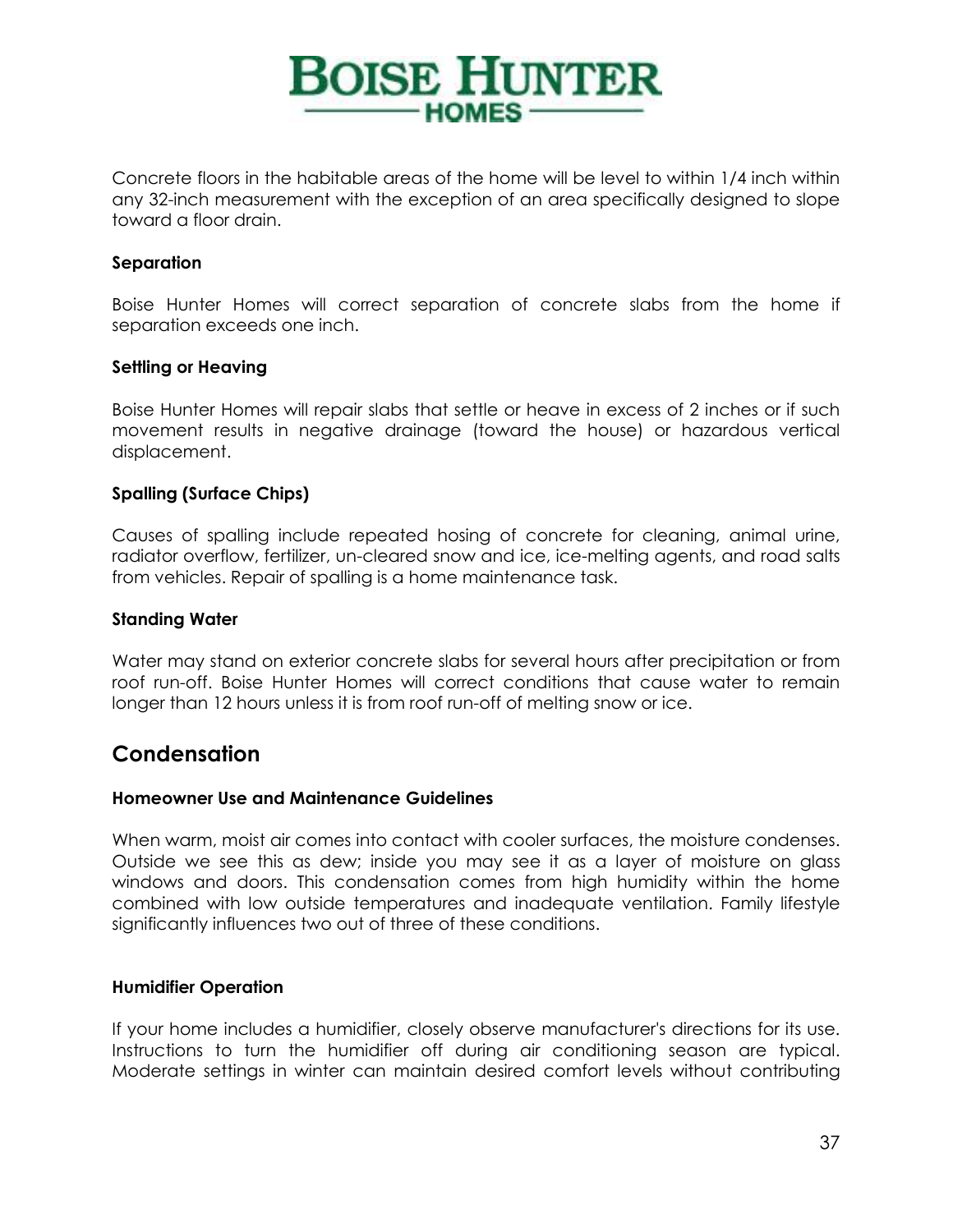Concrete floors in the habitable areas of the home will be level to within 1/4 inch within any 32-inch measurement with the exception of an area specifically designed to slope toward a floor drain.

#### Separation

Boise Hunter Homes will correct separation of concrete slabs from the home if separation exceeds one inch.

#### Settling or Heaving

Boise Hunter Homes will repair slabs that settle or heave in excess of 2 inches or if such movement results in negative drainage (toward the house) or hazardous vertical displacement.

#### Spalling (Surface Chips)

Causes of spalling include repeated hosing of concrete for cleaning, animal urine, radiator overflow, fertilizer, un-cleared snow and ice, ice-melting agents, and road salts from vehicles. Repair of spalling is a home maintenance task.

#### Standing Water

Water may stand on exterior concrete slabs for several hours after precipitation or from roof run-off. Boise Hunter Homes will correct conditions that cause water to remain longer than 12 hours unless it is from roof run-off of melting snow or ice.

## Condensation

#### Homeowner Use and Maintenance Guidelines

When warm, moist air comes into contact with cooler surfaces, the moisture condenses. Outside we see this as dew; inside you may see it as a layer of moisture on glass windows and doors. This condensation comes from high humidity within the home combined with low outside temperatures and inadequate ventilation. Family lifestyle significantly influences two out of three of these conditions.

#### Humidifier Operation

If your home includes a humidifier, closely observe manufacturer's directions for its use. Instructions to turn the humidifier off during air conditioning season are typical. Moderate settings in winter can maintain desired comfort levels without contributing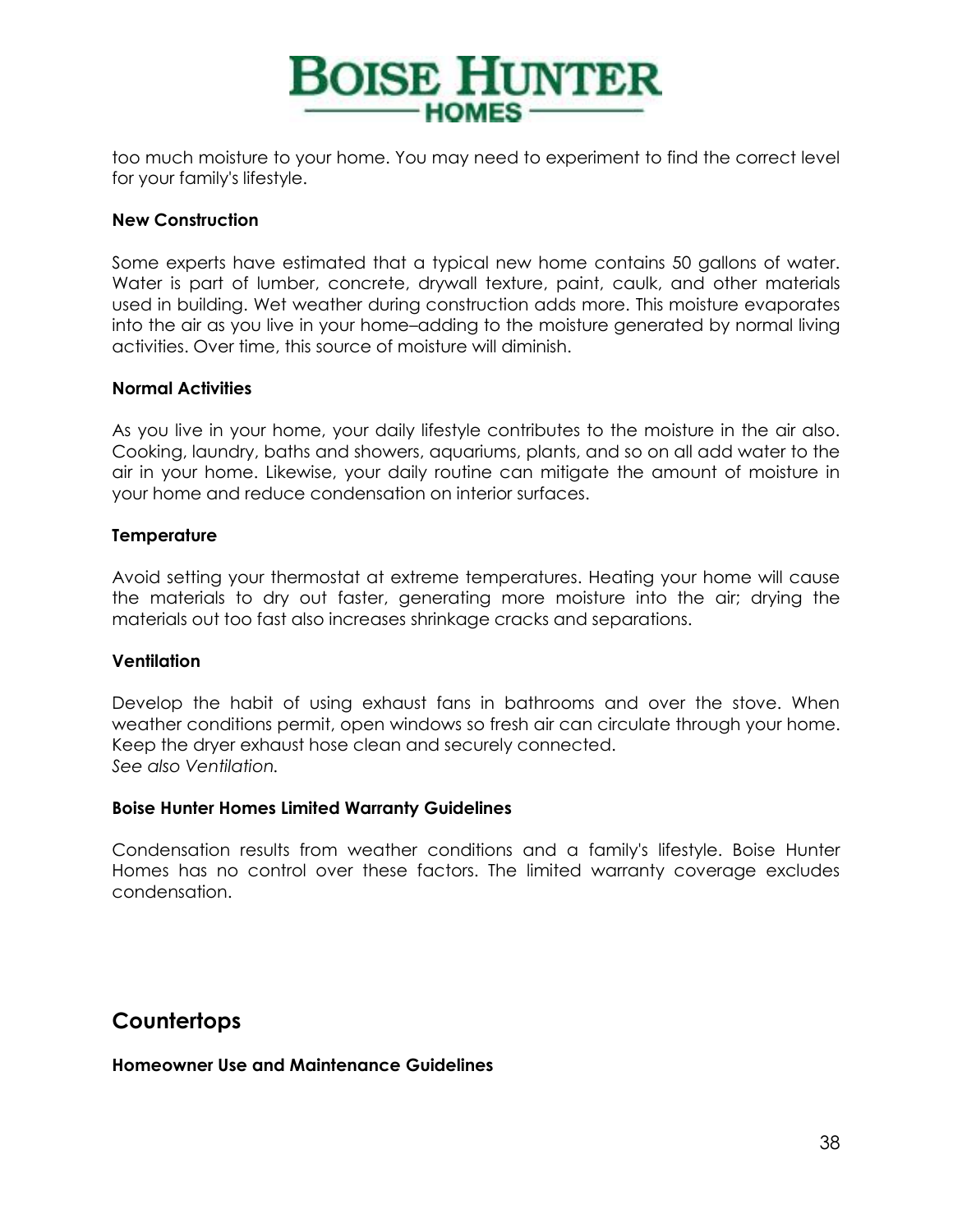too much moisture to your home. You may need to experiment to find the correct level for your family's lifestyle.

**New Construction**

Some experts have estimated that a typical new home contains 50 gallons of water. Water is part of lumber, concrete, drywall texture, paint, caulk, and other materials used in building. Wet weather during construction adds more. This moisture evaporates into the air as you live in your home–adding to the moisture generated by normal living activities. Over time, this source of moisture will diminish.

**Normal Activities**

As you live in your home, your daily lifestyle contributes to the moisture in the air also. Cooking, laundry, baths and showers, aquariums, plants, and so on all add water to the air in your home. Likewise, your daily routine can mitigate the amount of moisture in your home and reduce condensation on interior surfaces.

**Temperature**

Avoid setting your thermostat at extreme temperatures. Heating your home will cause the materials to dry out faster, generating more moisture into the air; drying the materials out too fast also increases shrinkage cracks and separations.

**Ventilation**

Develop the habit of using exhaust fans in bathrooms and over the stove. When weather conditions permit, open windows so fresh air can circulate through your home. Keep the dryer exhaust hose clean and securely connected.
*See also Ventilation.*

**Boise Hunter Homes Limited Warranty Guidelines**

Condensation results from weather conditions and a family's lifestyle. Boise Hunter Homes has no control over these factors. The limited warranty coverage excludes condensation.

## Countertops

**Homeowner Use and Maintenance Guidelines**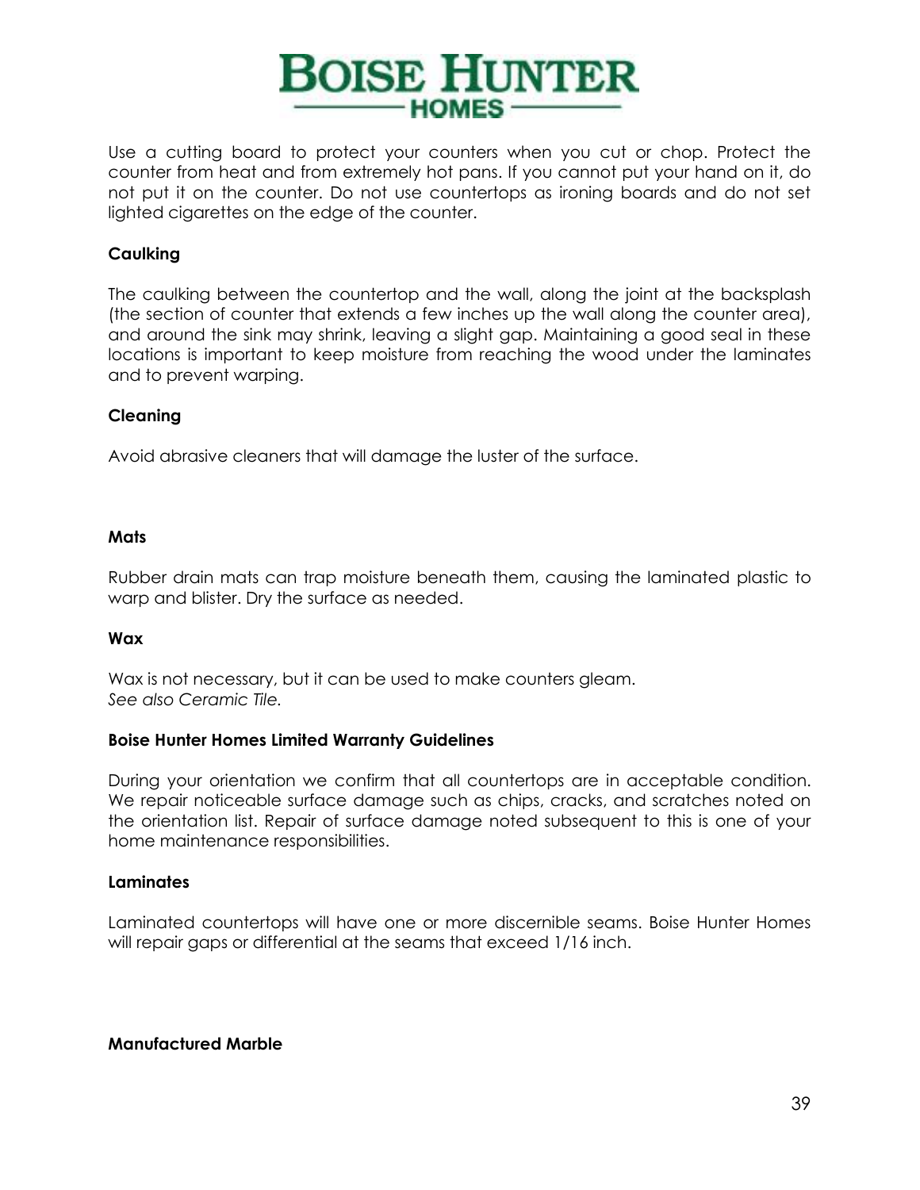Use a cutting board to protect your counters when you cut or chop. Protect the counter from heat and from extremely hot pans. If you cannot put your hand on it, do not put it on the counter. Do not use countertops as ironing boards and do not set lighted cigarettes on the edge of the counter.

### Caulking

The caulking between the countertop and the wall, along the joint at the backsplash (the section of counter that extends a few inches up the wall along the counter area), and around the sink may shrink, leaving a slight gap. Maintaining a good seal in these locations is important to keep moisture from reaching the wood under the laminates and to prevent warping.

### Cleaning

Avoid abrasive cleaners that will damage the luster of the surface.

### Mats

Rubber drain mats can trap moisture beneath them, causing the laminated plastic to warp and blister. Dry the surface as needed.

### Wax

Wax is not necessary, but it can be used to make counters gleam.
*See also Ceramic Tile.*

### Boise Hunter Homes Limited Warranty Guidelines

During your orientation we confirm that all countertops are in acceptable condition. We repair noticeable surface damage such as chips, cracks, and scratches noted on the orientation list. Repair of surface damage noted subsequent to this is one of your home maintenance responsibilities.

### Laminates

Laminated countertops will have one or more discernible seams. Boise Hunter Homes will repair gaps or differential at the seams that exceed 1/16 inch.

### Manufactured Marble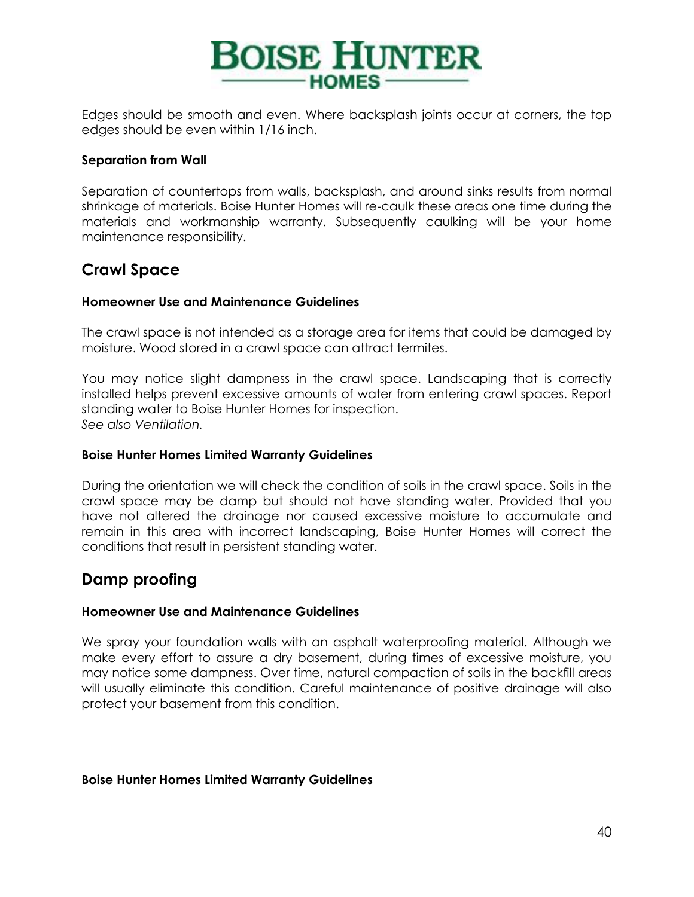Edges should be smooth and even. Where backsplash joints occur at corners, the top edges should be even within 1/16 inch.

#### Separation from Wall

Separation of countertops from walls, backsplash, and around sinks results from normal shrinkage of materials. Boise Hunter Homes will re-caulk these areas one time during the materials and workmanship warranty. Subsequently caulking will be your home maintenance responsibility.

## Crawl Space

#### Homeowner Use and Maintenance Guidelines

The crawl space is not intended as a storage area for items that could be damaged by moisture. Wood stored in a crawl space can attract termites.

You may notice slight dampness in the crawl space. Landscaping that is correctly installed helps prevent excessive amounts of water from entering crawl spaces. Report standing water to Boise Hunter Homes for inspection.
*See also Ventilation.*

#### Boise Hunter Homes Limited Warranty Guidelines

During the orientation we will check the condition of soils in the crawl space. Soils in the crawl space may be damp but should not have standing water. Provided that you have not altered the drainage nor caused excessive moisture to accumulate and remain in this area with incorrect landscaping, Boise Hunter Homes will correct the conditions that result in persistent standing water.

## Damp proofing

#### Homeowner Use and Maintenance Guidelines

We spray your foundation walls with an asphalt waterproofing material. Although we make every effort to assure a dry basement, during times of excessive moisture, you may notice some dampness. Over time, natural compaction of soils in the backfill areas will usually eliminate this condition. Careful maintenance of positive drainage will also protect your basement from this condition.

#### Boise Hunter Homes Limited Warranty Guidelines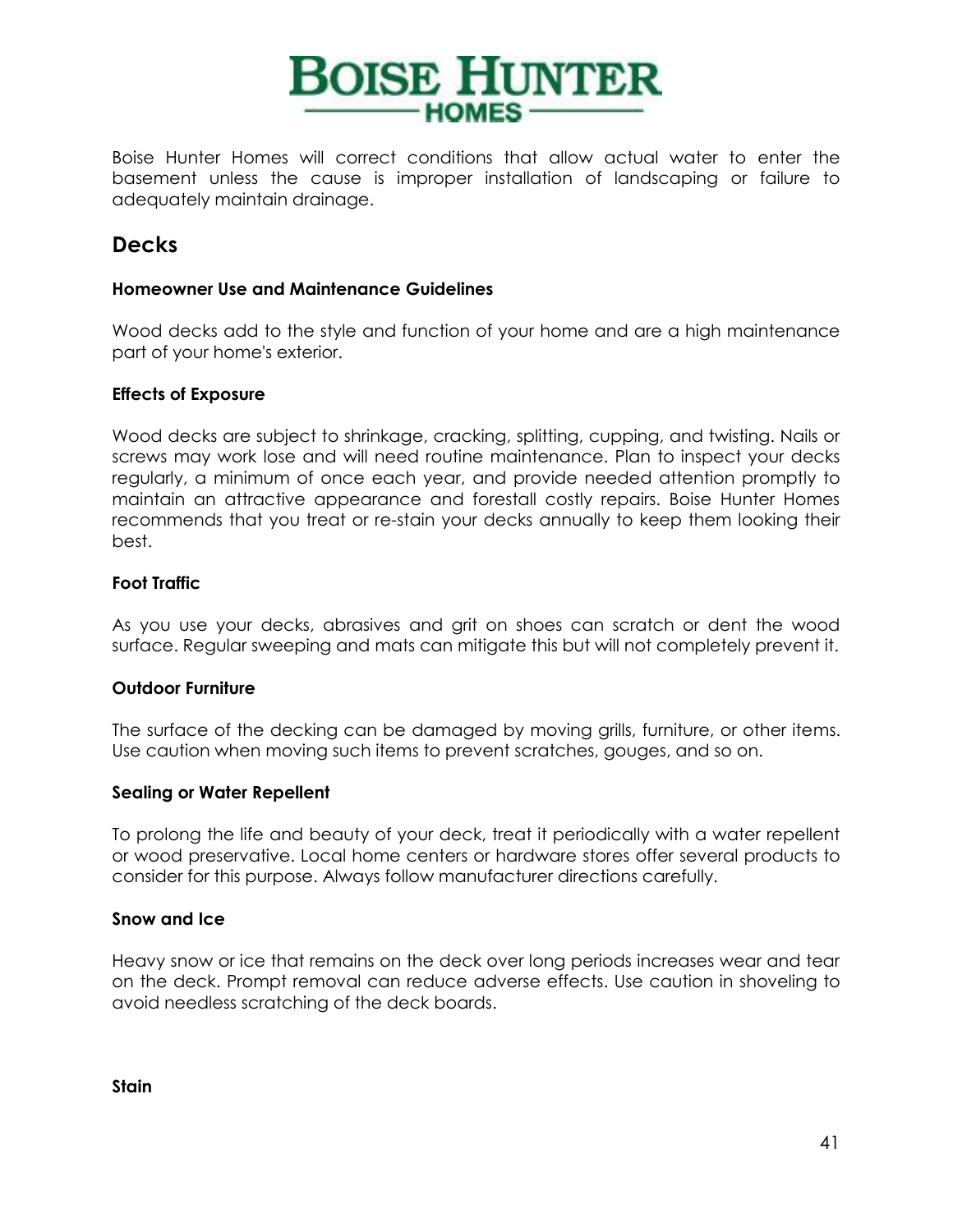Boise Hunter Homes will correct conditions that allow actual water to enter the basement unless the cause is improper installation of landscaping or failure to adequately maintain drainage.

## Decks

### Homeowner Use and Maintenance Guidelines

Wood decks add to the style and function of your home and are a high maintenance part of your home's exterior.

### Effects of Exposure

Wood decks are subject to shrinkage, cracking, splitting, cupping, and twisting. Nails or screws may work lose and will need routine maintenance. Plan to inspect your decks regularly, a minimum of once each year, and provide needed attention promptly to maintain an attractive appearance and forestall costly repairs. Boise Hunter Homes recommends that you treat or re-stain your decks annually to keep them looking their best.

### Foot Traffic

As you use your decks, abrasives and grit on shoes can scratch or dent the wood surface. Regular sweeping and mats can mitigate this but will not completely prevent it.

### Outdoor Furniture

The surface of the decking can be damaged by moving grills, furniture, or other items. Use caution when moving such items to prevent scratches, gouges, and so on.

### Sealing or Water Repellent

To prolong the life and beauty of your deck, treat it periodically with a water repellent or wood preservative. Local home centers or hardware stores offer several products to consider for this purpose. Always follow manufacturer directions carefully.

### Snow and Ice

Heavy snow or ice that remains on the deck over long periods increases wear and tear on the deck. Prompt removal can reduce adverse effects. Use caution in shoveling to avoid needless scratching of the deck boards.

### Stain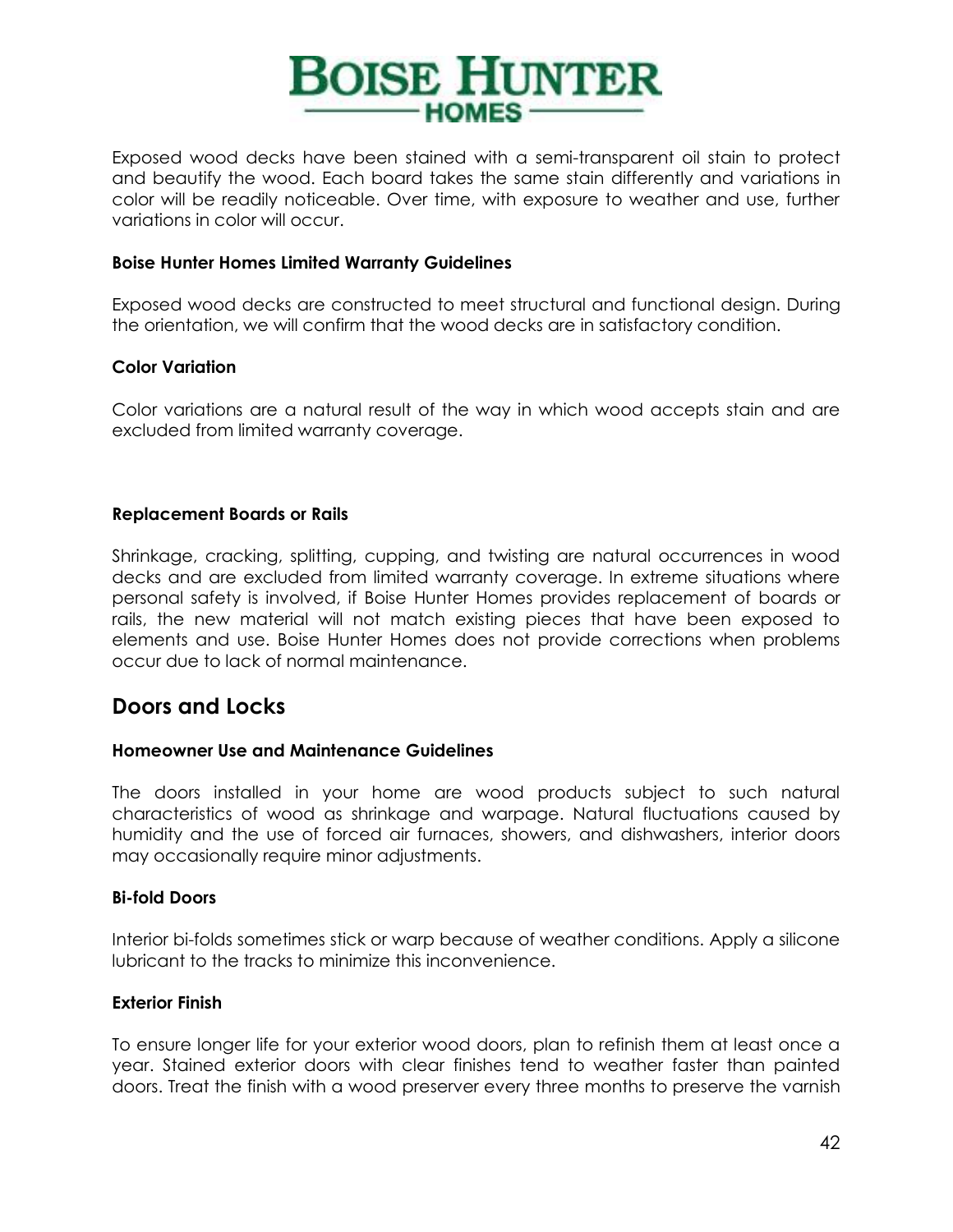Exposed wood decks have been stained with a semi-transparent oil stain to protect and beautify the wood. Each board takes the same stain differently and variations in color will be readily noticeable. Over time, with exposure to weather and use, further variations in color will occur.

**Boise Hunter Homes Limited Warranty Guidelines**

Exposed wood decks are constructed to meet structural and functional design. During the orientation, we will confirm that the wood decks are in satisfactory condition.

**Color Variation**

Color variations are a natural result of the way in which wood accepts stain and are excluded from limited warranty coverage.

**Replacement Boards or Rails**

Shrinkage, cracking, splitting, cupping, and twisting are natural occurrences in wood decks and are excluded from limited warranty coverage. In extreme situations where personal safety is involved, if Boise Hunter Homes provides replacement of boards or rails, the new material will not match existing pieces that have been exposed to elements and use. Boise Hunter Homes does not provide corrections when problems occur due to lack of normal maintenance.

## Doors and Locks

**Homeowner Use and Maintenance Guidelines**

The doors installed in your home are wood products subject to such natural characteristics of wood as shrinkage and warpage. Natural fluctuations caused by humidity and the use of forced air furnaces, showers, and dishwashers, interior doors may occasionally require minor adjustments.

**Bi-fold Doors**

Interior bi-folds sometimes stick or warp because of weather conditions. Apply a silicone lubricant to the tracks to minimize this inconvenience.

**Exterior Finish**

To ensure longer life for your exterior wood doors, plan to refinish them at least once a year. Stained exterior doors with clear finishes tend to weather faster than painted doors. Treat the finish with a wood preserver every three months to preserve the varnish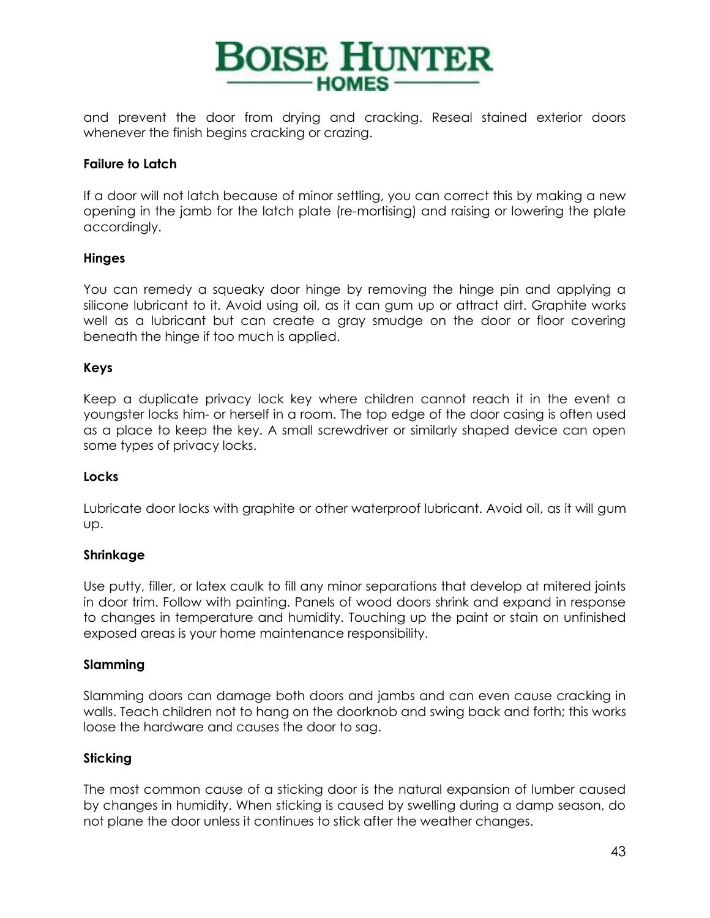and prevent the door from drying and cracking. Reseal stained exterior doors whenever the finish begins cracking or crazing.

**Failure to Latch**

If a door will not latch because of minor settling, you can correct this by making a new opening in the jamb for the latch plate (re-mortising) and raising or lowering the plate accordingly.

**Hinges**

You can remedy a squeaky door hinge by removing the hinge pin and applying a silicone lubricant to it. Avoid using oil, as it can gum up or attract dirt. Graphite works well as a lubricant but can create a gray smudge on the door or floor covering beneath the hinge if too much is applied.

**Keys**

Keep a duplicate privacy lock key where children cannot reach it in the event a youngster locks him- or herself in a room. The top edge of the door casing is often used as a place to keep the key. A small screwdriver or similarly shaped device can open some types of privacy locks.

**Locks**

Lubricate door locks with graphite or other waterproof lubricant. Avoid oil, as it will gum up.

**Shrinkage**

Use putty, filler, or latex caulk to fill any minor separations that develop at mitered joints in door trim. Follow with painting. Panels of wood doors shrink and expand in response to changes in temperature and humidity. Touching up the paint or stain on unfinished exposed areas is your home maintenance responsibility.

**Slamming**

Slamming doors can damage both doors and jambs and can even cause cracking in walls. Teach children not to hang on the doorknob and swing back and forth; this works loose the hardware and causes the door to sag.

**Sticking**

The most common cause of a sticking door is the natural expansion of lumber caused by changes in humidity. When sticking is caused by swelling during a damp season, do not plane the door unless it continues to stick after the weather changes.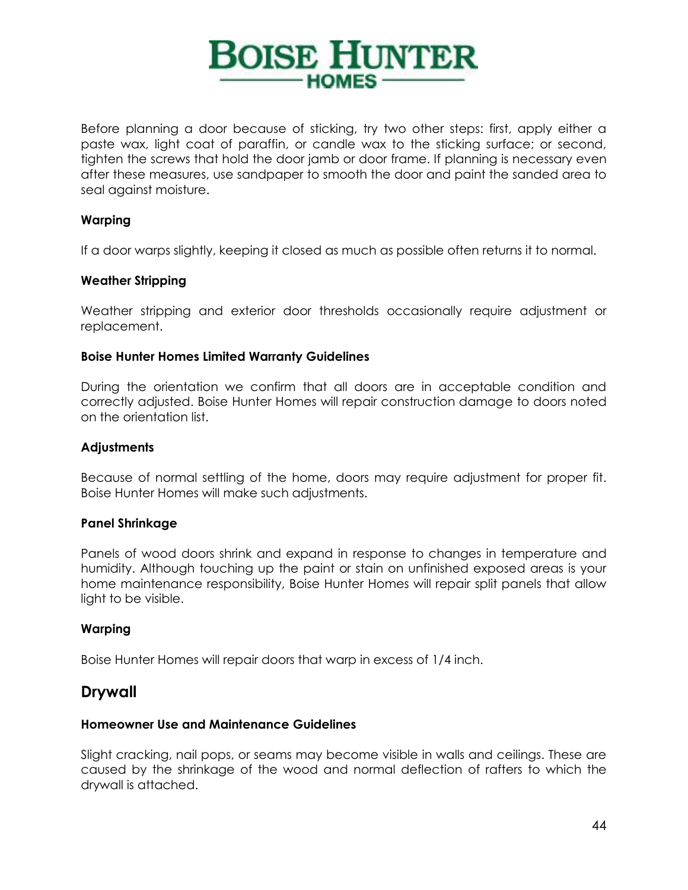Before planning a door because of sticking, try two other steps: first, apply either a paste wax, light coat of paraffin, or candle wax to the sticking surface; or second, tighten the screws that hold the door jamb or door frame. If planning is necessary even after these measures, use sandpaper to smooth the door and paint the sanded area to seal against moisture.

#### Warping

If a door warps slightly, keeping it closed as much as possible often returns it to normal.

#### Weather Stripping

Weather stripping and exterior door thresholds occasionally require adjustment or replacement.

#### Boise Hunter Homes Limited Warranty Guidelines

During the orientation we confirm that all doors are in acceptable condition and correctly adjusted. Boise Hunter Homes will repair construction damage to doors noted on the orientation list.

#### Adjustments

Because of normal settling of the home, doors may require adjustment for proper fit. Boise Hunter Homes will make such adjustments.

#### Panel Shrinkage

Panels of wood doors shrink and expand in response to changes in temperature and humidity. Although touching up the paint or stain on unfinished exposed areas is your home maintenance responsibility, Boise Hunter Homes will repair split panels that allow light to be visible.

#### Warping

Boise Hunter Homes will repair doors that warp in excess of 1/4 inch.

## Drywall

#### Homeowner Use and Maintenance Guidelines

Slight cracking, nail pops, or seams may become visible in walls and ceilings. These are caused by the shrinkage of the wood and normal deflection of rafters to which the drywall is attached.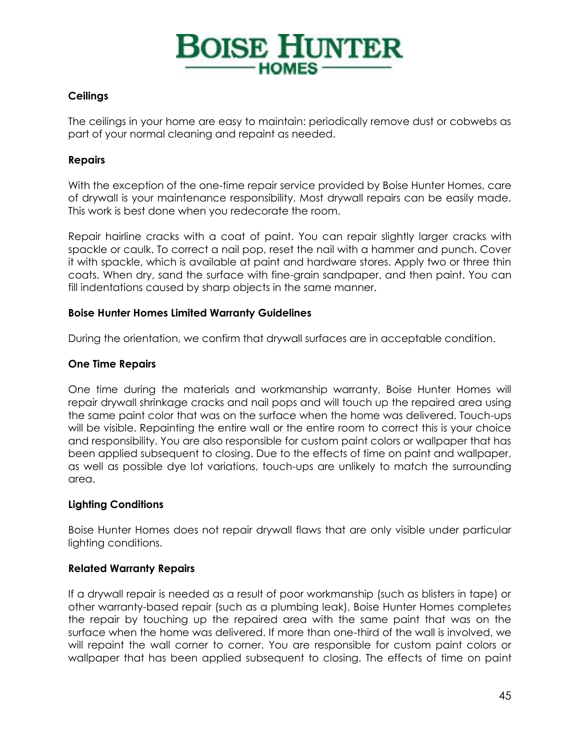## Ceilings

The ceilings in your home are easy to maintain: periodically remove dust or cobwebs as part of your normal cleaning and repaint as needed.

## Repairs

With the exception of the one-time repair service provided by Boise Hunter Homes, care of drywall is your maintenance responsibility. Most drywall repairs can be easily made. This work is best done when you redecorate the room.

Repair hairline cracks with a coat of paint. You can repair slightly larger cracks with spackle or caulk. To correct a nail pop, reset the nail with a hammer and punch. Cover it with spackle, which is available at paint and hardware stores. Apply two or three thin coats. When dry, sand the surface with fine-grain sandpaper, and then paint. You can fill indentations caused by sharp objects in the same manner.

## Boise Hunter Homes Limited Warranty Guidelines

During the orientation, we confirm that drywall surfaces are in acceptable condition.

## One Time Repairs

One time during the materials and workmanship warranty, Boise Hunter Homes will repair drywall shrinkage cracks and nail pops and will touch up the repaired area using the same paint color that was on the surface when the home was delivered. Touch-ups will be visible. Repainting the entire wall or the entire room to correct this is your choice and responsibility. You are also responsible for custom paint colors or wallpaper that has been applied subsequent to closing. Due to the effects of time on paint and wallpaper, as well as possible dye lot variations, touch-ups are unlikely to match the surrounding area.

## Lighting Conditions

Boise Hunter Homes does not repair drywall flaws that are only visible under particular lighting conditions.

## Related Warranty Repairs

If a drywall repair is needed as a result of poor workmanship (such as blisters in tape) or other warranty-based repair (such as a plumbing leak), Boise Hunter Homes completes the repair by touching up the repaired area with the same paint that was on the surface when the home was delivered. If more than one-third of the wall is involved, we will repaint the wall corner to corner. You are responsible for custom paint colors or wallpaper that has been applied subsequent to closing. The effects of time on paint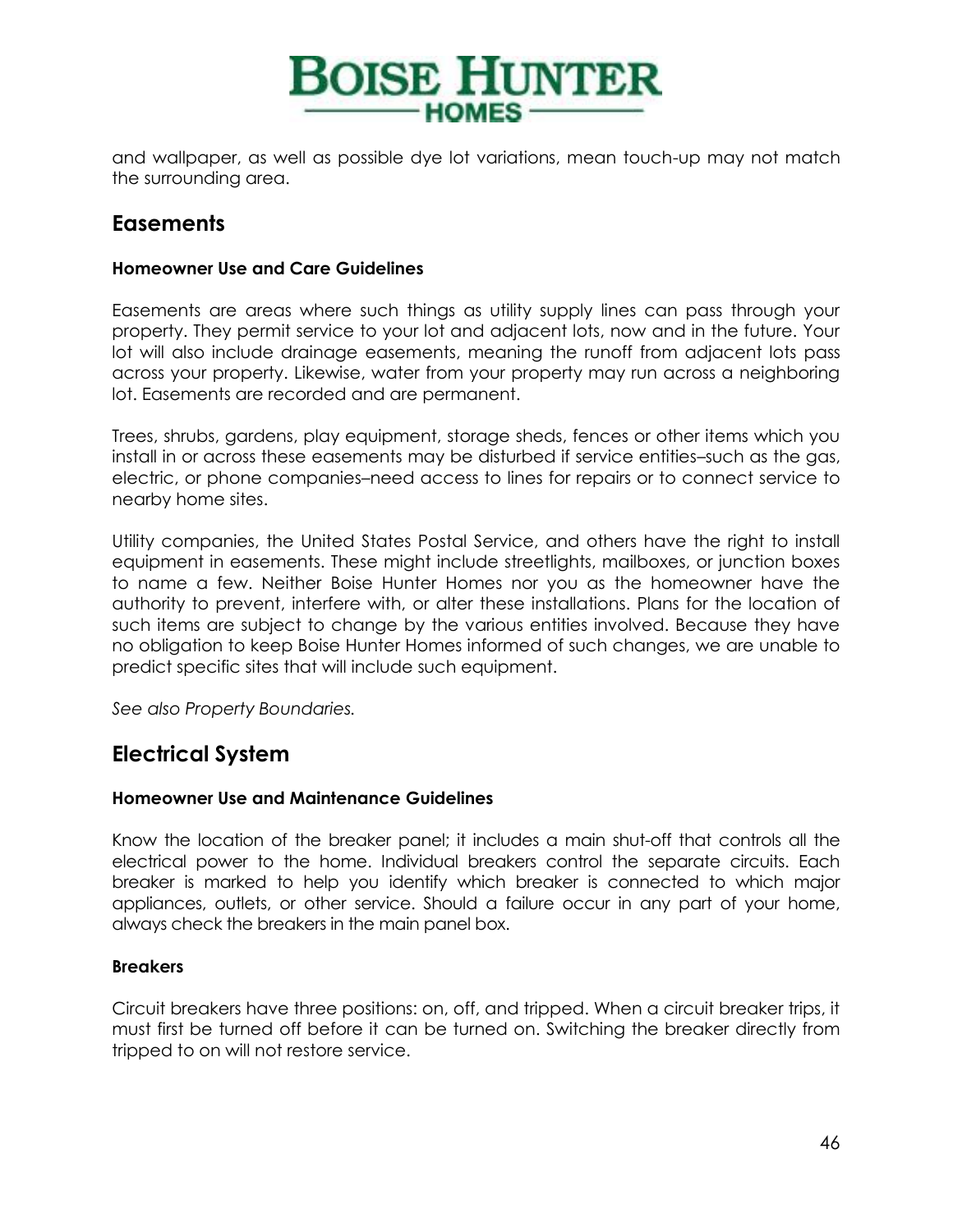and wallpaper, as well as possible dye lot variations, mean touch-up may not match the surrounding area.

## Easements

#### Homeowner Use and Care Guidelines

Easements are areas where such things as utility supply lines can pass through your property. They permit service to your lot and adjacent lots, now and in the future. Your lot will also include drainage easements, meaning the runoff from adjacent lots pass across your property. Likewise, water from your property may run across a neighboring lot. Easements are recorded and are permanent.

Trees, shrubs, gardens, play equipment, storage sheds, fences or other items which you install in or across these easements may be disturbed if service entities–such as the gas, electric, or phone companies–need access to lines for repairs or to connect service to nearby home sites.

Utility companies, the United States Postal Service, and others have the right to install equipment in easements. These might include streetlights, mailboxes, or junction boxes to name a few. Neither Boise Hunter Homes nor you as the homeowner have the authority to prevent, interfere with, or alter these installations. Plans for the location of such items are subject to change by the various entities involved. Because they have no obligation to keep Boise Hunter Homes informed of such changes, we are unable to predict specific sites that will include such equipment.

*See also Property Boundaries.*

## Electrical System

#### Homeowner Use and Maintenance Guidelines

Know the location of the breaker panel; it includes a main shut-off that controls all the electrical power to the home. Individual breakers control the separate circuits. Each breaker is marked to help you identify which breaker is connected to which major appliances, outlets, or other service. Should a failure occur in any part of your home, always check the breakers in the main panel box.

#### Breakers

Circuit breakers have three positions: on, off, and tripped. When a circuit breaker trips, it must first be turned off before it can be turned on. Switching the breaker directly from tripped to on will not restore service.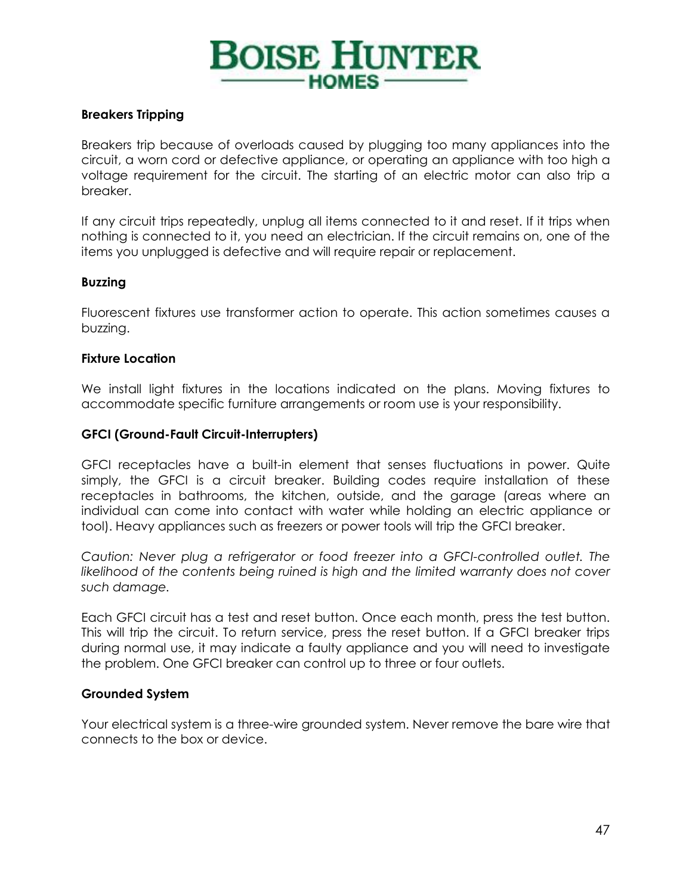### Breakers Tripping

Breakers trip because of overloads caused by plugging too many appliances into the circuit, a worn cord or defective appliance, or operating an appliance with too high a voltage requirement for the circuit. The starting of an electric motor can also trip a breaker.

If any circuit trips repeatedly, unplug all items connected to it and reset. If it trips when nothing is connected to it, you need an electrician. If the circuit remains on, one of the items you unplugged is defective and will require repair or replacement.

### Buzzing

Fluorescent fixtures use transformer action to operate. This action sometimes causes a buzzing.

### Fixture Location

We install light fixtures in the locations indicated on the plans. Moving fixtures to accommodate specific furniture arrangements or room use is your responsibility.

### GFCI (Ground-Fault Circuit-Interrupters)

GFCI receptacles have a built-in element that senses fluctuations in power. Quite simply, the GFCI is a circuit breaker. Building codes require installation of these receptacles in bathrooms, the kitchen, outside, and the garage (areas where an individual can come into contact with water while holding an electric appliance or tool). Heavy appliances such as freezers or power tools will trip the GFCI breaker.

*Caution: Never plug a refrigerator or food freezer into a GFCI-controlled outlet. The likelihood of the contents being ruined is high and the limited warranty does not cover such damage.*

Each GFCI circuit has a test and reset button. Once each month, press the test button. This will trip the circuit. To return service, press the reset button. If a GFCI breaker trips during normal use, it may indicate a faulty appliance and you will need to investigate the problem. One GFCI breaker can control up to three or four outlets.

### Grounded System

Your electrical system is a three-wire grounded system. Never remove the bare wire that connects to the box or device.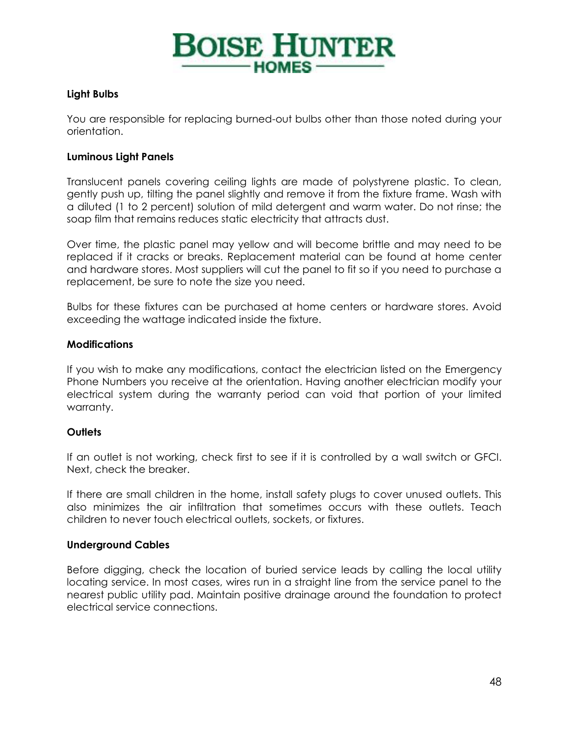### Light Bulbs

You are responsible for replacing burned-out bulbs other than those noted during your orientation.

### Luminous Light Panels

Translucent panels covering ceiling lights are made of polystyrene plastic. To clean, gently push up, tilting the panel slightly and remove it from the fixture frame. Wash with a diluted (1 to 2 percent) solution of mild detergent and warm water. Do not rinse; the soap film that remains reduces static electricity that attracts dust.

Over time, the plastic panel may yellow and will become brittle and may need to be replaced if it cracks or breaks. Replacement material can be found at home center and hardware stores. Most suppliers will cut the panel to fit so if you need to purchase a replacement, be sure to note the size you need.

Bulbs for these fixtures can be purchased at home centers or hardware stores. Avoid exceeding the wattage indicated inside the fixture.

### Modifications

If you wish to make any modifications, contact the electrician listed on the Emergency Phone Numbers you receive at the orientation. Having another electrician modify your electrical system during the warranty period can void that portion of your limited warranty.

### Outlets

If an outlet is not working, check first to see if it is controlled by a wall switch or GFCI. Next, check the breaker.

If there are small children in the home, install safety plugs to cover unused outlets. This also minimizes the air infiltration that sometimes occurs with these outlets. Teach children to never touch electrical outlets, sockets, or fixtures.

### Underground Cables

Before digging, check the location of buried service leads by calling the local utility locating service. In most cases, wires run in a straight line from the service panel to the nearest public utility pad. Maintain positive drainage around the foundation to protect electrical service connections.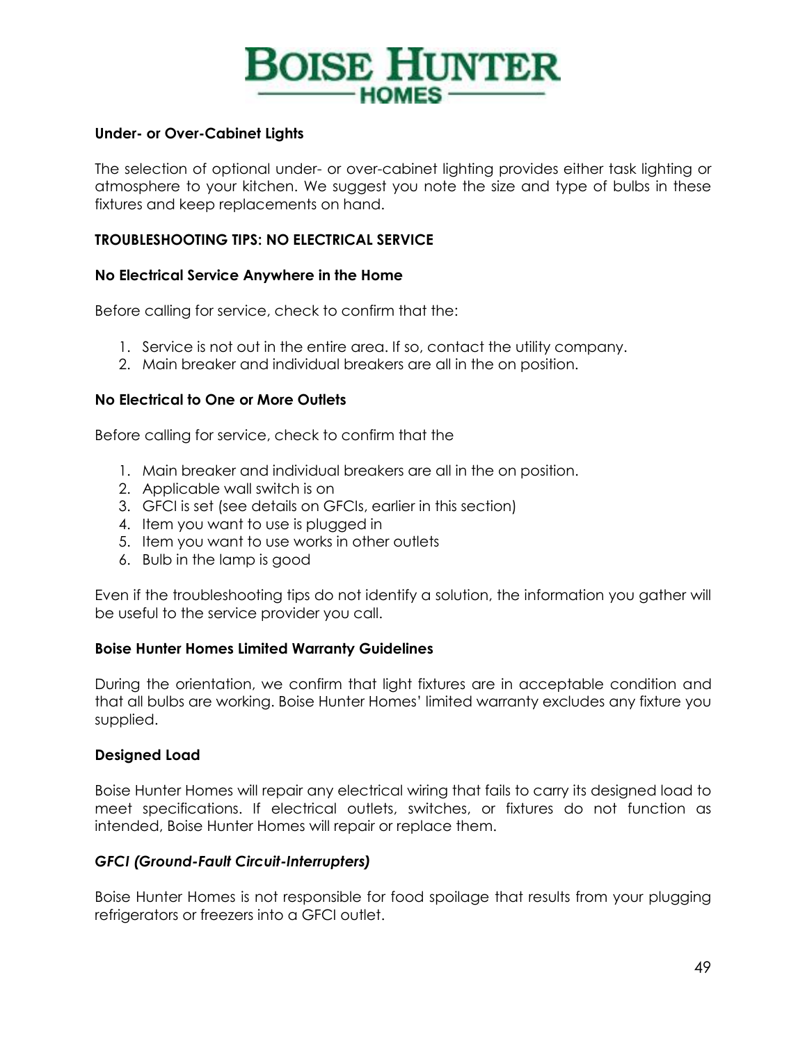**Under- or Over-Cabinet Lights**

The selection of optional under- or over-cabinet lighting provides either task lighting or atmosphere to your kitchen. We suggest you note the size and type of bulbs in these fixtures and keep replacements on hand.

**TROUBLESHOOTING TIPS: NO ELECTRICAL SERVICE**

**No Electrical Service Anywhere in the Home**

Before calling for service, check to confirm that the:

1. Service is not out in the entire area. If so, contact the utility company.
2. Main breaker and individual breakers are all in the on position.

**No Electrical to One or More Outlets**

Before calling for service, check to confirm that the

1. Main breaker and individual breakers are all in the on position.
2. Applicable wall switch is on
3. GFCI is set (see details on GFCIs, earlier in this section)
4. Item you want to use is plugged in
5. Item you want to use works in other outlets
6. Bulb in the lamp is good

Even if the troubleshooting tips do not identify a solution, the information you gather will be useful to the service provider you call.

**Boise Hunter Homes Limited Warranty Guidelines**

During the orientation, we confirm that light fixtures are in acceptable condition and that all bulbs are working. Boise Hunter Homes' limited warranty excludes any fixture you supplied.

**Designed Load**

Boise Hunter Homes will repair any electrical wiring that fails to carry its designed load to meet specifications. If electrical outlets, switches, or fixtures do not function as intended, Boise Hunter Homes will repair or replace them.

***GFCI (Ground-Fault Circuit-Interrupters)***

Boise Hunter Homes is not responsible for food spoilage that results from your plugging refrigerators or freezers into a GFCI outlet.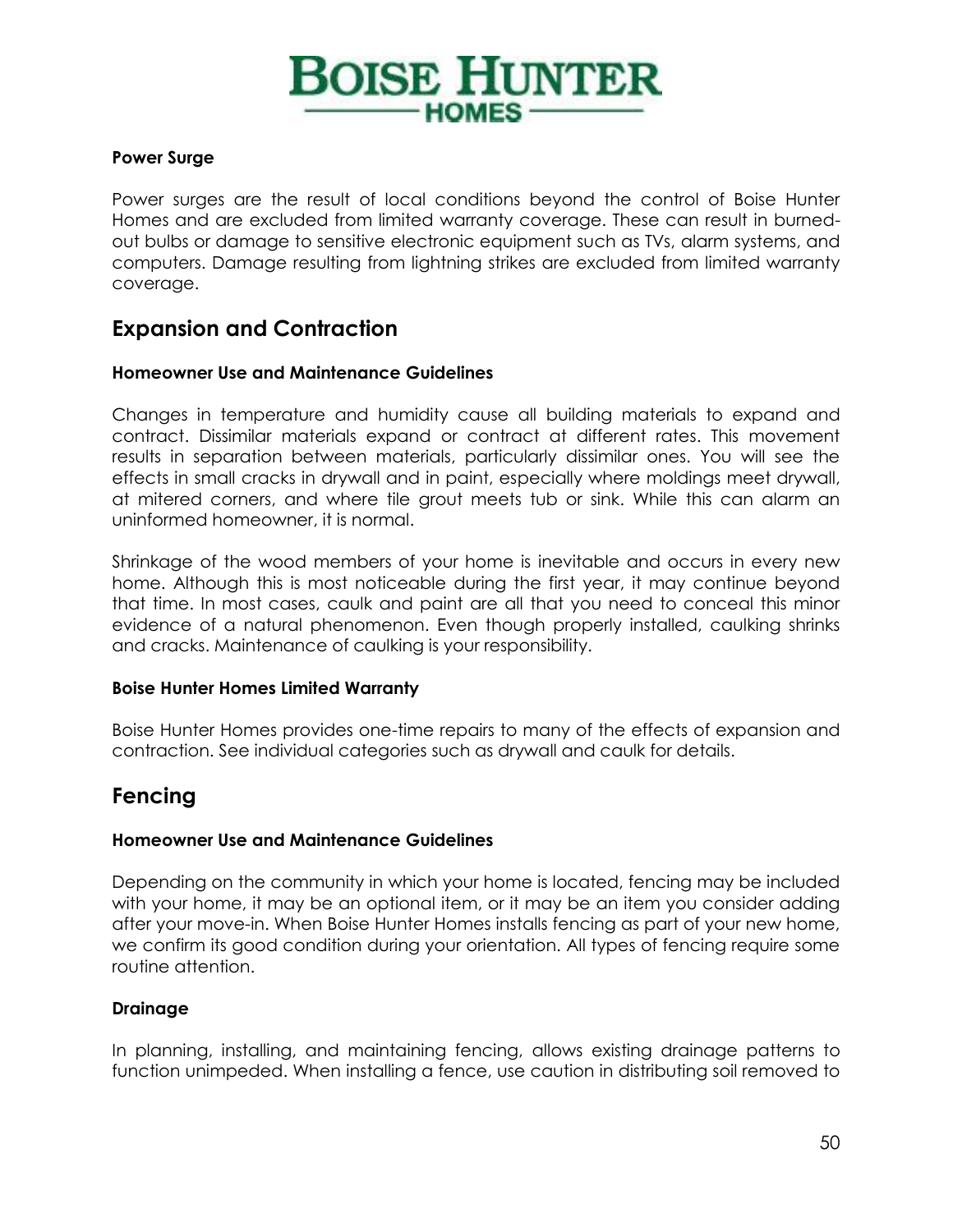**Power Surge**

Power surges are the result of local conditions beyond the control of Boise Hunter Homes and are excluded from limited warranty coverage. These can result in burned-out bulbs or damage to sensitive electronic equipment such as TVs, alarm systems, and computers. Damage resulting from lightning strikes are excluded from limited warranty coverage.

## Expansion and Contraction

**Homeowner Use and Maintenance Guidelines**

Changes in temperature and humidity cause all building materials to expand and contract. Dissimilar materials expand or contract at different rates. This movement results in separation between materials, particularly dissimilar ones. You will see the effects in small cracks in drywall and in paint, especially where moldings meet drywall, at mitered corners, and where tile grout meets tub or sink. While this can alarm an uninformed homeowner, it is normal.

Shrinkage of the wood members of your home is inevitable and occurs in every new home. Although this is most noticeable during the first year, it may continue beyond that time. In most cases, caulk and paint are all that you need to conceal this minor evidence of a natural phenomenon. Even though properly installed, caulking shrinks and cracks. Maintenance of caulking is your responsibility.

**Boise Hunter Homes Limited Warranty**

Boise Hunter Homes provides one-time repairs to many of the effects of expansion and contraction. See individual categories such as drywall and caulk for details.

## Fencing

**Homeowner Use and Maintenance Guidelines**

Depending on the community in which your home is located, fencing may be included with your home, it may be an optional item, or it may be an item you consider adding after your move-in. When Boise Hunter Homes installs fencing as part of your new home, we confirm its good condition during your orientation. All types of fencing require some routine attention.

**Drainage**

In planning, installing, and maintaining fencing, allows existing drainage patterns to function unimpeded. When installing a fence, use caution in distributing soil removed to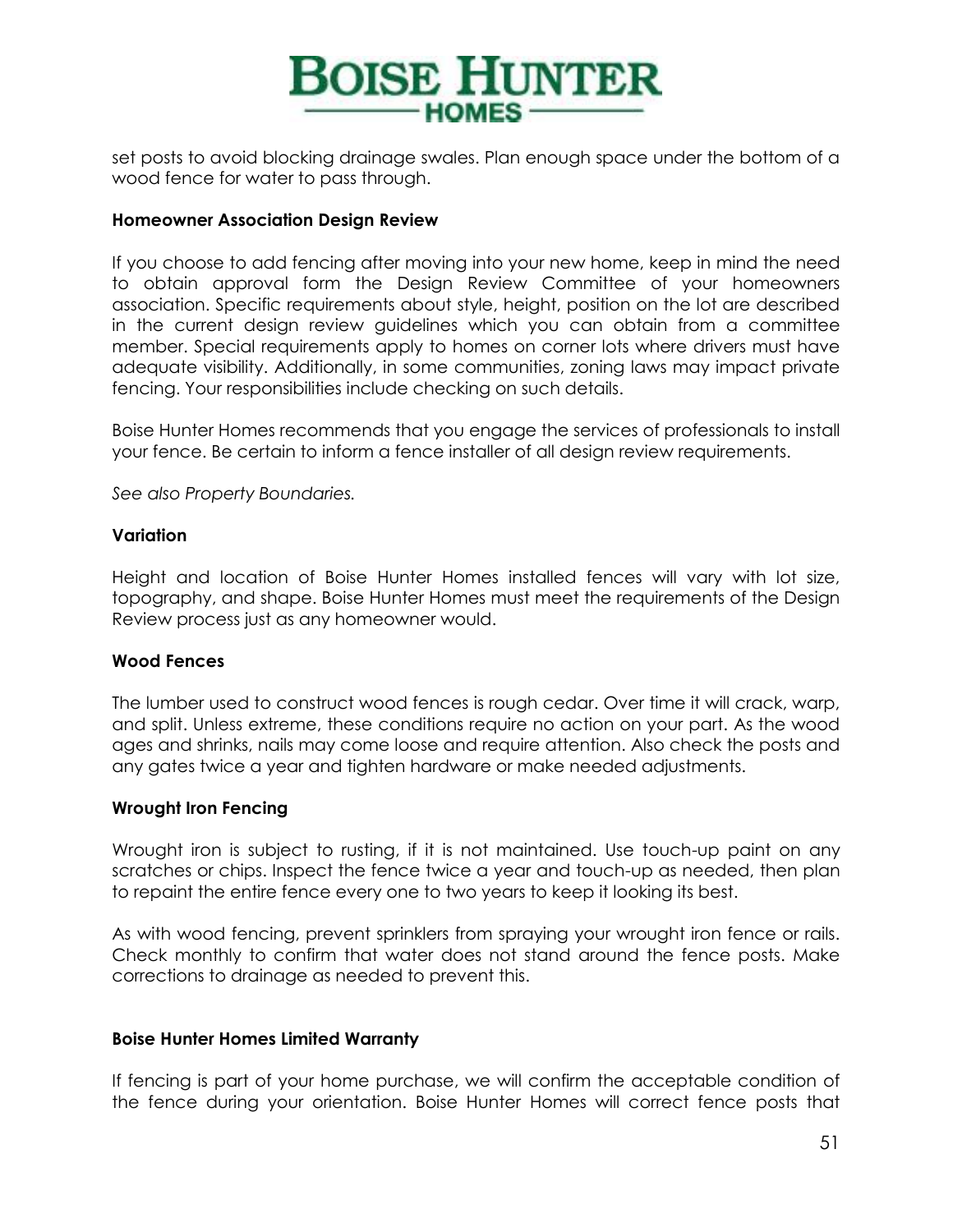set posts to avoid blocking drainage swales. Plan enough space under the bottom of a wood fence for water to pass through.

**Homeowner Association Design Review**

If you choose to add fencing after moving into your new home, keep in mind the need to obtain approval form the Design Review Committee of your homeowners association. Specific requirements about style, height, position on the lot are described in the current design review guidelines which you can obtain from a committee member. Special requirements apply to homes on corner lots where drivers must have adequate visibility. Additionally, in some communities, zoning laws may impact private fencing. Your responsibilities include checking on such details.

Boise Hunter Homes recommends that you engage the services of professionals to install your fence. Be certain to inform a fence installer of all design review requirements.

*See also Property Boundaries.*

**Variation**

Height and location of Boise Hunter Homes installed fences will vary with lot size, topography, and shape. Boise Hunter Homes must meet the requirements of the Design Review process just as any homeowner would.

**Wood Fences**

The lumber used to construct wood fences is rough cedar. Over time it will crack, warp, and split. Unless extreme, these conditions require no action on your part. As the wood ages and shrinks, nails may come loose and require attention. Also check the posts and any gates twice a year and tighten hardware or make needed adjustments.

**Wrought Iron Fencing**

Wrought iron is subject to rusting, if it is not maintained. Use touch-up paint on any scratches or chips. Inspect the fence twice a year and touch-up as needed, then plan to repaint the entire fence every one to two years to keep it looking its best.

As with wood fencing, prevent sprinklers from spraying your wrought iron fence or rails. Check monthly to confirm that water does not stand around the fence posts. Make corrections to drainage as needed to prevent this.

**Boise Hunter Homes Limited Warranty**

If fencing is part of your home purchase, we will confirm the acceptable condition of the fence during your orientation. Boise Hunter Homes will correct fence posts that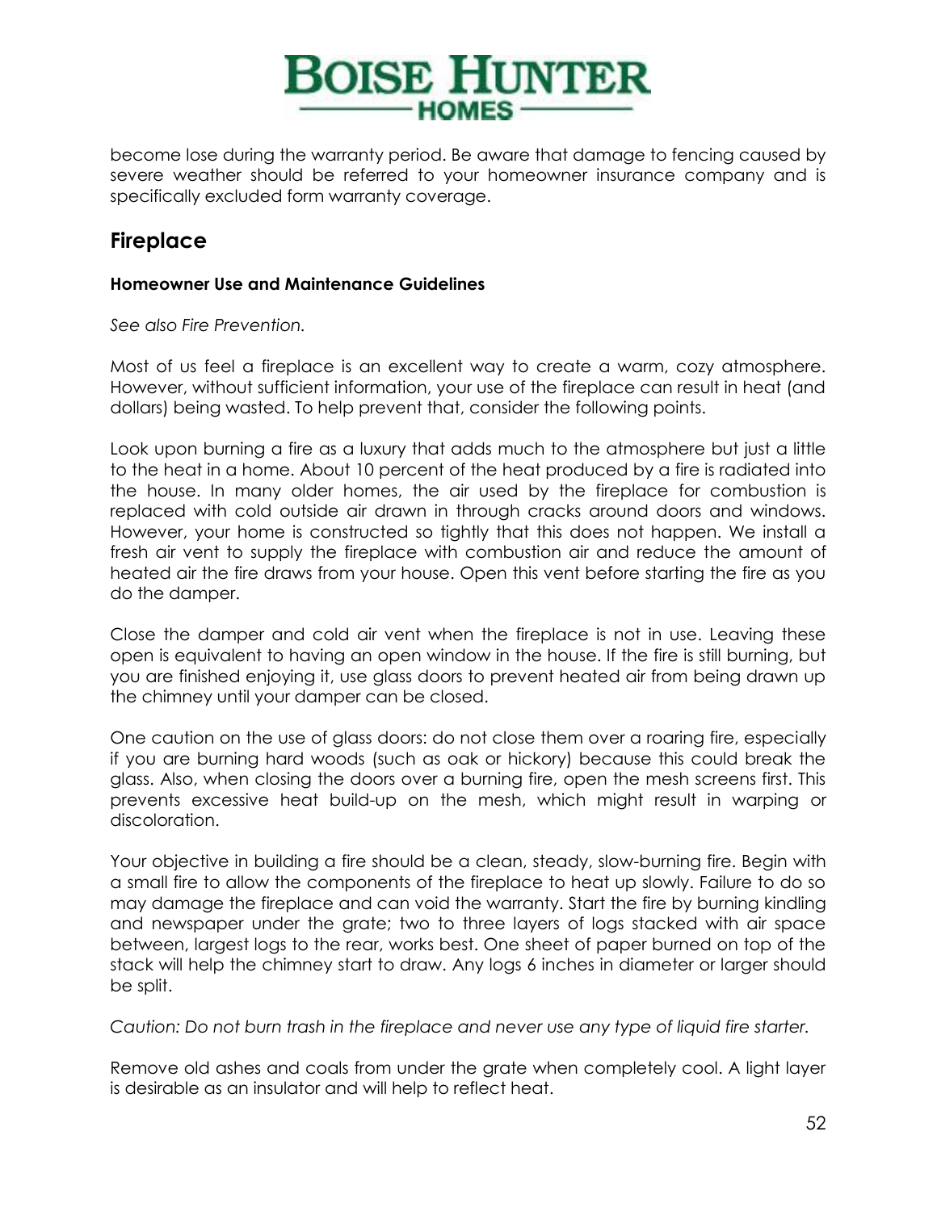become lose during the warranty period. Be aware that damage to fencing caused by severe weather should be referred to your homeowner insurance company and is specifically excluded form warranty coverage.

## Fireplace

### Homeowner Use and Maintenance Guidelines

*See also Fire Prevention.*

Most of us feel a fireplace is an excellent way to create a warm, cozy atmosphere. However, without sufficient information, your use of the fireplace can result in heat (and dollars) being wasted. To help prevent that, consider the following points.

Look upon burning a fire as a luxury that adds much to the atmosphere but just a little to the heat in a home. About 10 percent of the heat produced by a fire is radiated into the house. In many older homes, the air used by the fireplace for combustion is replaced with cold outside air drawn in through cracks around doors and windows. However, your home is constructed so tightly that this does not happen. We install a fresh air vent to supply the fireplace with combustion air and reduce the amount of heated air the fire draws from your house. Open this vent before starting the fire as you do the damper.

Close the damper and cold air vent when the fireplace is not in use. Leaving these open is equivalent to having an open window in the house. If the fire is still burning, but you are finished enjoying it, use glass doors to prevent heated air from being drawn up the chimney until your damper can be closed.

One caution on the use of glass doors: do not close them over a roaring fire, especially if you are burning hard woods (such as oak or hickory) because this could break the glass. Also, when closing the doors over a burning fire, open the mesh screens first. This prevents excessive heat build-up on the mesh, which might result in warping or discoloration.

Your objective in building a fire should be a clean, steady, slow-burning fire. Begin with a small fire to allow the components of the fireplace to heat up slowly. Failure to do so may damage the fireplace and can void the warranty. Start the fire by burning kindling and newspaper under the grate; two to three layers of logs stacked with air space between, largest logs to the rear, works best. One sheet of paper burned on top of the stack will help the chimney start to draw. Any logs 6 inches in diameter or larger should be split.

*Caution: Do not burn trash in the fireplace and never use any type of liquid fire starter.*

Remove old ashes and coals from under the grate when completely cool. A light layer is desirable as an insulator and will help to reflect heat.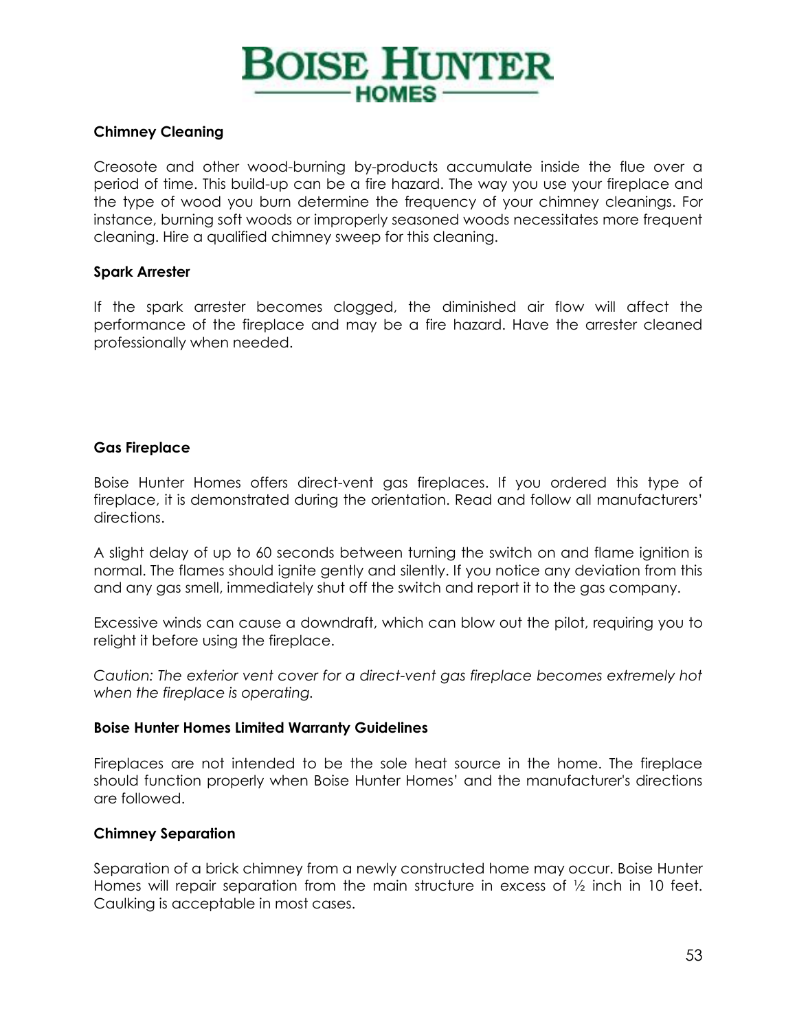### Chimney Cleaning

Creosote and other wood-burning by-products accumulate inside the flue over a period of time. This build-up can be a fire hazard. The way you use your fireplace and the type of wood you burn determine the frequency of your chimney cleanings. For instance, burning soft woods or improperly seasoned woods necessitates more frequent cleaning. Hire a qualified chimney sweep for this cleaning.

### Spark Arrester

If the spark arrester becomes clogged, the diminished air flow will affect the performance of the fireplace and may be a fire hazard. Have the arrester cleaned professionally when needed.

### Gas Fireplace

Boise Hunter Homes offers direct-vent gas fireplaces. If you ordered this type of fireplace, it is demonstrated during the orientation. Read and follow all manufacturers' directions.

A slight delay of up to 60 seconds between turning the switch on and flame ignition is normal. The flames should ignite gently and silently. If you notice any deviation from this and any gas smell, immediately shut off the switch and report it to the gas company.

Excessive winds can cause a downdraft, which can blow out the pilot, requiring you to relight it before using the fireplace.

*Caution: The exterior vent cover for a direct-vent gas fireplace becomes extremely hot when the fireplace is operating.*

### Boise Hunter Homes Limited Warranty Guidelines

Fireplaces are not intended to be the sole heat source in the home. The fireplace should function properly when Boise Hunter Homes' and the manufacturer's directions are followed.

### Chimney Separation

Separation of a brick chimney from a newly constructed home may occur. Boise Hunter Homes will repair separation from the main structure in excess of ½ inch in 10 feet. Caulking is acceptable in most cases.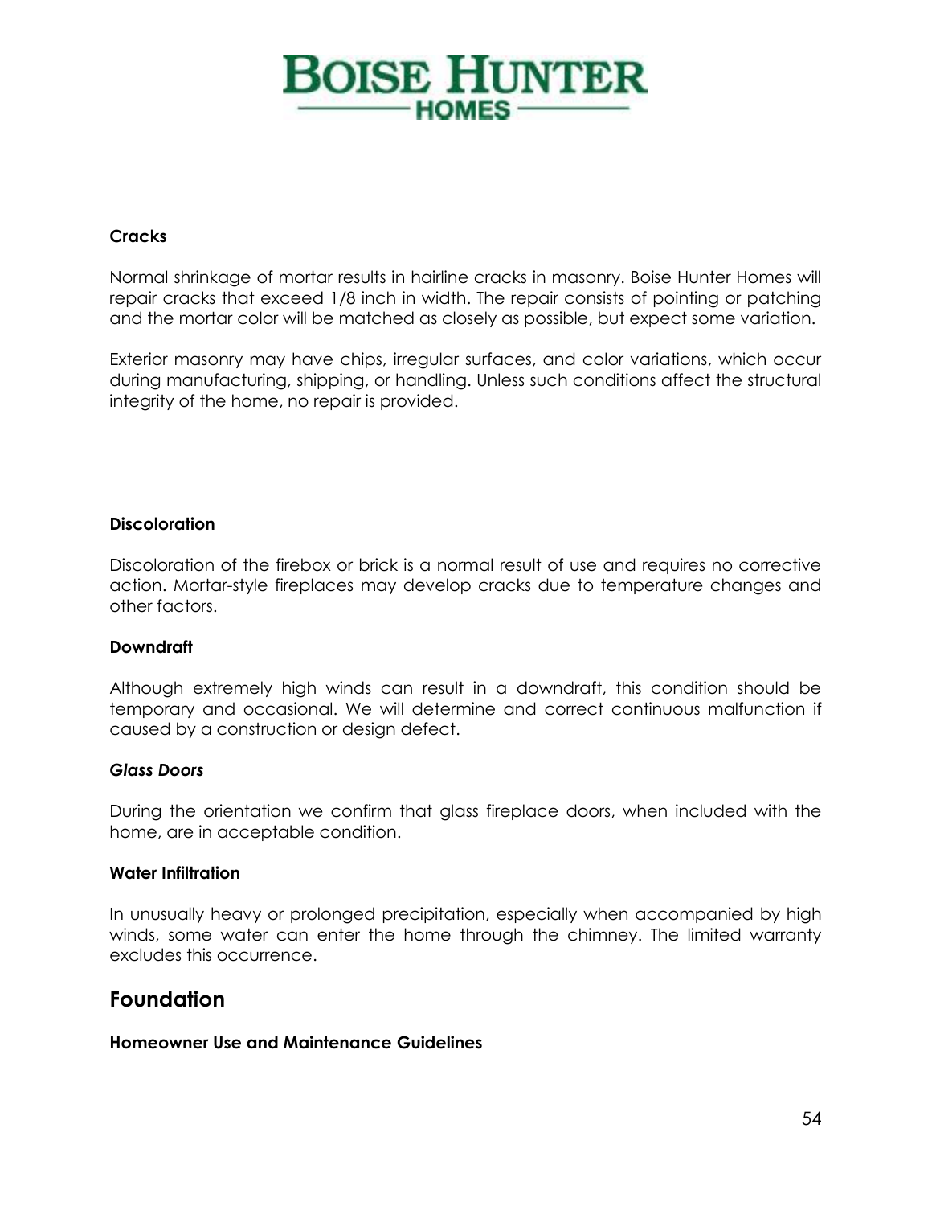#### Cracks

Normal shrinkage of mortar results in hairline cracks in masonry. Boise Hunter Homes will repair cracks that exceed 1/8 inch in width. The repair consists of pointing or patching and the mortar color will be matched as closely as possible, but expect some variation.

Exterior masonry may have chips, irregular surfaces, and color variations, which occur during manufacturing, shipping, or handling. Unless such conditions affect the structural integrity of the home, no repair is provided.

#### Discoloration

Discoloration of the firebox or brick is a normal result of use and requires no corrective action. Mortar-style fireplaces may develop cracks due to temperature changes and other factors.

#### Downdraft

Although extremely high winds can result in a downdraft, this condition should be temporary and occasional. We will determine and correct continuous malfunction if caused by a construction or design defect.

#### *Glass Doors*

During the orientation we confirm that glass fireplace doors, when included with the home, are in acceptable condition.

#### Water Infiltration

In unusually heavy or prolonged precipitation, especially when accompanied by high winds, some water can enter the home through the chimney. The limited warranty excludes this occurrence.

## Foundation

#### Homeowner Use and Maintenance Guidelines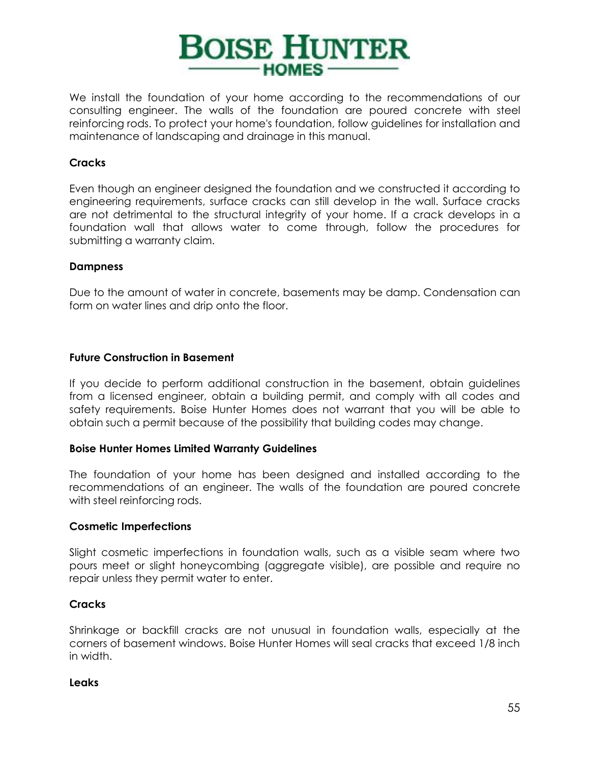We install the foundation of your home according to the recommendations of our consulting engineer. The walls of the foundation are poured concrete with steel reinforcing rods. To protect your home's foundation, follow guidelines for installation and maintenance of landscaping and drainage in this manual.

**Cracks**

Even though an engineer designed the foundation and we constructed it according to engineering requirements, surface cracks can still develop in the wall. Surface cracks are not detrimental to the structural integrity of your home. If a crack develops in a foundation wall that allows water to come through, follow the procedures for submitting a warranty claim.

**Dampness**

Due to the amount of water in concrete, basements may be damp. Condensation can form on water lines and drip onto the floor.

**Future Construction in Basement**

If you decide to perform additional construction in the basement, obtain guidelines from a licensed engineer, obtain a building permit, and comply with all codes and safety requirements. Boise Hunter Homes does not warrant that you will be able to obtain such a permit because of the possibility that building codes may change.

**Boise Hunter Homes Limited Warranty Guidelines**

The foundation of your home has been designed and installed according to the recommendations of an engineer. The walls of the foundation are poured concrete with steel reinforcing rods.

**Cosmetic Imperfections**

Slight cosmetic imperfections in foundation walls, such as a visible seam where two pours meet or slight honeycombing (aggregate visible), are possible and require no repair unless they permit water to enter.

**Cracks**

Shrinkage or backfill cracks are not unusual in foundation walls, especially at the corners of basement windows. Boise Hunter Homes will seal cracks that exceed 1/8 inch in width.

**Leaks**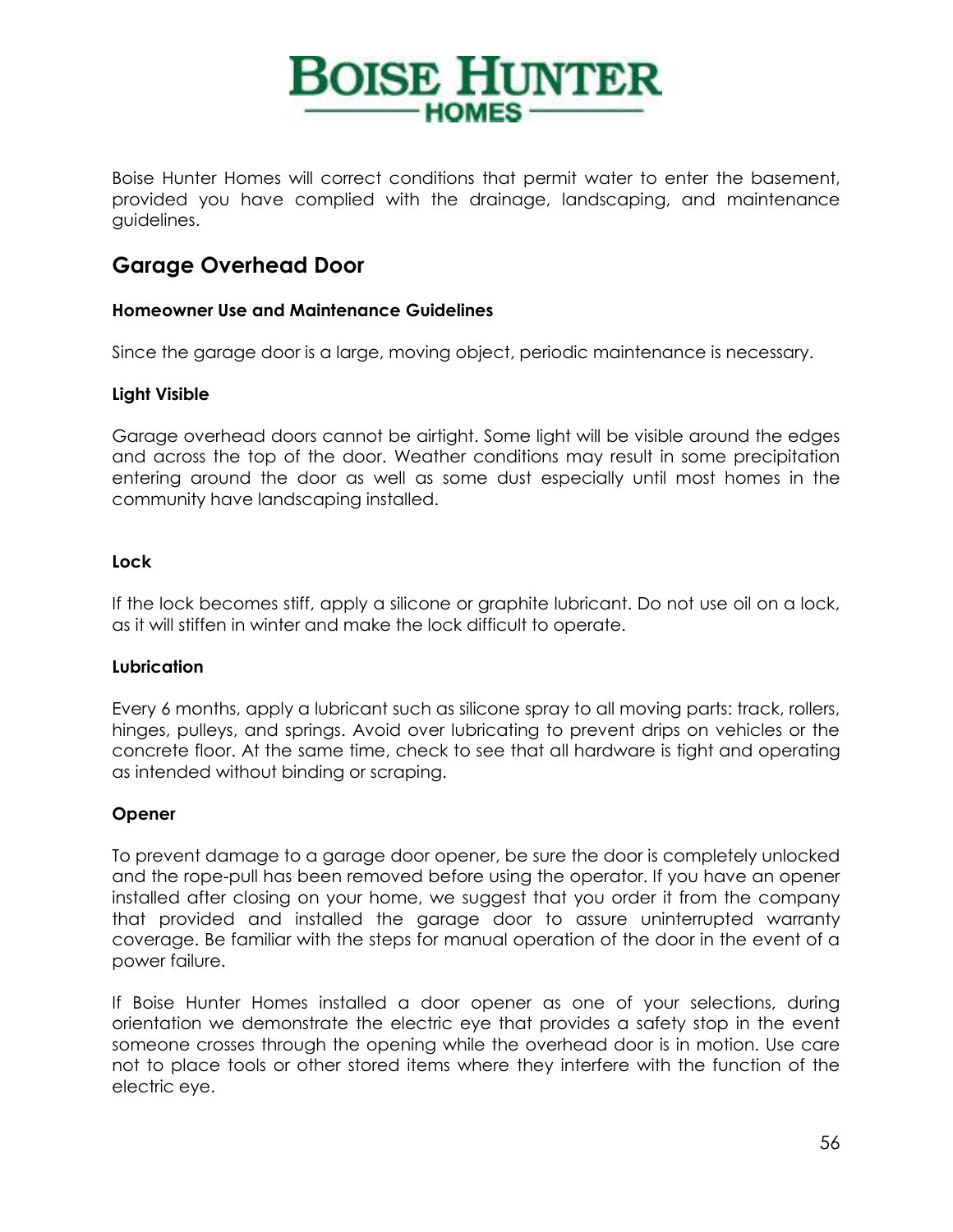Boise Hunter Homes will correct conditions that permit water to enter the basement, provided you have complied with the drainage, landscaping, and maintenance guidelines.

## Garage Overhead Door

#### Homeowner Use and Maintenance Guidelines

Since the garage door is a large, moving object, periodic maintenance is necessary.

#### Light Visible

Garage overhead doors cannot be airtight. Some light will be visible around the edges and across the top of the door. Weather conditions may result in some precipitation entering around the door as well as some dust especially until most homes in the community have landscaping installed.

#### Lock

If the lock becomes stiff, apply a silicone or graphite lubricant. Do not use oil on a lock, as it will stiffen in winter and make the lock difficult to operate.

#### Lubrication

Every 6 months, apply a lubricant such as silicone spray to all moving parts: track, rollers, hinges, pulleys, and springs. Avoid over lubricating to prevent drips on vehicles or the concrete floor. At the same time, check to see that all hardware is tight and operating as intended without binding or scraping.

#### Opener

To prevent damage to a garage door opener, be sure the door is completely unlocked and the rope-pull has been removed before using the operator. If you have an opener installed after closing on your home, we suggest that you order it from the company that provided and installed the garage door to assure uninterrupted warranty coverage. Be familiar with the steps for manual operation of the door in the event of a power failure.

If Boise Hunter Homes installed a door opener as one of your selections, during orientation we demonstrate the electric eye that provides a safety stop in the event someone crosses through the opening while the overhead door is in motion. Use care not to place tools or other stored items where they interfere with the function of the electric eye.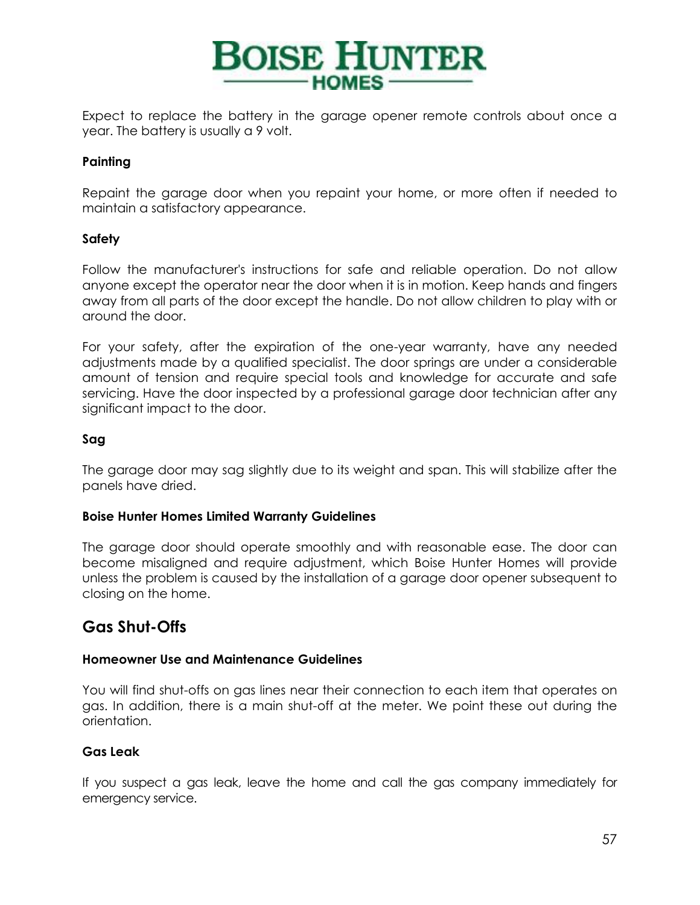Expect to replace the battery in the garage opener remote controls about once a year. The battery is usually a 9 volt.

**Painting**

Repaint the garage door when you repaint your home, or more often if needed to maintain a satisfactory appearance.

**Safety**

Follow the manufacturer's instructions for safe and reliable operation. Do not allow anyone except the operator near the door when it is in motion. Keep hands and fingers away from all parts of the door except the handle. Do not allow children to play with or around the door.

For your safety, after the expiration of the one-year warranty, have any needed adjustments made by a qualified specialist. The door springs are under a considerable amount of tension and require special tools and knowledge for accurate and safe servicing. Have the door inspected by a professional garage door technician after any significant impact to the door.

**Sag**

The garage door may sag slightly due to its weight and span. This will stabilize after the panels have dried.

**Boise Hunter Homes Limited Warranty Guidelines**

The garage door should operate smoothly and with reasonable ease. The door can become misaligned and require adjustment, which Boise Hunter Homes will provide unless the problem is caused by the installation of a garage door opener subsequent to closing on the home.

## Gas Shut-Offs

**Homeowner Use and Maintenance Guidelines**

You will find shut-offs on gas lines near their connection to each item that operates on gas. In addition, there is a main shut-off at the meter. We point these out during the orientation.

**Gas Leak**

If you suspect a gas leak, leave the home and call the gas company immediately for emergency service.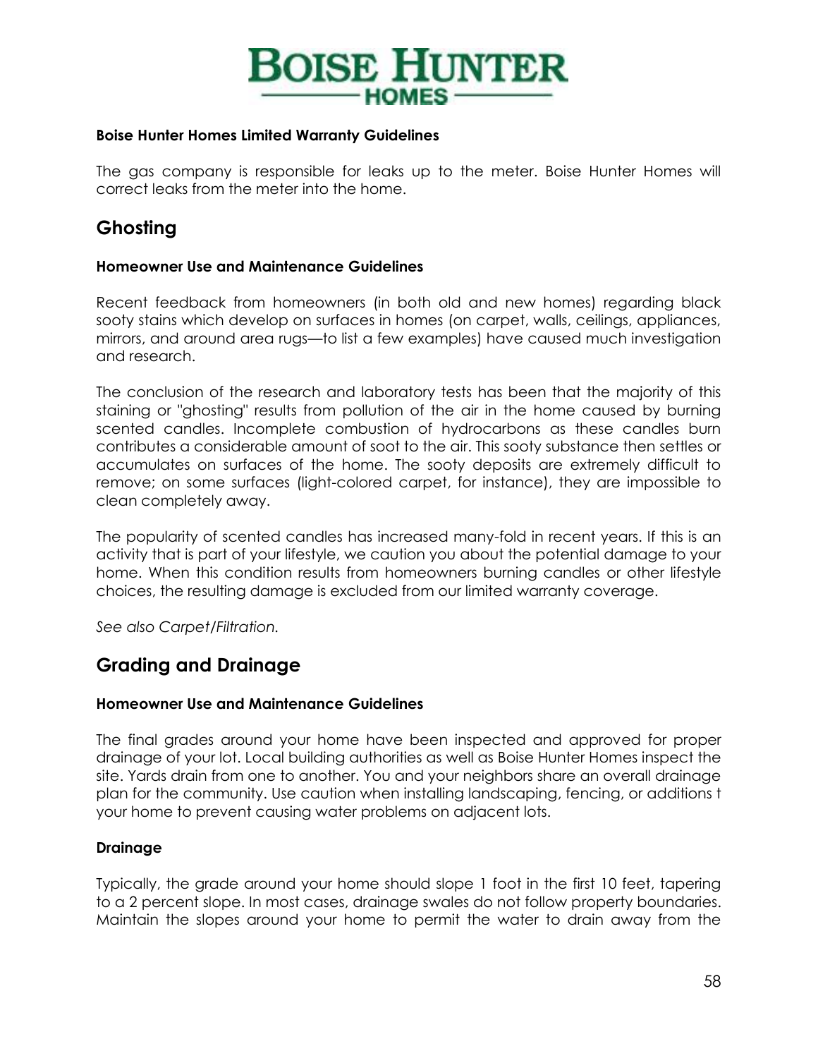**Boise Hunter Homes Limited Warranty Guidelines**

The gas company is responsible for leaks up to the meter. Boise Hunter Homes will correct leaks from the meter into the home.

## Ghosting

**Homeowner Use and Maintenance Guidelines**

Recent feedback from homeowners (in both old and new homes) regarding black sooty stains which develop on surfaces in homes (on carpet, walls, ceilings, appliances, mirrors, and around area rugs—to list a few examples) have caused much investigation and research.

The conclusion of the research and laboratory tests has been that the majority of this staining or "ghosting" results from pollution of the air in the home caused by burning scented candles. Incomplete combustion of hydrocarbons as these candles burn contributes a considerable amount of soot to the air. This sooty substance then settles or accumulates on surfaces of the home. The sooty deposits are extremely difficult to remove; on some surfaces (light-colored carpet, for instance), they are impossible to clean completely away.

The popularity of scented candles has increased many-fold in recent years. If this is an activity that is part of your lifestyle, we caution you about the potential damage to your home. When this condition results from homeowners burning candles or other lifestyle choices, the resulting damage is excluded from our limited warranty coverage.

*See also Carpet/Filtration.*

## Grading and Drainage

**Homeowner Use and Maintenance Guidelines**

The final grades around your home have been inspected and approved for proper drainage of your lot. Local building authorities as well as Boise Hunter Homes inspect the site. Yards drain from one to another. You and your neighbors share an overall drainage plan for the community. Use caution when installing landscaping, fencing, or additions t your home to prevent causing water problems on adjacent lots.

**Drainage**

Typically, the grade around your home should slope 1 foot in the first 10 feet, tapering to a 2 percent slope. In most cases, drainage swales do not follow property boundaries. Maintain the slopes around your home to permit the water to drain away from the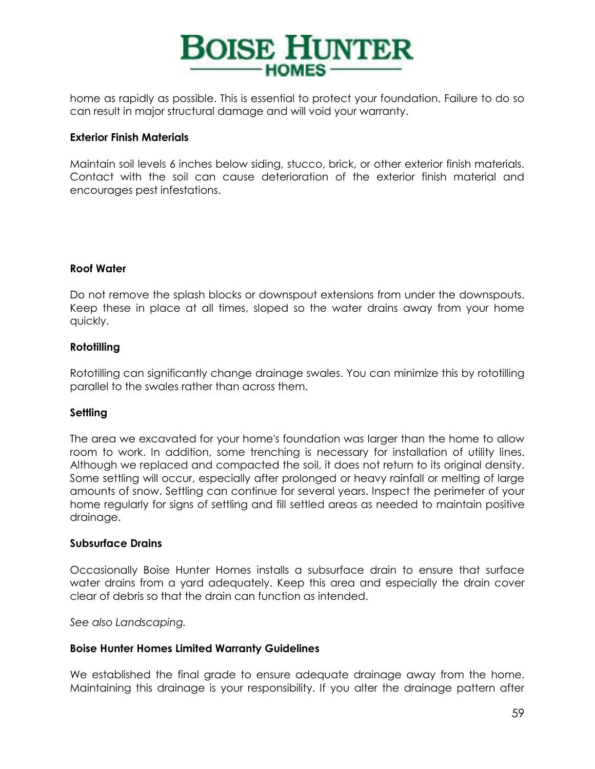home as rapidly as possible. This is essential to protect your foundation. Failure to do so can result in major structural damage and will void your warranty.

**Exterior Finish Materials**

Maintain soil levels 6 inches below siding, stucco, brick, or other exterior finish materials. Contact with the soil can cause deterioration of the exterior finish material and encourages pest infestations.

**Roof Water**

Do not remove the splash blocks or downspout extensions from under the downspouts. Keep these in place at all times, sloped so the water drains away from your home quickly.

**Rototilling**

Rototilling can significantly change drainage swales. You can minimize this by rototilling parallel to the swales rather than across them.

**Settling**

The area we excavated for your home's foundation was larger than the home to allow room to work. In addition, some trenching is necessary for installation of utility lines. Although we replaced and compacted the soil, it does not return to its original density. Some settling will occur, especially after prolonged or heavy rainfall or melting of large amounts of snow. Settling can continue for several years. Inspect the perimeter of your home regularly for signs of settling and fill settled areas as needed to maintain positive drainage.

**Subsurface Drains**

Occasionally Boise Hunter Homes installs a subsurface drain to ensure that surface water drains from a yard adequately. Keep this area and especially the drain cover clear of debris so that the drain can function as intended.

*See also Landscaping.*

**Boise Hunter Homes Limited Warranty Guidelines**

We established the final grade to ensure adequate drainage away from the home. Maintaining this drainage is your responsibility. If you alter the drainage pattern after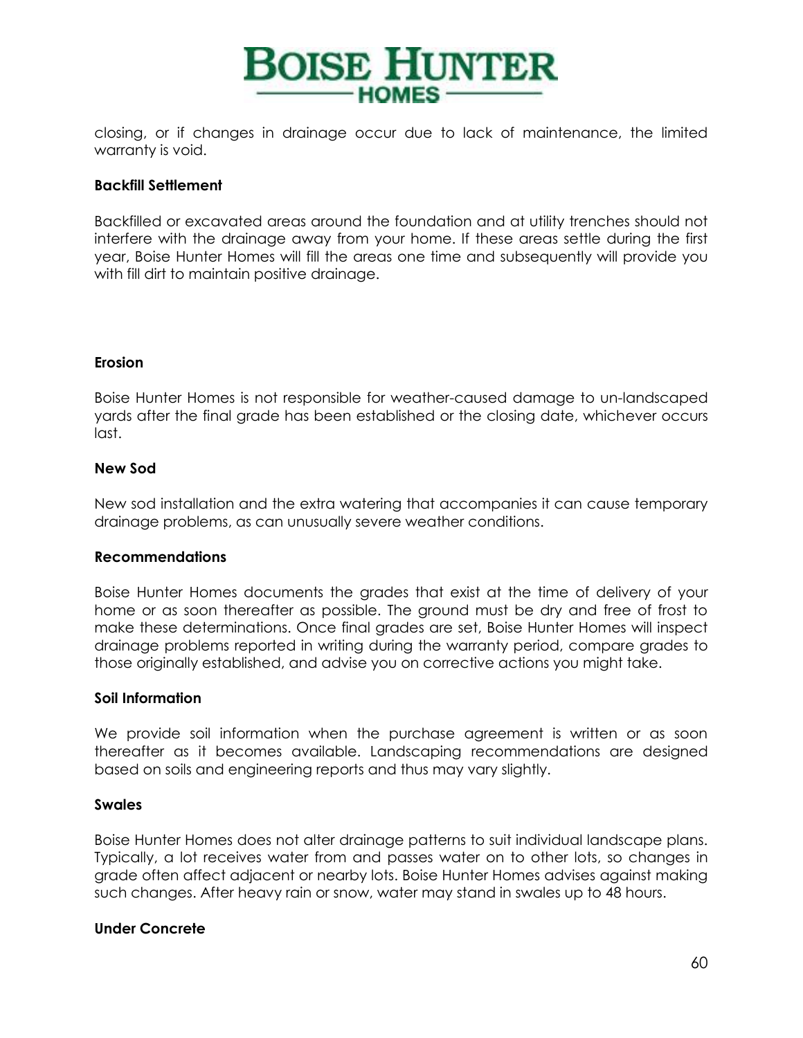closing, or if changes in drainage occur due to lack of maintenance, the limited warranty is void.

**Backfill Settlement**

Backfilled or excavated areas around the foundation and at utility trenches should not interfere with the drainage away from your home. If these areas settle during the first year, Boise Hunter Homes will fill the areas one time and subsequently will provide you with fill dirt to maintain positive drainage.

**Erosion**

Boise Hunter Homes is not responsible for weather-caused damage to un-landscaped yards after the final grade has been established or the closing date, whichever occurs last.

**New Sod**

New sod installation and the extra watering that accompanies it can cause temporary drainage problems, as can unusually severe weather conditions.

**Recommendations**

Boise Hunter Homes documents the grades that exist at the time of delivery of your home or as soon thereafter as possible. The ground must be dry and free of frost to make these determinations. Once final grades are set, Boise Hunter Homes will inspect drainage problems reported in writing during the warranty period, compare grades to those originally established, and advise you on corrective actions you might take.

**Soil Information**

We provide soil information when the purchase agreement is written or as soon thereafter as it becomes available. Landscaping recommendations are designed based on soils and engineering reports and thus may vary slightly.

**Swales**

Boise Hunter Homes does not alter drainage patterns to suit individual landscape plans. Typically, a lot receives water from and passes water on to other lots, so changes in grade often affect adjacent or nearby lots. Boise Hunter Homes advises against making such changes. After heavy rain or snow, water may stand in swales up to 48 hours.

**Under Concrete**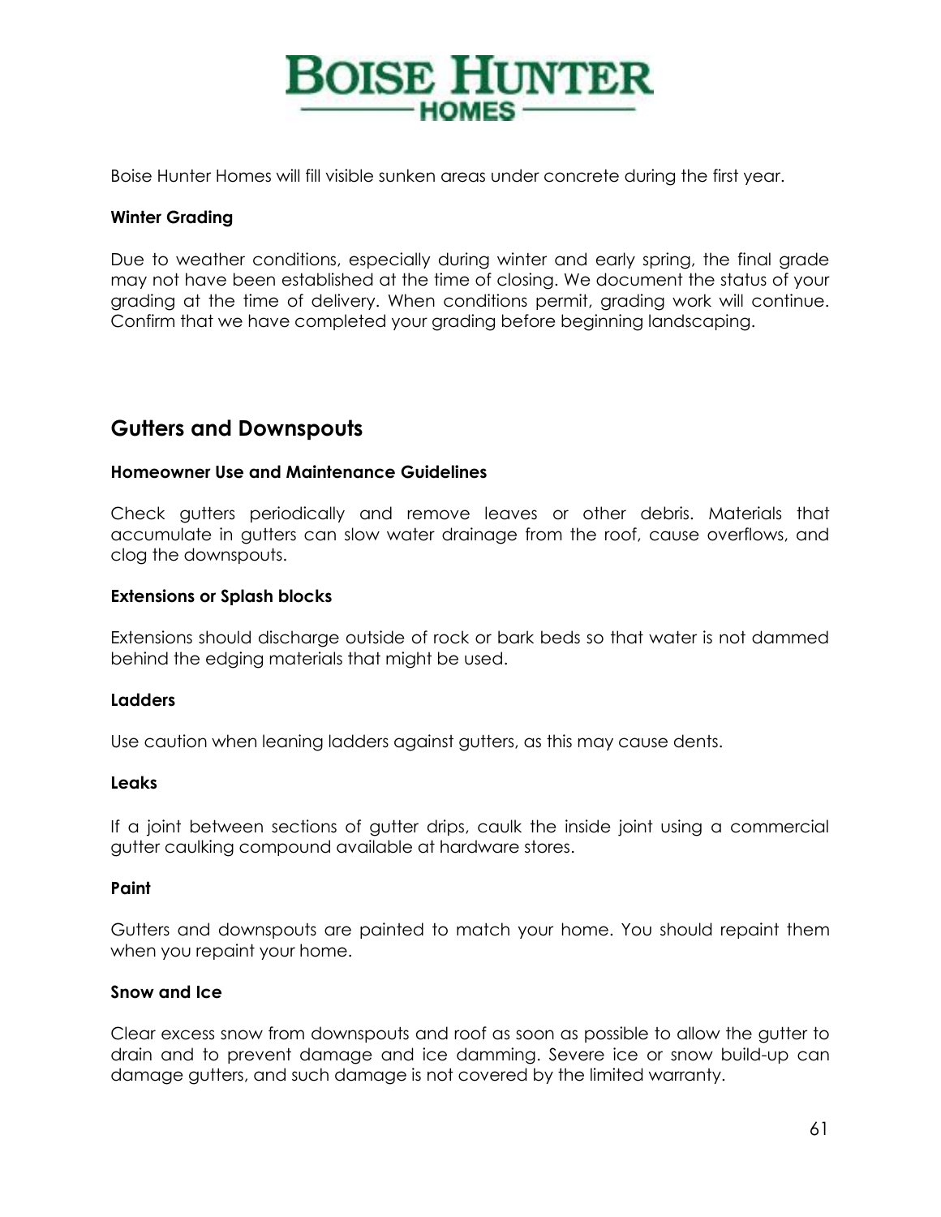Boise Hunter Homes will fill visible sunken areas under concrete during the first year.

**Winter Grading**

Due to weather conditions, especially during winter and early spring, the final grade may not have been established at the time of closing. We document the status of your grading at the time of delivery. When conditions permit, grading work will continue. Confirm that we have completed your grading before beginning landscaping.

## Gutters and Downspouts

**Homeowner Use and Maintenance Guidelines**

Check gutters periodically and remove leaves or other debris. Materials that accumulate in gutters can slow water drainage from the roof, cause overflows, and clog the downspouts.

**Extensions or Splash blocks**

Extensions should discharge outside of rock or bark beds so that water is not dammed behind the edging materials that might be used.

**Ladders**

Use caution when leaning ladders against gutters, as this may cause dents.

**Leaks**

If a joint between sections of gutter drips, caulk the inside joint using a commercial gutter caulking compound available at hardware stores.

**Paint**

Gutters and downspouts are painted to match your home. You should repaint them when you repaint your home.

**Snow and Ice**

Clear excess snow from downspouts and roof as soon as possible to allow the gutter to drain and to prevent damage and ice damming. Severe ice or snow build-up can damage gutters, and such damage is not covered by the limited warranty.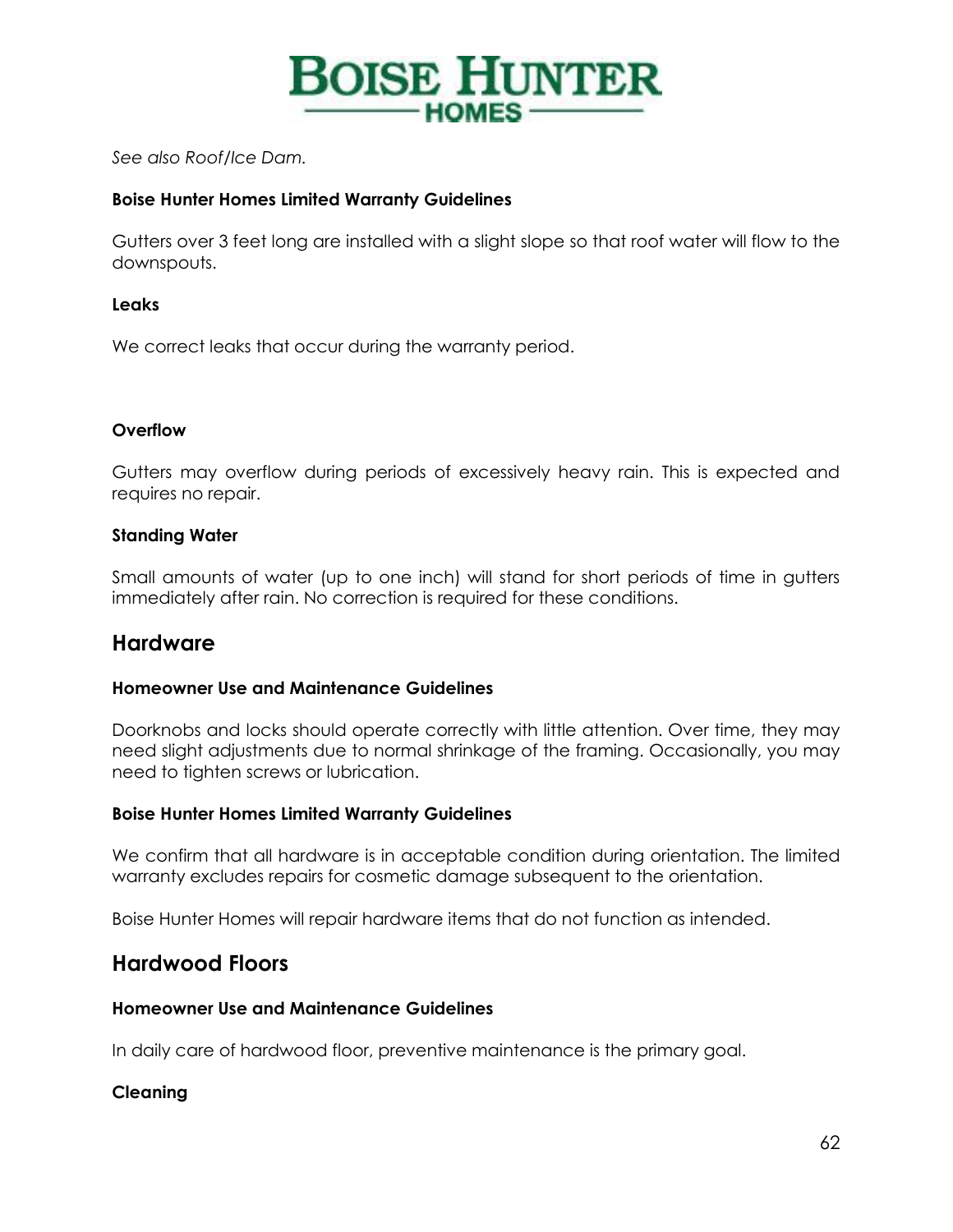*See also Roof/Ice Dam.*

**Boise Hunter Homes Limited Warranty Guidelines**

Gutters over 3 feet long are installed with a slight slope so that roof water will flow to the downspouts.

**Leaks**

We correct leaks that occur during the warranty period.

**Overflow**

Gutters may overflow during periods of excessively heavy rain. This is expected and requires no repair.

**Standing Water**

Small amounts of water (up to one inch) will stand for short periods of time in gutters immediately after rain. No correction is required for these conditions.

## Hardware

**Homeowner Use and Maintenance Guidelines**

Doorknobs and locks should operate correctly with little attention. Over time, they may need slight adjustments due to normal shrinkage of the framing. Occasionally, you may need to tighten screws or lubrication.

**Boise Hunter Homes Limited Warranty Guidelines**

We confirm that all hardware is in acceptable condition during orientation. The limited warranty excludes repairs for cosmetic damage subsequent to the orientation.

Boise Hunter Homes will repair hardware items that do not function as intended.

## Hardwood Floors

**Homeowner Use and Maintenance Guidelines**

In daily care of hardwood floor, preventive maintenance is the primary goal.

**Cleaning**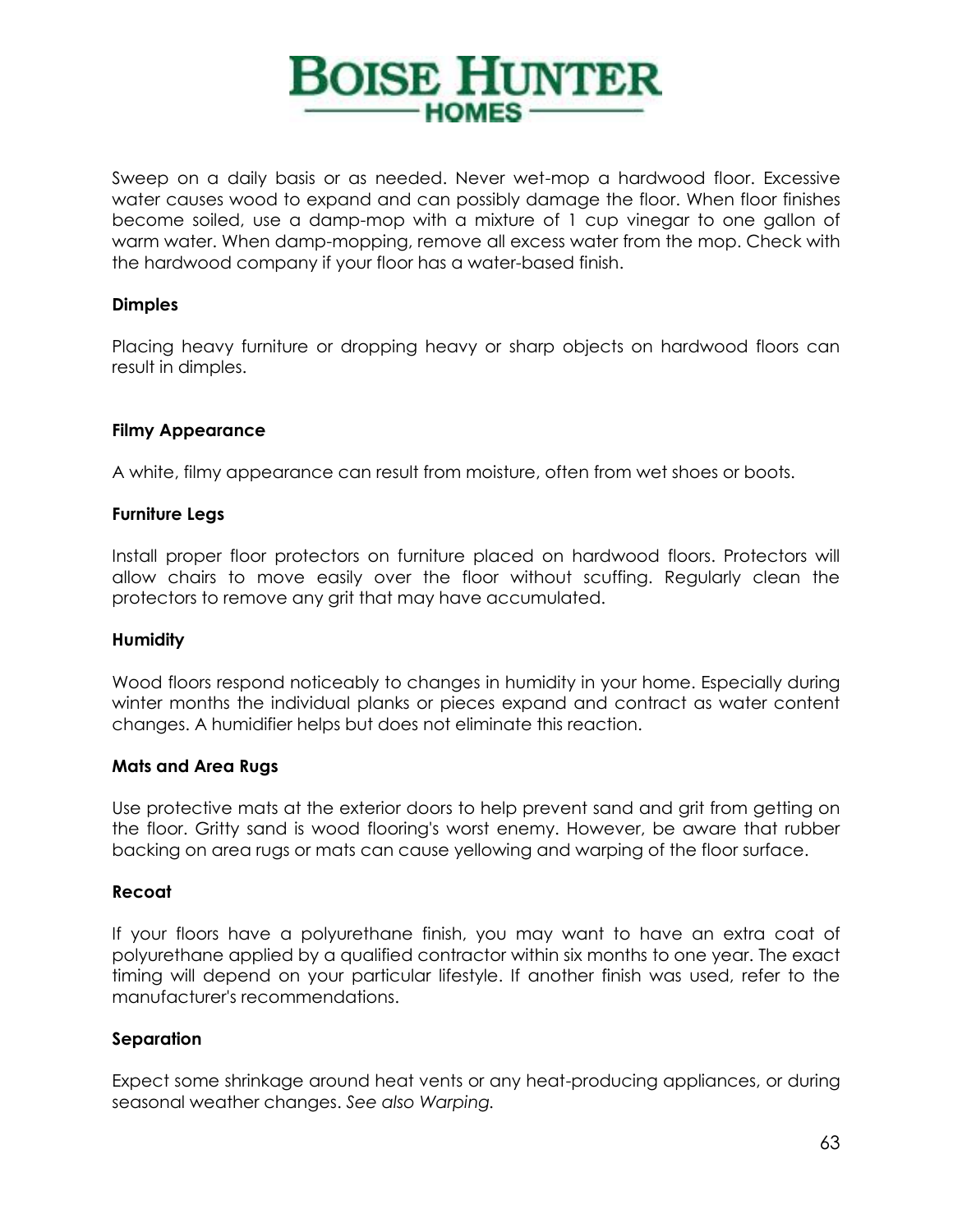Sweep on a daily basis or as needed. Never wet-mop a hardwood floor. Excessive water causes wood to expand and can possibly damage the floor. When floor finishes become soiled, use a damp-mop with a mixture of 1 cup vinegar to one gallon of warm water. When damp-mopping, remove all excess water from the mop. Check with the hardwood company if your floor has a water-based finish.

**Dimples**

Placing heavy furniture or dropping heavy or sharp objects on hardwood floors can result in dimples.

**Filmy Appearance**

A white, filmy appearance can result from moisture, often from wet shoes or boots.

**Furniture Legs**

Install proper floor protectors on furniture placed on hardwood floors. Protectors will allow chairs to move easily over the floor without scuffing. Regularly clean the protectors to remove any grit that may have accumulated.

**Humidity**

Wood floors respond noticeably to changes in humidity in your home. Especially during winter months the individual planks or pieces expand and contract as water content changes. A humidifier helps but does not eliminate this reaction.

**Mats and Area Rugs**

Use protective mats at the exterior doors to help prevent sand and grit from getting on the floor. Gritty sand is wood flooring's worst enemy. However, be aware that rubber backing on area rugs or mats can cause yellowing and warping of the floor surface.

**Recoat**

If your floors have a polyurethane finish, you may want to have an extra coat of polyurethane applied by a qualified contractor within six months to one year. The exact timing will depend on your particular lifestyle. If another finish was used, refer to the manufacturer's recommendations.

**Separation**

Expect some shrinkage around heat vents or any heat-producing appliances, or during seasonal weather changes. *See also Warping.*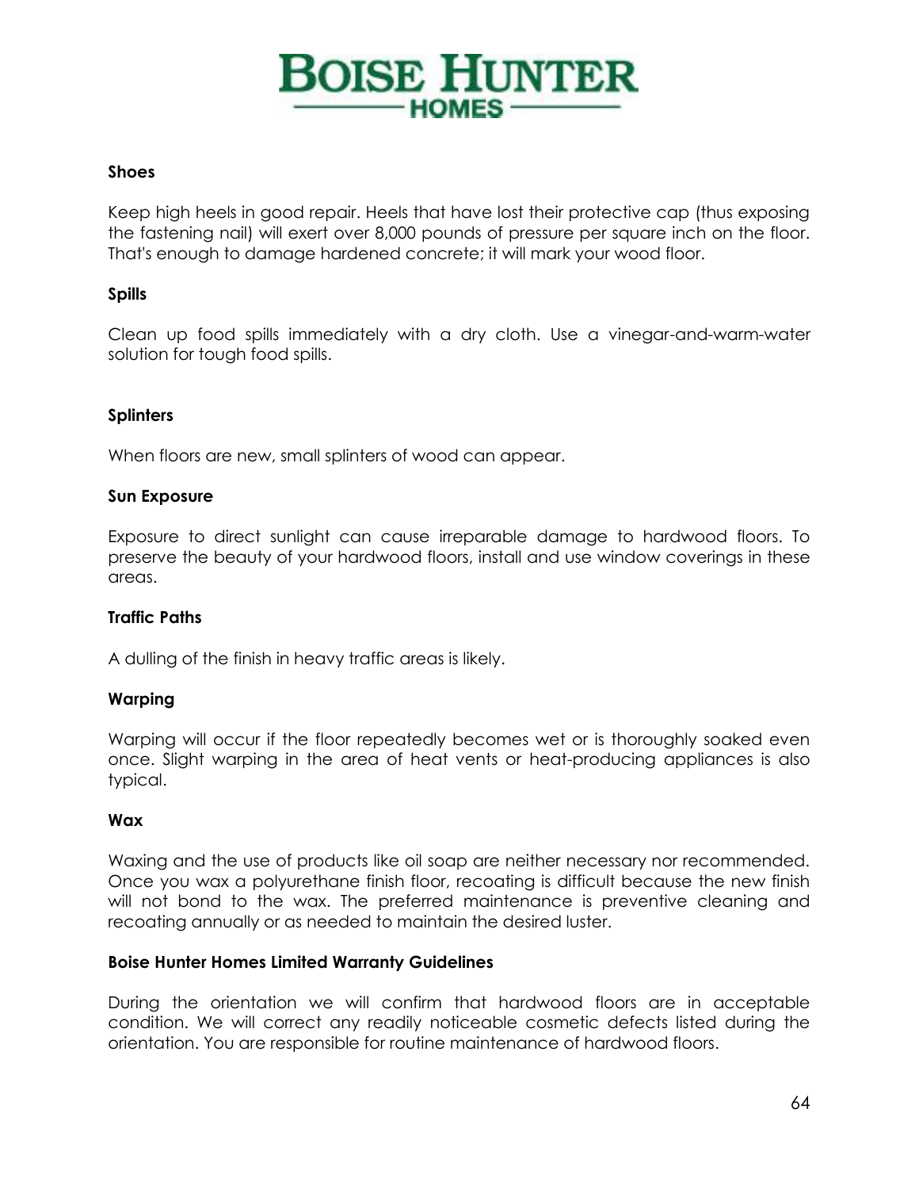**Shoes**

Keep high heels in good repair. Heels that have lost their protective cap (thus exposing the fastening nail) will exert over 8,000 pounds of pressure per square inch on the floor. That's enough to damage hardened concrete; it will mark your wood floor.

**Spills**

Clean up food spills immediately with a dry cloth. Use a vinegar-and-warm-water solution for tough food spills.

**Splinters**

When floors are new, small splinters of wood can appear.

**Sun Exposure**

Exposure to direct sunlight can cause irreparable damage to hardwood floors. To preserve the beauty of your hardwood floors, install and use window coverings in these areas.

**Traffic Paths**

A dulling of the finish in heavy traffic areas is likely.

**Warping**

Warping will occur if the floor repeatedly becomes wet or is thoroughly soaked even once. Slight warping in the area of heat vents or heat-producing appliances is also typical.

**Wax**

Waxing and the use of products like oil soap are neither necessary nor recommended. Once you wax a polyurethane finish floor, recoating is difficult because the new finish will not bond to the wax. The preferred maintenance is preventive cleaning and recoating annually or as needed to maintain the desired luster.

**Boise Hunter Homes Limited Warranty Guidelines**

During the orientation we will confirm that hardwood floors are in acceptable condition. We will correct any readily noticeable cosmetic defects listed during the orientation. You are responsible for routine maintenance of hardwood floors.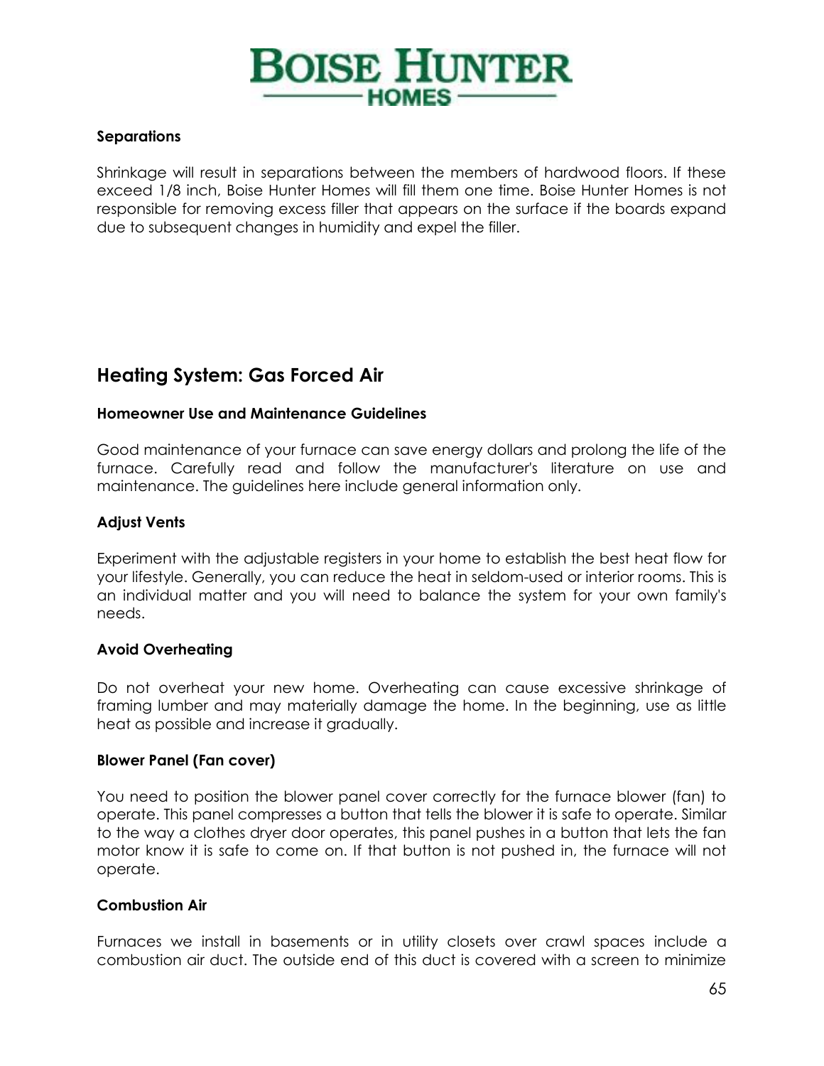### Separations

Shrinkage will result in separations between the members of hardwood floors. If these exceed 1/8 inch, Boise Hunter Homes will fill them one time. Boise Hunter Homes is not responsible for removing excess filler that appears on the surface if the boards expand due to subsequent changes in humidity and expel the filler.

## Heating System: Gas Forced Air

### Homeowner Use and Maintenance Guidelines

Good maintenance of your furnace can save energy dollars and prolong the life of the furnace. Carefully read and follow the manufacturer's literature on use and maintenance. The guidelines here include general information only.

### Adjust Vents

Experiment with the adjustable registers in your home to establish the best heat flow for your lifestyle. Generally, you can reduce the heat in seldom-used or interior rooms. This is an individual matter and you will need to balance the system for your own family's needs.

### Avoid Overheating

Do not overheat your new home. Overheating can cause excessive shrinkage of framing lumber and may materially damage the home. In the beginning, use as little heat as possible and increase it gradually.

### Blower Panel (Fan cover)

You need to position the blower panel cover correctly for the furnace blower (fan) to operate. This panel compresses a button that tells the blower it is safe to operate. Similar to the way a clothes dryer door operates, this panel pushes in a button that lets the fan motor know it is safe to come on. If that button is not pushed in, the furnace will not operate.

### Combustion Air

Furnaces we install in basements or in utility closets over crawl spaces include a combustion air duct. The outside end of this duct is covered with a screen to minimize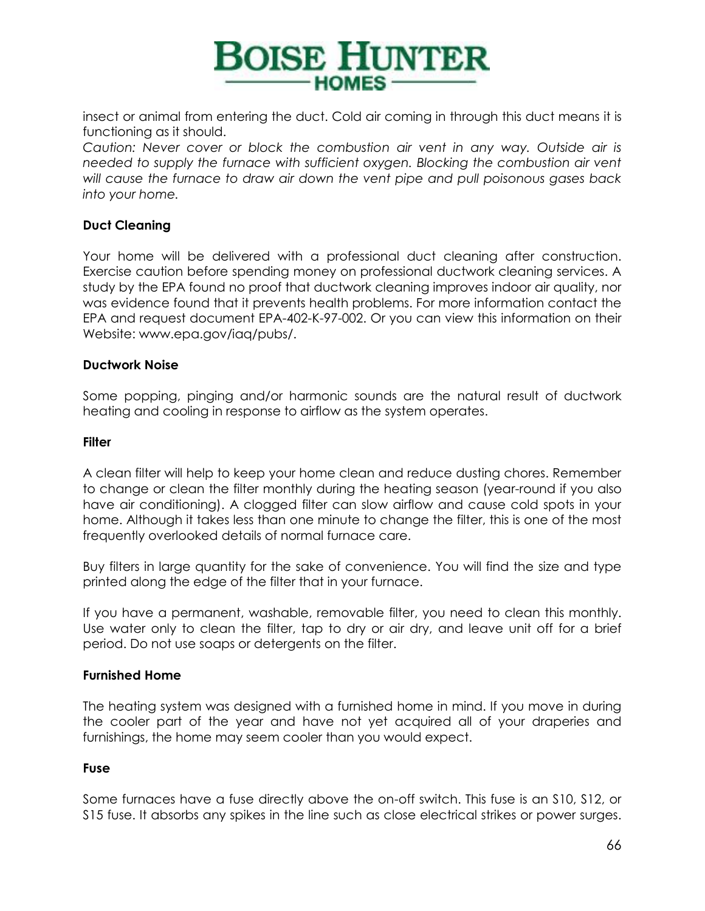insect or animal from entering the duct. Cold air coming in through this duct means it is functioning as it should.

*Caution: Never cover or block the combustion air vent in any way. Outside air is needed to supply the furnace with sufficient oxygen. Blocking the combustion air vent will cause the furnace to draw air down the vent pipe and pull poisonous gases back into your home.*

**Duct Cleaning**

Your home will be delivered with a professional duct cleaning after construction. Exercise caution before spending money on professional ductwork cleaning services. A study by the EPA found no proof that ductwork cleaning improves indoor air quality, nor was evidence found that it prevents health problems. For more information contact the EPA and request document EPA-402-K-97-002. Or you can view this information on their Website: www.epa.gov/iaq/pubs/.

**Ductwork Noise**

Some popping, pinging and/or harmonic sounds are the natural result of ductwork heating and cooling in response to airflow as the system operates.

**Filter**

A clean filter will help to keep your home clean and reduce dusting chores. Remember to change or clean the filter monthly during the heating season (year-round if you also have air conditioning). A clogged filter can slow airflow and cause cold spots in your home. Although it takes less than one minute to change the filter, this is one of the most frequently overlooked details of normal furnace care.

Buy filters in large quantity for the sake of convenience. You will find the size and type printed along the edge of the filter that in your furnace.

If you have a permanent, washable, removable filter, you need to clean this monthly. Use water only to clean the filter, tap to dry or air dry, and leave unit off for a brief period. Do not use soaps or detergents on the filter.

**Furnished Home**

The heating system was designed with a furnished home in mind. If you move in during the cooler part of the year and have not yet acquired all of your draperies and furnishings, the home may seem cooler than you would expect.

**Fuse**

Some furnaces have a fuse directly above the on-off switch. This fuse is an S10, S12, or S15 fuse. It absorbs any spikes in the line such as close electrical strikes or power surges.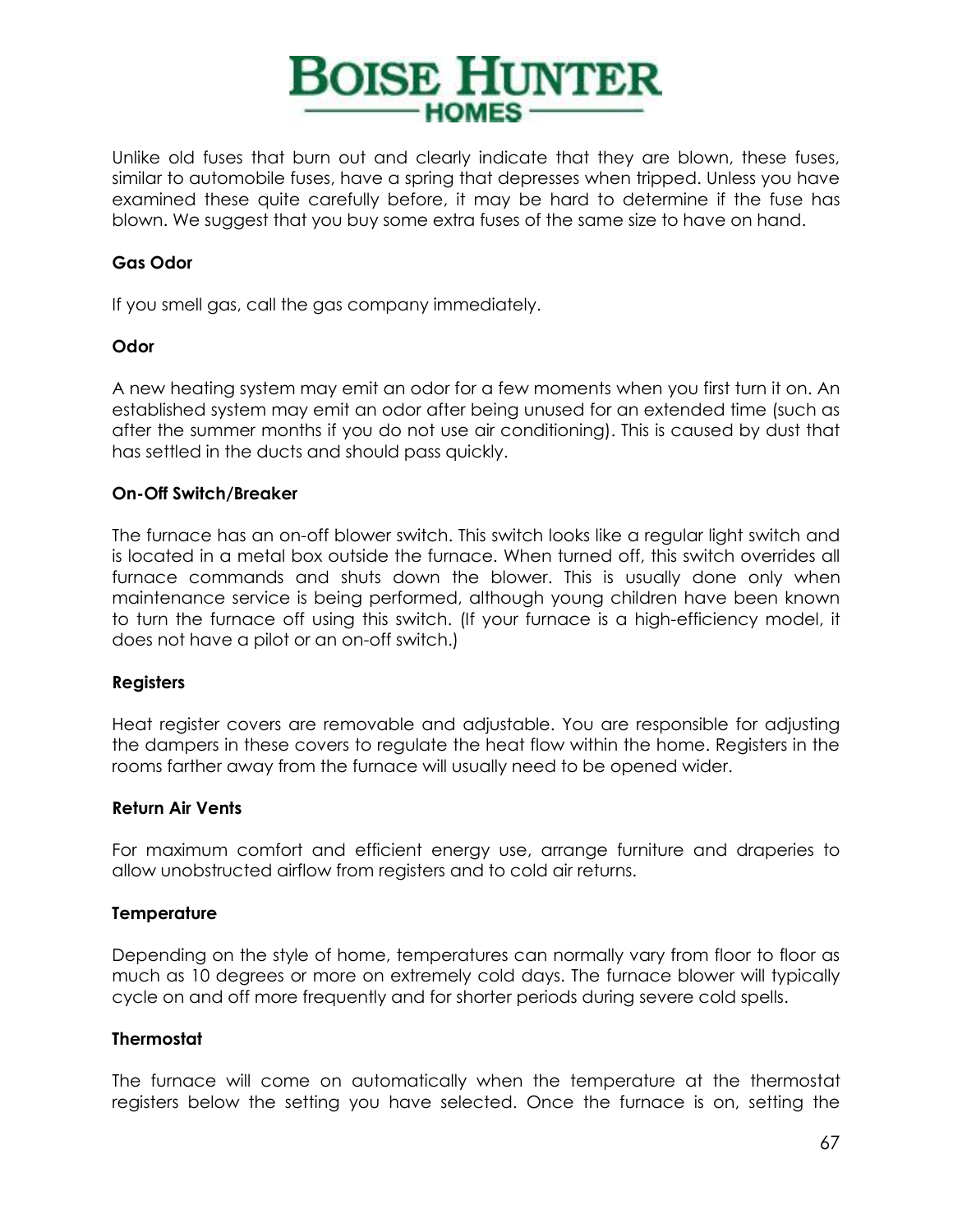Unlike old fuses that burn out and clearly indicate that they are blown, these fuses, similar to automobile fuses, have a spring that depresses when tripped. Unless you have examined these quite carefully before, it may be hard to determine if the fuse has blown. We suggest that you buy some extra fuses of the same size to have on hand.

**Gas Odor**

If you smell gas, call the gas company immediately.

**Odor**

A new heating system may emit an odor for a few moments when you first turn it on. An established system may emit an odor after being unused for an extended time (such as after the summer months if you do not use air conditioning). This is caused by dust that has settled in the ducts and should pass quickly.

**On-Off Switch/Breaker**

The furnace has an on-off blower switch. This switch looks like a regular light switch and is located in a metal box outside the furnace. When turned off, this switch overrides all furnace commands and shuts down the blower. This is usually done only when maintenance service is being performed, although young children have been known to turn the furnace off using this switch. (If your furnace is a high-efficiency model, it does not have a pilot or an on-off switch.)

**Registers**

Heat register covers are removable and adjustable. You are responsible for adjusting the dampers in these covers to regulate the heat flow within the home. Registers in the rooms farther away from the furnace will usually need to be opened wider.

**Return Air Vents**

For maximum comfort and efficient energy use, arrange furniture and draperies to allow unobstructed airflow from registers and to cold air returns.

**Temperature**

Depending on the style of home, temperatures can normally vary from floor to floor as much as 10 degrees or more on extremely cold days. The furnace blower will typically cycle on and off more frequently and for shorter periods during severe cold spells.

**Thermostat**

The furnace will come on automatically when the temperature at the thermostat registers below the setting you have selected. Once the furnace is on, setting the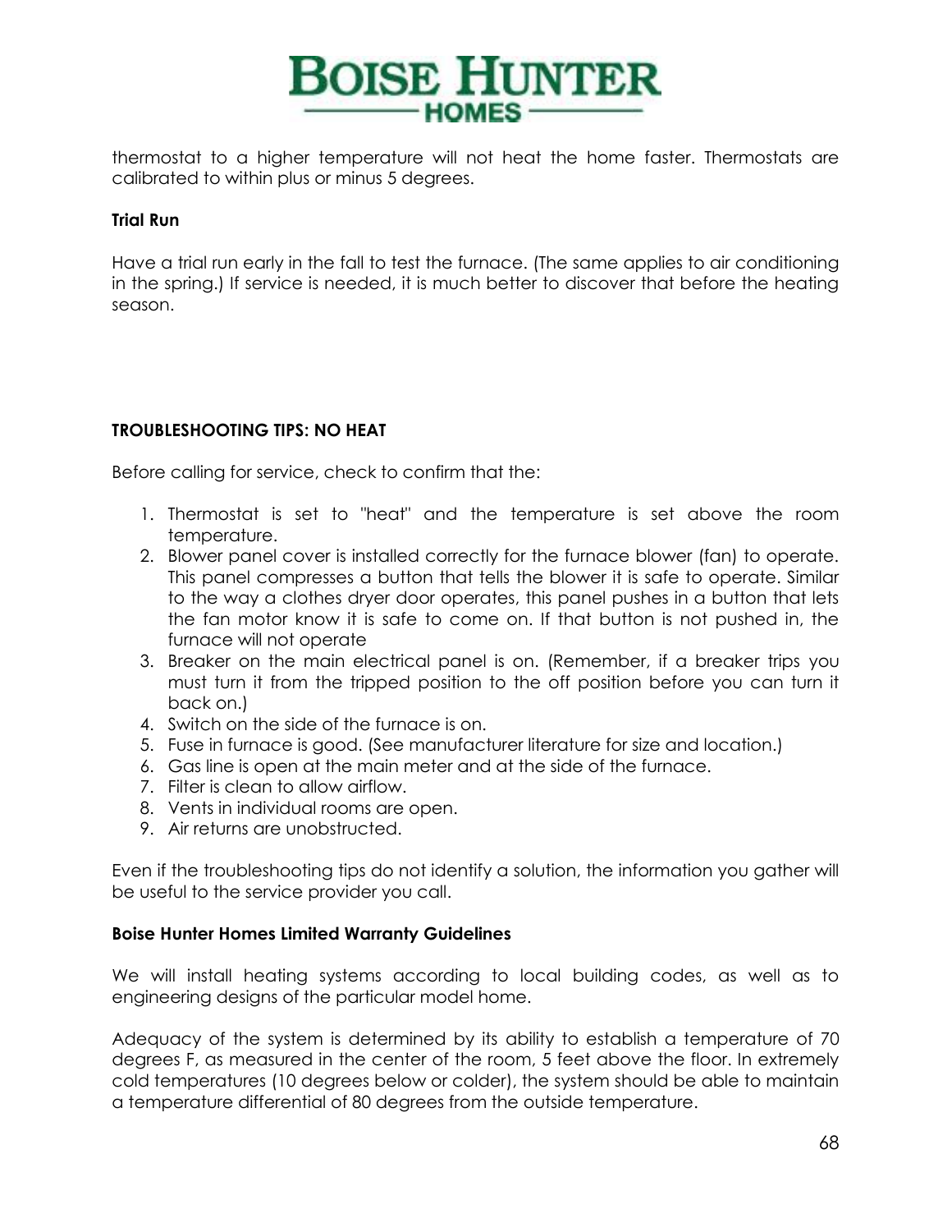thermostat to a higher temperature will not heat the home faster. Thermostats are calibrated to within plus or minus 5 degrees.

### Trial Run

Have a trial run early in the fall to test the furnace. (The same applies to air conditioning in the spring.) If service is needed, it is much better to discover that before the heating season.

### TROUBLESHOOTING TIPS: NO HEAT

Before calling for service, check to confirm that the:

1. Thermostat is set to "heat" and the temperature is set above the room temperature.
2. Blower panel cover is installed correctly for the furnace blower (fan) to operate. This panel compresses a button that tells the blower it is safe to operate. Similar to the way a clothes dryer door operates, this panel pushes in a button that lets the fan motor know it is safe to come on. If that button is not pushed in, the furnace will not operate
3. Breaker on the main electrical panel is on. (Remember, if a breaker trips you must turn it from the tripped position to the off position before you can turn it back on.)
4. Switch on the side of the furnace is on.
5. Fuse in furnace is good. (See manufacturer literature for size and location.)
6. Gas line is open at the main meter and at the side of the furnace.
7. Filter is clean to allow airflow.
8. Vents in individual rooms are open.
9. Air returns are unobstructed.

Even if the troubleshooting tips do not identify a solution, the information you gather will be useful to the service provider you call.

### Boise Hunter Homes Limited Warranty Guidelines

We will install heating systems according to local building codes, as well as to engineering designs of the particular model home.

Adequacy of the system is determined by its ability to establish a temperature of 70 degrees F, as measured in the center of the room, 5 feet above the floor. In extremely cold temperatures (10 degrees below or colder), the system should be able to maintain a temperature differential of 80 degrees from the outside temperature.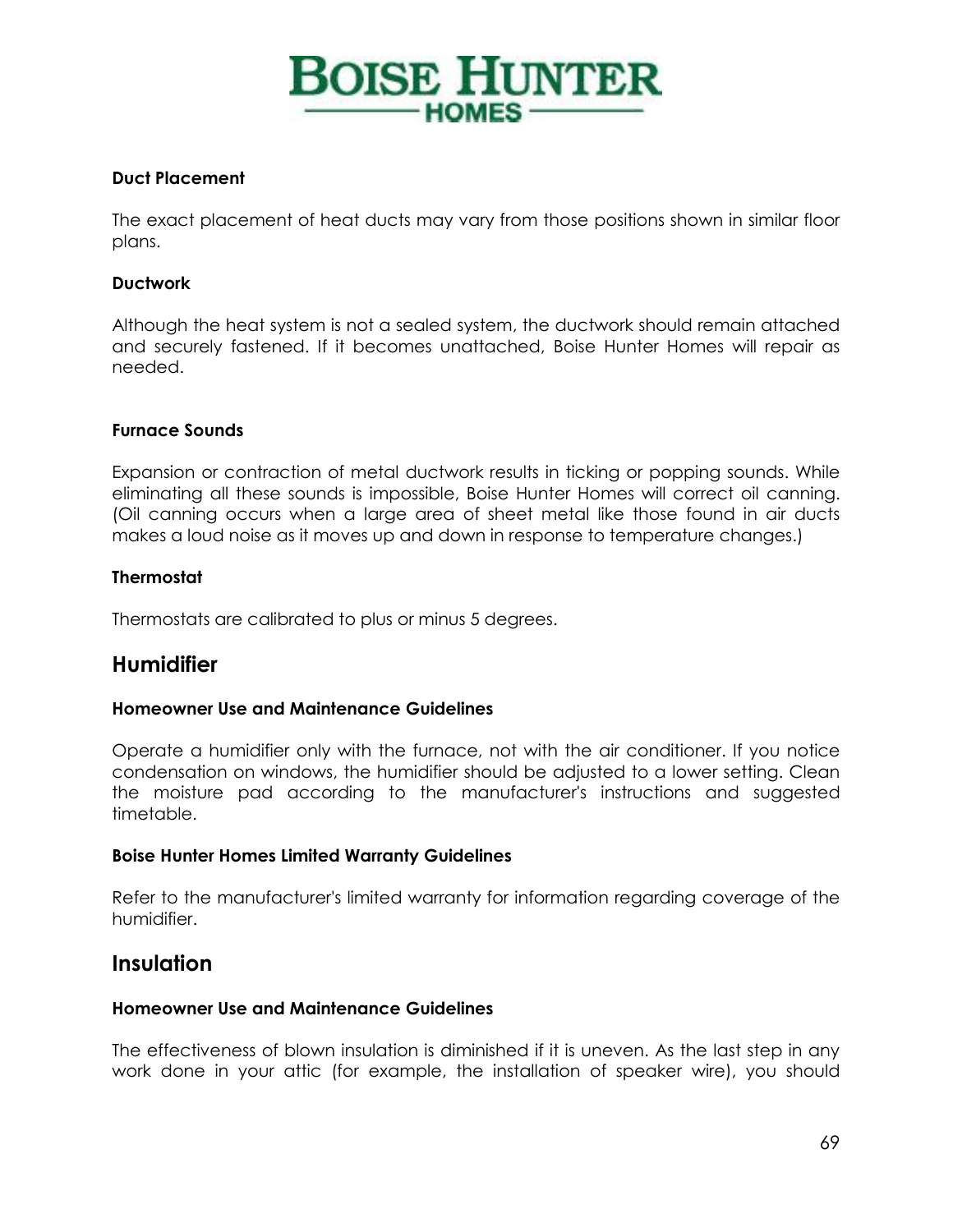### Duct Placement

The exact placement of heat ducts may vary from those positions shown in similar floor plans.

### Ductwork

Although the heat system is not a sealed system, the ductwork should remain attached and securely fastened. If it becomes unattached, Boise Hunter Homes will repair as needed.

### Furnace Sounds

Expansion or contraction of metal ductwork results in ticking or popping sounds. While eliminating all these sounds is impossible, Boise Hunter Homes will correct oil canning. (Oil canning occurs when a large area of sheet metal like those found in air ducts makes a loud noise as it moves up and down in response to temperature changes.)

### Thermostat

Thermostats are calibrated to plus or minus 5 degrees.

## Humidifier

### Homeowner Use and Maintenance Guidelines

Operate a humidifier only with the furnace, not with the air conditioner. If you notice condensation on windows, the humidifier should be adjusted to a lower setting. Clean the moisture pad according to the manufacturer's instructions and suggested timetable.

### Boise Hunter Homes Limited Warranty Guidelines

Refer to the manufacturer's limited warranty for information regarding coverage of the humidifier.

## Insulation

### Homeowner Use and Maintenance Guidelines

The effectiveness of blown insulation is diminished if it is uneven. As the last step in any work done in your attic (for example, the installation of speaker wire), you should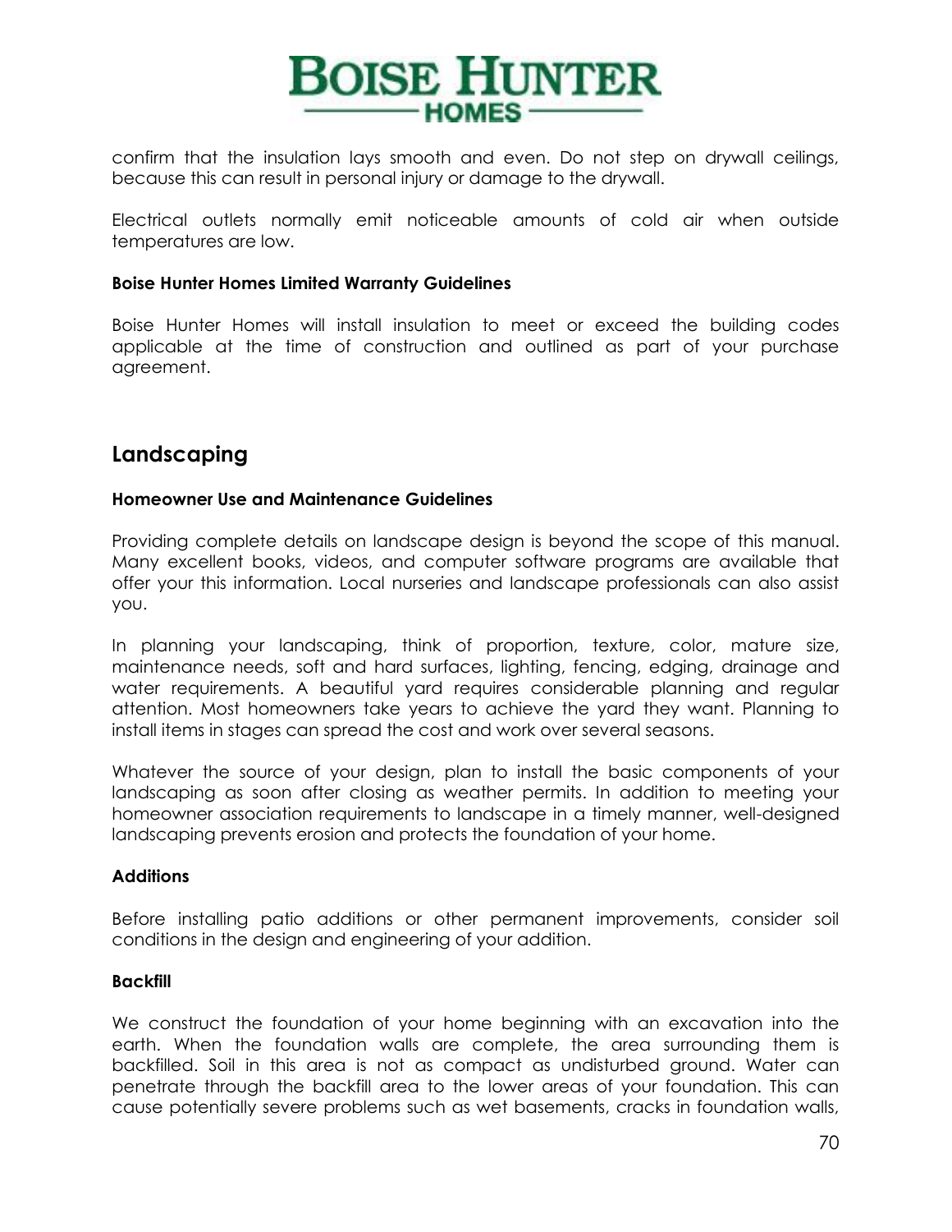confirm that the insulation lays smooth and even. Do not step on drywall ceilings, because this can result in personal injury or damage to the drywall.

Electrical outlets normally emit noticeable amounts of cold air when outside temperatures are low.

**Boise Hunter Homes Limited Warranty Guidelines**

Boise Hunter Homes will install insulation to meet or exceed the building codes applicable at the time of construction and outlined as part of your purchase agreement.

## Landscaping

**Homeowner Use and Maintenance Guidelines**

Providing complete details on landscape design is beyond the scope of this manual. Many excellent books, videos, and computer software programs are available that offer your this information. Local nurseries and landscape professionals can also assist you.

In planning your landscaping, think of proportion, texture, color, mature size, maintenance needs, soft and hard surfaces, lighting, fencing, edging, drainage and water requirements. A beautiful yard requires considerable planning and regular attention. Most homeowners take years to achieve the yard they want. Planning to install items in stages can spread the cost and work over several seasons.

Whatever the source of your design, plan to install the basic components of your landscaping as soon after closing as weather permits. In addition to meeting your homeowner association requirements to landscape in a timely manner, well-designed landscaping prevents erosion and protects the foundation of your home.

**Additions**

Before installing patio additions or other permanent improvements, consider soil conditions in the design and engineering of your addition.

**Backfill**

We construct the foundation of your home beginning with an excavation into the earth. When the foundation walls are complete, the area surrounding them is backfilled. Soil in this area is not as compact as undisturbed ground. Water can penetrate through the backfill area to the lower areas of your foundation. This can cause potentially severe problems such as wet basements, cracks in foundation walls,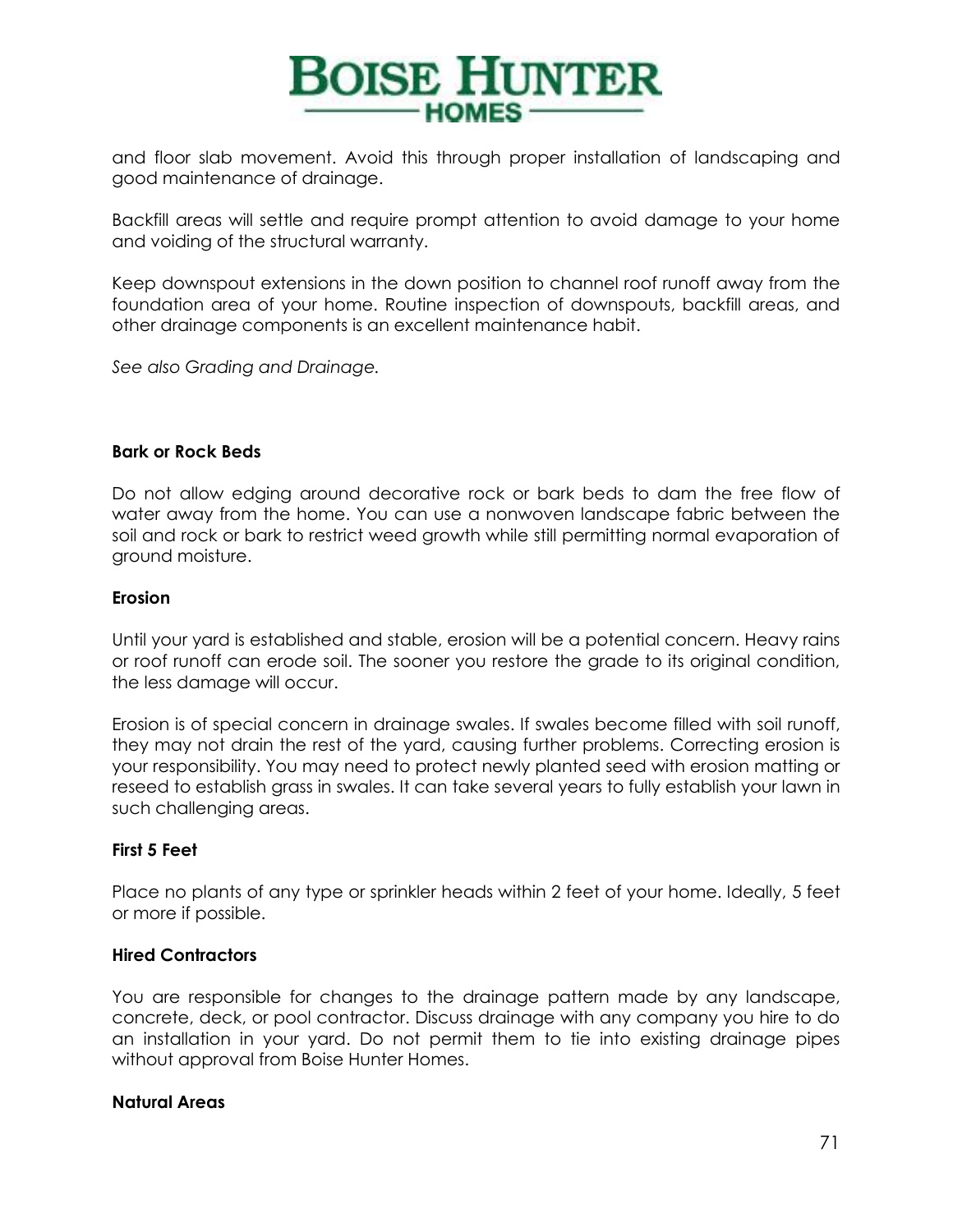and floor slab movement. Avoid this through proper installation of landscaping and good maintenance of drainage.

Backfill areas will settle and require prompt attention to avoid damage to your home and voiding of the structural warranty.

Keep downspout extensions in the down position to channel roof runoff away from the foundation area of your home. Routine inspection of downspouts, backfill areas, and other drainage components is an excellent maintenance habit.

*See also Grading and Drainage.*

**Bark or Rock Beds**

Do not allow edging around decorative rock or bark beds to dam the free flow of water away from the home. You can use a nonwoven landscape fabric between the soil and rock or bark to restrict weed growth while still permitting normal evaporation of ground moisture.

**Erosion**

Until your yard is established and stable, erosion will be a potential concern. Heavy rains or roof runoff can erode soil. The sooner you restore the grade to its original condition, the less damage will occur.

Erosion is of special concern in drainage swales. If swales become filled with soil runoff, they may not drain the rest of the yard, causing further problems. Correcting erosion is your responsibility. You may need to protect newly planted seed with erosion matting or reseed to establish grass in swales. It can take several years to fully establish your lawn in such challenging areas.

**First 5 Feet**

Place no plants of any type or sprinkler heads within 2 feet of your home. Ideally, 5 feet or more if possible.

**Hired Contractors**

You are responsible for changes to the drainage pattern made by any landscape, concrete, deck, or pool contractor. Discuss drainage with any company you hire to do an installation in your yard. Do not permit them to tie into existing drainage pipes without approval from Boise Hunter Homes.

**Natural Areas**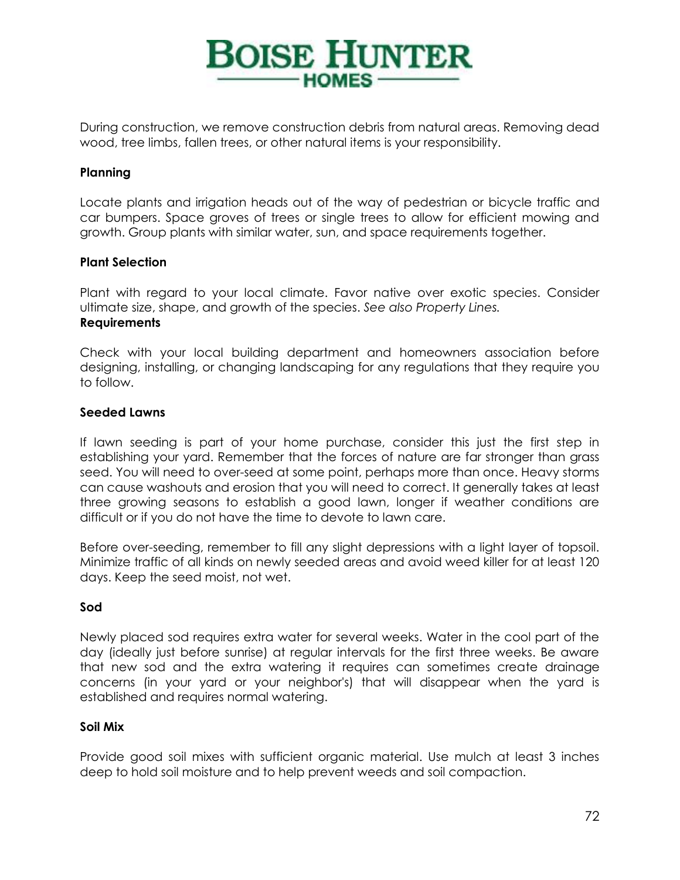During construction, we remove construction debris from natural areas. Removing dead wood, tree limbs, fallen trees, or other natural items is your responsibility.

**Planning**

Locate plants and irrigation heads out of the way of pedestrian or bicycle traffic and car bumpers. Space groves of trees or single trees to allow for efficient mowing and growth. Group plants with similar water, sun, and space requirements together.

**Plant Selection**

Plant with regard to your local climate. Favor native over exotic species. Consider ultimate size, shape, and growth of the species. *See also Property Lines.*

**Requirements**

Check with your local building department and homeowners association before designing, installing, or changing landscaping for any regulations that they require you to follow.

**Seeded Lawns**

If lawn seeding is part of your home purchase, consider this just the first step in establishing your yard. Remember that the forces of nature are far stronger than grass seed. You will need to over-seed at some point, perhaps more than once. Heavy storms can cause washouts and erosion that you will need to correct. It generally takes at least three growing seasons to establish a good lawn, longer if weather conditions are difficult or if you do not have the time to devote to lawn care.

Before over-seeding, remember to fill any slight depressions with a light layer of topsoil. Minimize traffic of all kinds on newly seeded areas and avoid weed killer for at least 120 days. Keep the seed moist, not wet.

**Sod**

Newly placed sod requires extra water for several weeks. Water in the cool part of the day (ideally just before sunrise) at regular intervals for the first three weeks. Be aware that new sod and the extra watering it requires can sometimes create drainage concerns (in your yard or your neighbor's) that will disappear when the yard is established and requires normal watering.

**Soil Mix**

Provide good soil mixes with sufficient organic material. Use mulch at least 3 inches deep to hold soil moisture and to help prevent weeds and soil compaction.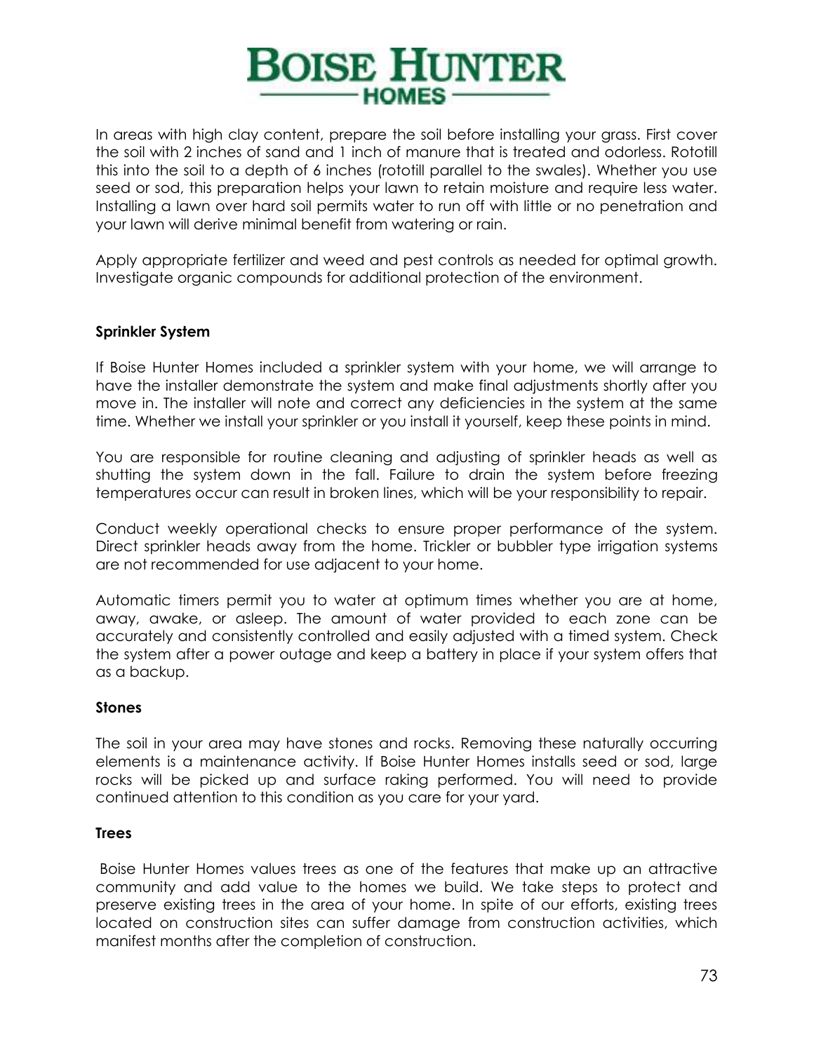In areas with high clay content, prepare the soil before installing your grass. First cover the soil with 2 inches of sand and 1 inch of manure that is treated and odorless. Rototill this into the soil to a depth of 6 inches (rototill parallel to the swales). Whether you use seed or sod, this preparation helps your lawn to retain moisture and require less water. Installing a lawn over hard soil permits water to run off with little or no penetration and your lawn will derive minimal benefit from watering or rain.

Apply appropriate fertilizer and weed and pest controls as needed for optimal growth. Investigate organic compounds for additional protection of the environment.

**Sprinkler System**

If Boise Hunter Homes included a sprinkler system with your home, we will arrange to have the installer demonstrate the system and make final adjustments shortly after you move in. The installer will note and correct any deficiencies in the system at the same time. Whether we install your sprinkler or you install it yourself, keep these points in mind.

You are responsible for routine cleaning and adjusting of sprinkler heads as well as shutting the system down in the fall. Failure to drain the system before freezing temperatures occur can result in broken lines, which will be your responsibility to repair.

Conduct weekly operational checks to ensure proper performance of the system. Direct sprinkler heads away from the home. Trickler or bubbler type irrigation systems are not recommended for use adjacent to your home.

Automatic timers permit you to water at optimum times whether you are at home, away, awake, or asleep. The amount of water provided to each zone can be accurately and consistently controlled and easily adjusted with a timed system. Check the system after a power outage and keep a battery in place if your system offers that as a backup.

**Stones**

The soil in your area may have stones and rocks. Removing these naturally occurring elements is a maintenance activity. If Boise Hunter Homes installs seed or sod, large rocks will be picked up and surface raking performed. You will need to provide continued attention to this condition as you care for your yard.

**Trees**

Boise Hunter Homes values trees as one of the features that make up an attractive community and add value to the homes we build. We take steps to protect and preserve existing trees in the area of your home. In spite of our efforts, existing trees located on construction sites can suffer damage from construction activities, which manifest months after the completion of construction.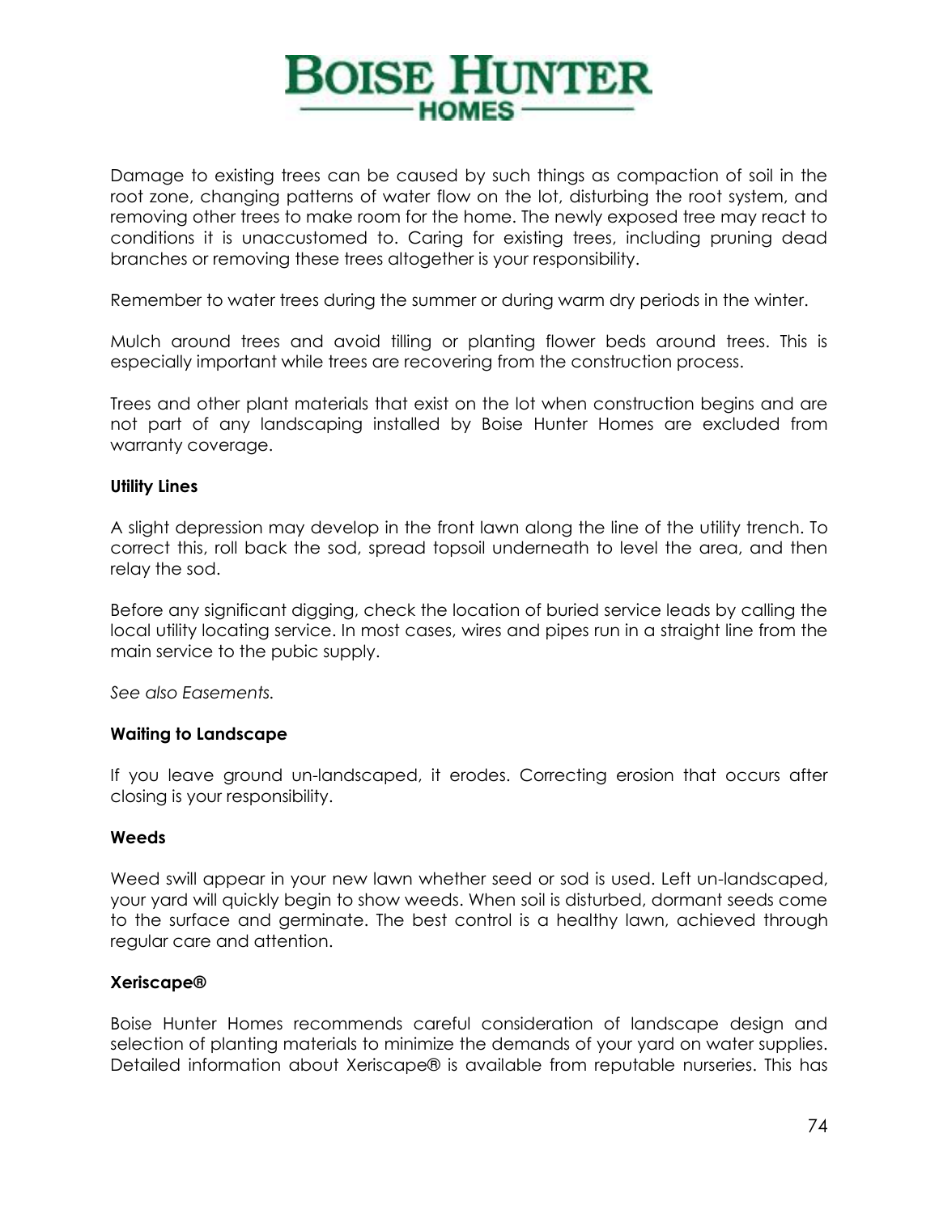Damage to existing trees can be caused by such things as compaction of soil in the root zone, changing patterns of water flow on the lot, disturbing the root system, and removing other trees to make room for the home. The newly exposed tree may react to conditions it is unaccustomed to. Caring for existing trees, including pruning dead branches or removing these trees altogether is your responsibility.

Remember to water trees during the summer or during warm dry periods in the winter.

Mulch around trees and avoid tilling or planting flower beds around trees. This is especially important while trees are recovering from the construction process.

Trees and other plant materials that exist on the lot when construction begins and are not part of any landscaping installed by Boise Hunter Homes are excluded from warranty coverage.

**Utility Lines**

A slight depression may develop in the front lawn along the line of the utility trench. To correct this, roll back the sod, spread topsoil underneath to level the area, and then relay the sod.

Before any significant digging, check the location of buried service leads by calling the local utility locating service. In most cases, wires and pipes run in a straight line from the main service to the pubic supply.

*See also Easements.*

**Waiting to Landscape**

If you leave ground un-landscaped, it erodes. Correcting erosion that occurs after closing is your responsibility.

**Weeds**

Weed swill appear in your new lawn whether seed or sod is used. Left un-landscaped, your yard will quickly begin to show weeds. When soil is disturbed, dormant seeds come to the surface and germinate. The best control is a healthy lawn, achieved through regular care and attention.

**Xeriscape®**

Boise Hunter Homes recommends careful consideration of landscape design and selection of planting materials to minimize the demands of your yard on water supplies. Detailed information about Xeriscape® is available from reputable nurseries. This has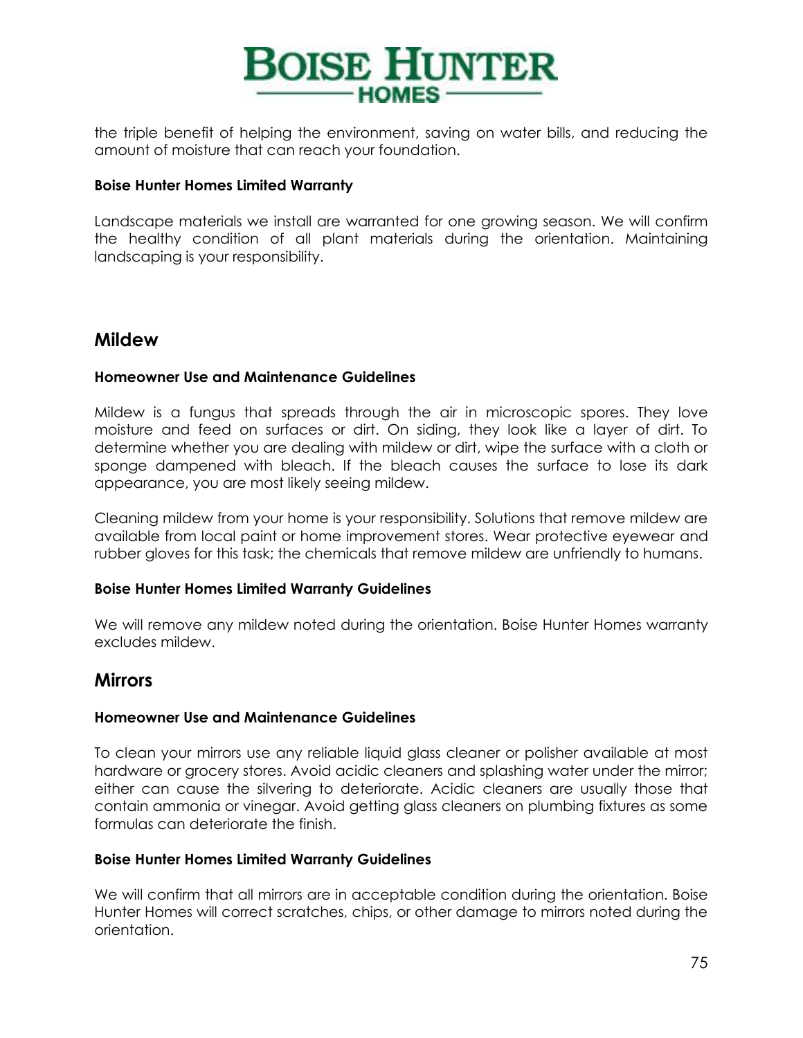the triple benefit of helping the environment, saving on water bills, and reducing the amount of moisture that can reach your foundation.

**Boise Hunter Homes Limited Warranty**

Landscape materials we install are warranted for one growing season. We will confirm the healthy condition of all plant materials during the orientation. Maintaining landscaping is your responsibility.

## Mildew

**Homeowner Use and Maintenance Guidelines**

Mildew is a fungus that spreads through the air in microscopic spores. They love moisture and feed on surfaces or dirt. On siding, they look like a layer of dirt. To determine whether you are dealing with mildew or dirt, wipe the surface with a cloth or sponge dampened with bleach. If the bleach causes the surface to lose its dark appearance, you are most likely seeing mildew.

Cleaning mildew from your home is your responsibility. Solutions that remove mildew are available from local paint or home improvement stores. Wear protective eyewear and rubber gloves for this task; the chemicals that remove mildew are unfriendly to humans.

**Boise Hunter Homes Limited Warranty Guidelines**

We will remove any mildew noted during the orientation. Boise Hunter Homes warranty excludes mildew.

## Mirrors

**Homeowner Use and Maintenance Guidelines**

To clean your mirrors use any reliable liquid glass cleaner or polisher available at most hardware or grocery stores. Avoid acidic cleaners and splashing water under the mirror; either can cause the silvering to deteriorate. Acidic cleaners are usually those that contain ammonia or vinegar. Avoid getting glass cleaners on plumbing fixtures as some formulas can deteriorate the finish.

**Boise Hunter Homes Limited Warranty Guidelines**

We will confirm that all mirrors are in acceptable condition during the orientation. Boise Hunter Homes will correct scratches, chips, or other damage to mirrors noted during the orientation.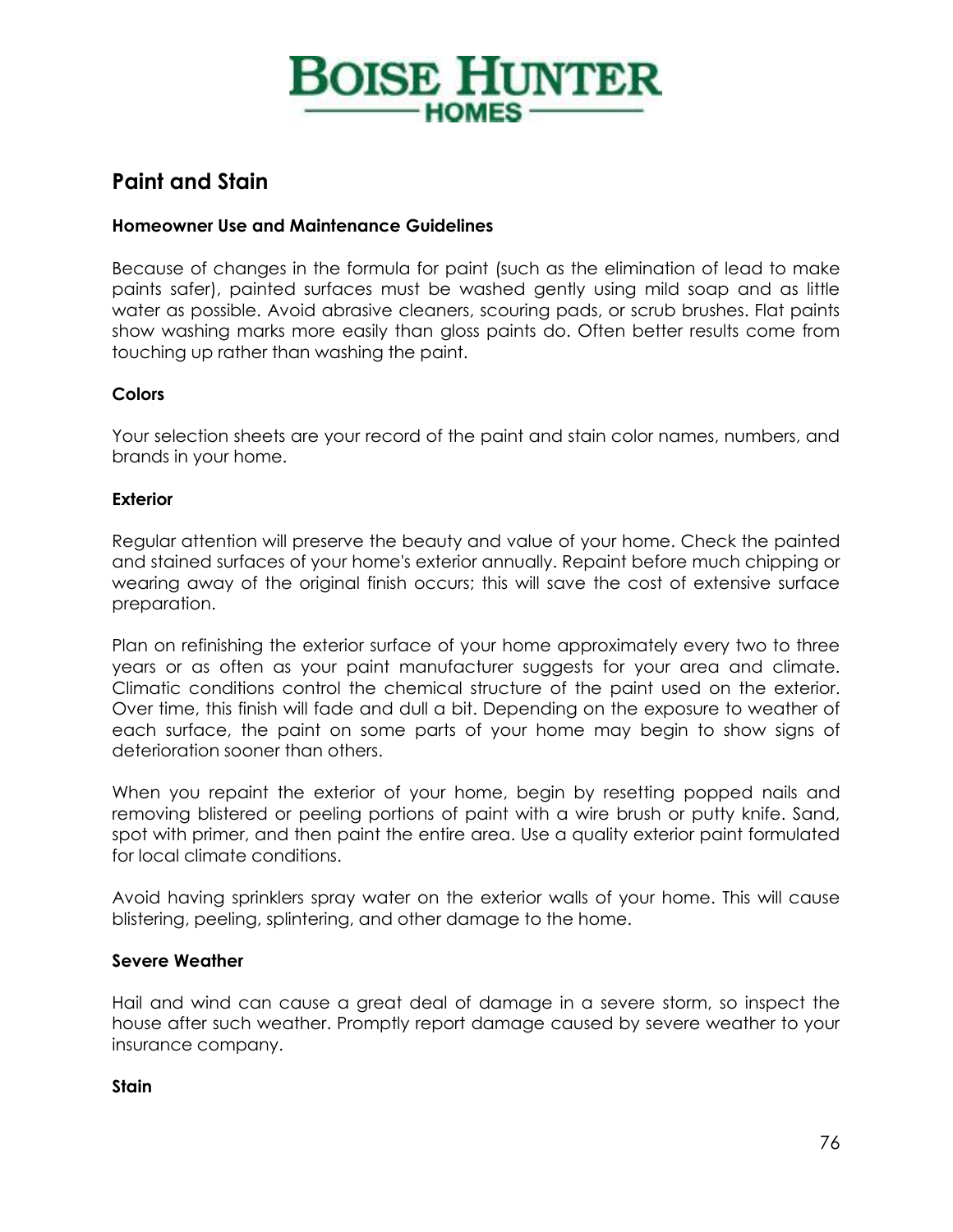## Paint and Stain

### Homeowner Use and Maintenance Guidelines

Because of changes in the formula for paint (such as the elimination of lead to make paints safer), painted surfaces must be washed gently using mild soap and as little water as possible. Avoid abrasive cleaners, scouring pads, or scrub brushes. Flat paints show washing marks more easily than gloss paints do. Often better results come from touching up rather than washing the paint.

### Colors

Your selection sheets are your record of the paint and stain color names, numbers, and brands in your home.

### Exterior

Regular attention will preserve the beauty and value of your home. Check the painted and stained surfaces of your home's exterior annually. Repaint before much chipping or wearing away of the original finish occurs; this will save the cost of extensive surface preparation.

Plan on refinishing the exterior surface of your home approximately every two to three years or as often as your paint manufacturer suggests for your area and climate. Climatic conditions control the chemical structure of the paint used on the exterior. Over time, this finish will fade and dull a bit. Depending on the exposure to weather of each surface, the paint on some parts of your home may begin to show signs of deterioration sooner than others.

When you repaint the exterior of your home, begin by resetting popped nails and removing blistered or peeling portions of paint with a wire brush or putty knife. Sand, spot with primer, and then paint the entire area. Use a quality exterior paint formulated for local climate conditions.

Avoid having sprinklers spray water on the exterior walls of your home. This will cause blistering, peeling, splintering, and other damage to the home.

### Severe Weather

Hail and wind can cause a great deal of damage in a severe storm, so inspect the house after such weather. Promptly report damage caused by severe weather to your insurance company.

### Stain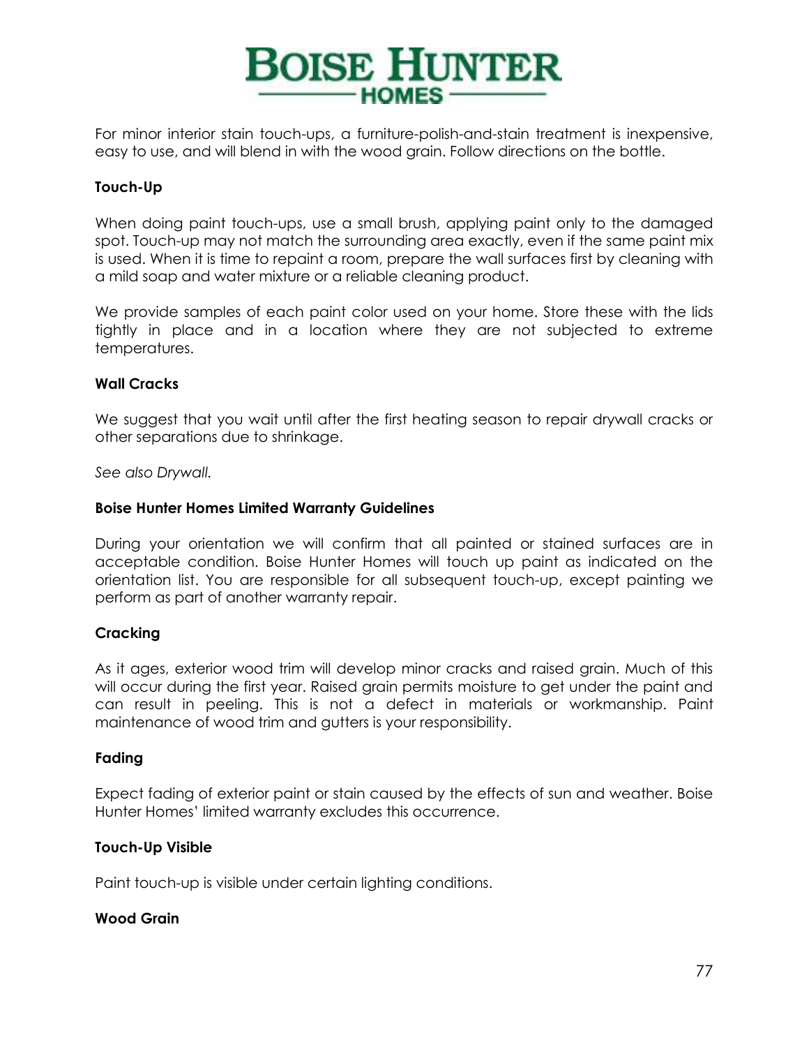For minor interior stain touch-ups, a furniture-polish-and-stain treatment is inexpensive, easy to use, and will blend in with the wood grain. Follow directions on the bottle.

### Touch-Up

When doing paint touch-ups, use a small brush, applying paint only to the damaged spot. Touch-up may not match the surrounding area exactly, even if the same paint mix is used. When it is time to repaint a room, prepare the wall surfaces first by cleaning with a mild soap and water mixture or a reliable cleaning product.

We provide samples of each paint color used on your home. Store these with the lids tightly in place and in a location where they are not subjected to extreme temperatures.

### Wall Cracks

We suggest that you wait until after the first heating season to repair drywall cracks or other separations due to shrinkage.

*See also Drywall.*

### Boise Hunter Homes Limited Warranty Guidelines

During your orientation we will confirm that all painted or stained surfaces are in acceptable condition. Boise Hunter Homes will touch up paint as indicated on the orientation list. You are responsible for all subsequent touch-up, except painting we perform as part of another warranty repair.

### Cracking

As it ages, exterior wood trim will develop minor cracks and raised grain. Much of this will occur during the first year. Raised grain permits moisture to get under the paint and can result in peeling. This is not a defect in materials or workmanship. Paint maintenance of wood trim and gutters is your responsibility.

### Fading

Expect fading of exterior paint or stain caused by the effects of sun and weather. Boise Hunter Homes' limited warranty excludes this occurrence.

### Touch-Up Visible

Paint touch-up is visible under certain lighting conditions.

### Wood Grain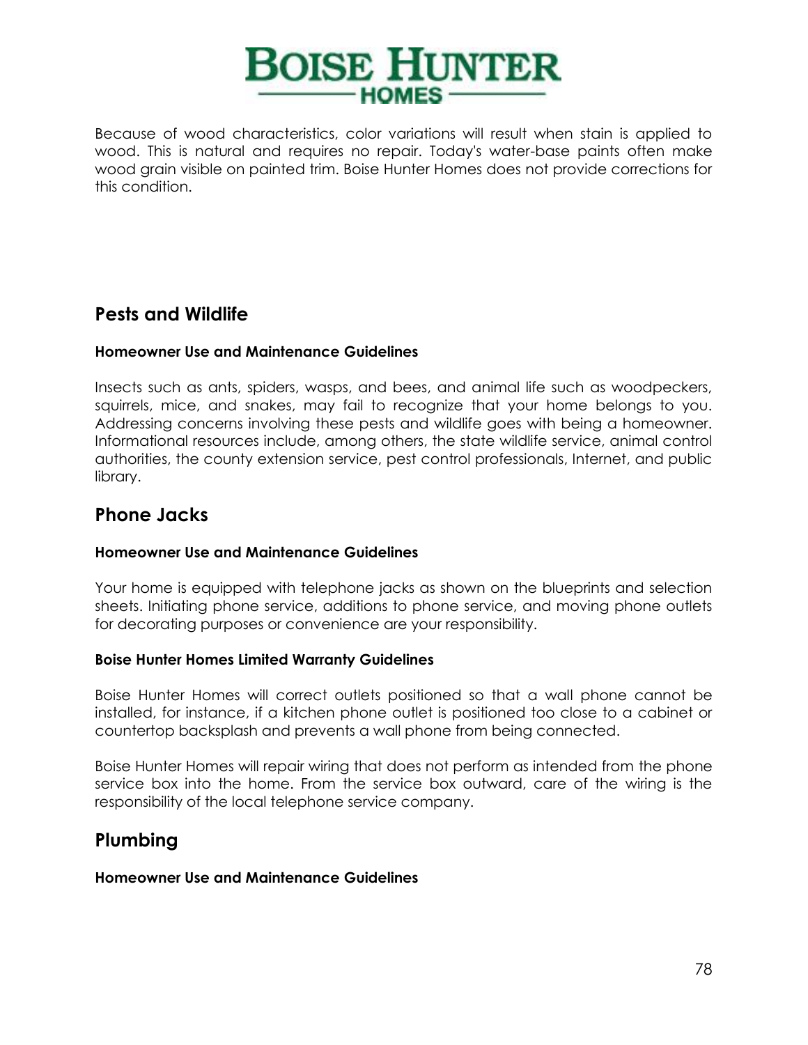Because of wood characteristics, color variations will result when stain is applied to wood. This is natural and requires no repair. Today's water-base paints often make wood grain visible on painted trim. Boise Hunter Homes does not provide corrections for this condition.

## Pests and Wildlife

#### Homeowner Use and Maintenance Guidelines

Insects such as ants, spiders, wasps, and bees, and animal life such as woodpeckers, squirrels, mice, and snakes, may fail to recognize that your home belongs to you. Addressing concerns involving these pests and wildlife goes with being a homeowner. Informational resources include, among others, the state wildlife service, animal control authorities, the county extension service, pest control professionals, Internet, and public library.

## Phone Jacks

#### Homeowner Use and Maintenance Guidelines

Your home is equipped with telephone jacks as shown on the blueprints and selection sheets. Initiating phone service, additions to phone service, and moving phone outlets for decorating purposes or convenience are your responsibility.

#### Boise Hunter Homes Limited Warranty Guidelines

Boise Hunter Homes will correct outlets positioned so that a wall phone cannot be installed, for instance, if a kitchen phone outlet is positioned too close to a cabinet or countertop backsplash and prevents a wall phone from being connected.

Boise Hunter Homes will repair wiring that does not perform as intended from the phone service box into the home. From the service box outward, care of the wiring is the responsibility of the local telephone service company.

## Plumbing

#### Homeowner Use and Maintenance Guidelines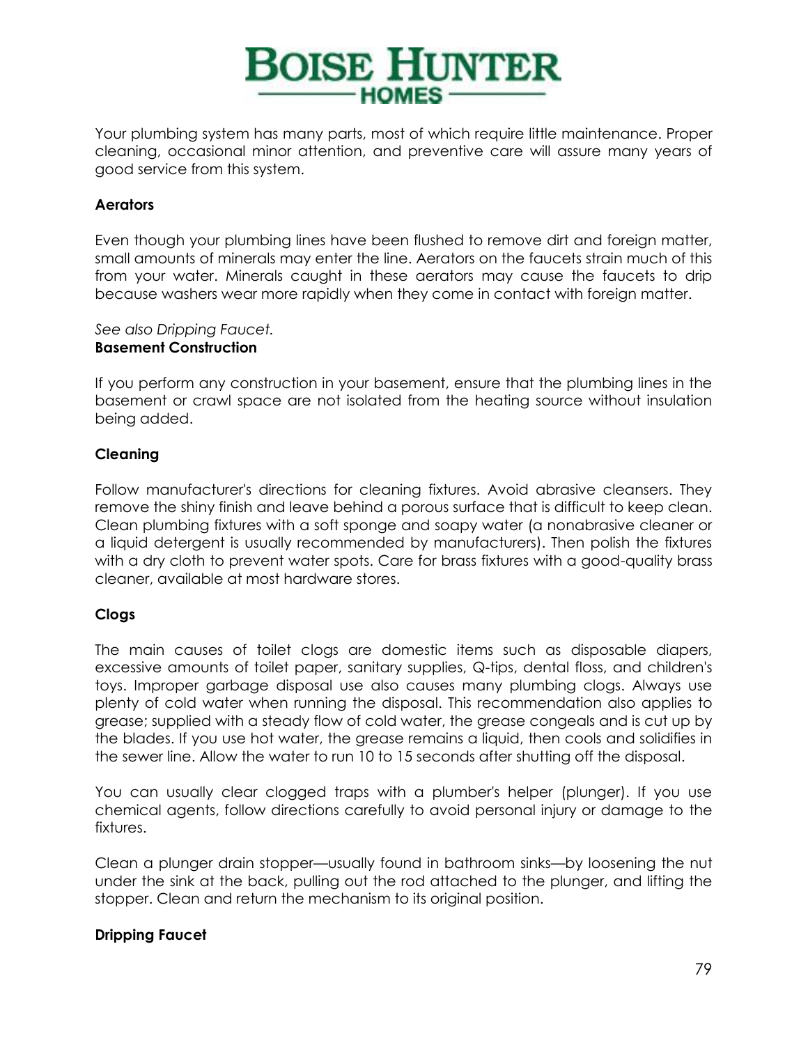Your plumbing system has many parts, most of which require little maintenance. Proper cleaning, occasional minor attention, and preventive care will assure many years of good service from this system.

**Aerators**

Even though your plumbing lines have been flushed to remove dirt and foreign matter, small amounts of minerals may enter the line. Aerators on the faucets strain much of this from your water. Minerals caught in these aerators may cause the faucets to drip because washers wear more rapidly when they come in contact with foreign matter.

*See also Dripping Faucet.*

**Basement Construction**

If you perform any construction in your basement, ensure that the plumbing lines in the basement or crawl space are not isolated from the heating source without insulation being added.

**Cleaning**

Follow manufacturer's directions for cleaning fixtures. Avoid abrasive cleansers. They remove the shiny finish and leave behind a porous surface that is difficult to keep clean. Clean plumbing fixtures with a soft sponge and soapy water (a nonabrasive cleaner or a liquid detergent is usually recommended by manufacturers). Then polish the fixtures with a dry cloth to prevent water spots. Care for brass fixtures with a good-quality brass cleaner, available at most hardware stores.

**Clogs**

The main causes of toilet clogs are domestic items such as disposable diapers, excessive amounts of toilet paper, sanitary supplies, Q-tips, dental floss, and children's toys. Improper garbage disposal use also causes many plumbing clogs. Always use plenty of cold water when running the disposal. This recommendation also applies to grease; supplied with a steady flow of cold water, the grease congeals and is cut up by the blades. If you use hot water, the grease remains a liquid, then cools and solidifies in the sewer line. Allow the water to run 10 to 15 seconds after shutting off the disposal.

You can usually clear clogged traps with a plumber's helper (plunger). If you use chemical agents, follow directions carefully to avoid personal injury or damage to the fixtures.

Clean a plunger drain stopper—usually found in bathroom sinks—by loosening the nut under the sink at the back, pulling out the rod attached to the plunger, and lifting the stopper. Clean and return the mechanism to its original position.

**Dripping Faucet**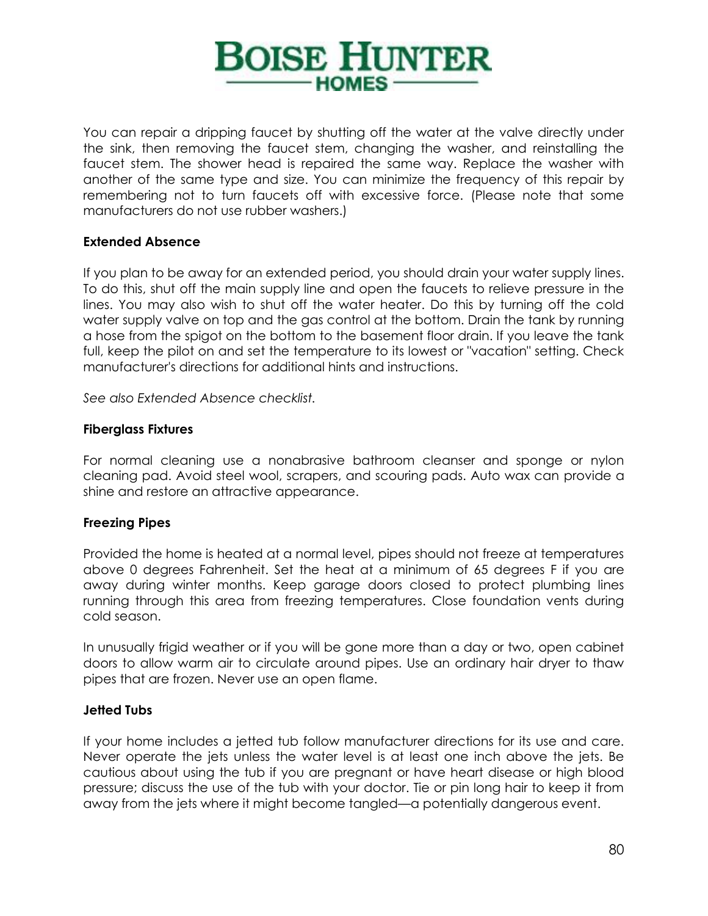You can repair a dripping faucet by shutting off the water at the valve directly under the sink, then removing the faucet stem, changing the washer, and reinstalling the faucet stem. The shower head is repaired the same way. Replace the washer with another of the same type and size. You can minimize the frequency of this repair by remembering not to turn faucets off with excessive force. (Please note that some manufacturers do not use rubber washers.)

**Extended Absence**

If you plan to be away for an extended period, you should drain your water supply lines. To do this, shut off the main supply line and open the faucets to relieve pressure in the lines. You may also wish to shut off the water heater. Do this by turning off the cold water supply valve on top and the gas control at the bottom. Drain the tank by running a hose from the spigot on the bottom to the basement floor drain. If you leave the tank full, keep the pilot on and set the temperature to its lowest or "vacation" setting. Check manufacturer's directions for additional hints and instructions.

*See also Extended Absence checklist.*

**Fiberglass Fixtures**

For normal cleaning use a nonabrasive bathroom cleanser and sponge or nylon cleaning pad. Avoid steel wool, scrapers, and scouring pads. Auto wax can provide a shine and restore an attractive appearance.

**Freezing Pipes**

Provided the home is heated at a normal level, pipes should not freeze at temperatures above 0 degrees Fahrenheit. Set the heat at a minimum of 65 degrees F if you are away during winter months. Keep garage doors closed to protect plumbing lines running through this area from freezing temperatures. Close foundation vents during cold season.

In unusually frigid weather or if you will be gone more than a day or two, open cabinet doors to allow warm air to circulate around pipes. Use an ordinary hair dryer to thaw pipes that are frozen. Never use an open flame.

**Jetted Tubs**

If your home includes a jetted tub follow manufacturer directions for its use and care. Never operate the jets unless the water level is at least one inch above the jets. Be cautious about using the tub if you are pregnant or have heart disease or high blood pressure; discuss the use of the tub with your doctor. Tie or pin long hair to keep it from away from the jets where it might become tangled—a potentially dangerous event.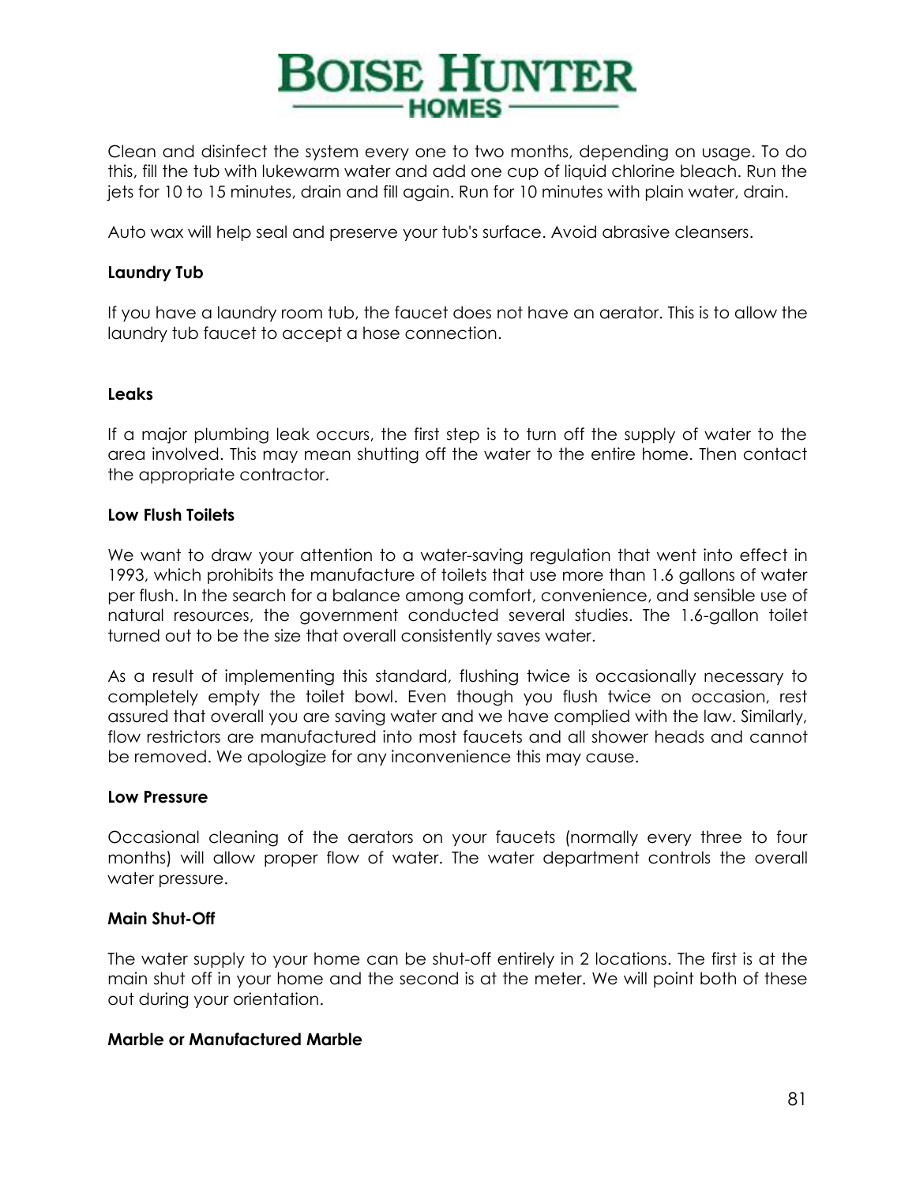Clean and disinfect the system every one to two months, depending on usage. To do this, fill the tub with lukewarm water and add one cup of liquid chlorine bleach. Run the jets for 10 to 15 minutes, drain and fill again. Run for 10 minutes with plain water, drain.

Auto wax will help seal and preserve your tub's surface. Avoid abrasive cleansers.

**Laundry Tub**

If you have a laundry room tub, the faucet does not have an aerator. This is to allow the laundry tub faucet to accept a hose connection.

**Leaks**

If a major plumbing leak occurs, the first step is to turn off the supply of water to the area involved. This may mean shutting off the water to the entire home. Then contact the appropriate contractor.

**Low Flush Toilets**

We want to draw your attention to a water-saving regulation that went into effect in 1993, which prohibits the manufacture of toilets that use more than 1.6 gallons of water per flush. In the search for a balance among comfort, convenience, and sensible use of natural resources, the government conducted several studies. The 1.6-gallon toilet turned out to be the size that overall consistently saves water.

As a result of implementing this standard, flushing twice is occasionally necessary to completely empty the toilet bowl. Even though you flush twice on occasion, rest assured that overall you are saving water and we have complied with the law. Similarly, flow restrictors are manufactured into most faucets and all shower heads and cannot be removed. We apologize for any inconvenience this may cause.

**Low Pressure**

Occasional cleaning of the aerators on your faucets (normally every three to four months) will allow proper flow of water. The water department controls the overall water pressure.

**Main Shut-Off**

The water supply to your home can be shut-off entirely in 2 locations. The first is at the main shut off in your home and the second is at the meter. We will point both of these out during your orientation.

**Marble or Manufactured Marble**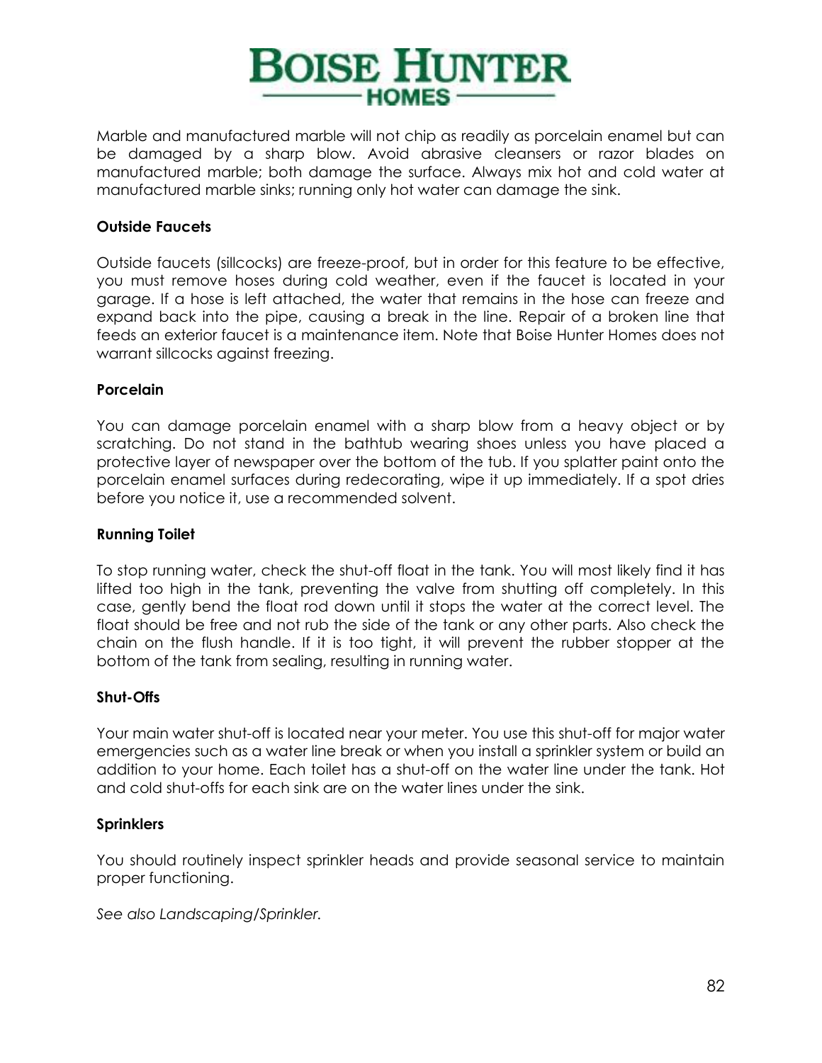Marble and manufactured marble will not chip as readily as porcelain enamel but can be damaged by a sharp blow. Avoid abrasive cleansers or razor blades on manufactured marble; both damage the surface. Always mix hot and cold water at manufactured marble sinks; running only hot water can damage the sink.

**Outside Faucets**

Outside faucets (sillcocks) are freeze-proof, but in order for this feature to be effective, you must remove hoses during cold weather, even if the faucet is located in your garage. If a hose is left attached, the water that remains in the hose can freeze and expand back into the pipe, causing a break in the line. Repair of a broken line that feeds an exterior faucet is a maintenance item. Note that Boise Hunter Homes does not warrant sillcocks against freezing.

**Porcelain**

You can damage porcelain enamel with a sharp blow from a heavy object or by scratching. Do not stand in the bathtub wearing shoes unless you have placed a protective layer of newspaper over the bottom of the tub. If you splatter paint onto the porcelain enamel surfaces during redecorating, wipe it up immediately. If a spot dries before you notice it, use a recommended solvent.

**Running Toilet**

To stop running water, check the shut-off float in the tank. You will most likely find it has lifted too high in the tank, preventing the valve from shutting off completely. In this case, gently bend the float rod down until it stops the water at the correct level. The float should be free and not rub the side of the tank or any other parts. Also check the chain on the flush handle. If it is too tight, it will prevent the rubber stopper at the bottom of the tank from sealing, resulting in running water.

**Shut-Offs**

Your main water shut-off is located near your meter. You use this shut-off for major water emergencies such as a water line break or when you install a sprinkler system or build an addition to your home. Each toilet has a shut-off on the water line under the tank. Hot and cold shut-offs for each sink are on the water lines under the sink.

**Sprinklers**

You should routinely inspect sprinkler heads and provide seasonal service to maintain proper functioning.

*See also Landscaping/Sprinkler.*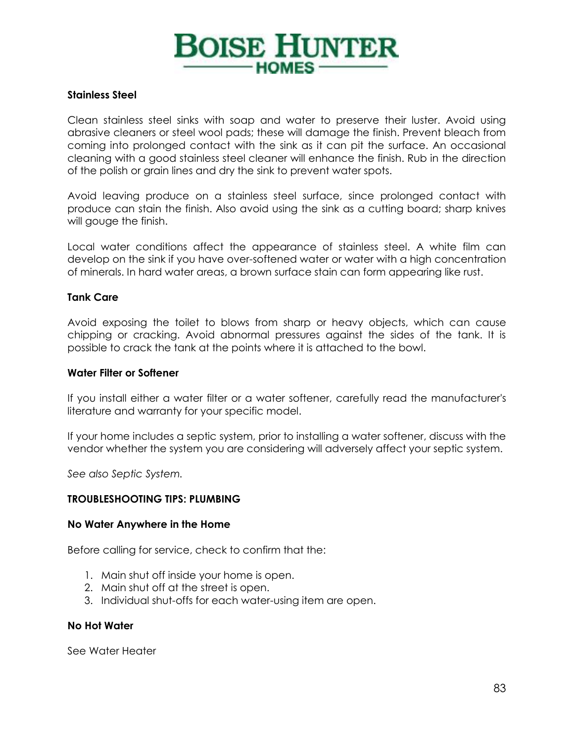**Stainless Steel**

Clean stainless steel sinks with soap and water to preserve their luster. Avoid using abrasive cleaners or steel wool pads; these will damage the finish. Prevent bleach from coming into prolonged contact with the sink as it can pit the surface. An occasional cleaning with a good stainless steel cleaner will enhance the finish. Rub in the direction of the polish or grain lines and dry the sink to prevent water spots.

Avoid leaving produce on a stainless steel surface, since prolonged contact with produce can stain the finish. Also avoid using the sink as a cutting board; sharp knives will gouge the finish.

Local water conditions affect the appearance of stainless steel. A white film can develop on the sink if you have over-softened water or water with a high concentration of minerals. In hard water areas, a brown surface stain can form appearing like rust.

**Tank Care**

Avoid exposing the toilet to blows from sharp or heavy objects, which can cause chipping or cracking. Avoid abnormal pressures against the sides of the tank. It is possible to crack the tank at the points where it is attached to the bowl.

**Water Filter or Softener**

If you install either a water filter or a water softener, carefully read the manufacturer's literature and warranty for your specific model.

If your home includes a septic system, prior to installing a water softener, discuss with the vendor whether the system you are considering will adversely affect your septic system.

*See also Septic System.*

**TROUBLESHOOTING TIPS: PLUMBING**

**No Water Anywhere in the Home**

Before calling for service, check to confirm that the:

1. Main shut off inside your home is open.
2. Main shut off at the street is open.
3. Individual shut-offs for each water-using item are open.

**No Hot Water**

See Water Heater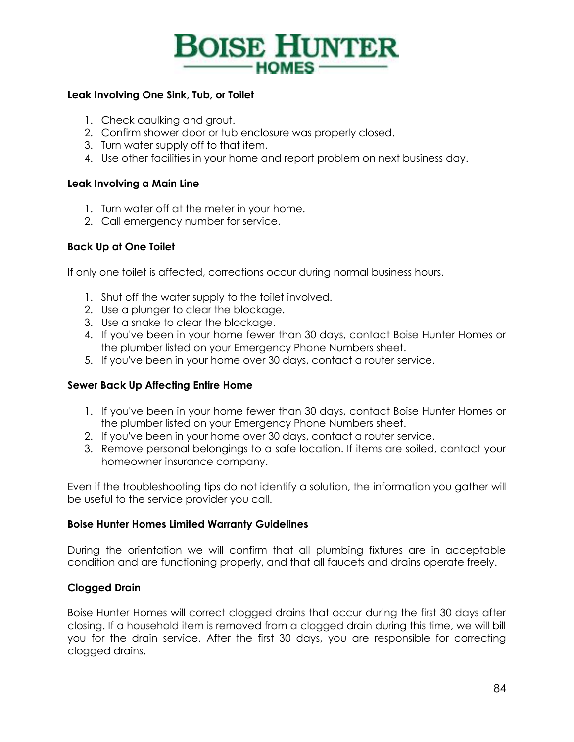**Leak Involving One Sink, Tub, or Toilet**

1. Check caulking and grout.
2. Confirm shower door or tub enclosure was properly closed.
3. Turn water supply off to that item.
4. Use other facilities in your home and report problem on next business day.

**Leak Involving a Main Line**

1. Turn water off at the meter in your home.
2. Call emergency number for service.

**Back Up at One Toilet**

If only one toilet is affected, corrections occur during normal business hours.

1. Shut off the water supply to the toilet involved.
2. Use a plunger to clear the blockage.
3. Use a snake to clear the blockage.
4. If you've been in your home fewer than 30 days, contact Boise Hunter Homes or the plumber listed on your Emergency Phone Numbers sheet.
5. If you've been in your home over 30 days, contact a router service.

**Sewer Back Up Affecting Entire Home**

1. If you've been in your home fewer than 30 days, contact Boise Hunter Homes or the plumber listed on your Emergency Phone Numbers sheet.
2. If you've been in your home over 30 days, contact a router service.
3. Remove personal belongings to a safe location. If items are soiled, contact your homeowner insurance company.

Even if the troubleshooting tips do not identify a solution, the information you gather will be useful to the service provider you call.

**Boise Hunter Homes Limited Warranty Guidelines**

During the orientation we will confirm that all plumbing fixtures are in acceptable condition and are functioning properly, and that all faucets and drains operate freely.

**Clogged Drain**

Boise Hunter Homes will correct clogged drains that occur during the first 30 days after closing. If a household item is removed from a clogged drain during this time, we will bill you for the drain service. After the first 30 days, you are responsible for correcting clogged drains.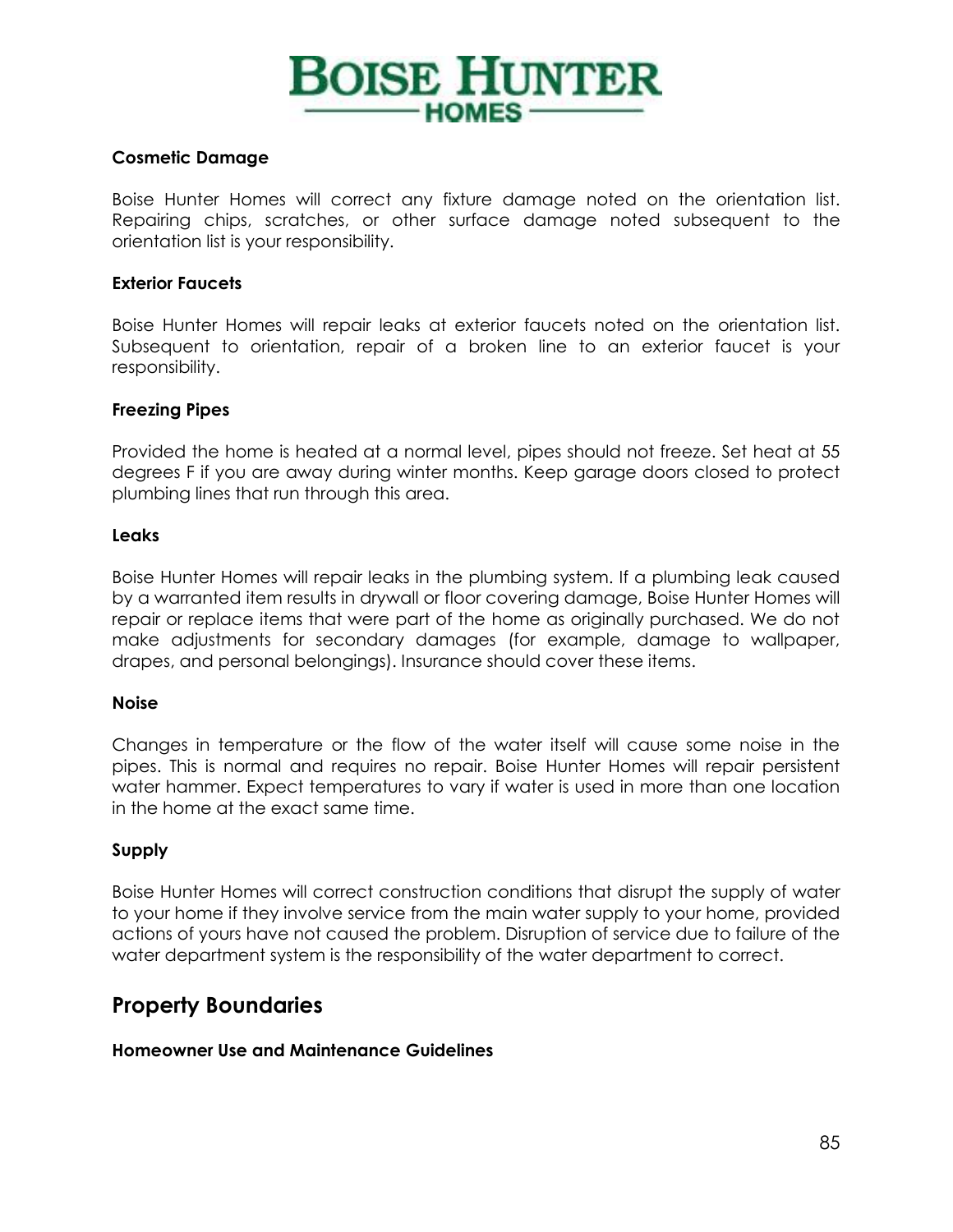#### Cosmetic Damage

Boise Hunter Homes will correct any fixture damage noted on the orientation list. Repairing chips, scratches, or other surface damage noted subsequent to the orientation list is your responsibility.

#### Exterior Faucets

Boise Hunter Homes will repair leaks at exterior faucets noted on the orientation list. Subsequent to orientation, repair of a broken line to an exterior faucet is your responsibility.

#### Freezing Pipes

Provided the home is heated at a normal level, pipes should not freeze. Set heat at 55 degrees F if you are away during winter months. Keep garage doors closed to protect plumbing lines that run through this area.

#### Leaks

Boise Hunter Homes will repair leaks in the plumbing system. If a plumbing leak caused by a warranted item results in drywall or floor covering damage, Boise Hunter Homes will repair or replace items that were part of the home as originally purchased. We do not make adjustments for secondary damages (for example, damage to wallpaper, drapes, and personal belongings). Insurance should cover these items.

#### Noise

Changes in temperature or the flow of the water itself will cause some noise in the pipes. This is normal and requires no repair. Boise Hunter Homes will repair persistent water hammer. Expect temperatures to vary if water is used in more than one location in the home at the exact same time.

#### Supply

Boise Hunter Homes will correct construction conditions that disrupt the supply of water to your home if they involve service from the main water supply to your home, provided actions of yours have not caused the problem. Disruption of service due to failure of the water department system is the responsibility of the water department to correct.

## Property Boundaries

#### Homeowner Use and Maintenance Guidelines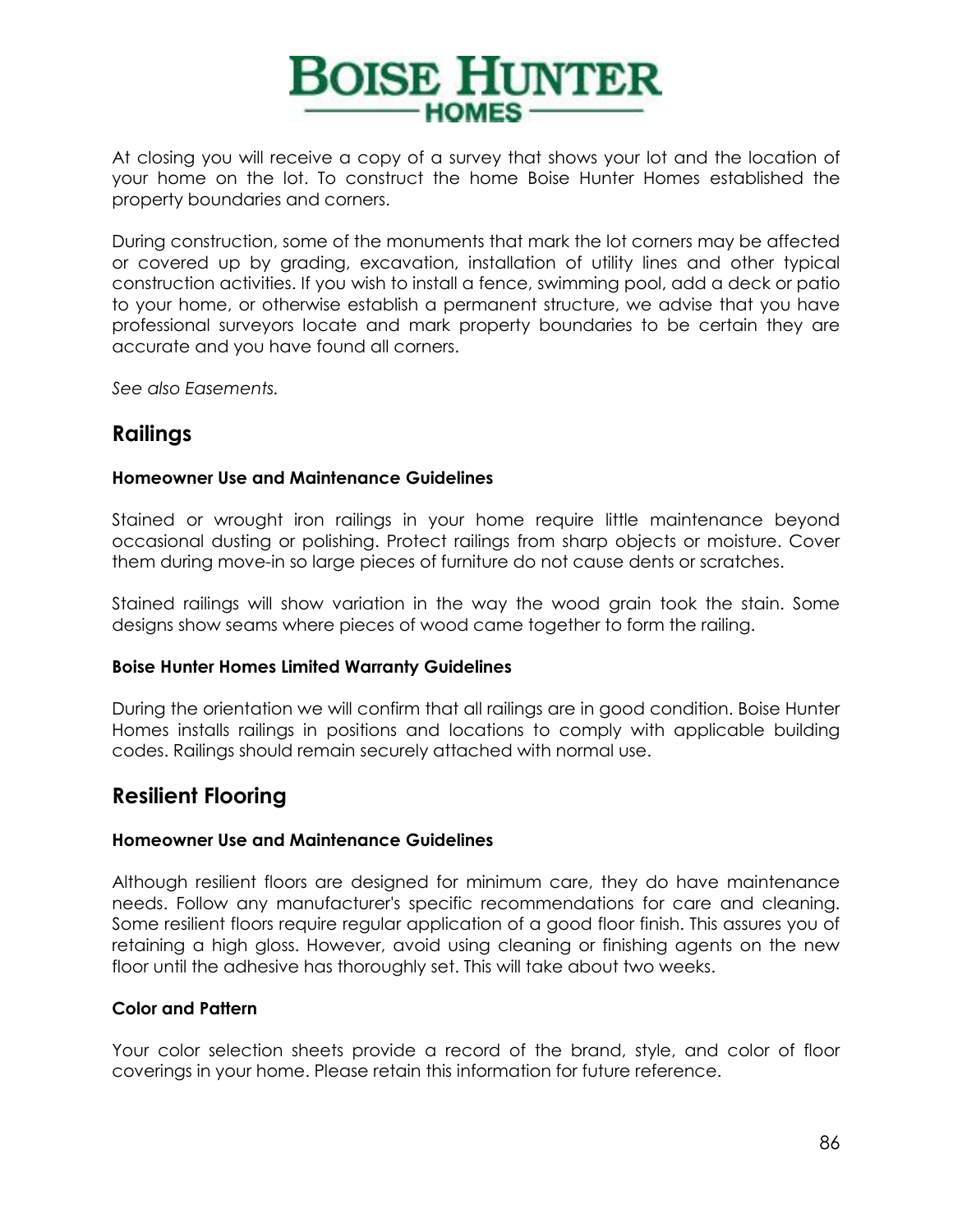At closing you will receive a copy of a survey that shows your lot and the location of your home on the lot. To construct the home Boise Hunter Homes established the property boundaries and corners.

During construction, some of the monuments that mark the lot corners may be affected or covered up by grading, excavation, installation of utility lines and other typical construction activities. If you wish to install a fence, swimming pool, add a deck or patio to your home, or otherwise establish a permanent structure, we advise that you have professional surveyors locate and mark property boundaries to be certain they are accurate and you have found all corners.

*See also Easements.*

## Railings

### Homeowner Use and Maintenance Guidelines

Stained or wrought iron railings in your home require little maintenance beyond occasional dusting or polishing. Protect railings from sharp objects or moisture. Cover them during move-in so large pieces of furniture do not cause dents or scratches.

Stained railings will show variation in the way the wood grain took the stain. Some designs show seams where pieces of wood came together to form the railing.

### Boise Hunter Homes Limited Warranty Guidelines

During the orientation we will confirm that all railings are in good condition. Boise Hunter Homes installs railings in positions and locations to comply with applicable building codes. Railings should remain securely attached with normal use.

## Resilient Flooring

### Homeowner Use and Maintenance Guidelines

Although resilient floors are designed for minimum care, they do have maintenance needs. Follow any manufacturer's specific recommendations for care and cleaning. Some resilient floors require regular application of a good floor finish. This assures you of retaining a high gloss. However, avoid using cleaning or finishing agents on the new floor until the adhesive has thoroughly set. This will take about two weeks.

### Color and Pattern

Your color selection sheets provide a record of the brand, style, and color of floor coverings in your home. Please retain this information for future reference.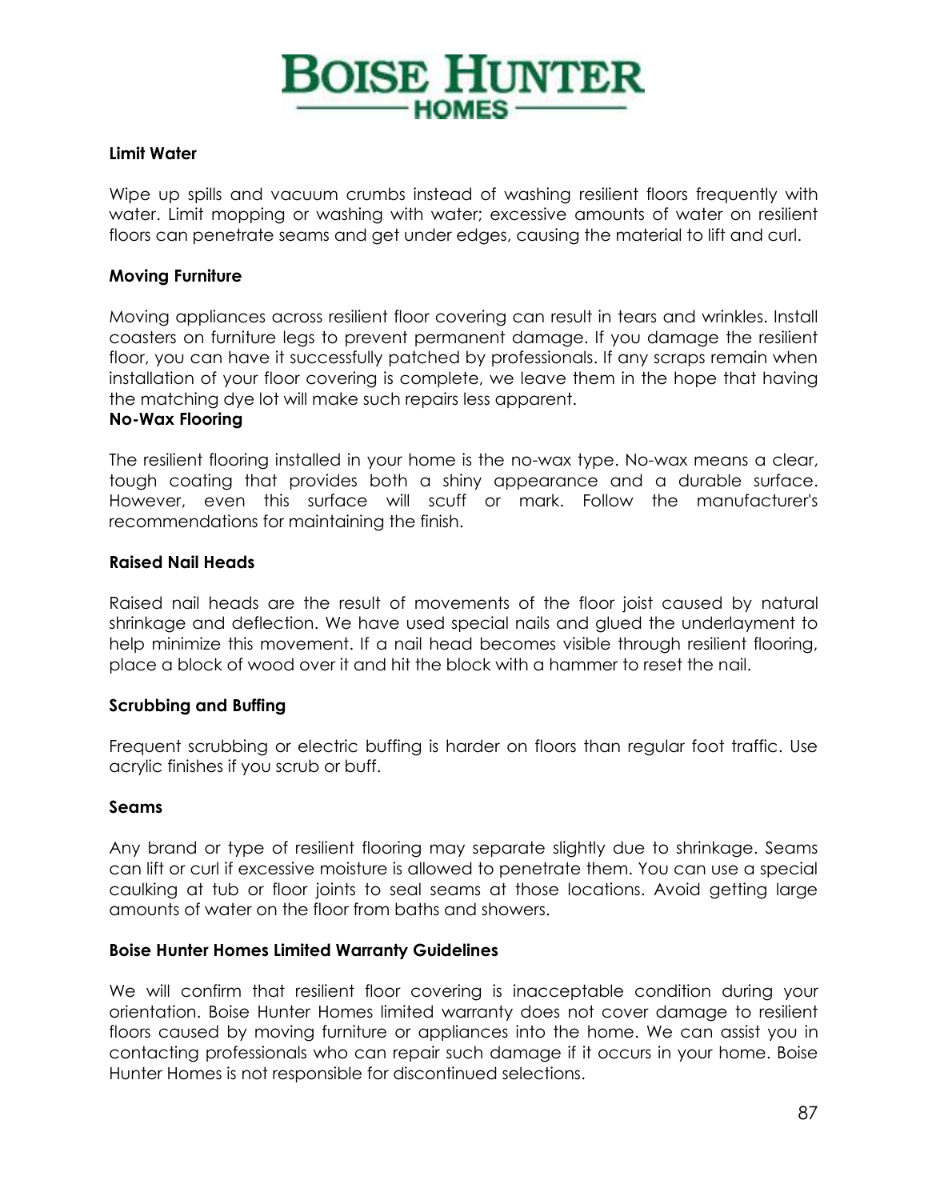#### Limit Water

Wipe up spills and vacuum crumbs instead of washing resilient floors frequently with water. Limit mopping or washing with water; excessive amounts of water on resilient floors can penetrate seams and get under edges, causing the material to lift and curl.

#### Moving Furniture

Moving appliances across resilient floor covering can result in tears and wrinkles. Install coasters on furniture legs to prevent permanent damage. If you damage the resilient floor, you can have it successfully patched by professionals. If any scraps remain when installation of your floor covering is complete, we leave them in the hope that having the matching dye lot will make such repairs less apparent.

#### No-Wax Flooring

The resilient flooring installed in your home is the no-wax type. No-wax means a clear, tough coating that provides both a shiny appearance and a durable surface. However, even this surface will scuff or mark. Follow the manufacturer's recommendations for maintaining the finish.

#### Raised Nail Heads

Raised nail heads are the result of movements of the floor joist caused by natural shrinkage and deflection. We have used special nails and glued the underlayment to help minimize this movement. If a nail head becomes visible through resilient flooring, place a block of wood over it and hit the block with a hammer to reset the nail.

#### Scrubbing and Buffing

Frequent scrubbing or electric buffing is harder on floors than regular foot traffic. Use acrylic finishes if you scrub or buff.

#### Seams

Any brand or type of resilient flooring may separate slightly due to shrinkage. Seams can lift or curl if excessive moisture is allowed to penetrate them. You can use a special caulking at tub or floor joints to seal seams at those locations. Avoid getting large amounts of water on the floor from baths and showers.

#### Boise Hunter Homes Limited Warranty Guidelines

We will confirm that resilient floor covering is inacceptable condition during your orientation. Boise Hunter Homes limited warranty does not cover damage to resilient floors caused by moving furniture or appliances into the home. We can assist you in contacting professionals who can repair such damage if it occurs in your home. Boise Hunter Homes is not responsible for discontinued selections.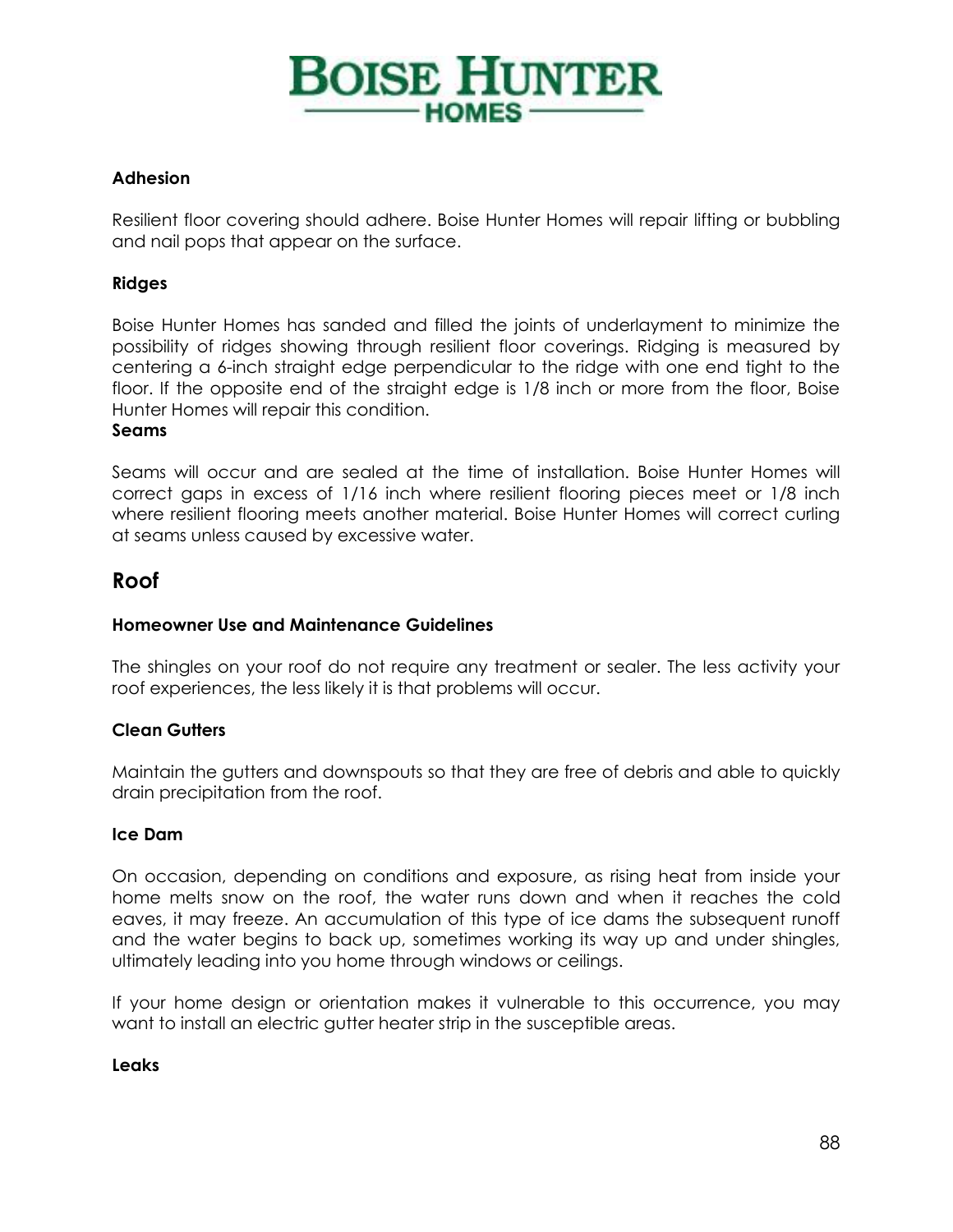### Adhesion

Resilient floor covering should adhere. Boise Hunter Homes will repair lifting or bubbling and nail pops that appear on the surface.

### Ridges

Boise Hunter Homes has sanded and filled the joints of underlayment to minimize the possibility of ridges showing through resilient floor coverings. Ridging is measured by centering a 6-inch straight edge perpendicular to the ridge with one end tight to the floor. If the opposite end of the straight edge is 1/8 inch or more from the floor, Boise Hunter Homes will repair this condition.

### Seams

Seams will occur and are sealed at the time of installation. Boise Hunter Homes will correct gaps in excess of 1/16 inch where resilient flooring pieces meet or 1/8 inch where resilient flooring meets another material. Boise Hunter Homes will correct curling at seams unless caused by excessive water.

## Roof

### Homeowner Use and Maintenance Guidelines

The shingles on your roof do not require any treatment or sealer. The less activity your roof experiences, the less likely it is that problems will occur.

### Clean Gutters

Maintain the gutters and downspouts so that they are free of debris and able to quickly drain precipitation from the roof.

### Ice Dam

On occasion, depending on conditions and exposure, as rising heat from inside your home melts snow on the roof, the water runs down and when it reaches the cold eaves, it may freeze. An accumulation of this type of ice dams the subsequent runoff and the water begins to back up, sometimes working its way up and under shingles, ultimately leading into you home through windows or ceilings.

If your home design or orientation makes it vulnerable to this occurrence, you may want to install an electric gutter heater strip in the susceptible areas.

### Leaks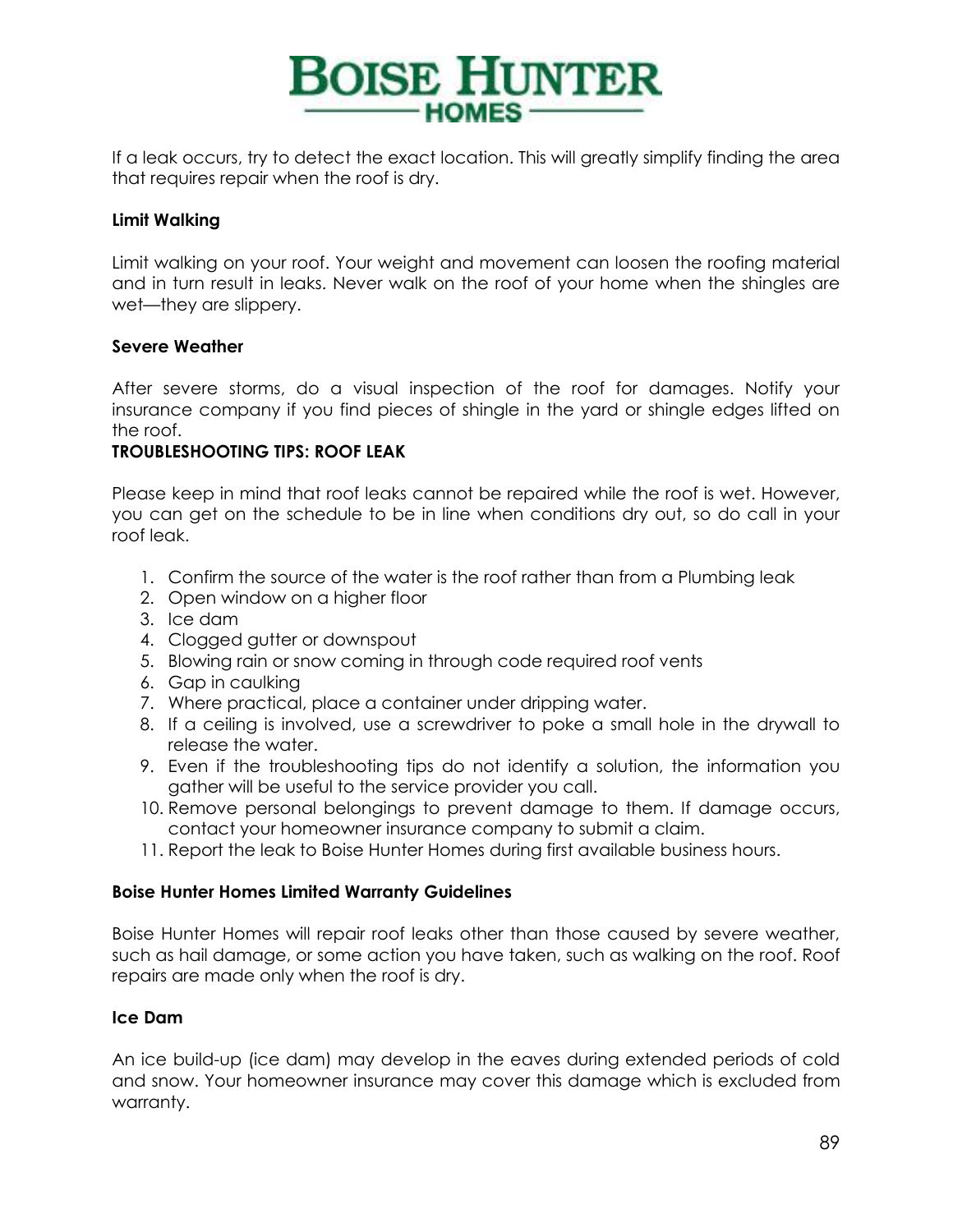If a leak occurs, try to detect the exact location. This will greatly simplify finding the area that requires repair when the roof is dry.

**Limit Walking**

Limit walking on your roof. Your weight and movement can loosen the roofing material and in turn result in leaks. Never walk on the roof of your home when the shingles are wet—they are slippery.

**Severe Weather**

After severe storms, do a visual inspection of the roof for damages. Notify your insurance company if you find pieces of shingle in the yard or shingle edges lifted on the roof.

**TROUBLESHOOTING TIPS: ROOF LEAK**

Please keep in mind that roof leaks cannot be repaired while the roof is wet. However, you can get on the schedule to be in line when conditions dry out, so do call in your roof leak.

1. Confirm the source of the water is the roof rather than from a Plumbing leak
2. Open window on a higher floor
3. Ice dam
4. Clogged gutter or downspout
5. Blowing rain or snow coming in through code required roof vents
6. Gap in caulking
7. Where practical, place a container under dripping water.
8. If a ceiling is involved, use a screwdriver to poke a small hole in the drywall to release the water.
9. Even if the troubleshooting tips do not identify a solution, the information you gather will be useful to the service provider you call.
10. Remove personal belongings to prevent damage to them. If damage occurs, contact your homeowner insurance company to submit a claim.
11. Report the leak to Boise Hunter Homes during first available business hours.

**Boise Hunter Homes Limited Warranty Guidelines**

Boise Hunter Homes will repair roof leaks other than those caused by severe weather, such as hail damage, or some action you have taken, such as walking on the roof. Roof repairs are made only when the roof is dry.

**Ice Dam**

An ice build-up (ice dam) may develop in the eaves during extended periods of cold and snow. Your homeowner insurance may cover this damage which is excluded from warranty.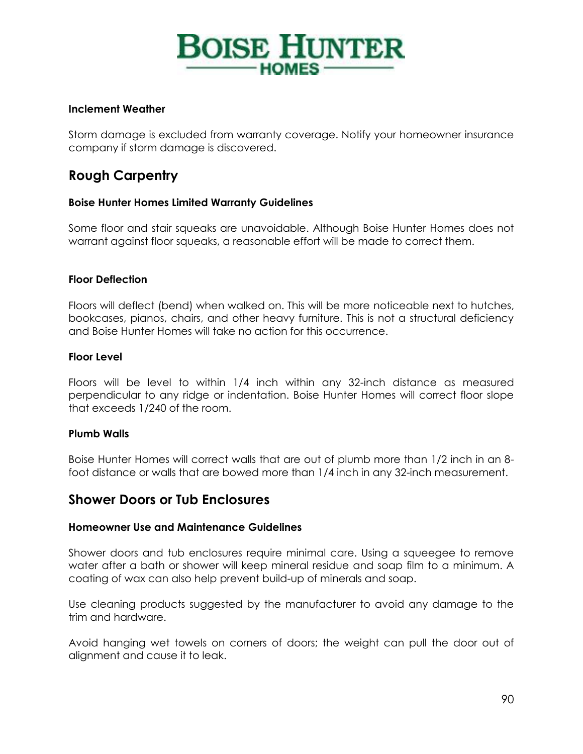#### Inclement Weather

Storm damage is excluded from warranty coverage. Notify your homeowner insurance company if storm damage is discovered.

## Rough Carpentry

#### Boise Hunter Homes Limited Warranty Guidelines

Some floor and stair squeaks are unavoidable. Although Boise Hunter Homes does not warrant against floor squeaks, a reasonable effort will be made to correct them.

#### Floor Deflection

Floors will deflect (bend) when walked on. This will be more noticeable next to hutches, bookcases, pianos, chairs, and other heavy furniture. This is not a structural deficiency and Boise Hunter Homes will take no action for this occurrence.

#### Floor Level

Floors will be level to within 1/4 inch within any 32-inch distance as measured perpendicular to any ridge or indentation. Boise Hunter Homes will correct floor slope that exceeds 1/240 of the room.

#### Plumb Walls

Boise Hunter Homes will correct walls that are out of plumb more than 1/2 inch in an 8-foot distance or walls that are bowed more than 1/4 inch in any 32-inch measurement.

## Shower Doors or Tub Enclosures

#### Homeowner Use and Maintenance Guidelines

Shower doors and tub enclosures require minimal care. Using a squeegee to remove water after a bath or shower will keep mineral residue and soap film to a minimum. A coating of wax can also help prevent build-up of minerals and soap.

Use cleaning products suggested by the manufacturer to avoid any damage to the trim and hardware.

Avoid hanging wet towels on corners of doors; the weight can pull the door out of alignment and cause it to leak.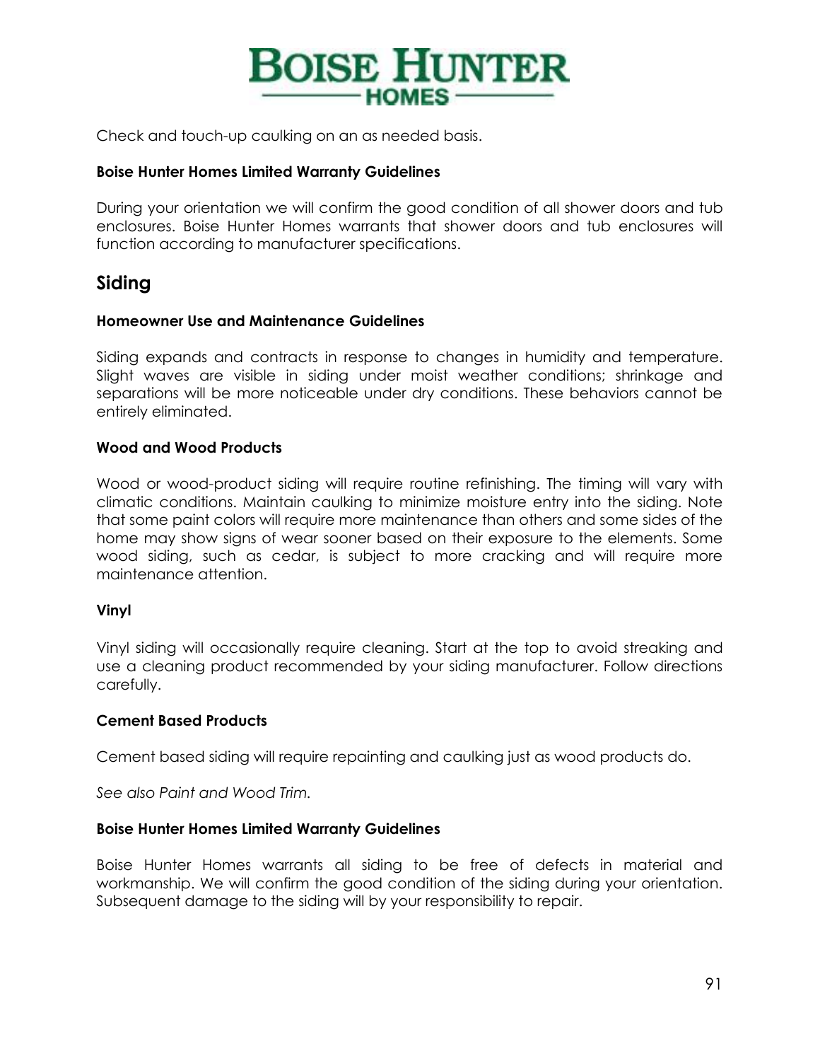Check and touch-up caulking on an as needed basis.

**Boise Hunter Homes Limited Warranty Guidelines**

During your orientation we will confirm the good condition of all shower doors and tub enclosures. Boise Hunter Homes warrants that shower doors and tub enclosures will function according to manufacturer specifications.

## Siding

**Homeowner Use and Maintenance Guidelines**

Siding expands and contracts in response to changes in humidity and temperature. Slight waves are visible in siding under moist weather conditions; shrinkage and separations will be more noticeable under dry conditions. These behaviors cannot be entirely eliminated.

**Wood and Wood Products**

Wood or wood-product siding will require routine refinishing. The timing will vary with climatic conditions. Maintain caulking to minimize moisture entry into the siding. Note that some paint colors will require more maintenance than others and some sides of the home may show signs of wear sooner based on their exposure to the elements. Some wood siding, such as cedar, is subject to more cracking and will require more maintenance attention.

**Vinyl**

Vinyl siding will occasionally require cleaning. Start at the top to avoid streaking and use a cleaning product recommended by your siding manufacturer. Follow directions carefully.

**Cement Based Products**

Cement based siding will require repainting and caulking just as wood products do.

*See also Paint and Wood Trim.*

**Boise Hunter Homes Limited Warranty Guidelines**

Boise Hunter Homes warrants all siding to be free of defects in material and workmanship. We will confirm the good condition of the siding during your orientation. Subsequent damage to the siding will by your responsibility to repair.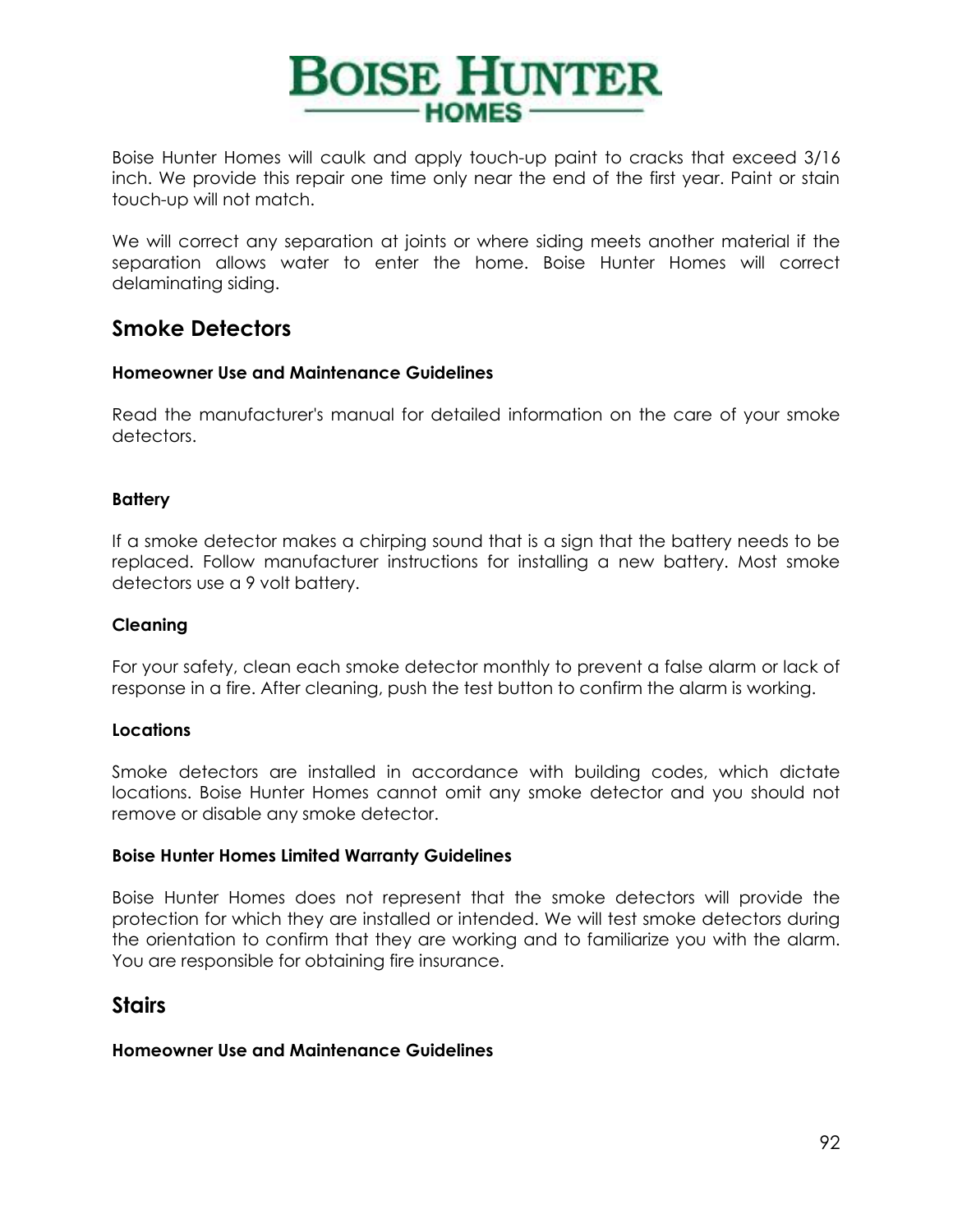Boise Hunter Homes will caulk and apply touch-up paint to cracks that exceed 3/16 inch. We provide this repair one time only near the end of the first year. Paint or stain touch-up will not match.

We will correct any separation at joints or where siding meets another material if the separation allows water to enter the home. Boise Hunter Homes will correct delaminating siding.

## Smoke Detectors

#### Homeowner Use and Maintenance Guidelines

Read the manufacturer's manual for detailed information on the care of your smoke detectors.

#### Battery

If a smoke detector makes a chirping sound that is a sign that the battery needs to be replaced. Follow manufacturer instructions for installing a new battery. Most smoke detectors use a 9 volt battery.

#### Cleaning

For your safety, clean each smoke detector monthly to prevent a false alarm or lack of response in a fire. After cleaning, push the test button to confirm the alarm is working.

#### Locations

Smoke detectors are installed in accordance with building codes, which dictate locations. Boise Hunter Homes cannot omit any smoke detector and you should not remove or disable any smoke detector.

#### Boise Hunter Homes Limited Warranty Guidelines

Boise Hunter Homes does not represent that the smoke detectors will provide the protection for which they are installed or intended. We will test smoke detectors during the orientation to confirm that they are working and to familiarize you with the alarm. You are responsible for obtaining fire insurance.

## Stairs

#### Homeowner Use and Maintenance Guidelines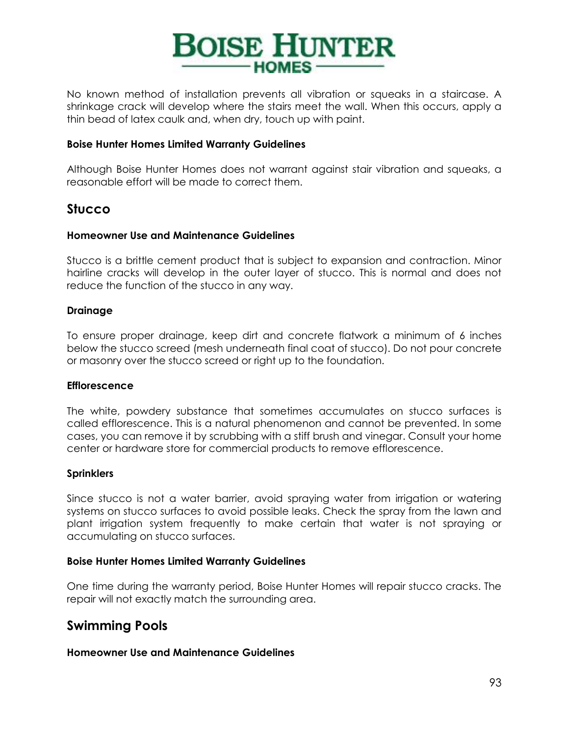No known method of installation prevents all vibration or squeaks in a staircase. A shrinkage crack will develop where the stairs meet the wall. When this occurs, apply a thin bead of latex caulk and, when dry, touch up with paint.

#### Boise Hunter Homes Limited Warranty Guidelines

Although Boise Hunter Homes does not warrant against stair vibration and squeaks, a reasonable effort will be made to correct them.

## Stucco

#### Homeowner Use and Maintenance Guidelines

Stucco is a brittle cement product that is subject to expansion and contraction. Minor hairline cracks will develop in the outer layer of stucco. This is normal and does not reduce the function of the stucco in any way.

#### Drainage

To ensure proper drainage, keep dirt and concrete flatwork a minimum of 6 inches below the stucco screed (mesh underneath final coat of stucco). Do not pour concrete or masonry over the stucco screed or right up to the foundation.

#### Efflorescence

The white, powdery substance that sometimes accumulates on stucco surfaces is called efflorescence. This is a natural phenomenon and cannot be prevented. In some cases, you can remove it by scrubbing with a stiff brush and vinegar. Consult your home center or hardware store for commercial products to remove efflorescence.

#### Sprinklers

Since stucco is not a water barrier, avoid spraying water from irrigation or watering systems on stucco surfaces to avoid possible leaks. Check the spray from the lawn and plant irrigation system frequently to make certain that water is not spraying or accumulating on stucco surfaces.

#### Boise Hunter Homes Limited Warranty Guidelines

One time during the warranty period, Boise Hunter Homes will repair stucco cracks. The repair will not exactly match the surrounding area.

## Swimming Pools

#### Homeowner Use and Maintenance Guidelines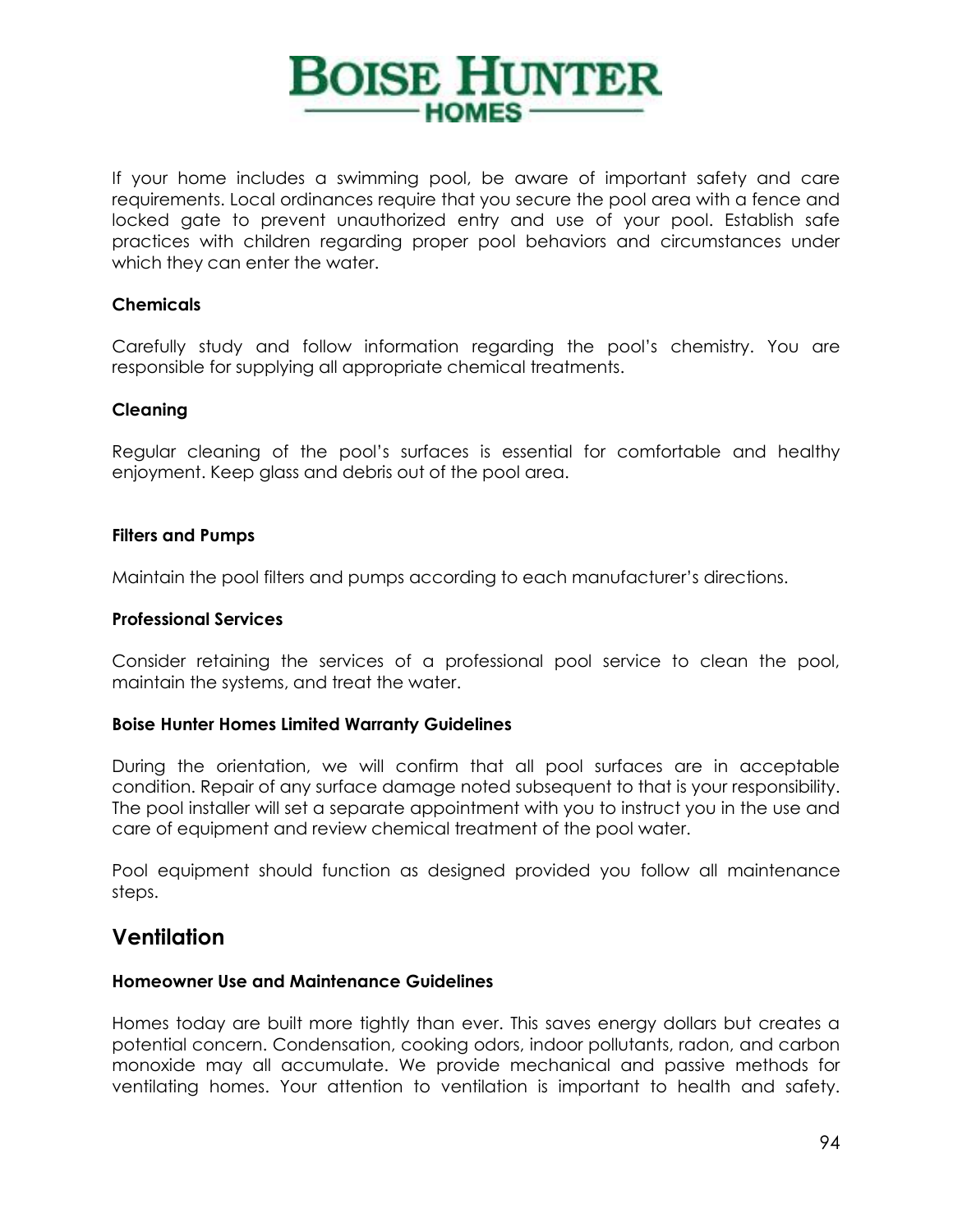If your home includes a swimming pool, be aware of important safety and care requirements. Local ordinances require that you secure the pool area with a fence and locked gate to prevent unauthorized entry and use of your pool. Establish safe practices with children regarding proper pool behaviors and circumstances under which they can enter the water.

**Chemicals**

Carefully study and follow information regarding the pool's chemistry. You are responsible for supplying all appropriate chemical treatments.

**Cleaning**

Regular cleaning of the pool's surfaces is essential for comfortable and healthy enjoyment. Keep glass and debris out of the pool area.

**Filters and Pumps**

Maintain the pool filters and pumps according to each manufacturer's directions.

**Professional Services**

Consider retaining the services of a professional pool service to clean the pool, maintain the systems, and treat the water.

**Boise Hunter Homes Limited Warranty Guidelines**

During the orientation, we will confirm that all pool surfaces are in acceptable condition. Repair of any surface damage noted subsequent to that is your responsibility. The pool installer will set a separate appointment with you to instruct you in the use and care of equipment and review chemical treatment of the pool water.

Pool equipment should function as designed provided you follow all maintenance steps.

## Ventilation

**Homeowner Use and Maintenance Guidelines**

Homes today are built more tightly than ever. This saves energy dollars but creates a potential concern. Condensation, cooking odors, indoor pollutants, radon, and carbon monoxide may all accumulate. We provide mechanical and passive methods for ventilating homes. Your attention to ventilation is important to health and safety.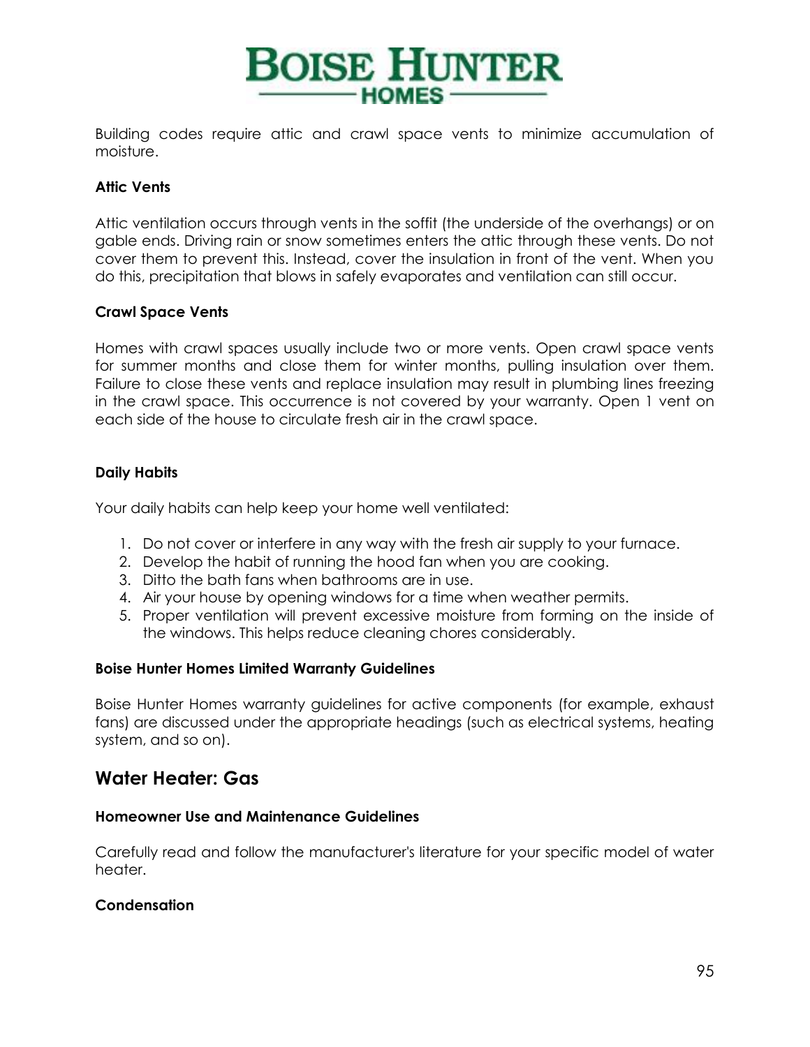Building codes require attic and crawl space vents to minimize accumulation of moisture.

### Attic Vents

Attic ventilation occurs through vents in the soffit (the underside of the overhangs) or on gable ends. Driving rain or snow sometimes enters the attic through these vents. Do not cover them to prevent this. Instead, cover the insulation in front of the vent. When you do this, precipitation that blows in safely evaporates and ventilation can still occur.

### Crawl Space Vents

Homes with crawl spaces usually include two or more vents. Open crawl space vents for summer months and close them for winter months, pulling insulation over them. Failure to close these vents and replace insulation may result in plumbing lines freezing in the crawl space. This occurrence is not covered by your warranty. Open 1 vent on each side of the house to circulate fresh air in the crawl space.

### Daily Habits

Your daily habits can help keep your home well ventilated:

1. Do not cover or interfere in any way with the fresh air supply to your furnace.
2. Develop the habit of running the hood fan when you are cooking.
3. Ditto the bath fans when bathrooms are in use.
4. Air your house by opening windows for a time when weather permits.
5. Proper ventilation will prevent excessive moisture from forming on the inside of the windows. This helps reduce cleaning chores considerably.

### Boise Hunter Homes Limited Warranty Guidelines

Boise Hunter Homes warranty guidelines for active components (for example, exhaust fans) are discussed under the appropriate headings (such as electrical systems, heating system, and so on).

## Water Heater: Gas

### Homeowner Use and Maintenance Guidelines

Carefully read and follow the manufacturer's literature for your specific model of water heater.

### Condensation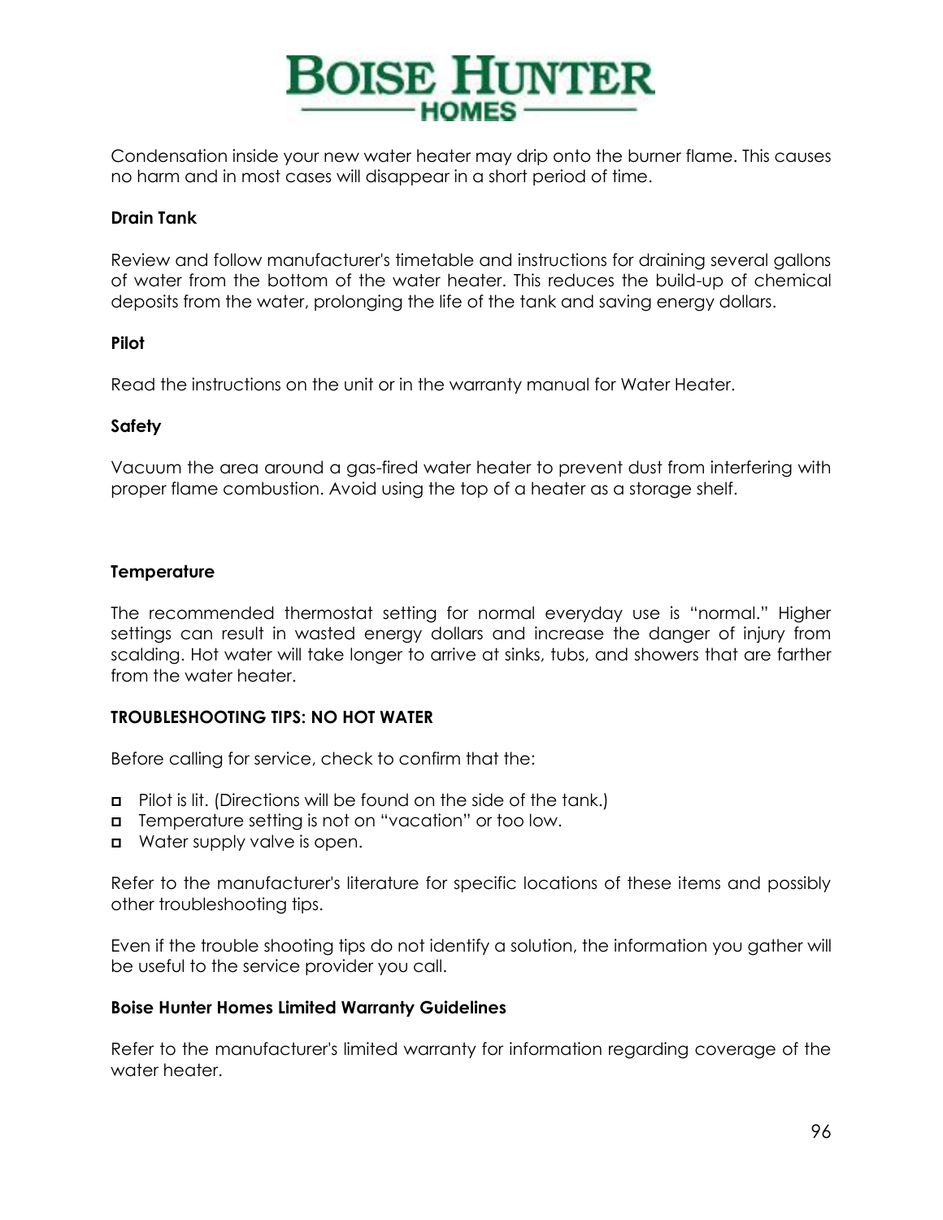Condensation inside your new water heater may drip onto the burner flame. This causes no harm and in most cases will disappear in a short period of time.

**Drain Tank**

Review and follow manufacturer's timetable and instructions for draining several gallons of water from the bottom of the water heater. This reduces the build-up of chemical deposits from the water, prolonging the life of the tank and saving energy dollars.

**Pilot**

Read the instructions on the unit or in the warranty manual for Water Heater.

**Safety**

Vacuum the area around a gas-fired water heater to prevent dust from interfering with proper flame combustion. Avoid using the top of a heater as a storage shelf.

**Temperature**

The recommended thermostat setting for normal everyday use is "normal." Higher settings can result in wasted energy dollars and increase the danger of injury from scalding. Hot water will take longer to arrive at sinks, tubs, and showers that are farther from the water heater.

**TROUBLESHOOTING TIPS: NO HOT WATER**

Before calling for service, check to confirm that the:

- Pilot is lit. (Directions will be found on the side of the tank.)
- Temperature setting is not on "vacation" or too low.
- Water supply valve is open.

Refer to the manufacturer's literature for specific locations of these items and possibly other troubleshooting tips.

Even if the trouble shooting tips do not identify a solution, the information you gather will be useful to the service provider you call.

**Boise Hunter Homes Limited Warranty Guidelines**

Refer to the manufacturer's limited warranty for information regarding coverage of the water heater.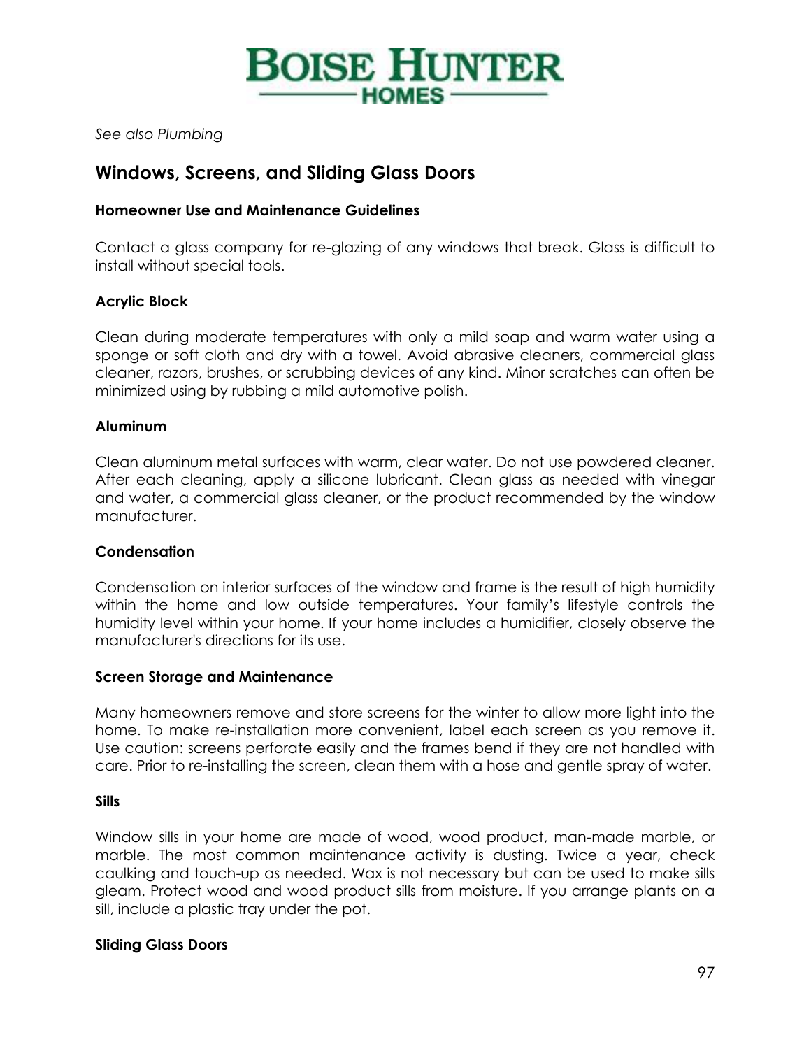*See also Plumbing*

## Windows, Screens, and Sliding Glass Doors

### Homeowner Use and Maintenance Guidelines

Contact a glass company for re-glazing of any windows that break. Glass is difficult to install without special tools.

#### Acrylic Block

Clean during moderate temperatures with only a mild soap and warm water using a sponge or soft cloth and dry with a towel. Avoid abrasive cleaners, commercial glass cleaner, razors, brushes, or scrubbing devices of any kind. Minor scratches can often be minimized using by rubbing a mild automotive polish.

#### Aluminum

Clean aluminum metal surfaces with warm, clear water. Do not use powdered cleaner. After each cleaning, apply a silicone lubricant. Clean glass as needed with vinegar and water, a commercial glass cleaner, or the product recommended by the window manufacturer.

#### Condensation

Condensation on interior surfaces of the window and frame is the result of high humidity within the home and low outside temperatures. Your family's lifestyle controls the humidity level within your home. If your home includes a humidifier, closely observe the manufacturer's directions for its use.

#### Screen Storage and Maintenance

Many homeowners remove and store screens for the winter to allow more light into the home. To make re-installation more convenient, label each screen as you remove it. Use caution: screens perforate easily and the frames bend if they are not handled with care. Prior to re-installing the screen, clean them with a hose and gentle spray of water.

#### Sills

Window sills in your home are made of wood, wood product, man-made marble, or marble. The most common maintenance activity is dusting. Twice a year, check caulking and touch-up as needed. Wax is not necessary but can be used to make sills gleam. Protect wood and wood product sills from moisture. If you arrange plants on a sill, include a plastic tray under the pot.

#### Sliding Glass Doors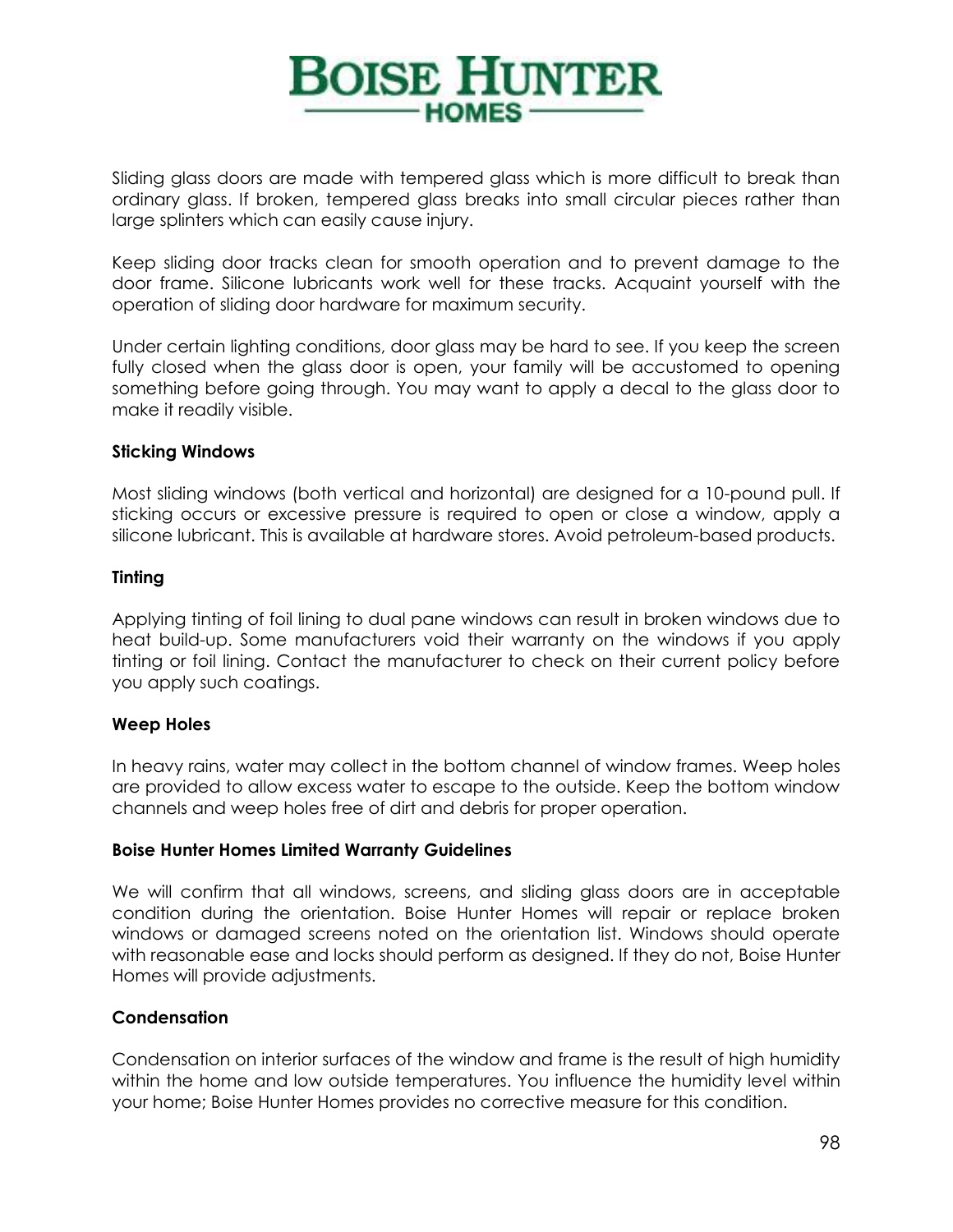Sliding glass doors are made with tempered glass which is more difficult to break than ordinary glass. If broken, tempered glass breaks into small circular pieces rather than large splinters which can easily cause injury.

Keep sliding door tracks clean for smooth operation and to prevent damage to the door frame. Silicone lubricants work well for these tracks. Acquaint yourself with the operation of sliding door hardware for maximum security.

Under certain lighting conditions, door glass may be hard to see. If you keep the screen fully closed when the glass door is open, your family will be accustomed to opening something before going through. You may want to apply a decal to the glass door to make it readily visible.

**Sticking Windows**

Most sliding windows (both vertical and horizontal) are designed for a 10-pound pull. If sticking occurs or excessive pressure is required to open or close a window, apply a silicone lubricant. This is available at hardware stores. Avoid petroleum-based products.

**Tinting**

Applying tinting of foil lining to dual pane windows can result in broken windows due to heat build-up. Some manufacturers void their warranty on the windows if you apply tinting or foil lining. Contact the manufacturer to check on their current policy before you apply such coatings.

**Weep Holes**

In heavy rains, water may collect in the bottom channel of window frames. Weep holes are provided to allow excess water to escape to the outside. Keep the bottom window channels and weep holes free of dirt and debris for proper operation.

**Boise Hunter Homes Limited Warranty Guidelines**

We will confirm that all windows, screens, and sliding glass doors are in acceptable condition during the orientation. Boise Hunter Homes will repair or replace broken windows or damaged screens noted on the orientation list. Windows should operate with reasonable ease and locks should perform as designed. If they do not, Boise Hunter Homes will provide adjustments.

**Condensation**

Condensation on interior surfaces of the window and frame is the result of high humidity within the home and low outside temperatures. You influence the humidity level within your home; Boise Hunter Homes provides no corrective measure for this condition.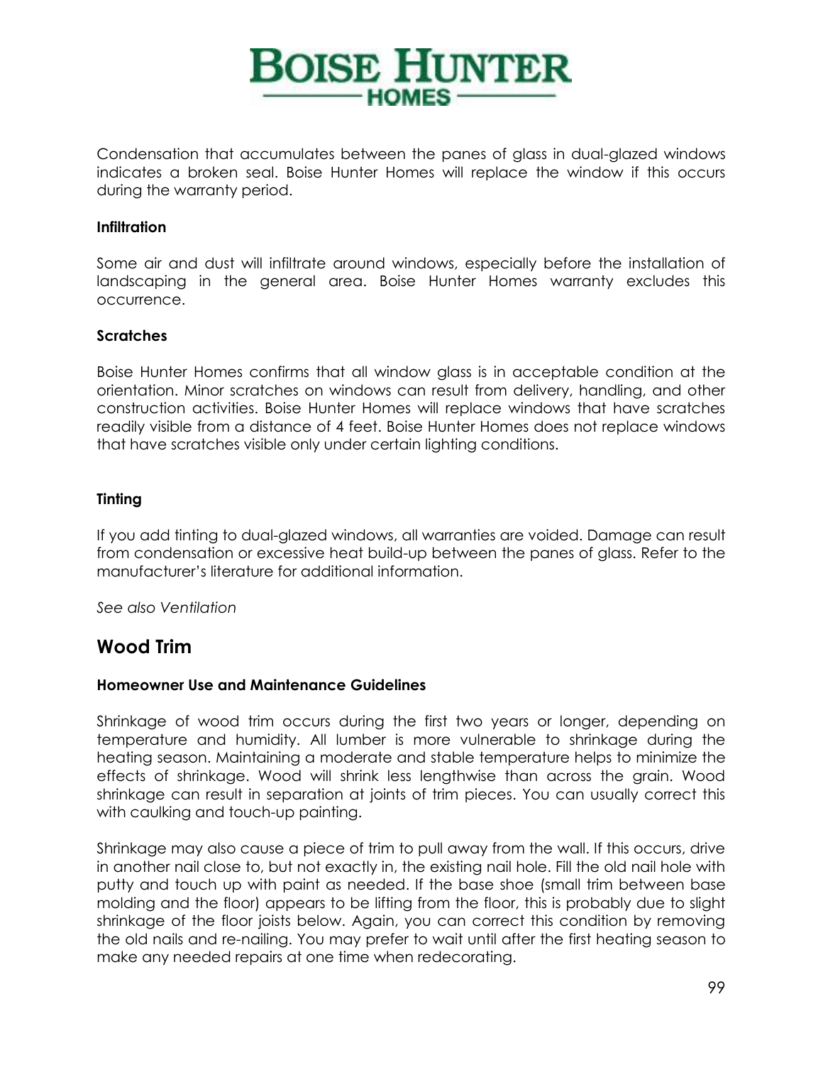Condensation that accumulates between the panes of glass in dual-glazed windows indicates a broken seal. Boise Hunter Homes will replace the window if this occurs during the warranty period.

### Infiltration

Some air and dust will infiltrate around windows, especially before the installation of landscaping in the general area. Boise Hunter Homes warranty excludes this occurrence.

### Scratches

Boise Hunter Homes confirms that all window glass is in acceptable condition at the orientation. Minor scratches on windows can result from delivery, handling, and other construction activities. Boise Hunter Homes will replace windows that have scratches readily visible from a distance of 4 feet. Boise Hunter Homes does not replace windows that have scratches visible only under certain lighting conditions.

### Tinting

If you add tinting to dual-glazed windows, all warranties are voided. Damage can result from condensation or excessive heat build-up between the panes of glass. Refer to the manufacturer's literature for additional information.

*See also Ventilation*

## Wood Trim

### Homeowner Use and Maintenance Guidelines

Shrinkage of wood trim occurs during the first two years or longer, depending on temperature and humidity. All lumber is more vulnerable to shrinkage during the heating season. Maintaining a moderate and stable temperature helps to minimize the effects of shrinkage. Wood will shrink less lengthwise than across the grain. Wood shrinkage can result in separation at joints of trim pieces. You can usually correct this with caulking and touch-up painting.

Shrinkage may also cause a piece of trim to pull away from the wall. If this occurs, drive in another nail close to, but not exactly in, the existing nail hole. Fill the old nail hole with putty and touch up with paint as needed. If the base shoe (small trim between base molding and the floor) appears to be lifting from the floor, this is probably due to slight shrinkage of the floor joists below. Again, you can correct this condition by removing the old nails and re-nailing. You may prefer to wait until after the first heating season to make any needed repairs at one time when redecorating.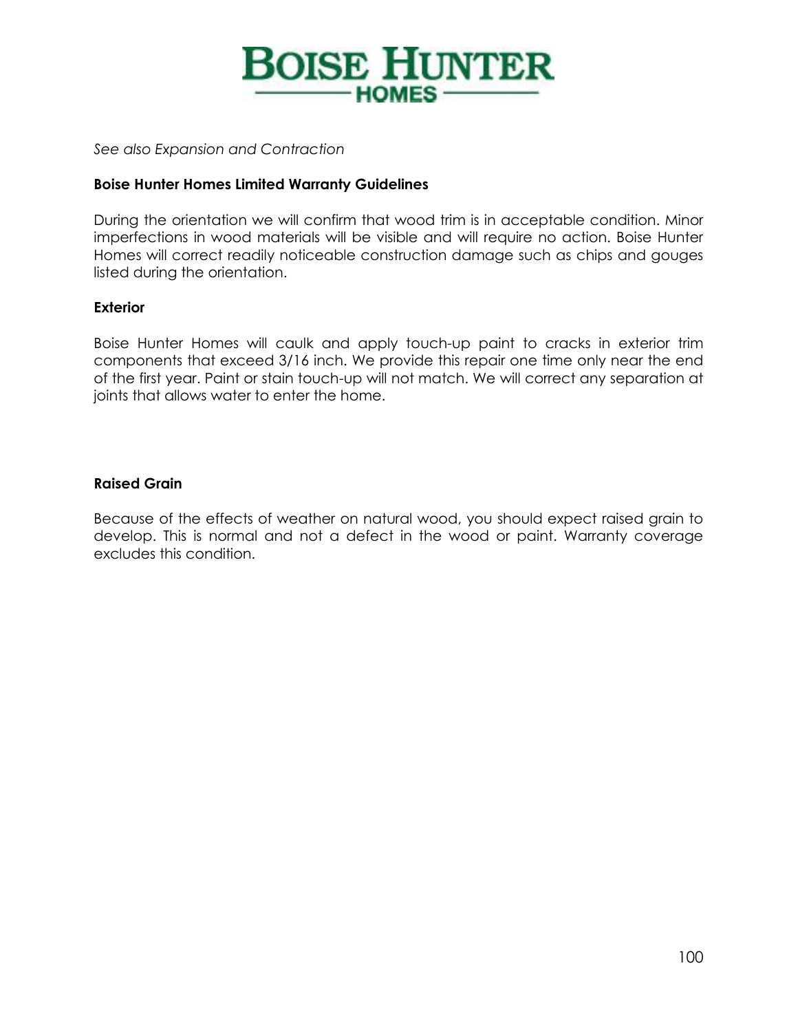*See also Expansion and Contraction*

**Boise Hunter Homes Limited Warranty Guidelines**

During the orientation we will confirm that wood trim is in acceptable condition. Minor imperfections in wood materials will be visible and will require no action. Boise Hunter Homes will correct readily noticeable construction damage such as chips and gouges listed during the orientation.

**Exterior**

Boise Hunter Homes will caulk and apply touch-up paint to cracks in exterior trim components that exceed 3/16 inch. We provide this repair one time only near the end of the first year. Paint or stain touch-up will not match. We will correct any separation at joints that allows water to enter the home.

**Raised Grain**

Because of the effects of weather on natural wood, you should expect raised grain to develop. This is normal and not a defect in the wood or paint. Warranty coverage excludes this condition.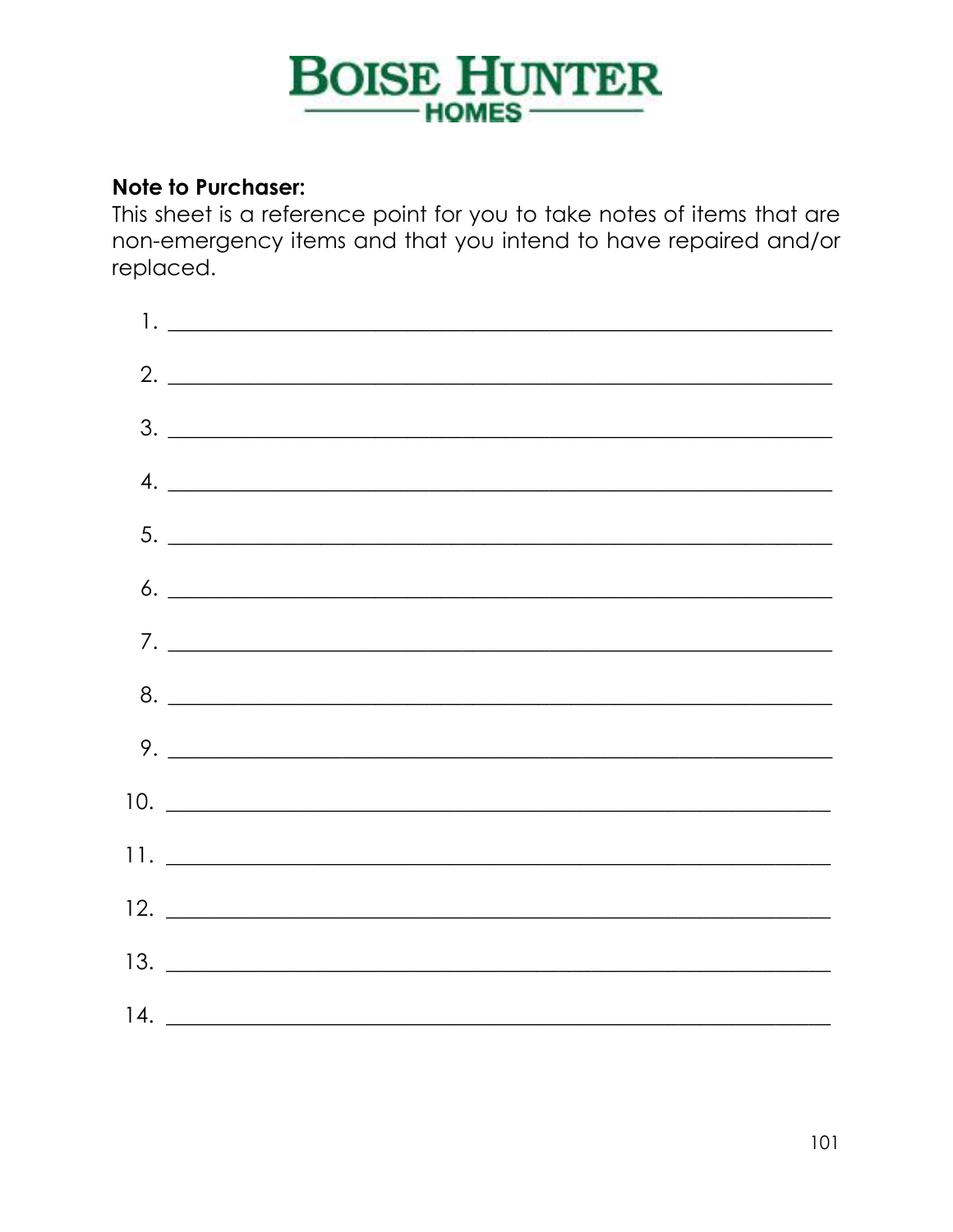# BOISE HUNTER HOMES

**Note to Purchaser:**
This sheet is a reference point for you to take notes of items that are non-emergency items and that you intend to have repaired and/or replaced.

1. ________________________________________________________________
2. ________________________________________________________________
3. ________________________________________________________________
4. ________________________________________________________________
5. ________________________________________________________________
6. ________________________________________________________________
7. ________________________________________________________________
8. ________________________________________________________________
9. ________________________________________________________________
10. ________________________________________________________________
11. ________________________________________________________________
12. ________________________________________________________________
13. ________________________________________________________________
14. ________________________________________________________________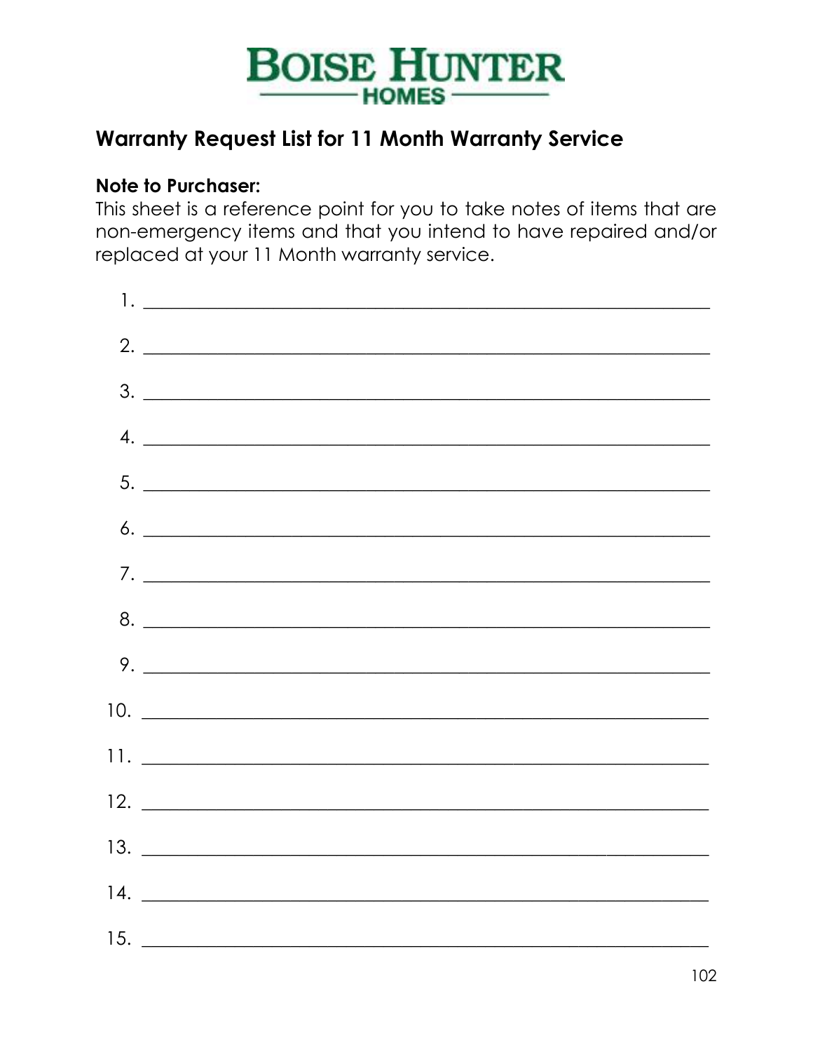# BOISE HUNTER HOMES

## Warranty Request List for 11 Month Warranty Service

**Note to Purchaser:**
This sheet is a reference point for you to take notes of items that are non-emergency items and that you intend to have repaired and/or replaced at your 11 Month warranty service.

1. ___________________________________________________________
2. ___________________________________________________________
3. ___________________________________________________________
4. ___________________________________________________________
5. ___________________________________________________________
6. ___________________________________________________________
7. ___________________________________________________________
8. ___________________________________________________________
9. ___________________________________________________________
10. ___________________________________________________________
11. ___________________________________________________________
12. ___________________________________________________________
13. ___________________________________________________________
14. ___________________________________________________________
15. ___________________________________________________________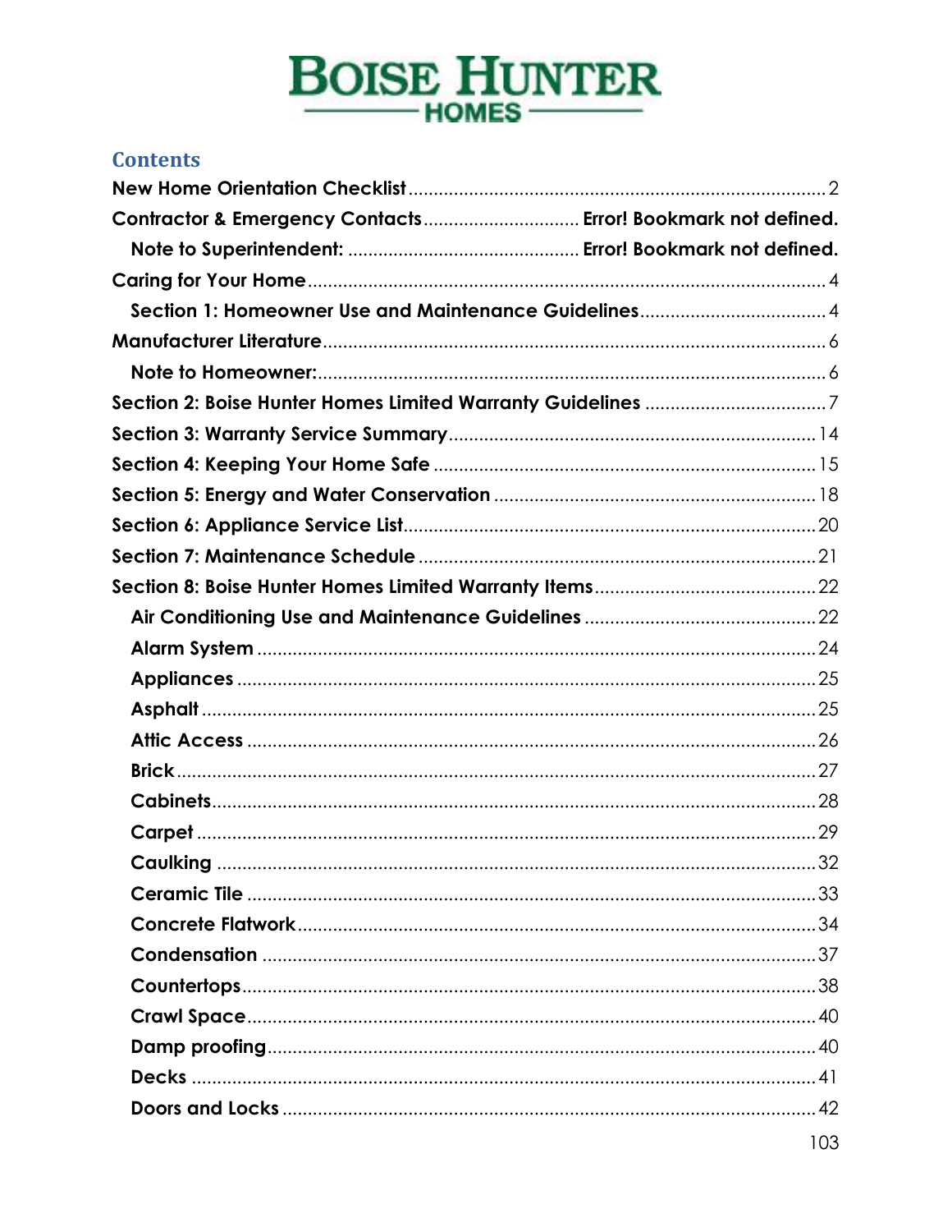**BOISE HUNTER**
**HOMES**

## Contents

**New Home Orientation Checklist** ........ 2

**Contractor & Emergency Contacts** ........ **Error! Bookmark not defined.**

- **Note to Superintendent:** ........ **Error! Bookmark not defined.**

**Caring for Your Home** ........ 4

- **Section 1: Homeowner Use and Maintenance Guidelines** ........ 4

**Manufacturer Literature** ........ 6

- **Note to Homeowner:** ........ 6

**Section 2: Boise Hunter Homes Limited Warranty Guidelines** ........ 7

**Section 3: Warranty Service Summary** ........ 14

**Section 4: Keeping Your Home Safe** ........ 15

**Section 5: Energy and Water Conservation** ........ 18

**Section 6: Appliance Service List** ........ 20

**Section 7: Maintenance Schedule** ........ 21

**Section 8: Boise Hunter Homes Limited Warranty Items** ........ 22

- **Air Conditioning Use and Maintenance Guidelines** ........ 22
- **Alarm System** ........ 24
- **Appliances** ........ 25
- **Asphalt** ........ 25
- **Attic Access** ........ 26
- **Brick** ........ 27
- **Cabinets** ........ 28
- **Carpet** ........ 29
- **Caulking** ........ 32
- **Ceramic Tile** ........ 33
- **Concrete Flatwork** ........ 34
- **Condensation** ........ 37
- **Countertops** ........ 38
- **Crawl Space** ........ 40
- **Damp proofing** ........ 40
- **Decks** ........ 41
- **Doors and Locks** ........ 42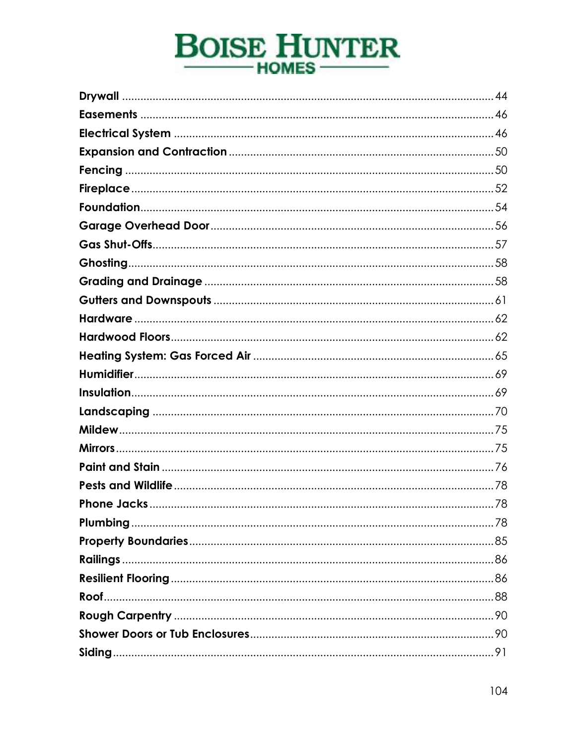**BOISE HUNTER HOMES**

**Drywall** .......... 44
**Easements** .......... 46
**Electrical System** .......... 46
**Expansion and Contraction** .......... 50
**Fencing** .......... 50
**Fireplace** .......... 52
**Foundation** .......... 54
**Garage Overhead Door** .......... 56
**Gas Shut-Offs** .......... 57
**Ghosting** .......... 58
**Grading and Drainage** .......... 58
**Gutters and Downspouts** .......... 61
**Hardware** .......... 62
**Hardwood Floors** .......... 62
**Heating System: Gas Forced Air** .......... 65
**Humidifier** .......... 69
**Insulation** .......... 69
**Landscaping** .......... 70
**Mildew** .......... 75
**Mirrors** .......... 75
**Paint and Stain** .......... 76
**Pests and Wildlife** .......... 78
**Phone Jacks** .......... 78
**Plumbing** .......... 78
**Property Boundaries** .......... 85
**Railings** .......... 86
**Resilient Flooring** .......... 86
**Roof** .......... 88
**Rough Carpentry** .......... 90
**Shower Doors or Tub Enclosures** .......... 90
**Siding** .......... 91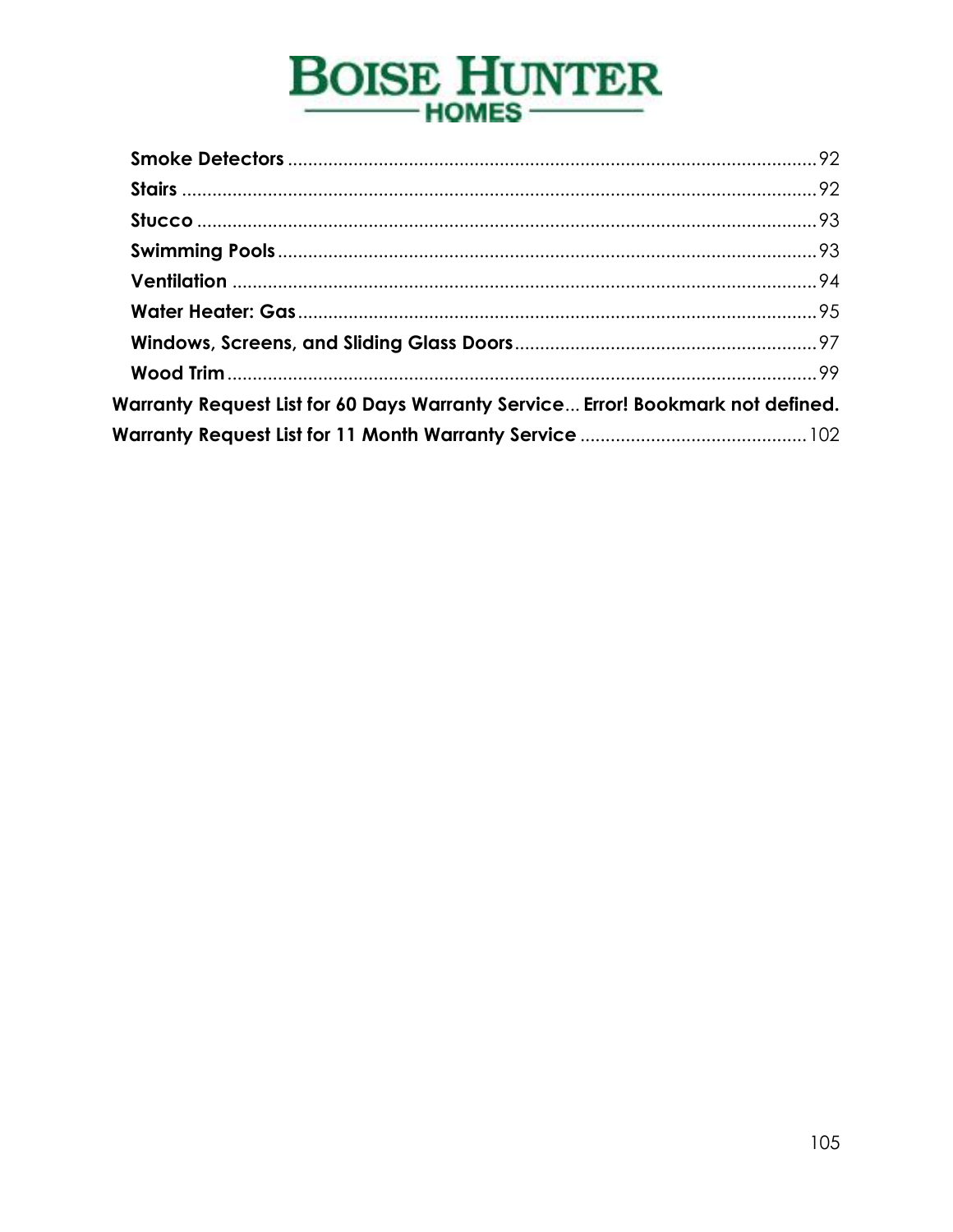**BOISE HUNTER HOMES**

- **Smoke Detectors** ........ 92
- **Stairs** ........ 92
- **Stucco** ........ 93
- **Swimming Pools** ........ 93
- **Ventilation** ........ 94
- **Water Heater: Gas** ........ 95
- **Windows, Screens, and Sliding Glass Doors** ........ 97
- **Wood Trim** ........ 99

**Warranty Request List for 60 Days Warranty Service... Error! Bookmark not defined.**

**Warranty Request List for 11 Month Warranty Service** ........ 102